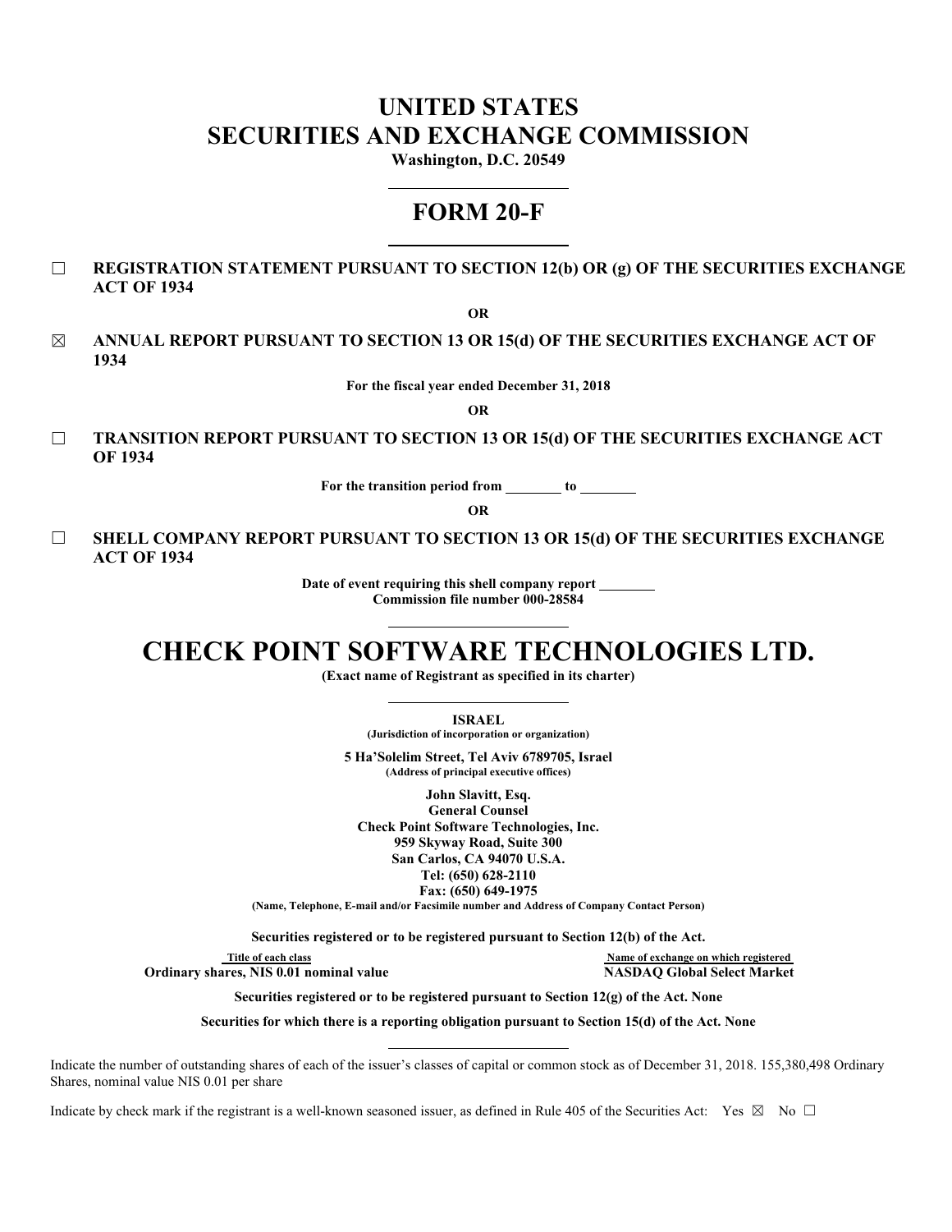# UNITED STATES
# SECURITIES AND EXCHANGE COMMISSION

**Washington, D.C. 20549**

---

## FORM 20-F

---

☐ **REGISTRATION STATEMENT PURSUANT TO SECTION 12(b) OR (g) OF THE SECURITIES EXCHANGE ACT OF 1934**

**OR**

☒ **ANNUAL REPORT PURSUANT TO SECTION 13 OR 15(d) OF THE SECURITIES EXCHANGE ACT OF 1934**

**For the fiscal year ended December 31, 2018**

**OR**

☐ **TRANSITION REPORT PURSUANT TO SECTION 13 OR 15(d) OF THE SECURITIES EXCHANGE ACT OF 1934**

**For the transition period from ________ to ________**

**OR**

☐ **SHELL COMPANY REPORT PURSUANT TO SECTION 13 OR 15(d) OF THE SECURITIES EXCHANGE ACT OF 1934**

**Date of event requiring this shell company report ________**
**Commission file number 000-28584**

---

# CHECK POINT SOFTWARE TECHNOLOGIES LTD.

**(Exact name of Registrant as specified in its charter)**

---

**ISRAEL**
**(Jurisdiction of incorporation or organization)**

**5 Ha'Solelim Street, Tel Aviv 6789705, Israel**
**(Address of principal executive offices)**

**John Slavitt, Esq.**
**General Counsel**
**Check Point Software Technologies, Inc.**
**959 Skyway Road, Suite 300**
**San Carlos, CA 94070 U.S.A.**
**Tel: (650) 628-2110**
**Fax: (650) 649-1975**
**(Name, Telephone, E-mail and/or Facsimile number and Address of Company Contact Person)**

**Securities registered or to be registered pursuant to Section 12(b) of the Act.**

| Title of each class | Name of exchange on which registered |
|---|---|
| **Ordinary shares, NIS 0.01 nominal value** | **NASDAQ Global Select Market** |

**Securities registered or to be registered pursuant to Section 12(g) of the Act. None**

**Securities for which there is a reporting obligation pursuant to Section 15(d) of the Act. None**

---

Indicate the number of outstanding shares of each of the issuer's classes of capital or common stock as of December 31, 2018. 155,380,498 Ordinary Shares, nominal value NIS 0.01 per share

Indicate by check mark if the registrant is a well-known seasoned issuer, as defined in Rule 405 of the Securities Act: Yes ☒ No ☐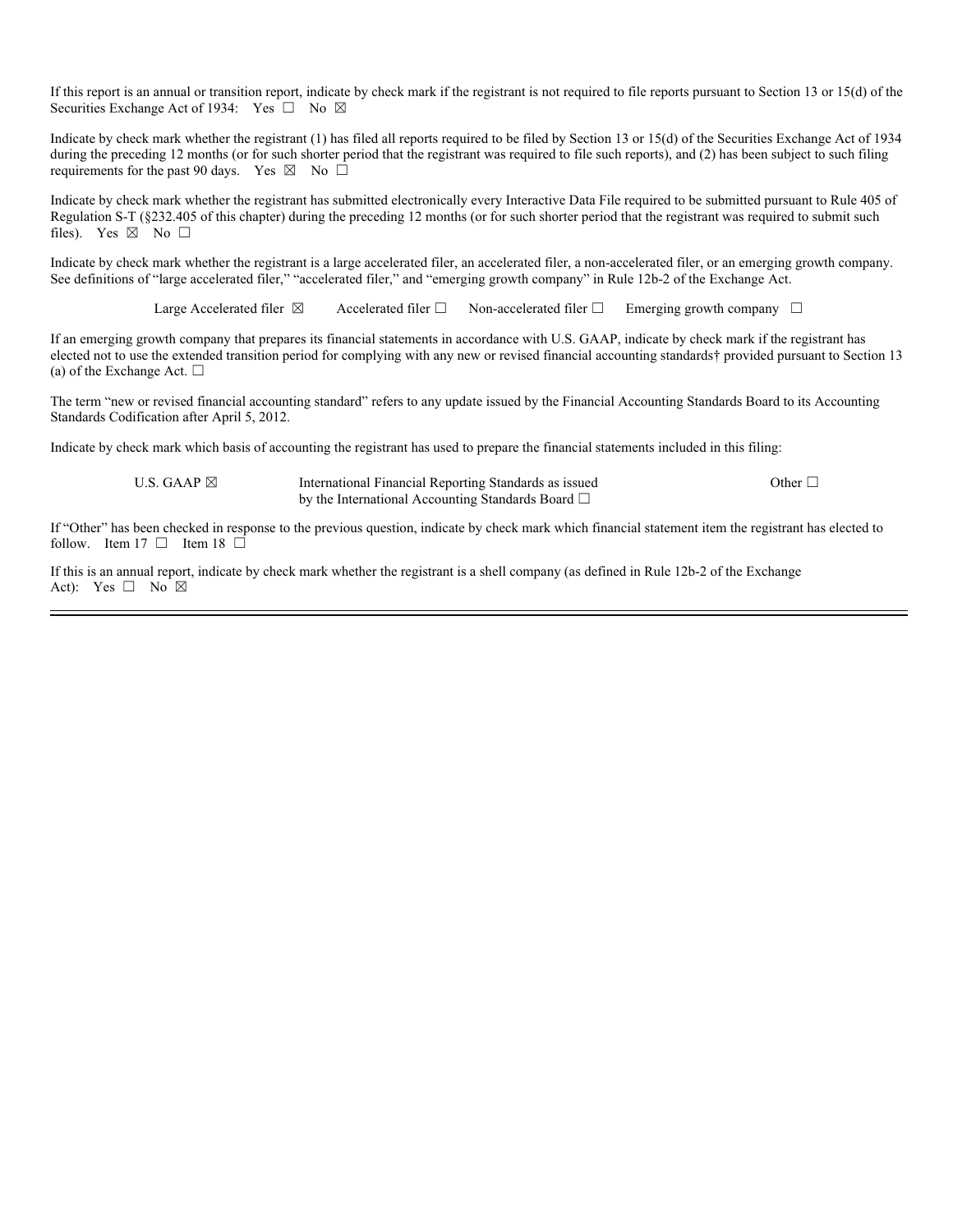If this report is an annual or transition report, indicate by check mark if the registrant is not required to file reports pursuant to Section 13 or 15(d) of the Securities Exchange Act of 1934: Yes ☐ No ☒

Indicate by check mark whether the registrant (1) has filed all reports required to be filed by Section 13 or 15(d) of the Securities Exchange Act of 1934 during the preceding 12 months (or for such shorter period that the registrant was required to file such reports), and (2) has been subject to such filing requirements for the past 90 days. Yes ☒ No ☐

Indicate by check mark whether the registrant has submitted electronically every Interactive Data File required to be submitted pursuant to Rule 405 of Regulation S-T (§232.405 of this chapter) during the preceding 12 months (or for such shorter period that the registrant was required to submit such files). Yes ☒ No ☐

Indicate by check mark whether the registrant is a large accelerated filer, an accelerated filer, a non-accelerated filer, or an emerging growth company. See definitions of "large accelerated filer," "accelerated filer," and "emerging growth company" in Rule 12b-2 of the Exchange Act.

Large Accelerated filer ☒ Accelerated filer ☐ Non-accelerated filer ☐ Emerging growth company ☐

If an emerging growth company that prepares its financial statements in accordance with U.S. GAAP, indicate by check mark if the registrant has elected not to use the extended transition period for complying with any new or revised financial accounting standards† provided pursuant to Section 13 (a) of the Exchange Act. ☐

The term "new or revised financial accounting standard" refers to any update issued by the Financial Accounting Standards Board to its Accounting Standards Codification after April 5, 2012.

Indicate by check mark which basis of accounting the registrant has used to prepare the financial statements included in this filing:

U.S. GAAP ☒ International Financial Reporting Standards as issued by the International Accounting Standards Board ☐ Other ☐

If "Other" has been checked in response to the previous question, indicate by check mark which financial statement item the registrant has elected to follow. Item 17 ☐ Item 18 ☐

If this is an annual report, indicate by check mark whether the registrant is a shell company (as defined in Rule 12b-2 of the Exchange Act): Yes ☐ No ☒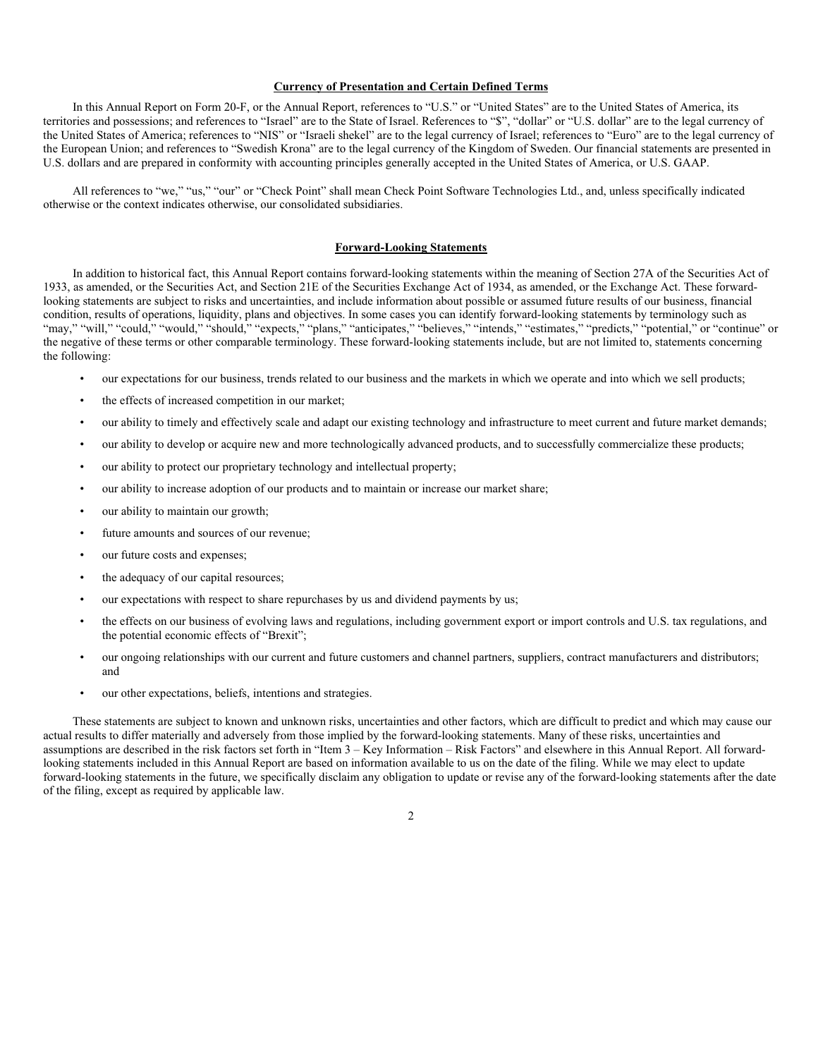## Currency of Presentation and Certain Defined Terms

In this Annual Report on Form 20-F, or the Annual Report, references to "U.S." or "United States" are to the United States of America, its territories and possessions; and references to "Israel" are to the State of Israel. References to "$", "dollar" or "U.S. dollar" are to the legal currency of the United States of America; references to "NIS" or "Israeli shekel" are to the legal currency of Israel; references to "Euro" are to the legal currency of the European Union; and references to "Swedish Krona" are to the legal currency of the Kingdom of Sweden. Our financial statements are presented in U.S. dollars and are prepared in conformity with accounting principles generally accepted in the United States of America, or U.S. GAAP.

All references to "we," "us," "our" or "Check Point" shall mean Check Point Software Technologies Ltd., and, unless specifically indicated otherwise or the context indicates otherwise, our consolidated subsidiaries.

## Forward-Looking Statements

In addition to historical fact, this Annual Report contains forward-looking statements within the meaning of Section 27A of the Securities Act of 1933, as amended, or the Securities Act, and Section 21E of the Securities Exchange Act of 1934, as amended, or the Exchange Act. These forward-looking statements are subject to risks and uncertainties, and include information about possible or assumed future results of our business, financial condition, results of operations, liquidity, plans and objectives. In some cases you can identify forward-looking statements by terminology such as "may," "will," "could," "would," "should," "expects," "plans," "anticipates," "believes," "intends," "estimates," "predicts," "potential," or "continue" or the negative of these terms or other comparable terminology. These forward-looking statements include, but are not limited to, statements concerning the following:

- our expectations for our business, trends related to our business and the markets in which we operate and into which we sell products;
- the effects of increased competition in our market;
- our ability to timely and effectively scale and adapt our existing technology and infrastructure to meet current and future market demands;
- our ability to develop or acquire new and more technologically advanced products, and to successfully commercialize these products;
- our ability to protect our proprietary technology and intellectual property;
- our ability to increase adoption of our products and to maintain or increase our market share;
- our ability to maintain our growth;
- future amounts and sources of our revenue;
- our future costs and expenses;
- the adequacy of our capital resources;
- our expectations with respect to share repurchases by us and dividend payments by us;
- the effects on our business of evolving laws and regulations, including government export or import controls and U.S. tax regulations, and the potential economic effects of "Brexit";
- our ongoing relationships with our current and future customers and channel partners, suppliers, contract manufacturers and distributors; and
- our other expectations, beliefs, intentions and strategies.

These statements are subject to known and unknown risks, uncertainties and other factors, which are difficult to predict and which may cause our actual results to differ materially and adversely from those implied by the forward-looking statements. Many of these risks, uncertainties and assumptions are described in the risk factors set forth in "Item 3 – Key Information – Risk Factors" and elsewhere in this Annual Report. All forward-looking statements included in this Annual Report are based on information available to us on the date of the filing. While we may elect to update forward-looking statements in the future, we specifically disclaim any obligation to update or revise any of the forward-looking statements after the date of the filing, except as required by applicable law.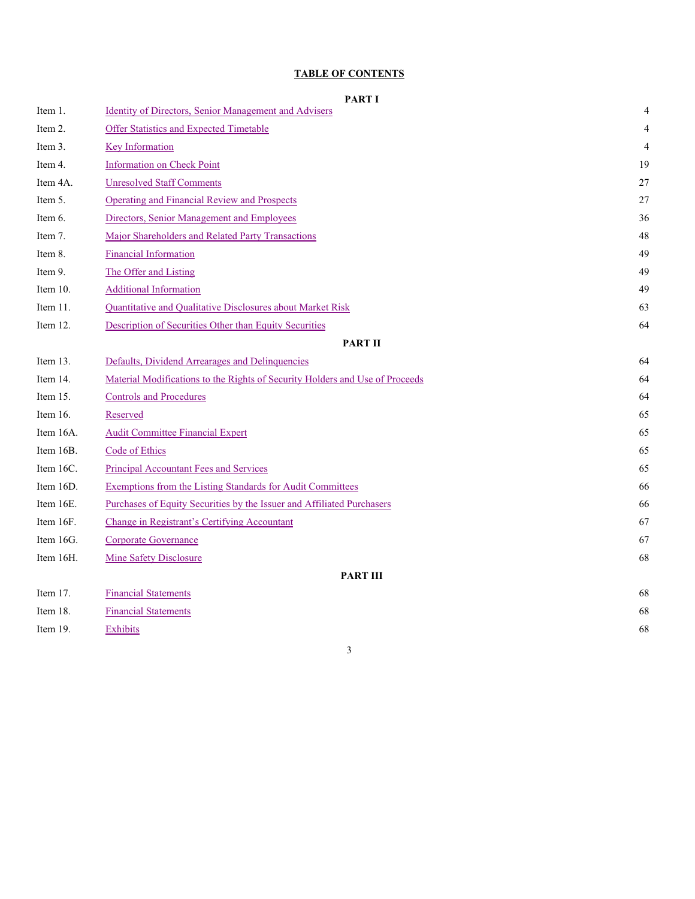# TABLE OF CONTENTS

## PART I

| | | |
|---|---|---|
| Item 1. | Identity of Directors, Senior Management and Advisers | 4 |
| Item 2. | Offer Statistics and Expected Timetable | 4 |
| Item 3. | Key Information | 4 |
| Item 4. | Information on Check Point | 19 |
| Item 4A. | Unresolved Staff Comments | 27 |
| Item 5. | Operating and Financial Review and Prospects | 27 |
| Item 6. | Directors, Senior Management and Employees | 36 |
| Item 7. | Major Shareholders and Related Party Transactions | 48 |
| Item 8. | Financial Information | 49 |
| Item 9. | The Offer and Listing | 49 |
| Item 10. | Additional Information | 49 |
| Item 11. | Quantitative and Qualitative Disclosures about Market Risk | 63 |
| Item 12. | Description of Securities Other than Equity Securities | 64 |

## PART II

| | | |
|---|---|---|
| Item 13. | Defaults, Dividend Arrearages and Delinquencies | 64 |
| Item 14. | Material Modifications to the Rights of Security Holders and Use of Proceeds | 64 |
| Item 15. | Controls and Procedures | 64 |
| Item 16. | Reserved | 65 |
| Item 16A. | Audit Committee Financial Expert | 65 |
| Item 16B. | Code of Ethics | 65 |
| Item 16C. | Principal Accountant Fees and Services | 65 |
| Item 16D. | Exemptions from the Listing Standards for Audit Committees | 66 |
| Item 16E. | Purchases of Equity Securities by the Issuer and Affiliated Purchasers | 66 |
| Item 16F. | Change in Registrant's Certifying Accountant | 67 |
| Item 16G. | Corporate Governance | 67 |
| Item 16H. | Mine Safety Disclosure | 68 |

## PART III

| | | |
|---|---|---|
| Item 17. | Financial Statements | 68 |
| Item 18. | Financial Statements | 68 |
| Item 19. | Exhibits | 68 |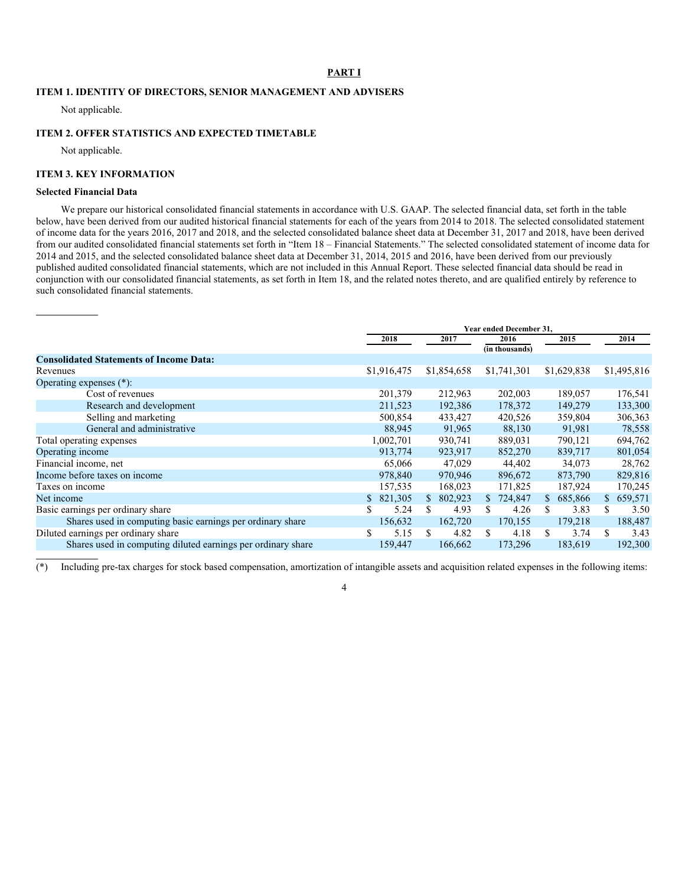## PART I

### ITEM 1. IDENTITY OF DIRECTORS, SENIOR MANAGEMENT AND ADVISERS

Not applicable.

### ITEM 2. OFFER STATISTICS AND EXPECTED TIMETABLE

Not applicable.

### ITEM 3. KEY INFORMATION

**Selected Financial Data**

We prepare our historical consolidated financial statements in accordance with U.S. GAAP. The selected financial data, set forth in the table below, have been derived from our audited historical financial statements for each of the years from 2014 to 2018. The selected consolidated statement of income data for the years 2016, 2017 and 2018, and the selected consolidated balance sheet data at December 31, 2017 and 2018, have been derived from our audited consolidated financial statements set forth in "Item 18 – Financial Statements." The selected consolidated statement of income data for 2014 and 2015, and the selected consolidated balance sheet data at December 31, 2014, 2015 and 2016, have been derived from our previously published audited consolidated financial statements, which are not included in this Annual Report. These selected financial data should be read in conjunction with our consolidated financial statements, as set forth in Item 18, and the related notes thereto, and are qualified entirely by reference to such consolidated financial statements.

| | Year ended December 31, | | | | |
|---|---|---|---|---|---|
| | 2018 | 2017 | 2016 | 2015 | 2014 |
| | | | (in thousands) | | |
| **Consolidated Statements of Income Data:** | | | | | |
| Revenues | $1,916,475 | $1,854,658 | $1,741,301 | $1,629,838 | $1,495,816 |
| Operating expenses (*): | | | | | |
| Cost of revenues | 201,379 | 212,963 | 202,003 | 189,057 | 176,541 |
| Research and development | 211,523 | 192,386 | 178,372 | 149,279 | 133,300 |
| Selling and marketing | 500,854 | 433,427 | 420,526 | 359,804 | 306,363 |
| General and administrative | 88,945 | 91,965 | 88,130 | 91,981 | 78,558 |
| Total operating expenses | 1,002,701 | 930,741 | 889,031 | 790,121 | 694,762 |
| Operating income | 913,774 | 923,917 | 852,270 | 839,717 | 801,054 |
| Financial income, net | 65,066 | 47,029 | 44,402 | 34,073 | 28,762 |
| Income before taxes on income | 978,840 | 970,946 | 896,672 | 873,790 | 829,816 |
| Taxes on income | 157,535 | 168,023 | 171,825 | 187,924 | 170,245 |
| Net income | $ 821,305 | $ 802,923 | $ 724,847 | $ 685,866 | $ 659,571 |
| Basic earnings per ordinary share | $ 5.24 | $ 4.93 | $ 4.26 | $ 3.83 | $ 3.50 |
| Shares used in computing basic earnings per ordinary share | 156,632 | 162,720 | 170,155 | 179,218 | 188,487 |
| Diluted earnings per ordinary share | $ 5.15 | $ 4.82 | $ 4.18 | $ 3.74 | $ 3.43 |
| Shares used in computing diluted earnings per ordinary share | 159,447 | 166,662 | 173,296 | 183,619 | 192,300 |

(*) Including pre-tax charges for stock based compensation, amortization of intangible assets and acquisition related expenses in the following items: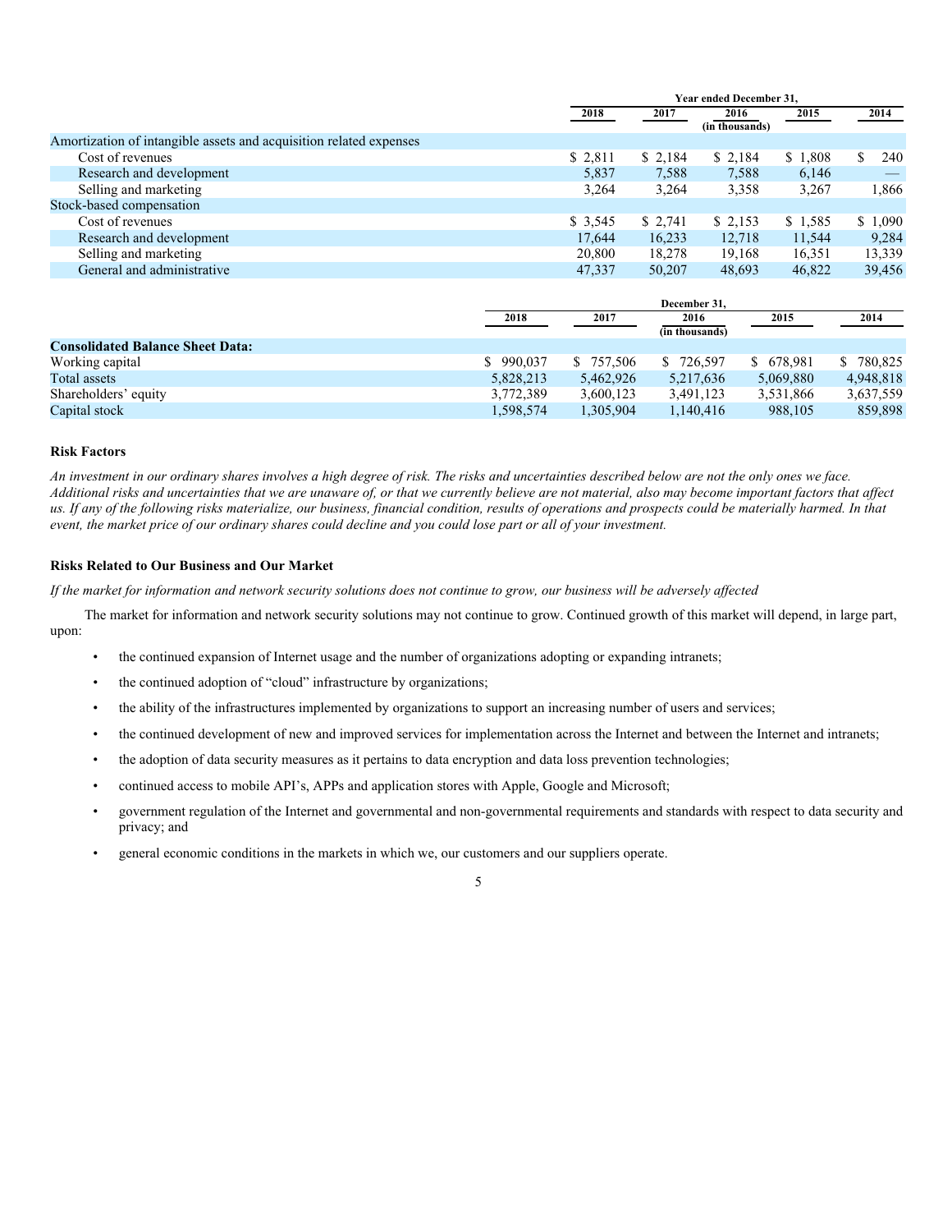| | Year ended December 31, | | | | |
|---|---|---|---|---|---|
| | 2018 | 2017 | 2016 | 2015 | 2014 |
| | | | (in thousands) | | |
| Amortization of intangible assets and acquisition related expenses | | | | | |
| Cost of revenues | $ 2,811 | $ 2,184 | $ 2,184 | $ 1,808 | $ 240 |
| Research and development | 5,837 | 7,588 | 7,588 | 6,146 | — |
| Selling and marketing | 3,264 | 3,264 | 3,358 | 3,267 | 1,866 |
| Stock-based compensation | | | | | |
| Cost of revenues | $ 3,545 | $ 2,741 | $ 2,153 | $ 1,585 | $ 1,090 |
| Research and development | 17,644 | 16,233 | 12,718 | 11,544 | 9,284 |
| Selling and marketing | 20,800 | 18,278 | 19,168 | 16,351 | 13,339 |
| General and administrative | 47,337 | 50,207 | 48,693 | 46,822 | 39,456 |

| | December 31, | | | | |
|---|---|---|---|---|---|
| | 2018 | 2017 | 2016 | 2015 | 2014 |
| | | | (in thousands) | | |
| **Consolidated Balance Sheet Data:** | | | | | |
| Working capital | $ 990,037 | $ 757,506 | $ 726,597 | $ 678,981 | $ 780,825 |
| Total assets | 5,828,213 | 5,462,926 | 5,217,636 | 5,069,880 | 4,948,818 |
| Shareholders' equity | 3,772,389 | 3,600,123 | 3,491,123 | 3,531,866 | 3,637,559 |
| Capital stock | 1,598,574 | 1,305,904 | 1,140,416 | 988,105 | 859,898 |

### Risk Factors

*An investment in our ordinary shares involves a high degree of risk. The risks and uncertainties described below are not the only ones we face. Additional risks and uncertainties that we are unaware of, or that we currently believe are not material, also may become important factors that affect us. If any of the following risks materialize, our business, financial condition, results of operations and prospects could be materially harmed. In that event, the market price of our ordinary shares could decline and you could lose part or all of your investment.*

### Risks Related to Our Business and Our Market

*If the market for information and network security solutions does not continue to grow, our business will be adversely affected*

The market for information and network security solutions may not continue to grow. Continued growth of this market will depend, in large part, upon:

- the continued expansion of Internet usage and the number of organizations adopting or expanding intranets;
- the continued adoption of "cloud" infrastructure by organizations;
- the ability of the infrastructures implemented by organizations to support an increasing number of users and services;
- the continued development of new and improved services for implementation across the Internet and between the Internet and intranets;
- the adoption of data security measures as it pertains to data encryption and data loss prevention technologies;
- continued access to mobile API's, APPs and application stores with Apple, Google and Microsoft;
- government regulation of the Internet and governmental and non-governmental requirements and standards with respect to data security and privacy; and
- general economic conditions in the markets in which we, our customers and our suppliers operate.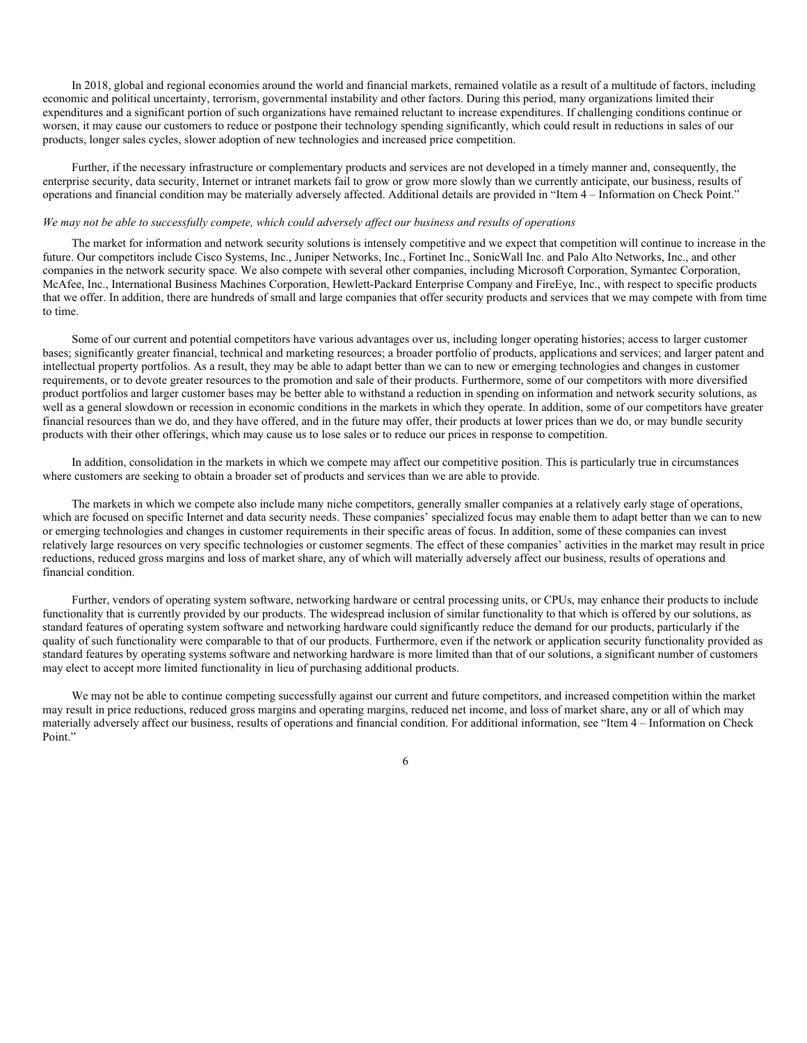In 2018, global and regional economies around the world and financial markets, remained volatile as a result of a multitude of factors, including economic and political uncertainty, terrorism, governmental instability and other factors. During this period, many organizations limited their expenditures and a significant portion of such organizations have remained reluctant to increase expenditures. If challenging conditions continue or worsen, it may cause our customers to reduce or postpone their technology spending significantly, which could result in reductions in sales of our products, longer sales cycles, slower adoption of new technologies and increased price competition.

Further, if the necessary infrastructure or complementary products and services are not developed in a timely manner and, consequently, the enterprise security, data security, Internet or intranet markets fail to grow or grow more slowly than we currently anticipate, our business, results of operations and financial condition may be materially adversely affected. Additional details are provided in "Item 4 – Information on Check Point."

*We may not be able to successfully compete, which could adversely affect our business and results of operations*

The market for information and network security solutions is intensely competitive and we expect that competition will continue to increase in the future. Our competitors include Cisco Systems, Inc., Juniper Networks, Inc., Fortinet Inc., SonicWall Inc. and Palo Alto Networks, Inc., and other companies in the network security space. We also compete with several other companies, including Microsoft Corporation, Symantec Corporation, McAfee, Inc., International Business Machines Corporation, Hewlett-Packard Enterprise Company and FireEye, Inc., with respect to specific products that we offer. In addition, there are hundreds of small and large companies that offer security products and services that we may compete with from time to time.

Some of our current and potential competitors have various advantages over us, including longer operating histories; access to larger customer bases; significantly greater financial, technical and marketing resources; a broader portfolio of products, applications and services; and larger patent and intellectual property portfolios. As a result, they may be able to adapt better than we can to new or emerging technologies and changes in customer requirements, or to devote greater resources to the promotion and sale of their products. Furthermore, some of our competitors with more diversified product portfolios and larger customer bases may be better able to withstand a reduction in spending on information and network security solutions, as well as a general slowdown or recession in economic conditions in the markets in which they operate. In addition, some of our competitors have greater financial resources than we do, and they have offered, and in the future may offer, their products at lower prices than we do, or may bundle security products with their other offerings, which may cause us to lose sales or to reduce our prices in response to competition.

In addition, consolidation in the markets in which we compete may affect our competitive position. This is particularly true in circumstances where customers are seeking to obtain a broader set of products and services than we are able to provide.

The markets in which we compete also include many niche competitors, generally smaller companies at a relatively early stage of operations, which are focused on specific Internet and data security needs. These companies' specialized focus may enable them to adapt better than we can to new or emerging technologies and changes in customer requirements in their specific areas of focus. In addition, some of these companies can invest relatively large resources on very specific technologies or customer segments. The effect of these companies' activities in the market may result in price reductions, reduced gross margins and loss of market share, any of which will materially adversely affect our business, results of operations and financial condition.

Further, vendors of operating system software, networking hardware or central processing units, or CPUs, may enhance their products to include functionality that is currently provided by our products. The widespread inclusion of similar functionality to that which is offered by our solutions, as standard features of operating system software and networking hardware could significantly reduce the demand for our products, particularly if the quality of such functionality were comparable to that of our products. Furthermore, even if the network or application security functionality provided as standard features by operating systems software and networking hardware is more limited than that of our solutions, a significant number of customers may elect to accept more limited functionality in lieu of purchasing additional products.

We may not be able to continue competing successfully against our current and future competitors, and increased competition within the market may result in price reductions, reduced gross margins and operating margins, reduced net income, and loss of market share, any or all of which may materially adversely affect our business, results of operations and financial condition. For additional information, see "Item 4 – Information on Check Point."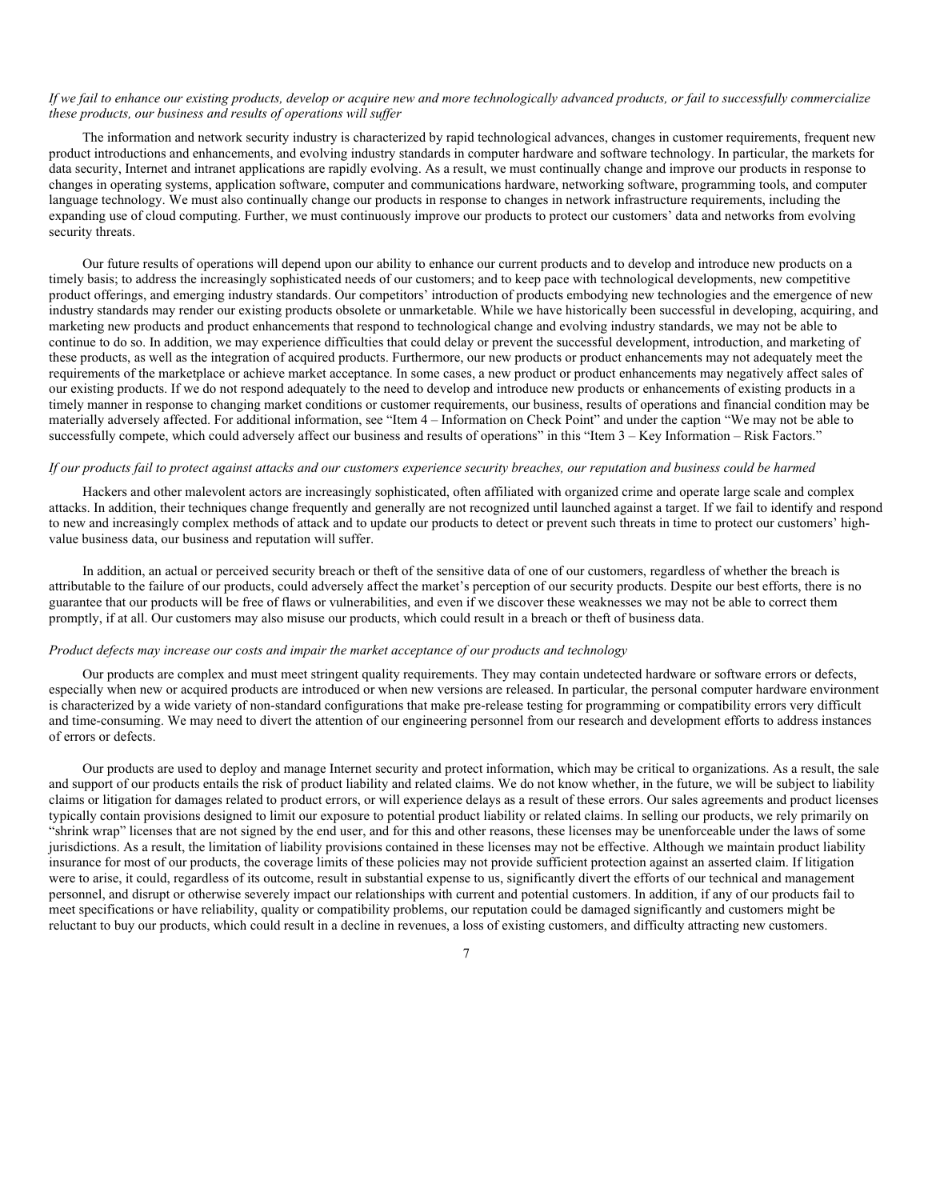*If we fail to enhance our existing products, develop or acquire new and more technologically advanced products, or fail to successfully commercialize these products, our business and results of operations will suffer*

The information and network security industry is characterized by rapid technological advances, changes in customer requirements, frequent new product introductions and enhancements, and evolving industry standards in computer hardware and software technology. In particular, the markets for data security, Internet and intranet applications are rapidly evolving. As a result, we must continually change and improve our products in response to changes in operating systems, application software, computer and communications hardware, networking software, programming tools, and computer language technology. We must also continually change our products in response to changes in network infrastructure requirements, including the expanding use of cloud computing. Further, we must continuously improve our products to protect our customers' data and networks from evolving security threats.

Our future results of operations will depend upon our ability to enhance our current products and to develop and introduce new products on a timely basis; to address the increasingly sophisticated needs of our customers; and to keep pace with technological developments, new competitive product offerings, and emerging industry standards. Our competitors' introduction of products embodying new technologies and the emergence of new industry standards may render our existing products obsolete or unmarketable. While we have historically been successful in developing, acquiring, and marketing new products and product enhancements that respond to technological change and evolving industry standards, we may not be able to continue to do so. In addition, we may experience difficulties that could delay or prevent the successful development, introduction, and marketing of these products, as well as the integration of acquired products. Furthermore, our new products or product enhancements may not adequately meet the requirements of the marketplace or achieve market acceptance. In some cases, a new product or product enhancements may negatively affect sales of our existing products. If we do not respond adequately to the need to develop and introduce new products or enhancements of existing products in a timely manner in response to changing market conditions or customer requirements, our business, results of operations and financial condition may be materially adversely affected. For additional information, see "Item 4 – Information on Check Point" and under the caption "We may not be able to successfully compete, which could adversely affect our business and results of operations" in this "Item 3 – Key Information – Risk Factors."

*If our products fail to protect against attacks and our customers experience security breaches, our reputation and business could be harmed*

Hackers and other malevolent actors are increasingly sophisticated, often affiliated with organized crime and operate large scale and complex attacks. In addition, their techniques change frequently and generally are not recognized until launched against a target. If we fail to identify and respond to new and increasingly complex methods of attack and to update our products to detect or prevent such threats in time to protect our customers' high-value business data, our business and reputation will suffer.

In addition, an actual or perceived security breach or theft of the sensitive data of one of our customers, regardless of whether the breach is attributable to the failure of our products, could adversely affect the market's perception of our security products. Despite our best efforts, there is no guarantee that our products will be free of flaws or vulnerabilities, and even if we discover these weaknesses we may not be able to correct them promptly, if at all. Our customers may also misuse our products, which could result in a breach or theft of business data.

*Product defects may increase our costs and impair the market acceptance of our products and technology*

Our products are complex and must meet stringent quality requirements. They may contain undetected hardware or software errors or defects, especially when new or acquired products are introduced or when new versions are released. In particular, the personal computer hardware environment is characterized by a wide variety of non-standard configurations that make pre-release testing for programming or compatibility errors very difficult and time-consuming. We may need to divert the attention of our engineering personnel from our research and development efforts to address instances of errors or defects.

Our products are used to deploy and manage Internet security and protect information, which may be critical to organizations. As a result, the sale and support of our products entails the risk of product liability and related claims. We do not know whether, in the future, we will be subject to liability claims or litigation for damages related to product errors, or will experience delays as a result of these errors. Our sales agreements and product licenses typically contain provisions designed to limit our exposure to potential product liability or related claims. In selling our products, we rely primarily on "shrink wrap" licenses that are not signed by the end user, and for this and other reasons, these licenses may be unenforceable under the laws of some jurisdictions. As a result, the limitation of liability provisions contained in these licenses may not be effective. Although we maintain product liability insurance for most of our products, the coverage limits of these policies may not provide sufficient protection against an asserted claim. If litigation were to arise, it could, regardless of its outcome, result in substantial expense to us, significantly divert the efforts of our technical and management personnel, and disrupt or otherwise severely impact our relationships with current and potential customers. In addition, if any of our products fail to meet specifications or have reliability, quality or compatibility problems, our reputation could be damaged significantly and customers might be reluctant to buy our products, which could result in a decline in revenues, a loss of existing customers, and difficulty attracting new customers.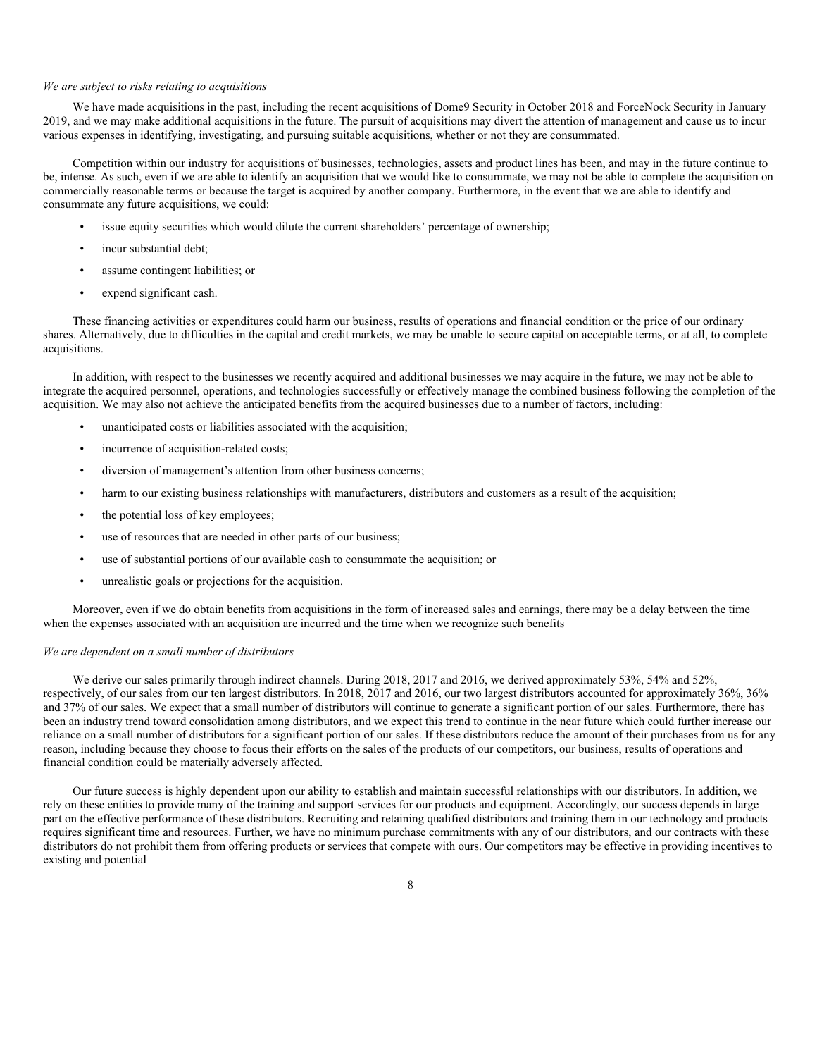*We are subject to risks relating to acquisitions*

We have made acquisitions in the past, including the recent acquisitions of Dome9 Security in October 2018 and ForceNock Security in January 2019, and we may make additional acquisitions in the future. The pursuit of acquisitions may divert the attention of management and cause us to incur various expenses in identifying, investigating, and pursuing suitable acquisitions, whether or not they are consummated.

Competition within our industry for acquisitions of businesses, technologies, assets and product lines has been, and may in the future continue to be, intense. As such, even if we are able to identify an acquisition that we would like to consummate, we may not be able to complete the acquisition on commercially reasonable terms or because the target is acquired by another company. Furthermore, in the event that we are able to identify and consummate any future acquisitions, we could:

- issue equity securities which would dilute the current shareholders' percentage of ownership;
- incur substantial debt;
- assume contingent liabilities; or
- expend significant cash.

These financing activities or expenditures could harm our business, results of operations and financial condition or the price of our ordinary shares. Alternatively, due to difficulties in the capital and credit markets, we may be unable to secure capital on acceptable terms, or at all, to complete acquisitions.

In addition, with respect to the businesses we recently acquired and additional businesses we may acquire in the future, we may not be able to integrate the acquired personnel, operations, and technologies successfully or effectively manage the combined business following the completion of the acquisition. We may also not achieve the anticipated benefits from the acquired businesses due to a number of factors, including:

- unanticipated costs or liabilities associated with the acquisition;
- incurrence of acquisition-related costs;
- diversion of management's attention from other business concerns;
- harm to our existing business relationships with manufacturers, distributors and customers as a result of the acquisition;
- the potential loss of key employees;
- use of resources that are needed in other parts of our business;
- use of substantial portions of our available cash to consummate the acquisition; or
- unrealistic goals or projections for the acquisition.

Moreover, even if we do obtain benefits from acquisitions in the form of increased sales and earnings, there may be a delay between the time when the expenses associated with an acquisition are incurred and the time when we recognize such benefits

*We are dependent on a small number of distributors*

We derive our sales primarily through indirect channels. During 2018, 2017 and 2016, we derived approximately 53%, 54% and 52%, respectively, of our sales from our ten largest distributors. In 2018, 2017 and 2016, our two largest distributors accounted for approximately 36%, 36% and 37% of our sales. We expect that a small number of distributors will continue to generate a significant portion of our sales. Furthermore, there has been an industry trend toward consolidation among distributors, and we expect this trend to continue in the near future which could further increase our reliance on a small number of distributors for a significant portion of our sales. If these distributors reduce the amount of their purchases from us for any reason, including because they choose to focus their efforts on the sales of the products of our competitors, our business, results of operations and financial condition could be materially adversely affected.

Our future success is highly dependent upon our ability to establish and maintain successful relationships with our distributors. In addition, we rely on these entities to provide many of the training and support services for our products and equipment. Accordingly, our success depends in large part on the effective performance of these distributors. Recruiting and retaining qualified distributors and training them in our technology and products requires significant time and resources. Further, we have no minimum purchase commitments with any of our distributors, and our contracts with these distributors do not prohibit them from offering products or services that compete with ours. Our competitors may be effective in providing incentives to existing and potential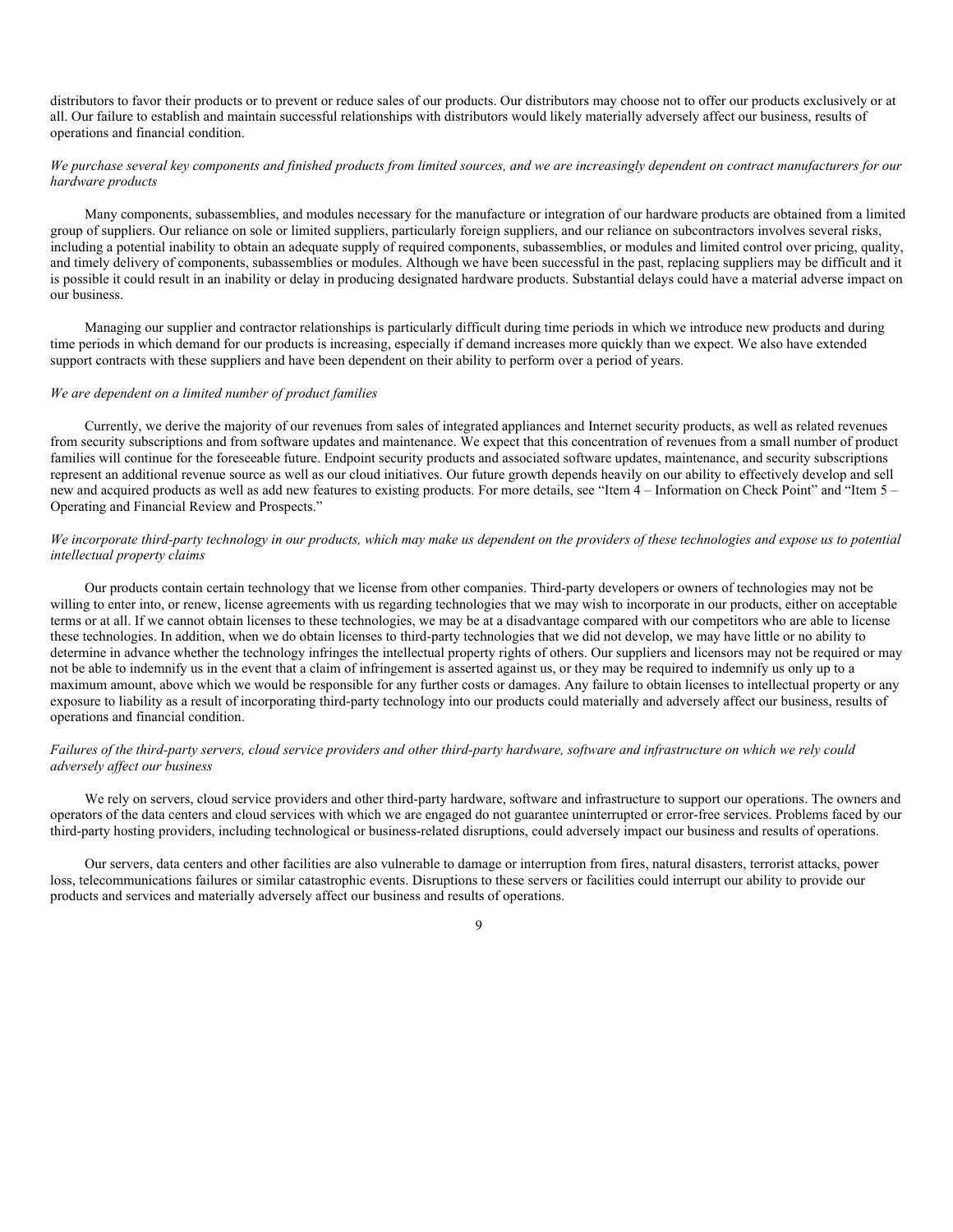distributors to favor their products or to prevent or reduce sales of our products. Our distributors may choose not to offer our products exclusively or at all. Our failure to establish and maintain successful relationships with distributors would likely materially adversely affect our business, results of operations and financial condition.

*We purchase several key components and finished products from limited sources, and we are increasingly dependent on contract manufacturers for our hardware products*

Many components, subassemblies, and modules necessary for the manufacture or integration of our hardware products are obtained from a limited group of suppliers. Our reliance on sole or limited suppliers, particularly foreign suppliers, and our reliance on subcontractors involves several risks, including a potential inability to obtain an adequate supply of required components, subassemblies, or modules and limited control over pricing, quality, and timely delivery of components, subassemblies or modules. Although we have been successful in the past, replacing suppliers may be difficult and it is possible it could result in an inability or delay in producing designated hardware products. Substantial delays could have a material adverse impact on our business.

Managing our supplier and contractor relationships is particularly difficult during time periods in which we introduce new products and during time periods in which demand for our products is increasing, especially if demand increases more quickly than we expect. We also have extended support contracts with these suppliers and have been dependent on their ability to perform over a period of years.

*We are dependent on a limited number of product families*

Currently, we derive the majority of our revenues from sales of integrated appliances and Internet security products, as well as related revenues from security subscriptions and from software updates and maintenance. We expect that this concentration of revenues from a small number of product families will continue for the foreseeable future. Endpoint security products and associated software updates, maintenance, and security subscriptions represent an additional revenue source as well as our cloud initiatives. Our future growth depends heavily on our ability to effectively develop and sell new and acquired products as well as add new features to existing products. For more details, see "Item 4 – Information on Check Point" and "Item 5 – Operating and Financial Review and Prospects."

*We incorporate third-party technology in our products, which may make us dependent on the providers of these technologies and expose us to potential intellectual property claims*

Our products contain certain technology that we license from other companies. Third-party developers or owners of technologies may not be willing to enter into, or renew, license agreements with us regarding technologies that we may wish to incorporate in our products, either on acceptable terms or at all. If we cannot obtain licenses to these technologies, we may be at a disadvantage compared with our competitors who are able to license these technologies. In addition, when we do obtain licenses to third-party technologies that we did not develop, we may have little or no ability to determine in advance whether the technology infringes the intellectual property rights of others. Our suppliers and licensors may not be required or may not be able to indemnify us in the event that a claim of infringement is asserted against us, or they may be required to indemnify us only up to a maximum amount, above which we would be responsible for any further costs or damages. Any failure to obtain licenses to intellectual property or any exposure to liability as a result of incorporating third-party technology into our products could materially and adversely affect our business, results of operations and financial condition.

*Failures of the third-party servers, cloud service providers and other third-party hardware, software and infrastructure on which we rely could adversely affect our business*

We rely on servers, cloud service providers and other third-party hardware, software and infrastructure to support our operations. The owners and operators of the data centers and cloud services with which we are engaged do not guarantee uninterrupted or error-free services. Problems faced by our third-party hosting providers, including technological or business-related disruptions, could adversely impact our business and results of operations.

Our servers, data centers and other facilities are also vulnerable to damage or interruption from fires, natural disasters, terrorist attacks, power loss, telecommunications failures or similar catastrophic events. Disruptions to these servers or facilities could interrupt our ability to provide our products and services and materially adversely affect our business and results of operations.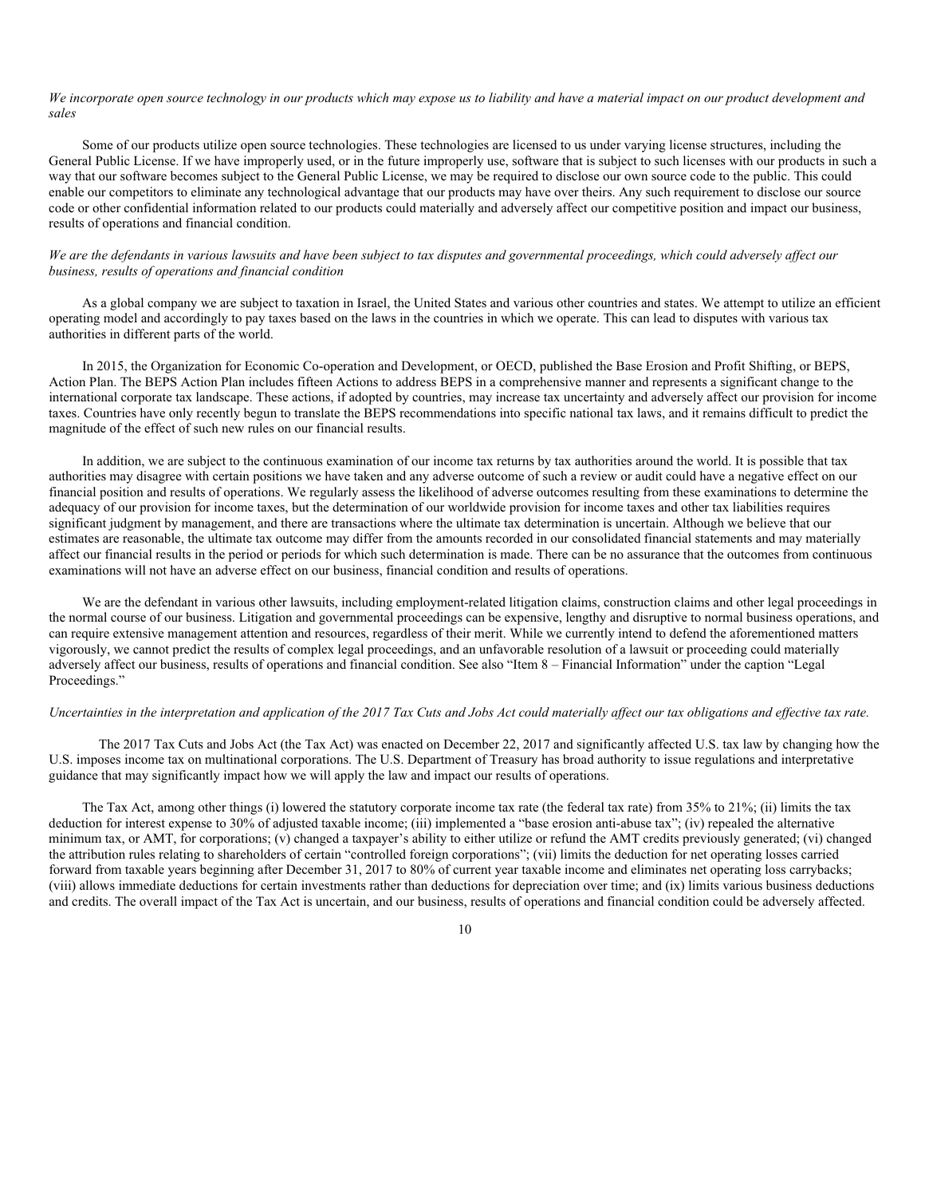*We incorporate open source technology in our products which may expose us to liability and have a material impact on our product development and sales*

Some of our products utilize open source technologies. These technologies are licensed to us under varying license structures, including the General Public License. If we have improperly used, or in the future improperly use, software that is subject to such licenses with our products in such a way that our software becomes subject to the General Public License, we may be required to disclose our own source code to the public. This could enable our competitors to eliminate any technological advantage that our products may have over theirs. Any such requirement to disclose our source code or other confidential information related to our products could materially and adversely affect our competitive position and impact our business, results of operations and financial condition.

*We are the defendants in various lawsuits and have been subject to tax disputes and governmental proceedings, which could adversely affect our business, results of operations and financial condition*

As a global company we are subject to taxation in Israel, the United States and various other countries and states. We attempt to utilize an efficient operating model and accordingly to pay taxes based on the laws in the countries in which we operate. This can lead to disputes with various tax authorities in different parts of the world.

In 2015, the Organization for Economic Co-operation and Development, or OECD, published the Base Erosion and Profit Shifting, or BEPS, Action Plan. The BEPS Action Plan includes fifteen Actions to address BEPS in a comprehensive manner and represents a significant change to the international corporate tax landscape. These actions, if adopted by countries, may increase tax uncertainty and adversely affect our provision for income taxes. Countries have only recently begun to translate the BEPS recommendations into specific national tax laws, and it remains difficult to predict the magnitude of the effect of such new rules on our financial results.

In addition, we are subject to the continuous examination of our income tax returns by tax authorities around the world. It is possible that tax authorities may disagree with certain positions we have taken and any adverse outcome of such a review or audit could have a negative effect on our financial position and results of operations. We regularly assess the likelihood of adverse outcomes resulting from these examinations to determine the adequacy of our provision for income taxes, but the determination of our worldwide provision for income taxes and other tax liabilities requires significant judgment by management, and there are transactions where the ultimate tax determination is uncertain. Although we believe that our estimates are reasonable, the ultimate tax outcome may differ from the amounts recorded in our consolidated financial statements and may materially affect our financial results in the period or periods for which such determination is made. There can be no assurance that the outcomes from continuous examinations will not have an adverse effect on our business, financial condition and results of operations.

We are the defendant in various other lawsuits, including employment-related litigation claims, construction claims and other legal proceedings in the normal course of our business. Litigation and governmental proceedings can be expensive, lengthy and disruptive to normal business operations, and can require extensive management attention and resources, regardless of their merit. While we currently intend to defend the aforementioned matters vigorously, we cannot predict the results of complex legal proceedings, and an unfavorable resolution of a lawsuit or proceeding could materially adversely affect our business, results of operations and financial condition. See also "Item 8 – Financial Information" under the caption "Legal Proceedings."

*Uncertainties in the interpretation and application of the 2017 Tax Cuts and Jobs Act could materially affect our tax obligations and effective tax rate.*

The 2017 Tax Cuts and Jobs Act (the Tax Act) was enacted on December 22, 2017 and significantly affected U.S. tax law by changing how the U.S. imposes income tax on multinational corporations. The U.S. Department of Treasury has broad authority to issue regulations and interpretative guidance that may significantly impact how we will apply the law and impact our results of operations.

The Tax Act, among other things (i) lowered the statutory corporate income tax rate (the federal tax rate) from 35% to 21%; (ii) limits the tax deduction for interest expense to 30% of adjusted taxable income; (iii) implemented a "base erosion anti-abuse tax"; (iv) repealed the alternative minimum tax, or AMT, for corporations; (v) changed a taxpayer's ability to either utilize or refund the AMT credits previously generated; (vi) changed the attribution rules relating to shareholders of certain "controlled foreign corporations"; (vii) limits the deduction for net operating losses carried forward from taxable years beginning after December 31, 2017 to 80% of current year taxable income and eliminates net operating loss carrybacks; (viii) allows immediate deductions for certain investments rather than deductions for depreciation over time; and (ix) limits various business deductions and credits. The overall impact of the Tax Act is uncertain, and our business, results of operations and financial condition could be adversely affected.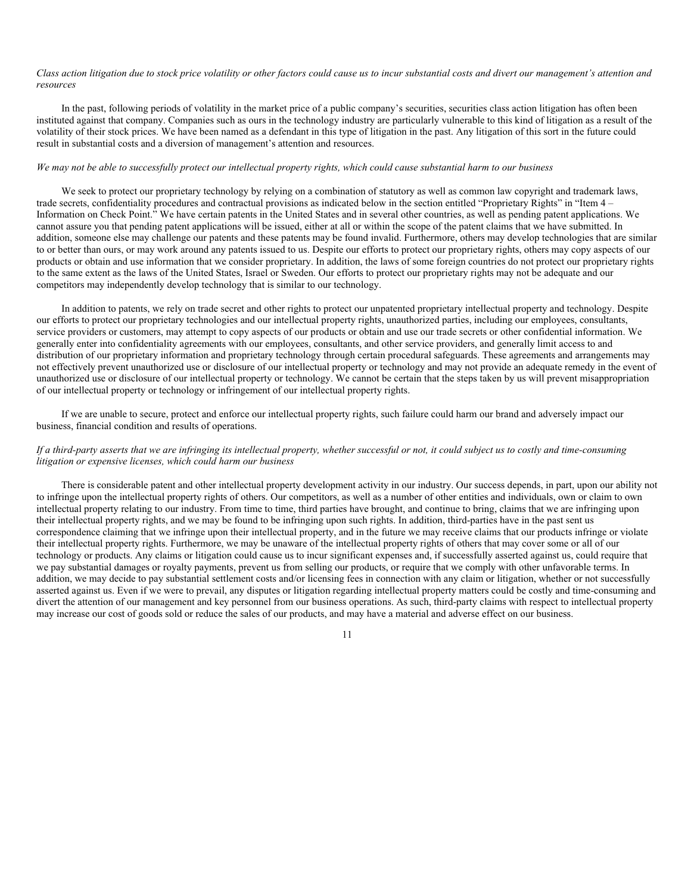*Class action litigation due to stock price volatility or other factors could cause us to incur substantial costs and divert our management's attention and resources*

In the past, following periods of volatility in the market price of a public company's securities, securities class action litigation has often been instituted against that company. Companies such as ours in the technology industry are particularly vulnerable to this kind of litigation as a result of the volatility of their stock prices. We have been named as a defendant in this type of litigation in the past. Any litigation of this sort in the future could result in substantial costs and a diversion of management's attention and resources.

*We may not be able to successfully protect our intellectual property rights, which could cause substantial harm to our business*

We seek to protect our proprietary technology by relying on a combination of statutory as well as common law copyright and trademark laws, trade secrets, confidentiality procedures and contractual provisions as indicated below in the section entitled "Proprietary Rights" in "Item 4 – Information on Check Point." We have certain patents in the United States and in several other countries, as well as pending patent applications. We cannot assure you that pending patent applications will be issued, either at all or within the scope of the patent claims that we have submitted. In addition, someone else may challenge our patents and these patents may be found invalid. Furthermore, others may develop technologies that are similar to or better than ours, or may work around any patents issued to us. Despite our efforts to protect our proprietary rights, others may copy aspects of our products or obtain and use information that we consider proprietary. In addition, the laws of some foreign countries do not protect our proprietary rights to the same extent as the laws of the United States, Israel or Sweden. Our efforts to protect our proprietary rights may not be adequate and our competitors may independently develop technology that is similar to our technology.

In addition to patents, we rely on trade secret and other rights to protect our unpatented proprietary intellectual property and technology. Despite our efforts to protect our proprietary technologies and our intellectual property rights, unauthorized parties, including our employees, consultants, service providers or customers, may attempt to copy aspects of our products or obtain and use our trade secrets or other confidential information. We generally enter into confidentiality agreements with our employees, consultants, and other service providers, and generally limit access to and distribution of our proprietary information and proprietary technology through certain procedural safeguards. These agreements and arrangements may not effectively prevent unauthorized use or disclosure of our intellectual property or technology and may not provide an adequate remedy in the event of unauthorized use or disclosure of our intellectual property or technology. We cannot be certain that the steps taken by us will prevent misappropriation of our intellectual property or technology or infringement of our intellectual property rights.

If we are unable to secure, protect and enforce our intellectual property rights, such failure could harm our brand and adversely impact our business, financial condition and results of operations.

*If a third-party asserts that we are infringing its intellectual property, whether successful or not, it could subject us to costly and time-consuming litigation or expensive licenses, which could harm our business*

There is considerable patent and other intellectual property development activity in our industry. Our success depends, in part, upon our ability not to infringe upon the intellectual property rights of others. Our competitors, as well as a number of other entities and individuals, own or claim to own intellectual property relating to our industry. From time to time, third parties have brought, and continue to bring, claims that we are infringing upon their intellectual property rights, and we may be found to be infringing upon such rights. In addition, third-parties have in the past sent us correspondence claiming that we infringe upon their intellectual property, and in the future we may receive claims that our products infringe or violate their intellectual property rights. Furthermore, we may be unaware of the intellectual property rights of others that may cover some or all of our technology or products. Any claims or litigation could cause us to incur significant expenses and, if successfully asserted against us, could require that we pay substantial damages or royalty payments, prevent us from selling our products, or require that we comply with other unfavorable terms. In addition, we may decide to pay substantial settlement costs and/or licensing fees in connection with any claim or litigation, whether or not successfully asserted against us. Even if we were to prevail, any disputes or litigation regarding intellectual property matters could be costly and time-consuming and divert the attention of our management and key personnel from our business operations. As such, third-party claims with respect to intellectual property may increase our cost of goods sold or reduce the sales of our products, and may have a material and adverse effect on our business.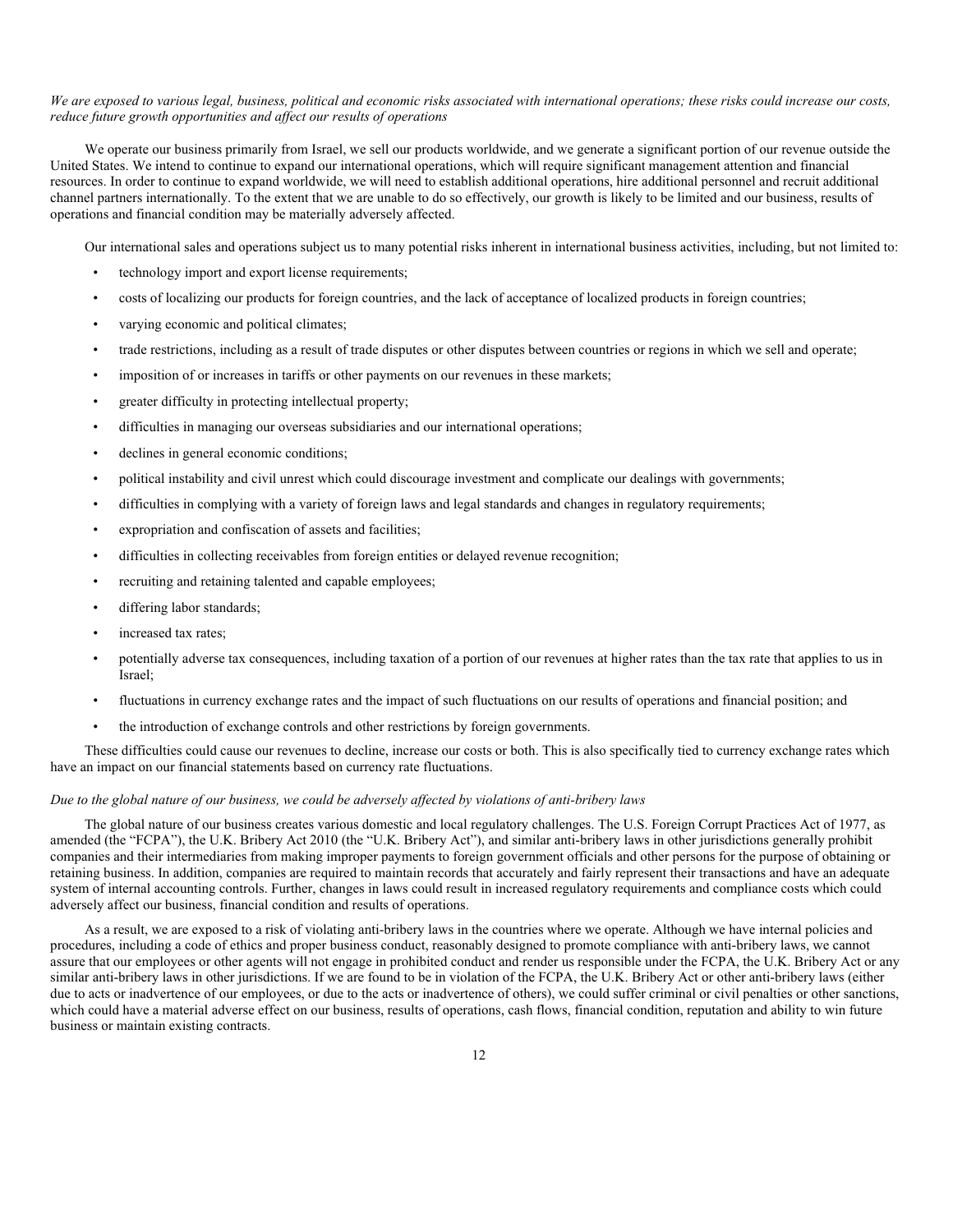*We are exposed to various legal, business, political and economic risks associated with international operations; these risks could increase our costs, reduce future growth opportunities and affect our results of operations*

We operate our business primarily from Israel, we sell our products worldwide, and we generate a significant portion of our revenue outside the United States. We intend to continue to expand our international operations, which will require significant management attention and financial resources. In order to continue to expand worldwide, we will need to establish additional operations, hire additional personnel and recruit additional channel partners internationally. To the extent that we are unable to do so effectively, our growth is likely to be limited and our business, results of operations and financial condition may be materially adversely affected.

Our international sales and operations subject us to many potential risks inherent in international business activities, including, but not limited to:

- technology import and export license requirements;
- costs of localizing our products for foreign countries, and the lack of acceptance of localized products in foreign countries;
- varying economic and political climates;
- trade restrictions, including as a result of trade disputes or other disputes between countries or regions in which we sell and operate;
- imposition of or increases in tariffs or other payments on our revenues in these markets;
- greater difficulty in protecting intellectual property;
- difficulties in managing our overseas subsidiaries and our international operations;
- declines in general economic conditions;
- political instability and civil unrest which could discourage investment and complicate our dealings with governments;
- difficulties in complying with a variety of foreign laws and legal standards and changes in regulatory requirements;
- expropriation and confiscation of assets and facilities;
- difficulties in collecting receivables from foreign entities or delayed revenue recognition;
- recruiting and retaining talented and capable employees;
- differing labor standards;
- increased tax rates;
- potentially adverse tax consequences, including taxation of a portion of our revenues at higher rates than the tax rate that applies to us in Israel;
- fluctuations in currency exchange rates and the impact of such fluctuations on our results of operations and financial position; and
- the introduction of exchange controls and other restrictions by foreign governments.

These difficulties could cause our revenues to decline, increase our costs or both. This is also specifically tied to currency exchange rates which have an impact on our financial statements based on currency rate fluctuations.

*Due to the global nature of our business, we could be adversely affected by violations of anti-bribery laws*

The global nature of our business creates various domestic and local regulatory challenges. The U.S. Foreign Corrupt Practices Act of 1977, as amended (the "FCPA"), the U.K. Bribery Act 2010 (the "U.K. Bribery Act"), and similar anti-bribery laws in other jurisdictions generally prohibit companies and their intermediaries from making improper payments to foreign government officials and other persons for the purpose of obtaining or retaining business. In addition, companies are required to maintain records that accurately and fairly represent their transactions and have an adequate system of internal accounting controls. Further, changes in laws could result in increased regulatory requirements and compliance costs which could adversely affect our business, financial condition and results of operations.

As a result, we are exposed to a risk of violating anti-bribery laws in the countries where we operate. Although we have internal policies and procedures, including a code of ethics and proper business conduct, reasonably designed to promote compliance with anti-bribery laws, we cannot assure that our employees or other agents will not engage in prohibited conduct and render us responsible under the FCPA, the U.K. Bribery Act or any similar anti-bribery laws in other jurisdictions. If we are found to be in violation of the FCPA, the U.K. Bribery Act or other anti-bribery laws (either due to acts or inadvertence of our employees, or due to the acts or inadvertence of others), we could suffer criminal or civil penalties or other sanctions, which could have a material adverse effect on our business, results of operations, cash flows, financial condition, reputation and ability to win future business or maintain existing contracts.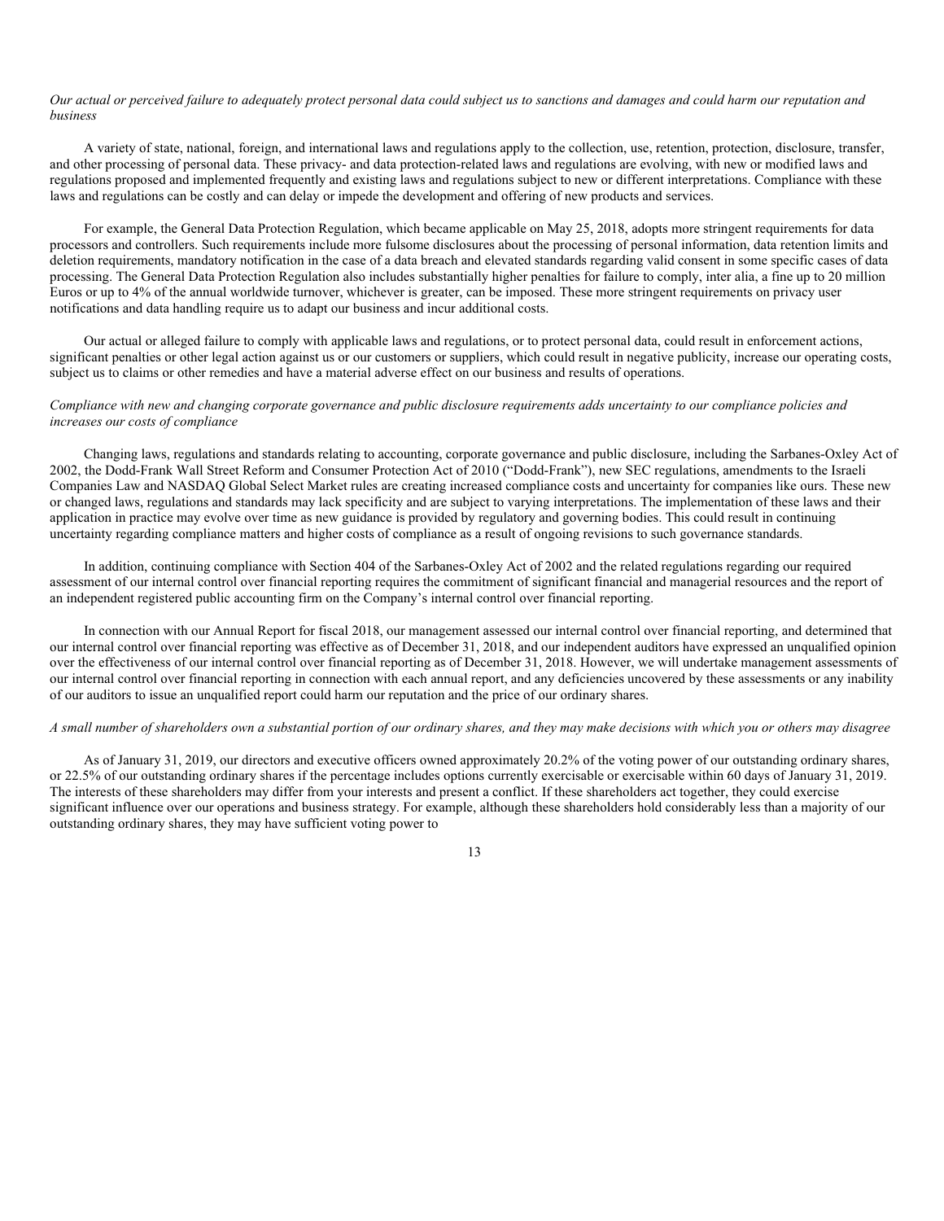*Our actual or perceived failure to adequately protect personal data could subject us to sanctions and damages and could harm our reputation and business*

A variety of state, national, foreign, and international laws and regulations apply to the collection, use, retention, protection, disclosure, transfer, and other processing of personal data. These privacy- and data protection-related laws and regulations are evolving, with new or modified laws and regulations proposed and implemented frequently and existing laws and regulations subject to new or different interpretations. Compliance with these laws and regulations can be costly and can delay or impede the development and offering of new products and services.

For example, the General Data Protection Regulation, which became applicable on May 25, 2018, adopts more stringent requirements for data processors and controllers. Such requirements include more fulsome disclosures about the processing of personal information, data retention limits and deletion requirements, mandatory notification in the case of a data breach and elevated standards regarding valid consent in some specific cases of data processing. The General Data Protection Regulation also includes substantially higher penalties for failure to comply, inter alia, a fine up to 20 million Euros or up to 4% of the annual worldwide turnover, whichever is greater, can be imposed. These more stringent requirements on privacy user notifications and data handling require us to adapt our business and incur additional costs.

Our actual or alleged failure to comply with applicable laws and regulations, or to protect personal data, could result in enforcement actions, significant penalties or other legal action against us or our customers or suppliers, which could result in negative publicity, increase our operating costs, subject us to claims or other remedies and have a material adverse effect on our business and results of operations.

*Compliance with new and changing corporate governance and public disclosure requirements adds uncertainty to our compliance policies and increases our costs of compliance*

Changing laws, regulations and standards relating to accounting, corporate governance and public disclosure, including the Sarbanes-Oxley Act of 2002, the Dodd-Frank Wall Street Reform and Consumer Protection Act of 2010 ("Dodd-Frank"), new SEC regulations, amendments to the Israeli Companies Law and NASDAQ Global Select Market rules are creating increased compliance costs and uncertainty for companies like ours. These new or changed laws, regulations and standards may lack specificity and are subject to varying interpretations. The implementation of these laws and their application in practice may evolve over time as new guidance is provided by regulatory and governing bodies. This could result in continuing uncertainty regarding compliance matters and higher costs of compliance as a result of ongoing revisions to such governance standards.

In addition, continuing compliance with Section 404 of the Sarbanes-Oxley Act of 2002 and the related regulations regarding our required assessment of our internal control over financial reporting requires the commitment of significant financial and managerial resources and the report of an independent registered public accounting firm on the Company's internal control over financial reporting.

In connection with our Annual Report for fiscal 2018, our management assessed our internal control over financial reporting, and determined that our internal control over financial reporting was effective as of December 31, 2018, and our independent auditors have expressed an unqualified opinion over the effectiveness of our internal control over financial reporting as of December 31, 2018. However, we will undertake management assessments of our internal control over financial reporting in connection with each annual report, and any deficiencies uncovered by these assessments or any inability of our auditors to issue an unqualified report could harm our reputation and the price of our ordinary shares.

*A small number of shareholders own a substantial portion of our ordinary shares, and they may make decisions with which you or others may disagree*

As of January 31, 2019, our directors and executive officers owned approximately 20.2% of the voting power of our outstanding ordinary shares, or 22.5% of our outstanding ordinary shares if the percentage includes options currently exercisable or exercisable within 60 days of January 31, 2019. The interests of these shareholders may differ from your interests and present a conflict. If these shareholders act together, they could exercise significant influence over our operations and business strategy. For example, although these shareholders hold considerably less than a majority of our outstanding ordinary shares, they may have sufficient voting power to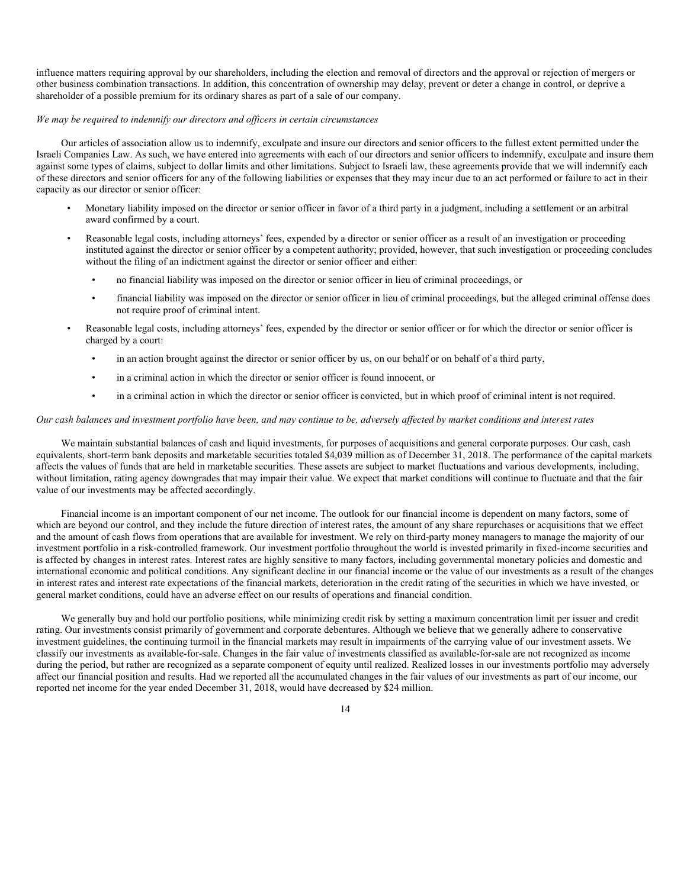influence matters requiring approval by our shareholders, including the election and removal of directors and the approval or rejection of mergers or other business combination transactions. In addition, this concentration of ownership may delay, prevent or deter a change in control, or deprive a shareholder of a possible premium for its ordinary shares as part of a sale of our company.

*We may be required to indemnify our directors and officers in certain circumstances*

Our articles of association allow us to indemnify, exculpate and insure our directors and senior officers to the fullest extent permitted under the Israeli Companies Law. As such, we have entered into agreements with each of our directors and senior officers to indemnify, exculpate and insure them against some types of claims, subject to dollar limits and other limitations. Subject to Israeli law, these agreements provide that we will indemnify each of these directors and senior officers for any of the following liabilities or expenses that they may incur due to an act performed or failure to act in their capacity as our director or senior officer:

- Monetary liability imposed on the director or senior officer in favor of a third party in a judgment, including a settlement or an arbitral award confirmed by a court.
- Reasonable legal costs, including attorneys' fees, expended by a director or senior officer as a result of an investigation or proceeding instituted against the director or senior officer by a competent authority; provided, however, that such investigation or proceeding concludes without the filing of an indictment against the director or senior officer and either:
  - no financial liability was imposed on the director or senior officer in lieu of criminal proceedings, or
  - financial liability was imposed on the director or senior officer in lieu of criminal proceedings, but the alleged criminal offense does not require proof of criminal intent.
- Reasonable legal costs, including attorneys' fees, expended by the director or senior officer or for which the director or senior officer is charged by a court:
  - in an action brought against the director or senior officer by us, on our behalf or on behalf of a third party,
  - in a criminal action in which the director or senior officer is found innocent, or
  - in a criminal action in which the director or senior officer is convicted, but in which proof of criminal intent is not required.

*Our cash balances and investment portfolio have been, and may continue to be, adversely affected by market conditions and interest rates*

We maintain substantial balances of cash and liquid investments, for purposes of acquisitions and general corporate purposes. Our cash, cash equivalents, short-term bank deposits and marketable securities totaled $4,039 million as of December 31, 2018. The performance of the capital markets affects the values of funds that are held in marketable securities. These assets are subject to market fluctuations and various developments, including, without limitation, rating agency downgrades that may impair their value. We expect that market conditions will continue to fluctuate and that the fair value of our investments may be affected accordingly.

Financial income is an important component of our net income. The outlook for our financial income is dependent on many factors, some of which are beyond our control, and they include the future direction of interest rates, the amount of any share repurchases or acquisitions that we effect and the amount of cash flows from operations that are available for investment. We rely on third-party money managers to manage the majority of our investment portfolio in a risk-controlled framework. Our investment portfolio throughout the world is invested primarily in fixed-income securities and is affected by changes in interest rates. Interest rates are highly sensitive to many factors, including governmental monetary policies and domestic and international economic and political conditions. Any significant decline in our financial income or the value of our investments as a result of the changes in interest rates and interest rate expectations of the financial markets, deterioration in the credit rating of the securities in which we have invested, or general market conditions, could have an adverse effect on our results of operations and financial condition.

We generally buy and hold our portfolio positions, while minimizing credit risk by setting a maximum concentration limit per issuer and credit rating. Our investments consist primarily of government and corporate debentures. Although we believe that we generally adhere to conservative investment guidelines, the continuing turmoil in the financial markets may result in impairments of the carrying value of our investment assets. We classify our investments as available-for-sale. Changes in the fair value of investments classified as available-for-sale are not recognized as income during the period, but rather are recognized as a separate component of equity until realized. Realized losses in our investments portfolio may adversely affect our financial position and results. Had we reported all the accumulated changes in the fair values of our investments as part of our income, our reported net income for the year ended December 31, 2018, would have decreased by $24 million.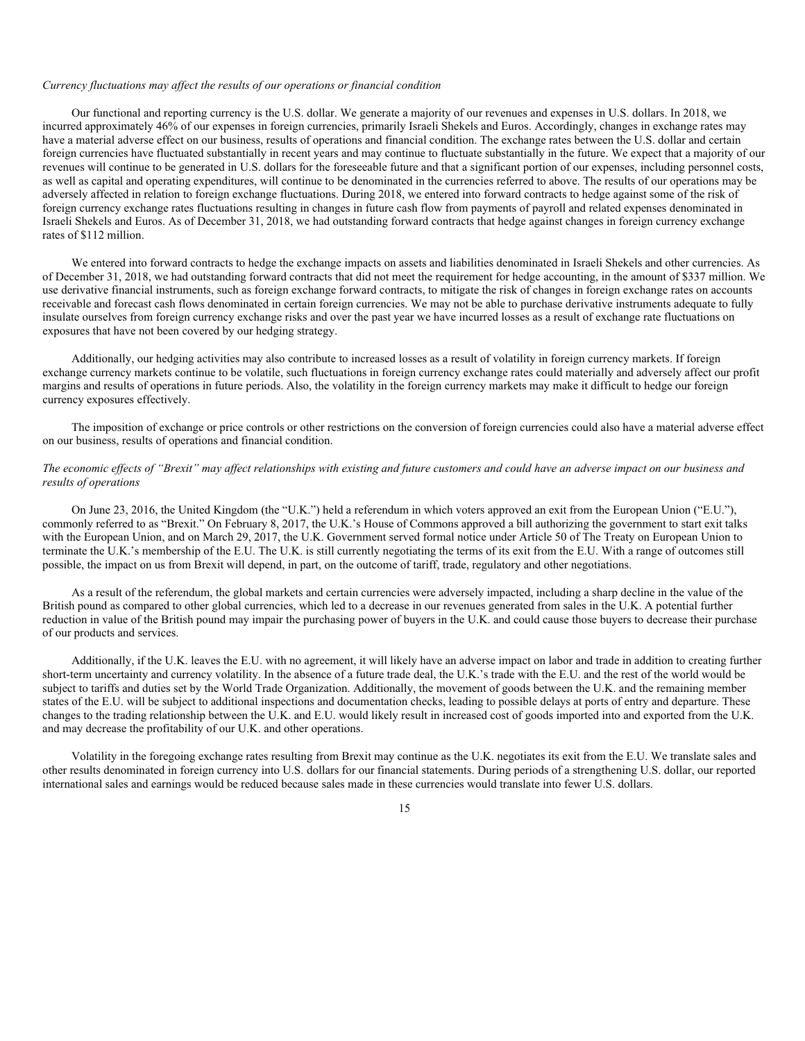*Currency fluctuations may affect the results of our operations or financial condition*

Our functional and reporting currency is the U.S. dollar. We generate a majority of our revenues and expenses in U.S. dollars. In 2018, we incurred approximately 46% of our expenses in foreign currencies, primarily Israeli Shekels and Euros. Accordingly, changes in exchange rates may have a material adverse effect on our business, results of operations and financial condition. The exchange rates between the U.S. dollar and certain foreign currencies have fluctuated substantially in recent years and may continue to fluctuate substantially in the future. We expect that a majority of our revenues will continue to be generated in U.S. dollars for the foreseeable future and that a significant portion of our expenses, including personnel costs, as well as capital and operating expenditures, will continue to be denominated in the currencies referred to above. The results of our operations may be adversely affected in relation to foreign exchange fluctuations. During 2018, we entered into forward contracts to hedge against some of the risk of foreign currency exchange rates fluctuations resulting in changes in future cash flow from payments of payroll and related expenses denominated in Israeli Shekels and Euros. As of December 31, 2018, we had outstanding forward contracts that hedge against changes in foreign currency exchange rates of $112 million.

We entered into forward contracts to hedge the exchange impacts on assets and liabilities denominated in Israeli Shekels and other currencies. As of December 31, 2018, we had outstanding forward contracts that did not meet the requirement for hedge accounting, in the amount of $337 million. We use derivative financial instruments, such as foreign exchange forward contracts, to mitigate the risk of changes in foreign exchange rates on accounts receivable and forecast cash flows denominated in certain foreign currencies. We may not be able to purchase derivative instruments adequate to fully insulate ourselves from foreign currency exchange risks and over the past year we have incurred losses as a result of exchange rate fluctuations on exposures that have not been covered by our hedging strategy.

Additionally, our hedging activities may also contribute to increased losses as a result of volatility in foreign currency markets. If foreign exchange currency markets continue to be volatile, such fluctuations in foreign currency exchange rates could materially and adversely affect our profit margins and results of operations in future periods. Also, the volatility in the foreign currency markets may make it difficult to hedge our foreign currency exposures effectively.

The imposition of exchange or price controls or other restrictions on the conversion of foreign currencies could also have a material adverse effect on our business, results of operations and financial condition.

*The economic effects of "Brexit" may affect relationships with existing and future customers and could have an adverse impact on our business and results of operations*

On June 23, 2016, the United Kingdom (the "U.K.") held a referendum in which voters approved an exit from the European Union ("E.U."), commonly referred to as "Brexit." On February 8, 2017, the U.K.'s House of Commons approved a bill authorizing the government to start exit talks with the European Union, and on March 29, 2017, the U.K. Government served formal notice under Article 50 of The Treaty on European Union to terminate the U.K.'s membership of the E.U. The U.K. is still currently negotiating the terms of its exit from the E.U. With a range of outcomes still possible, the impact on us from Brexit will depend, in part, on the outcome of tariff, trade, regulatory and other negotiations.

As a result of the referendum, the global markets and certain currencies were adversely impacted, including a sharp decline in the value of the British pound as compared to other global currencies, which led to a decrease in our revenues generated from sales in the U.K. A potential further reduction in value of the British pound may impair the purchasing power of buyers in the U.K. and could cause those buyers to decrease their purchase of our products and services.

Additionally, if the U.K. leaves the E.U. with no agreement, it will likely have an adverse impact on labor and trade in addition to creating further short-term uncertainty and currency volatility. In the absence of a future trade deal, the U.K.'s trade with the E.U. and the rest of the world would be subject to tariffs and duties set by the World Trade Organization. Additionally, the movement of goods between the U.K. and the remaining member states of the E.U. will be subject to additional inspections and documentation checks, leading to possible delays at ports of entry and departure. These changes to the trading relationship between the U.K. and E.U. would likely result in increased cost of goods imported into and exported from the U.K. and may decrease the profitability of our U.K. and other operations.

Volatility in the foregoing exchange rates resulting from Brexit may continue as the U.K. negotiates its exit from the E.U. We translate sales and other results denominated in foreign currency into U.S. dollars for our financial statements. During periods of a strengthening U.S. dollar, our reported international sales and earnings would be reduced because sales made in these currencies would translate into fewer U.S. dollars.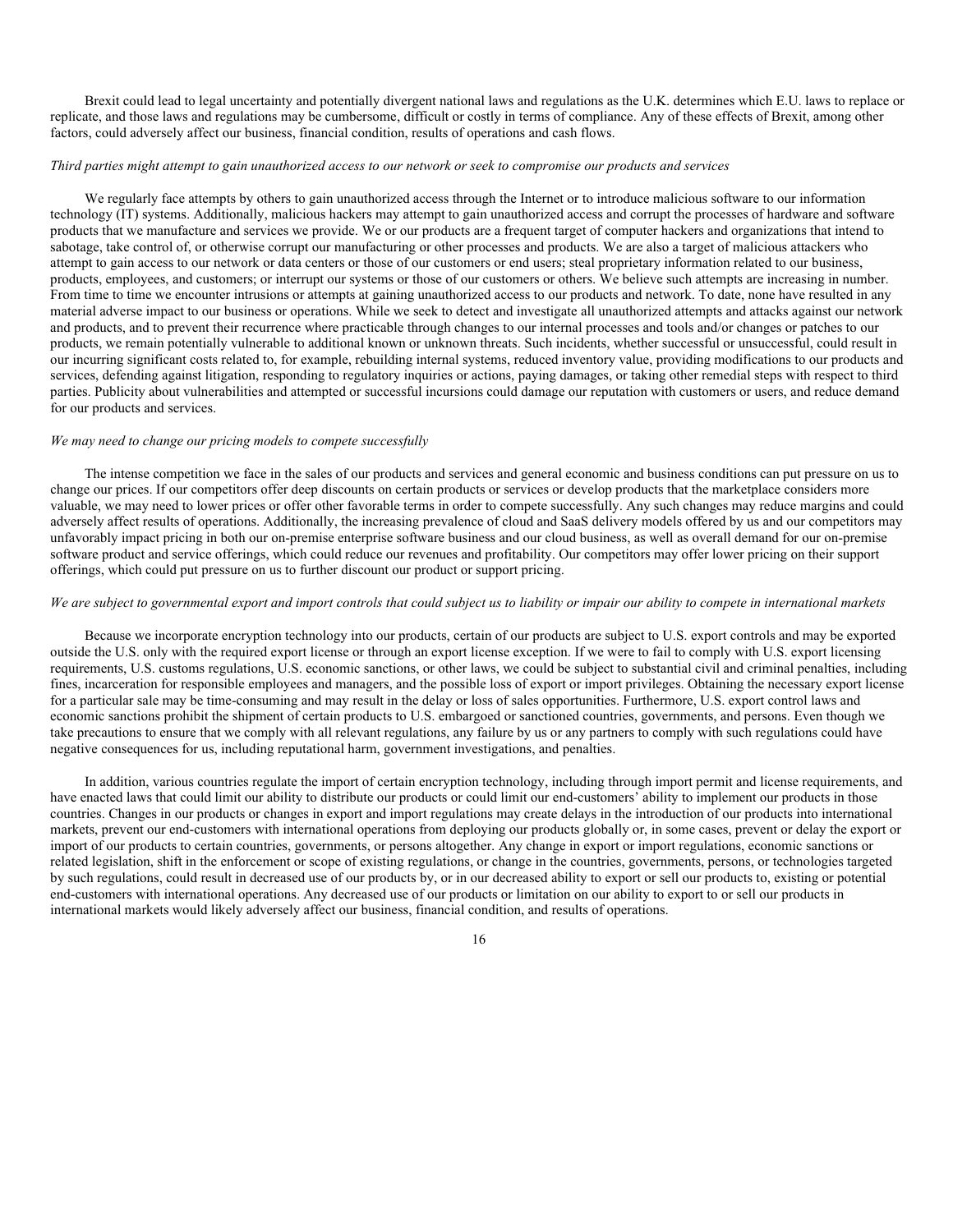Brexit could lead to legal uncertainty and potentially divergent national laws and regulations as the U.K. determines which E.U. laws to replace or replicate, and those laws and regulations may be cumbersome, difficult or costly in terms of compliance. Any of these effects of Brexit, among other factors, could adversely affect our business, financial condition, results of operations and cash flows.

*Third parties might attempt to gain unauthorized access to our network or seek to compromise our products and services*

We regularly face attempts by others to gain unauthorized access through the Internet or to introduce malicious software to our information technology (IT) systems. Additionally, malicious hackers may attempt to gain unauthorized access and corrupt the processes of hardware and software products that we manufacture and services we provide. We or our products are a frequent target of computer hackers and organizations that intend to sabotage, take control of, or otherwise corrupt our manufacturing or other processes and products. We are also a target of malicious attackers who attempt to gain access to our network or data centers or those of our customers or end users; steal proprietary information related to our business, products, employees, and customers; or interrupt our systems or those of our customers or others. We believe such attempts are increasing in number. From time to time we encounter intrusions or attempts at gaining unauthorized access to our products and network. To date, none have resulted in any material adverse impact to our business or operations. While we seek to detect and investigate all unauthorized attempts and attacks against our network and products, and to prevent their recurrence where practicable through changes to our internal processes and tools and/or changes or patches to our products, we remain potentially vulnerable to additional known or unknown threats. Such incidents, whether successful or unsuccessful, could result in our incurring significant costs related to, for example, rebuilding internal systems, reduced inventory value, providing modifications to our products and services, defending against litigation, responding to regulatory inquiries or actions, paying damages, or taking other remedial steps with respect to third parties. Publicity about vulnerabilities and attempted or successful incursions could damage our reputation with customers or users, and reduce demand for our products and services.

*We may need to change our pricing models to compete successfully*

The intense competition we face in the sales of our products and services and general economic and business conditions can put pressure on us to change our prices. If our competitors offer deep discounts on certain products or services or develop products that the marketplace considers more valuable, we may need to lower prices or offer other favorable terms in order to compete successfully. Any such changes may reduce margins and could adversely affect results of operations. Additionally, the increasing prevalence of cloud and SaaS delivery models offered by us and our competitors may unfavorably impact pricing in both our on-premise enterprise software business and our cloud business, as well as overall demand for our on-premise software product and service offerings, which could reduce our revenues and profitability. Our competitors may offer lower pricing on their support offerings, which could put pressure on us to further discount our product or support pricing.

*We are subject to governmental export and import controls that could subject us to liability or impair our ability to compete in international markets*

Because we incorporate encryption technology into our products, certain of our products are subject to U.S. export controls and may be exported outside the U.S. only with the required export license or through an export license exception. If we were to fail to comply with U.S. export licensing requirements, U.S. customs regulations, U.S. economic sanctions, or other laws, we could be subject to substantial civil and criminal penalties, including fines, incarceration for responsible employees and managers, and the possible loss of export or import privileges. Obtaining the necessary export license for a particular sale may be time-consuming and may result in the delay or loss of sales opportunities. Furthermore, U.S. export control laws and economic sanctions prohibit the shipment of certain products to U.S. embargoed or sanctioned countries, governments, and persons. Even though we take precautions to ensure that we comply with all relevant regulations, any failure by us or any partners to comply with such regulations could have negative consequences for us, including reputational harm, government investigations, and penalties.

In addition, various countries regulate the import of certain encryption technology, including through import permit and license requirements, and have enacted laws that could limit our ability to distribute our products or could limit our end-customers' ability to implement our products in those countries. Changes in our products or changes in export and import regulations may create delays in the introduction of our products into international markets, prevent our end-customers with international operations from deploying our products globally or, in some cases, prevent or delay the export or import of our products to certain countries, governments, or persons altogether. Any change in export or import regulations, economic sanctions or related legislation, shift in the enforcement or scope of existing regulations, or change in the countries, governments, persons, or technologies targeted by such regulations, could result in decreased use of our products by, or in our decreased ability to export or sell our products to, existing or potential end-customers with international operations. Any decreased use of our products or limitation on our ability to export to or sell our products in international markets would likely adversely affect our business, financial condition, and results of operations.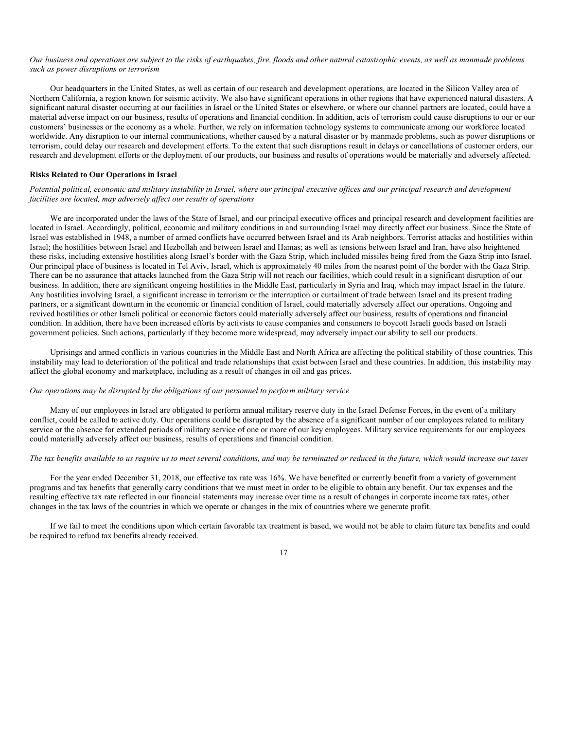*Our business and operations are subject to the risks of earthquakes, fire, floods and other natural catastrophic events, as well as manmade problems such as power disruptions or terrorism*

Our headquarters in the United States, as well as certain of our research and development operations, are located in the Silicon Valley area of Northern California, a region known for seismic activity. We also have significant operations in other regions that have experienced natural disasters. A significant natural disaster occurring at our facilities in Israel or the United States or elsewhere, or where our channel partners are located, could have a material adverse impact on our business, results of operations and financial condition. In addition, acts of terrorism could cause disruptions to our or our customers' businesses or the economy as a whole. Further, we rely on information technology systems to communicate among our workforce located worldwide. Any disruption to our internal communications, whether caused by a natural disaster or by manmade problems, such as power disruptions or terrorism, could delay our research and development efforts. To the extent that such disruptions result in delays or cancellations of customer orders, our research and development efforts or the deployment of our products, our business and results of operations would be materially and adversely affected.

**Risks Related to Our Operations in Israel**

*Potential political, economic and military instability in Israel, where our principal executive offices and our principal research and development facilities are located, may adversely affect our results of operations*

We are incorporated under the laws of the State of Israel, and our principal executive offices and principal research and development facilities are located in Israel. Accordingly, political, economic and military conditions in and surrounding Israel may directly affect our business. Since the State of Israel was established in 1948, a number of armed conflicts have occurred between Israel and its Arab neighbors. Terrorist attacks and hostilities within Israel; the hostilities between Israel and Hezbollah and between Israel and Hamas; as well as tensions between Israel and Iran, have also heightened these risks, including extensive hostilities along Israel's border with the Gaza Strip, which included missiles being fired from the Gaza Strip into Israel. Our principal place of business is located in Tel Aviv, Israel, which is approximately 40 miles from the nearest point of the border with the Gaza Strip. There can be no assurance that attacks launched from the Gaza Strip will not reach our facilities, which could result in a significant disruption of our business. In addition, there are significant ongoing hostilities in the Middle East, particularly in Syria and Iraq, which may impact Israel in the future. Any hostilities involving Israel, a significant increase in terrorism or the interruption or curtailment of trade between Israel and its present trading partners, or a significant downturn in the economic or financial condition of Israel, could materially adversely affect our operations. Ongoing and revived hostilities or other Israeli political or economic factors could materially adversely affect our business, results of operations and financial condition. In addition, there have been increased efforts by activists to cause companies and consumers to boycott Israeli goods based on Israeli government policies. Such actions, particularly if they become more widespread, may adversely impact our ability to sell our products.

Uprisings and armed conflicts in various countries in the Middle East and North Africa are affecting the political stability of those countries. This instability may lead to deterioration of the political and trade relationships that exist between Israel and these countries. In addition, this instability may affect the global economy and marketplace, including as a result of changes in oil and gas prices.

*Our operations may be disrupted by the obligations of our personnel to perform military service*

Many of our employees in Israel are obligated to perform annual military reserve duty in the Israel Defense Forces, in the event of a military conflict, could be called to active duty. Our operations could be disrupted by the absence of a significant number of our employees related to military service or the absence for extended periods of military service of one or more of our key employees. Military service requirements for our employees could materially adversely affect our business, results of operations and financial condition.

*The tax benefits available to us require us to meet several conditions, and may be terminated or reduced in the future, which would increase our taxes*

For the year ended December 31, 2018, our effective tax rate was 16%. We have benefited or currently benefit from a variety of government programs and tax benefits that generally carry conditions that we must meet in order to be eligible to obtain any benefit. Our tax expenses and the resulting effective tax rate reflected in our financial statements may increase over time as a result of changes in corporate income tax rates, other changes in the tax laws of the countries in which we operate or changes in the mix of countries where we generate profit.

If we fail to meet the conditions upon which certain favorable tax treatment is based, we would not be able to claim future tax benefits and could be required to refund tax benefits already received.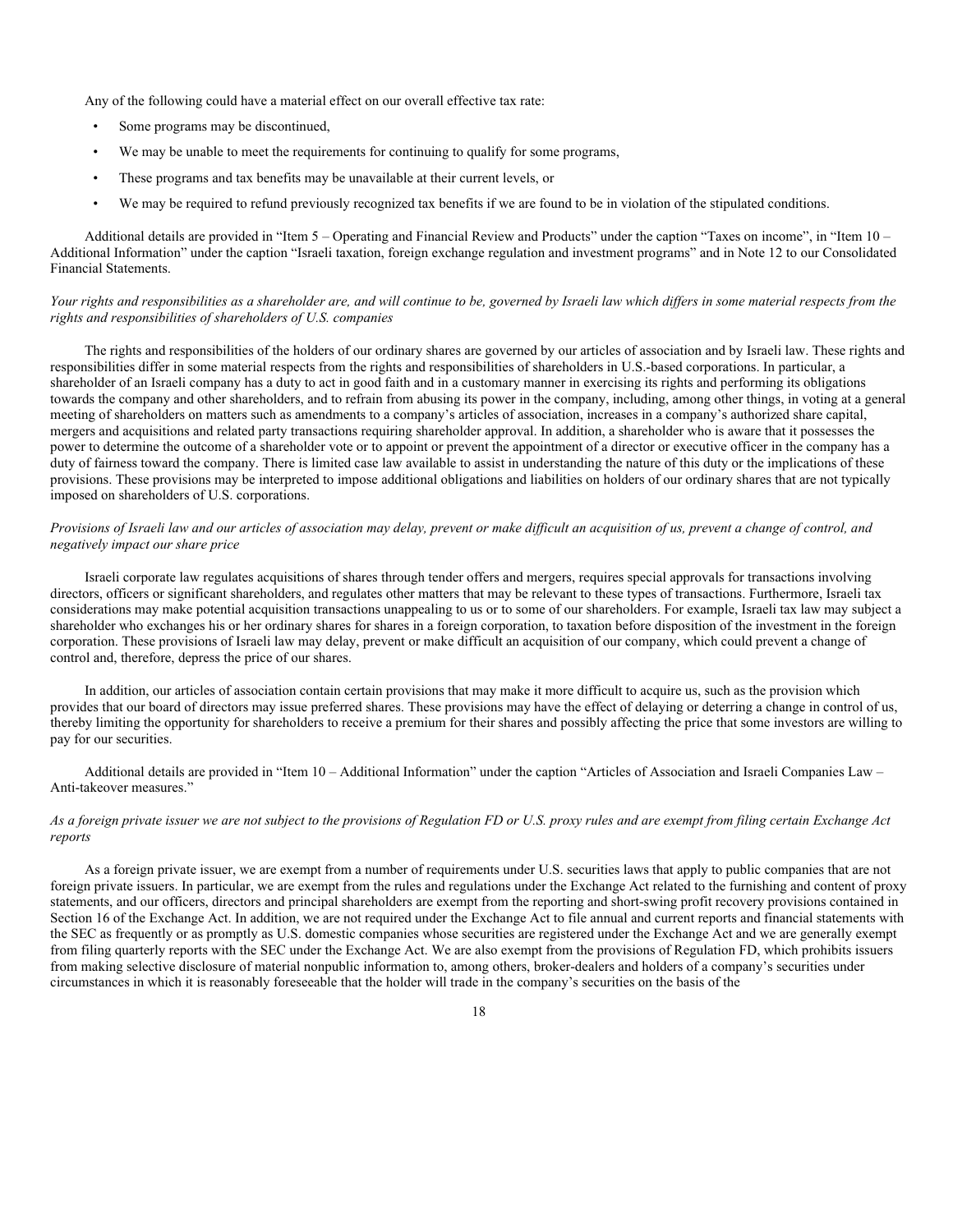Any of the following could have a material effect on our overall effective tax rate:

- Some programs may be discontinued,
- We may be unable to meet the requirements for continuing to qualify for some programs,
- These programs and tax benefits may be unavailable at their current levels, or
- We may be required to refund previously recognized tax benefits if we are found to be in violation of the stipulated conditions.

Additional details are provided in "Item 5 – Operating and Financial Review and Products" under the caption "Taxes on income", in "Item 10 – Additional Information" under the caption "Israeli taxation, foreign exchange regulation and investment programs" and in Note 12 to our Consolidated Financial Statements.

*Your rights and responsibilities as a shareholder are, and will continue to be, governed by Israeli law which differs in some material respects from the rights and responsibilities of shareholders of U.S. companies*

The rights and responsibilities of the holders of our ordinary shares are governed by our articles of association and by Israeli law. These rights and responsibilities differ in some material respects from the rights and responsibilities of shareholders in U.S.-based corporations. In particular, a shareholder of an Israeli company has a duty to act in good faith and in a customary manner in exercising its rights and performing its obligations towards the company and other shareholders, and to refrain from abusing its power in the company, including, among other things, in voting at a general meeting of shareholders on matters such as amendments to a company's articles of association, increases in a company's authorized share capital, mergers and acquisitions and related party transactions requiring shareholder approval. In addition, a shareholder who is aware that it possesses the power to determine the outcome of a shareholder vote or to appoint or prevent the appointment of a director or executive officer in the company has a duty of fairness toward the company. There is limited case law available to assist in understanding the nature of this duty or the implications of these provisions. These provisions may be interpreted to impose additional obligations and liabilities on holders of our ordinary shares that are not typically imposed on shareholders of U.S. corporations.

*Provisions of Israeli law and our articles of association may delay, prevent or make difficult an acquisition of us, prevent a change of control, and negatively impact our share price*

Israeli corporate law regulates acquisitions of shares through tender offers and mergers, requires special approvals for transactions involving directors, officers or significant shareholders, and regulates other matters that may be relevant to these types of transactions. Furthermore, Israeli tax considerations may make potential acquisition transactions unappealing to us or to some of our shareholders. For example, Israeli tax law may subject a shareholder who exchanges his or her ordinary shares for shares in a foreign corporation, to taxation before disposition of the investment in the foreign corporation. These provisions of Israeli law may delay, prevent or make difficult an acquisition of our company, which could prevent a change of control and, therefore, depress the price of our shares.

In addition, our articles of association contain certain provisions that may make it more difficult to acquire us, such as the provision which provides that our board of directors may issue preferred shares. These provisions may have the effect of delaying or deterring a change in control of us, thereby limiting the opportunity for shareholders to receive a premium for their shares and possibly affecting the price that some investors are willing to pay for our securities.

Additional details are provided in "Item 10 – Additional Information" under the caption "Articles of Association and Israeli Companies Law – Anti-takeover measures."

*As a foreign private issuer we are not subject to the provisions of Regulation FD or U.S. proxy rules and are exempt from filing certain Exchange Act reports*

As a foreign private issuer, we are exempt from a number of requirements under U.S. securities laws that apply to public companies that are not foreign private issuers. In particular, we are exempt from the rules and regulations under the Exchange Act related to the furnishing and content of proxy statements, and our officers, directors and principal shareholders are exempt from the reporting and short-swing profit recovery provisions contained in Section 16 of the Exchange Act. In addition, we are not required under the Exchange Act to file annual and current reports and financial statements with the SEC as frequently or as promptly as U.S. domestic companies whose securities are registered under the Exchange Act and we are generally exempt from filing quarterly reports with the SEC under the Exchange Act. We are also exempt from the provisions of Regulation FD, which prohibits issuers from making selective disclosure of material nonpublic information to, among others, broker-dealers and holders of a company's securities under circumstances in which it is reasonably foreseeable that the holder will trade in the company's securities on the basis of the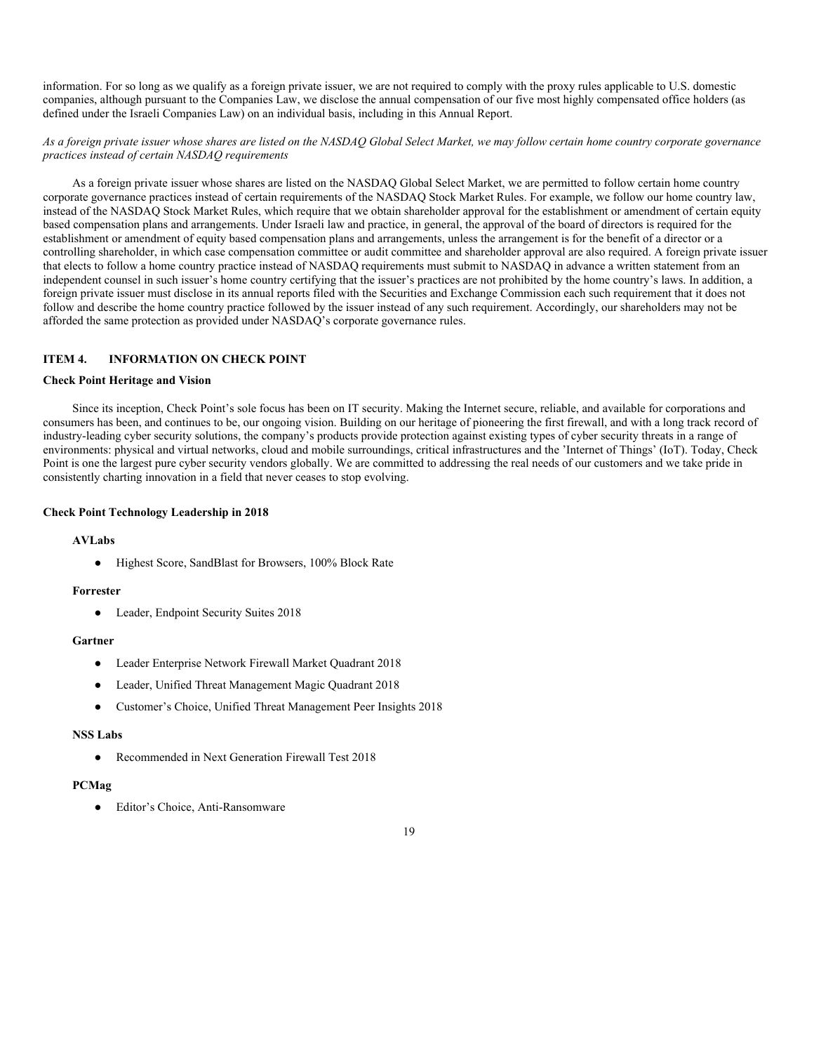information. For so long as we qualify as a foreign private issuer, we are not required to comply with the proxy rules applicable to U.S. domestic companies, although pursuant to the Companies Law, we disclose the annual compensation of our five most highly compensated office holders (as defined under the Israeli Companies Law) on an individual basis, including in this Annual Report.

*As a foreign private issuer whose shares are listed on the NASDAQ Global Select Market, we may follow certain home country corporate governance practices instead of certain NASDAQ requirements*

As a foreign private issuer whose shares are listed on the NASDAQ Global Select Market, we are permitted to follow certain home country corporate governance practices instead of certain requirements of the NASDAQ Stock Market Rules. For example, we follow our home country law, instead of the NASDAQ Stock Market Rules, which require that we obtain shareholder approval for the establishment or amendment of certain equity based compensation plans and arrangements. Under Israeli law and practice, in general, the approval of the board of directors is required for the establishment or amendment of equity based compensation plans and arrangements, unless the arrangement is for the benefit of a director or a controlling shareholder, in which case compensation committee or audit committee and shareholder approval are also required. A foreign private issuer that elects to follow a home country practice instead of NASDAQ requirements must submit to NASDAQ in advance a written statement from an independent counsel in such issuer's home country certifying that the issuer's practices are not prohibited by the home country's laws. In addition, a foreign private issuer must disclose in its annual reports filed with the Securities and Exchange Commission each such requirement that it does not follow and describe the home country practice followed by the issuer instead of any such requirement. Accordingly, our shareholders may not be afforded the same protection as provided under NASDAQ's corporate governance rules.

## ITEM 4. INFORMATION ON CHECK POINT

### Check Point Heritage and Vision

Since its inception, Check Point's sole focus has been on IT security. Making the Internet secure, reliable, and available for corporations and consumers has been, and continues to be, our ongoing vision. Building on our heritage of pioneering the first firewall, and with a long track record of industry-leading cyber security solutions, the company's products provide protection against existing types of cyber security threats in a range of environments: physical and virtual networks, cloud and mobile surroundings, critical infrastructures and the 'Internet of Things' (IoT). Today, Check Point is one the largest pure cyber security vendors globally. We are committed to addressing the real needs of our customers and we take pride in consistently charting innovation in a field that never ceases to stop evolving.

### Check Point Technology Leadership in 2018

**AVLabs**

- Highest Score, SandBlast for Browsers, 100% Block Rate

**Forrester**

- Leader, Endpoint Security Suites 2018

**Gartner**

- Leader Enterprise Network Firewall Market Quadrant 2018
- Leader, Unified Threat Management Magic Quadrant 2018
- Customer's Choice, Unified Threat Management Peer Insights 2018

**NSS Labs**

- Recommended in Next Generation Firewall Test 2018

**PCMag**

- Editor's Choice, Anti-Ransomware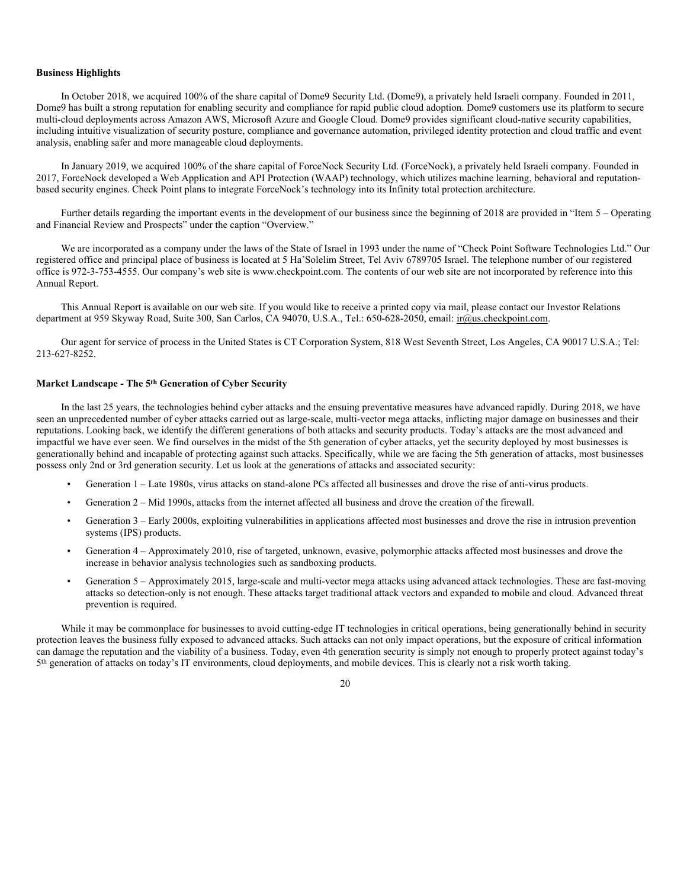**Business Highlights**

In October 2018, we acquired 100% of the share capital of Dome9 Security Ltd. (Dome9), a privately held Israeli company. Founded in 2011, Dome9 has built a strong reputation for enabling security and compliance for rapid public cloud adoption. Dome9 customers use its platform to secure multi-cloud deployments across Amazon AWS, Microsoft Azure and Google Cloud. Dome9 provides significant cloud-native security capabilities, including intuitive visualization of security posture, compliance and governance automation, privileged identity protection and cloud traffic and event analysis, enabling safer and more manageable cloud deployments.

In January 2019, we acquired 100% of the share capital of ForceNock Security Ltd. (ForceNock), a privately held Israeli company. Founded in 2017, ForceNock developed a Web Application and API Protection (WAAP) technology, which utilizes machine learning, behavioral and reputation-based security engines. Check Point plans to integrate ForceNock's technology into its Infinity total protection architecture.

Further details regarding the important events in the development of our business since the beginning of 2018 are provided in "Item 5 – Operating and Financial Review and Prospects" under the caption "Overview."

We are incorporated as a company under the laws of the State of Israel in 1993 under the name of "Check Point Software Technologies Ltd." Our registered office and principal place of business is located at 5 Ha'Solelim Street, Tel Aviv 6789705 Israel. The telephone number of our registered office is 972-3-753-4555. Our company's web site is www.checkpoint.com. The contents of our web site are not incorporated by reference into this Annual Report.

This Annual Report is available on our web site. If you would like to receive a printed copy via mail, please contact our Investor Relations department at 959 Skyway Road, Suite 300, San Carlos, CA 94070, U.S.A., Tel.: 650-628-2050, email: ir@us.checkpoint.com.

Our agent for service of process in the United States is CT Corporation System, 818 West Seventh Street, Los Angeles, CA 90017 U.S.A.; Tel: 213-627-8252.

**Market Landscape - The 5th Generation of Cyber Security**

In the last 25 years, the technologies behind cyber attacks and the ensuing preventative measures have advanced rapidly. During 2018, we have seen an unprecedented number of cyber attacks carried out as large-scale, multi-vector mega attacks, inflicting major damage on businesses and their reputations. Looking back, we identify the different generations of both attacks and security products. Today's attacks are the most advanced and impactful we have ever seen. We find ourselves in the midst of the 5th generation of cyber attacks, yet the security deployed by most businesses is generationally behind and incapable of protecting against such attacks. Specifically, while we are facing the 5th generation of attacks, most businesses possess only 2nd or 3rd generation security. Let us look at the generations of attacks and associated security:

- Generation 1 – Late 1980s, virus attacks on stand-alone PCs affected all businesses and drove the rise of anti-virus products.
- Generation 2 – Mid 1990s, attacks from the internet affected all business and drove the creation of the firewall.
- Generation 3 – Early 2000s, exploiting vulnerabilities in applications affected most businesses and drove the rise in intrusion prevention systems (IPS) products.
- Generation 4 – Approximately 2010, rise of targeted, unknown, evasive, polymorphic attacks affected most businesses and drove the increase in behavior analysis technologies such as sandboxing products.
- Generation 5 – Approximately 2015, large-scale and multi-vector mega attacks using advanced attack technologies. These are fast-moving attacks so detection-only is not enough. These attacks target traditional attack vectors and expanded to mobile and cloud. Advanced threat prevention is required.

While it may be commonplace for businesses to avoid cutting-edge IT technologies in critical operations, being generationally behind in security protection leaves the business fully exposed to advanced attacks. Such attacks can not only impact operations, but the exposure of critical information can damage the reputation and the viability of a business. Today, even 4th generation security is simply not enough to properly protect against today's 5th generation of attacks on today's IT environments, cloud deployments, and mobile devices. This is clearly not a risk worth taking.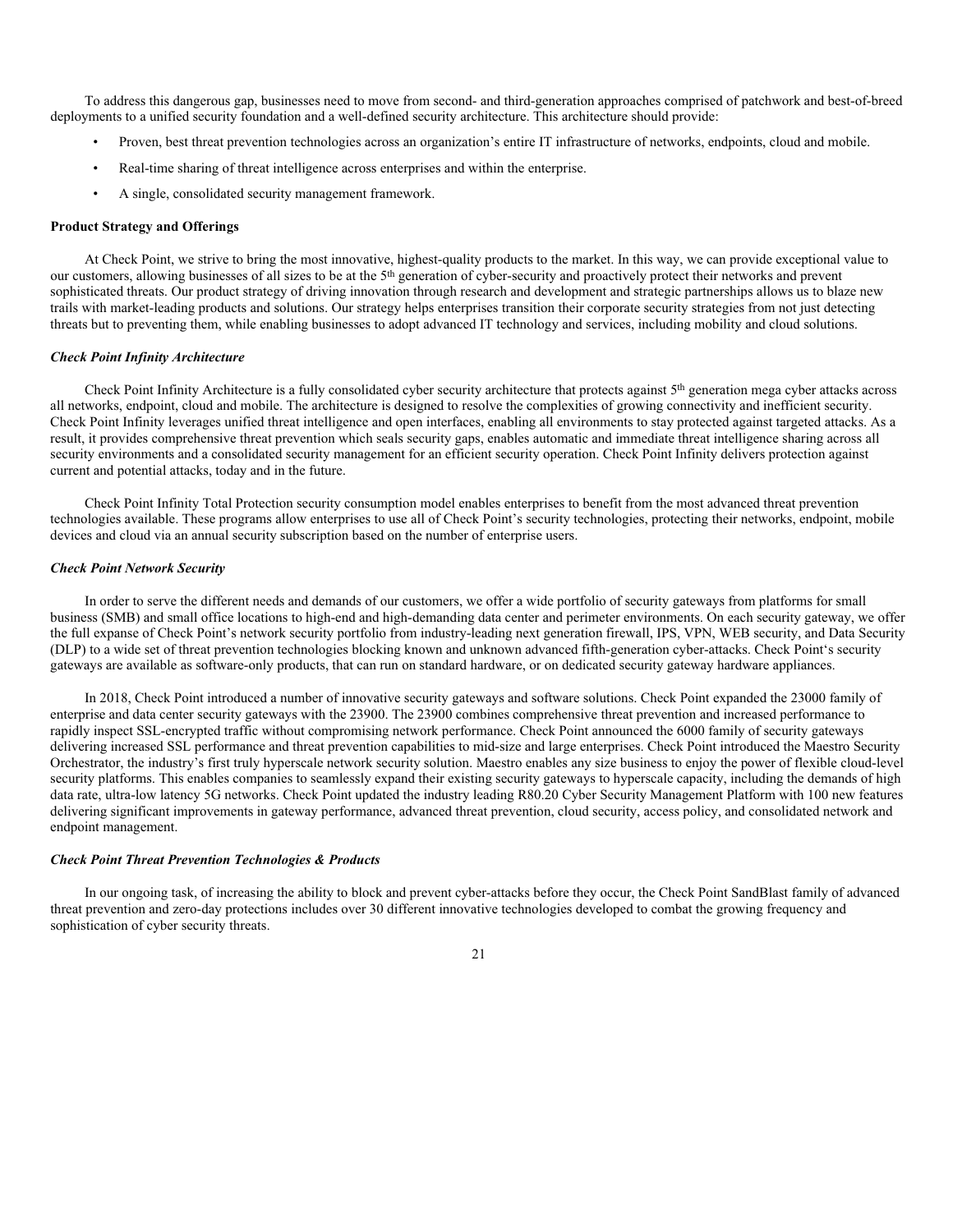To address this dangerous gap, businesses need to move from second- and third-generation approaches comprised of patchwork and best-of-breed deployments to a unified security foundation and a well-defined security architecture. This architecture should provide:

- Proven, best threat prevention technologies across an organization's entire IT infrastructure of networks, endpoints, cloud and mobile.
- Real-time sharing of threat intelligence across enterprises and within the enterprise.
- A single, consolidated security management framework.

**Product Strategy and Offerings**

At Check Point, we strive to bring the most innovative, highest-quality products to the market. In this way, we can provide exceptional value to our customers, allowing businesses of all sizes to be at the 5th generation of cyber-security and proactively protect their networks and prevent sophisticated threats. Our product strategy of driving innovation through research and development and strategic partnerships allows us to blaze new trails with market-leading products and solutions. Our strategy helps enterprises transition their corporate security strategies from not just detecting threats but to preventing them, while enabling businesses to adopt advanced IT technology and services, including mobility and cloud solutions.

***Check Point Infinity Architecture***

Check Point Infinity Architecture is a fully consolidated cyber security architecture that protects against 5th generation mega cyber attacks across all networks, endpoint, cloud and mobile. The architecture is designed to resolve the complexities of growing connectivity and inefficient security. Check Point Infinity leverages unified threat intelligence and open interfaces, enabling all environments to stay protected against targeted attacks. As a result, it provides comprehensive threat prevention which seals security gaps, enables automatic and immediate threat intelligence sharing across all security environments and a consolidated security management for an efficient security operation. Check Point Infinity delivers protection against current and potential attacks, today and in the future.

Check Point Infinity Total Protection security consumption model enables enterprises to benefit from the most advanced threat prevention technologies available. These programs allow enterprises to use all of Check Point's security technologies, protecting their networks, endpoint, mobile devices and cloud via an annual security subscription based on the number of enterprise users.

***Check Point Network Security***

In order to serve the different needs and demands of our customers, we offer a wide portfolio of security gateways from platforms for small business (SMB) and small office locations to high-end and high-demanding data center and perimeter environments. On each security gateway, we offer the full expanse of Check Point's network security portfolio from industry-leading next generation firewall, IPS, VPN, WEB security, and Data Security (DLP) to a wide set of threat prevention technologies blocking known and unknown advanced fifth-generation cyber-attacks. Check Point's security gateways are available as software-only products, that can run on standard hardware, or on dedicated security gateway hardware appliances.

In 2018, Check Point introduced a number of innovative security gateways and software solutions. Check Point expanded the 23000 family of enterprise and data center security gateways with the 23900. The 23900 combines comprehensive threat prevention and increased performance to rapidly inspect SSL-encrypted traffic without compromising network performance. Check Point announced the 6000 family of security gateways delivering increased SSL performance and threat prevention capabilities to mid-size and large enterprises. Check Point introduced the Maestro Security Orchestrator, the industry's first truly hyperscale network security solution. Maestro enables any size business to enjoy the power of flexible cloud-level security platforms. This enables companies to seamlessly expand their existing security gateways to hyperscale capacity, including the demands of high data rate, ultra-low latency 5G networks. Check Point updated the industry leading R80.20 Cyber Security Management Platform with 100 new features delivering significant improvements in gateway performance, advanced threat prevention, cloud security, access policy, and consolidated network and endpoint management.

***Check Point Threat Prevention Technologies & Products***

In our ongoing task, of increasing the ability to block and prevent cyber-attacks before they occur, the Check Point SandBlast family of advanced threat prevention and zero-day protections includes over 30 different innovative technologies developed to combat the growing frequency and sophistication of cyber security threats.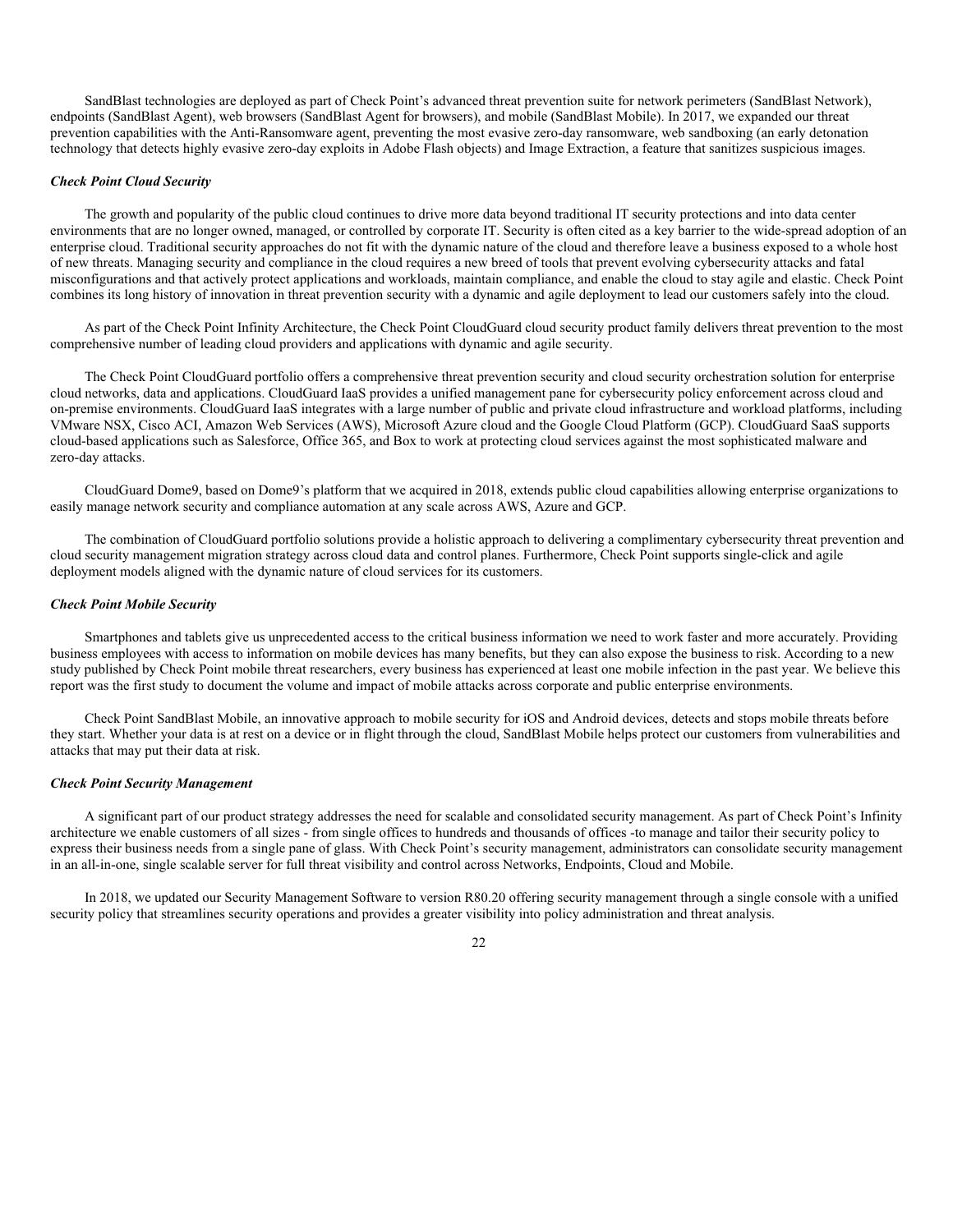SandBlast technologies are deployed as part of Check Point's advanced threat prevention suite for network perimeters (SandBlast Network), endpoints (SandBlast Agent), web browsers (SandBlast Agent for browsers), and mobile (SandBlast Mobile). In 2017, we expanded our threat prevention capabilities with the Anti-Ransomware agent, preventing the most evasive zero-day ransomware, web sandboxing (an early detonation technology that detects highly evasive zero-day exploits in Adobe Flash objects) and Image Extraction, a feature that sanitizes suspicious images.

***Check Point Cloud Security***

The growth and popularity of the public cloud continues to drive more data beyond traditional IT security protections and into data center environments that are no longer owned, managed, or controlled by corporate IT. Security is often cited as a key barrier to the wide-spread adoption of an enterprise cloud. Traditional security approaches do not fit with the dynamic nature of the cloud and therefore leave a business exposed to a whole host of new threats. Managing security and compliance in the cloud requires a new breed of tools that prevent evolving cybersecurity attacks and fatal misconfigurations and that actively protect applications and workloads, maintain compliance, and enable the cloud to stay agile and elastic. Check Point combines its long history of innovation in threat prevention security with a dynamic and agile deployment to lead our customers safely into the cloud.

As part of the Check Point Infinity Architecture, the Check Point CloudGuard cloud security product family delivers threat prevention to the most comprehensive number of leading cloud providers and applications with dynamic and agile security.

The Check Point CloudGuard portfolio offers a comprehensive threat prevention security and cloud security orchestration solution for enterprise cloud networks, data and applications. CloudGuard IaaS provides a unified management pane for cybersecurity policy enforcement across cloud and on-premise environments. CloudGuard IaaS integrates with a large number of public and private cloud infrastructure and workload platforms, including VMware NSX, Cisco ACI, Amazon Web Services (AWS), Microsoft Azure cloud and the Google Cloud Platform (GCP). CloudGuard SaaS supports cloud-based applications such as Salesforce, Office 365, and Box to work at protecting cloud services against the most sophisticated malware and zero-day attacks.

CloudGuard Dome9, based on Dome9's platform that we acquired in 2018, extends public cloud capabilities allowing enterprise organizations to easily manage network security and compliance automation at any scale across AWS, Azure and GCP.

The combination of CloudGuard portfolio solutions provide a holistic approach to delivering a complimentary cybersecurity threat prevention and cloud security management migration strategy across cloud data and control planes. Furthermore, Check Point supports single-click and agile deployment models aligned with the dynamic nature of cloud services for its customers.

***Check Point Mobile Security***

Smartphones and tablets give us unprecedented access to the critical business information we need to work faster and more accurately. Providing business employees with access to information on mobile devices has many benefits, but they can also expose the business to risk. According to a new study published by Check Point mobile threat researchers, every business has experienced at least one mobile infection in the past year. We believe this report was the first study to document the volume and impact of mobile attacks across corporate and public enterprise environments.

Check Point SandBlast Mobile, an innovative approach to mobile security for iOS and Android devices, detects and stops mobile threats before they start. Whether your data is at rest on a device or in flight through the cloud, SandBlast Mobile helps protect our customers from vulnerabilities and attacks that may put their data at risk.

***Check Point Security Management***

A significant part of our product strategy addresses the need for scalable and consolidated security management. As part of Check Point's Infinity architecture we enable customers of all sizes - from single offices to hundreds and thousands of offices -to manage and tailor their security policy to express their business needs from a single pane of glass. With Check Point's security management, administrators can consolidate security management in an all-in-one, single scalable server for full threat visibility and control across Networks, Endpoints, Cloud and Mobile.

In 2018, we updated our Security Management Software to version R80.20 offering security management through a single console with a unified security policy that streamlines security operations and provides a greater visibility into policy administration and threat analysis.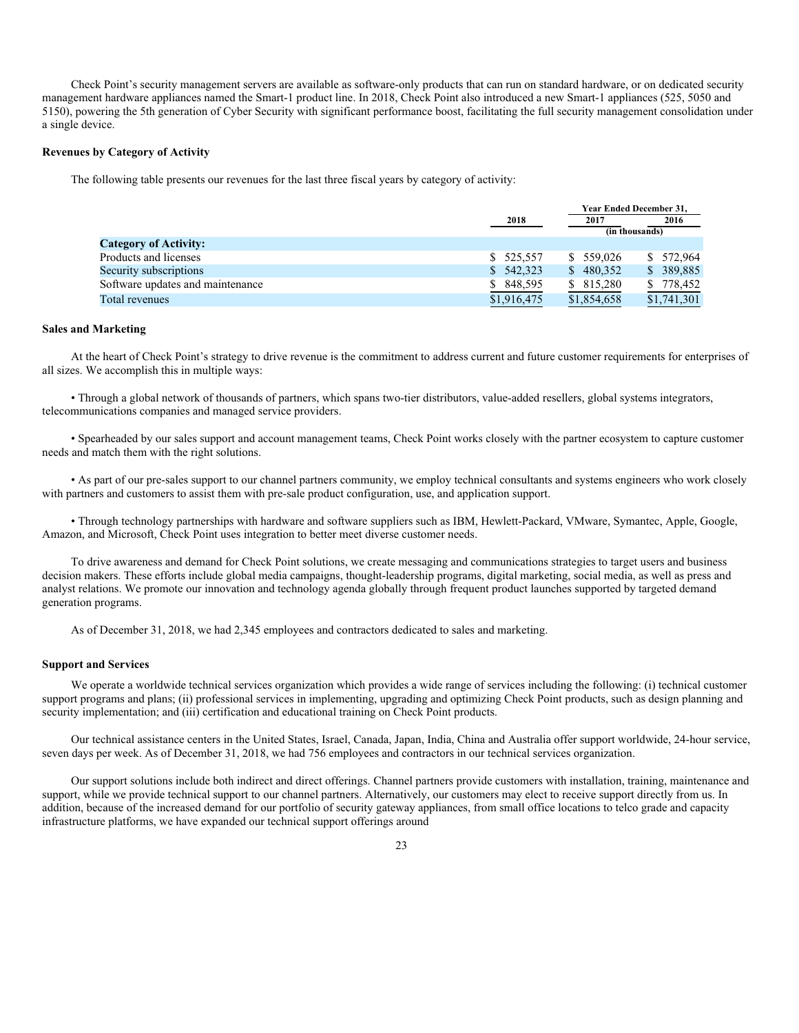Check Point's security management servers are available as software-only products that can run on standard hardware, or on dedicated security management hardware appliances named the Smart-1 product line. In 2018, Check Point also introduced a new Smart-1 appliances (525, 5050 and 5150), powering the 5th generation of Cyber Security with significant performance boost, facilitating the full security management consolidation under a single device.

**Revenues by Category of Activity**

The following table presents our revenues for the last three fiscal years by category of activity:

| | Year Ended December 31, | | |
|---|---|---|---|
| | 2018 | 2017 | 2016 |
| | (in thousands) | | |
| **Category of Activity:** | | | |
| Products and licenses | $ 525,557 | $ 559,026 | $ 572,964 |
| Security subscriptions | $ 542,323 | $ 480,352 | $ 389,885 |
| Software updates and maintenance | $ 848,595 | $ 815,280 | $ 778,452 |
| Total revenues | $1,916,475 | $1,854,658 | $1,741,301 |

**Sales and Marketing**

At the heart of Check Point's strategy to drive revenue is the commitment to address current and future customer requirements for enterprises of all sizes. We accomplish this in multiple ways:

• Through a global network of thousands of partners, which spans two-tier distributors, value-added resellers, global systems integrators, telecommunications companies and managed service providers.

• Spearheaded by our sales support and account management teams, Check Point works closely with the partner ecosystem to capture customer needs and match them with the right solutions.

• As part of our pre-sales support to our channel partners community, we employ technical consultants and systems engineers who work closely with partners and customers to assist them with pre-sale product configuration, use, and application support.

• Through technology partnerships with hardware and software suppliers such as IBM, Hewlett-Packard, VMware, Symantec, Apple, Google, Amazon, and Microsoft, Check Point uses integration to better meet diverse customer needs.

To drive awareness and demand for Check Point solutions, we create messaging and communications strategies to target users and business decision makers. These efforts include global media campaigns, thought-leadership programs, digital marketing, social media, as well as press and analyst relations. We promote our innovation and technology agenda globally through frequent product launches supported by targeted demand generation programs.

As of December 31, 2018, we had 2,345 employees and contractors dedicated to sales and marketing.

**Support and Services**

We operate a worldwide technical services organization which provides a wide range of services including the following: (i) technical customer support programs and plans; (ii) professional services in implementing, upgrading and optimizing Check Point products, such as design planning and security implementation; and (iii) certification and educational training on Check Point products.

Our technical assistance centers in the United States, Israel, Canada, Japan, India, China and Australia offer support worldwide, 24-hour service, seven days per week. As of December 31, 2018, we had 756 employees and contractors in our technical services organization.

Our support solutions include both indirect and direct offerings. Channel partners provide customers with installation, training, maintenance and support, while we provide technical support to our channel partners. Alternatively, our customers may elect to receive support directly from us. In addition, because of the increased demand for our portfolio of security gateway appliances, from small office locations to telco grade and capacity infrastructure platforms, we have expanded our technical support offerings around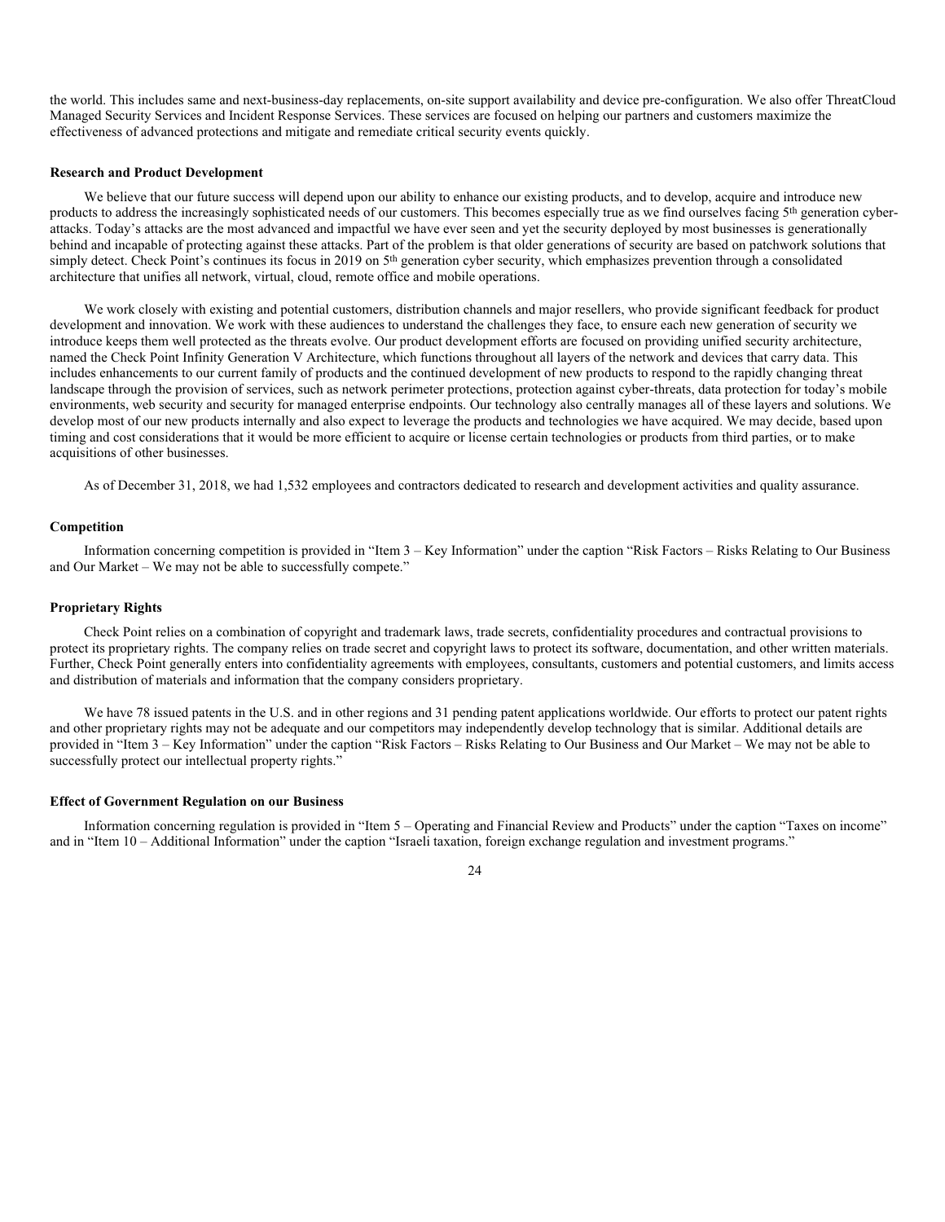the world. This includes same and next-business-day replacements, on-site support availability and device pre-configuration. We also offer ThreatCloud Managed Security Services and Incident Response Services. These services are focused on helping our partners and customers maximize the effectiveness of advanced protections and mitigate and remediate critical security events quickly.

**Research and Product Development**

We believe that our future success will depend upon our ability to enhance our existing products, and to develop, acquire and introduce new products to address the increasingly sophisticated needs of our customers. This becomes especially true as we find ourselves facing 5th generation cyber-attacks. Today's attacks are the most advanced and impactful we have ever seen and yet the security deployed by most businesses is generationally behind and incapable of protecting against these attacks. Part of the problem is that older generations of security are based on patchwork solutions that simply detect. Check Point's continues its focus in 2019 on 5th generation cyber security, which emphasizes prevention through a consolidated architecture that unifies all network, virtual, cloud, remote office and mobile operations.

We work closely with existing and potential customers, distribution channels and major resellers, who provide significant feedback for product development and innovation. We work with these audiences to understand the challenges they face, to ensure each new generation of security we introduce keeps them well protected as the threats evolve. Our product development efforts are focused on providing unified security architecture, named the Check Point Infinity Generation V Architecture, which functions throughout all layers of the network and devices that carry data. This includes enhancements to our current family of products and the continued development of new products to respond to the rapidly changing threat landscape through the provision of services, such as network perimeter protections, protection against cyber-threats, data protection for today's mobile environments, web security and security for managed enterprise endpoints. Our technology also centrally manages all of these layers and solutions. We develop most of our new products internally and also expect to leverage the products and technologies we have acquired. We may decide, based upon timing and cost considerations that it would be more efficient to acquire or license certain technologies or products from third parties, or to make acquisitions of other businesses.

As of December 31, 2018, we had 1,532 employees and contractors dedicated to research and development activities and quality assurance.

**Competition**

Information concerning competition is provided in "Item 3 – Key Information" under the caption "Risk Factors – Risks Relating to Our Business and Our Market – We may not be able to successfully compete."

**Proprietary Rights**

Check Point relies on a combination of copyright and trademark laws, trade secrets, confidentiality procedures and contractual provisions to protect its proprietary rights. The company relies on trade secret and copyright laws to protect its software, documentation, and other written materials. Further, Check Point generally enters into confidentiality agreements with employees, consultants, customers and potential customers, and limits access and distribution of materials and information that the company considers proprietary.

We have 78 issued patents in the U.S. and in other regions and 31 pending patent applications worldwide. Our efforts to protect our patent rights and other proprietary rights may not be adequate and our competitors may independently develop technology that is similar. Additional details are provided in "Item 3 – Key Information" under the caption "Risk Factors – Risks Relating to Our Business and Our Market – We may not be able to successfully protect our intellectual property rights."

**Effect of Government Regulation on our Business**

Information concerning regulation is provided in "Item 5 – Operating and Financial Review and Products" under the caption "Taxes on income" and in "Item 10 – Additional Information" under the caption "Israeli taxation, foreign exchange regulation and investment programs."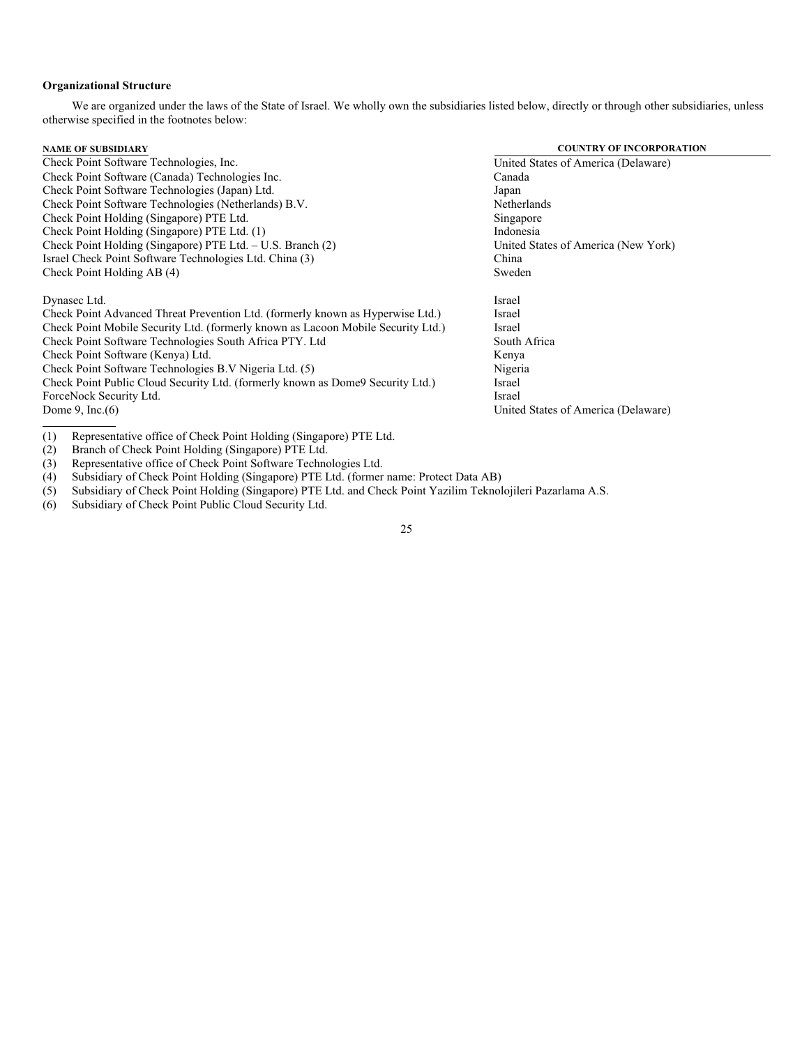**Organizational Structure**

We are organized under the laws of the State of Israel. We wholly own the subsidiaries listed below, directly or through other subsidiaries, unless otherwise specified in the footnotes below:

| NAME OF SUBSIDIARY | COUNTRY OF INCORPORATION |
|---|---|
| Check Point Software Technologies, Inc. | United States of America (Delaware) |
| Check Point Software (Canada) Technologies Inc. | Canada |
| Check Point Software Technologies (Japan) Ltd. | Japan |
| Check Point Software Technologies (Netherlands) B.V. | Netherlands |
| Check Point Holding (Singapore) PTE Ltd. | Singapore |
| Check Point Holding (Singapore) PTE Ltd. (1) | Indonesia |
| Check Point Holding (Singapore) PTE Ltd. – U.S. Branch (2) | United States of America (New York) |
| Israel Check Point Software Technologies Ltd. China (3) | China |
| Check Point Holding AB (4) | Sweden |
| | |
| Dynasec Ltd. | Israel |
| Check Point Advanced Threat Prevention Ltd. (formerly known as Hyperwise Ltd.) | Israel |
| Check Point Mobile Security Ltd. (formerly known as Lacoon Mobile Security Ltd.) | Israel |
| Check Point Software Technologies South Africa PTY. Ltd | South Africa |
| Check Point Software (Kenya) Ltd. | Kenya |
| Check Point Software Technologies B.V Nigeria Ltd. (5) | Nigeria |
| Check Point Public Cloud Security Ltd. (formerly known as Dome9 Security Ltd.) | Israel |
| ForceNock Security Ltd. | Israel |
| Dome 9, Inc.(6) | United States of America (Delaware) |

(1) Representative office of Check Point Holding (Singapore) PTE Ltd.
(2) Branch of Check Point Holding (Singapore) PTE Ltd.
(3) Representative office of Check Point Software Technologies Ltd.
(4) Subsidiary of Check Point Holding (Singapore) PTE Ltd. (former name: Protect Data AB)
(5) Subsidiary of Check Point Holding (Singapore) PTE Ltd. and Check Point Yazilim Teknolojileri Pazarlama A.S.
(6) Subsidiary of Check Point Public Cloud Security Ltd.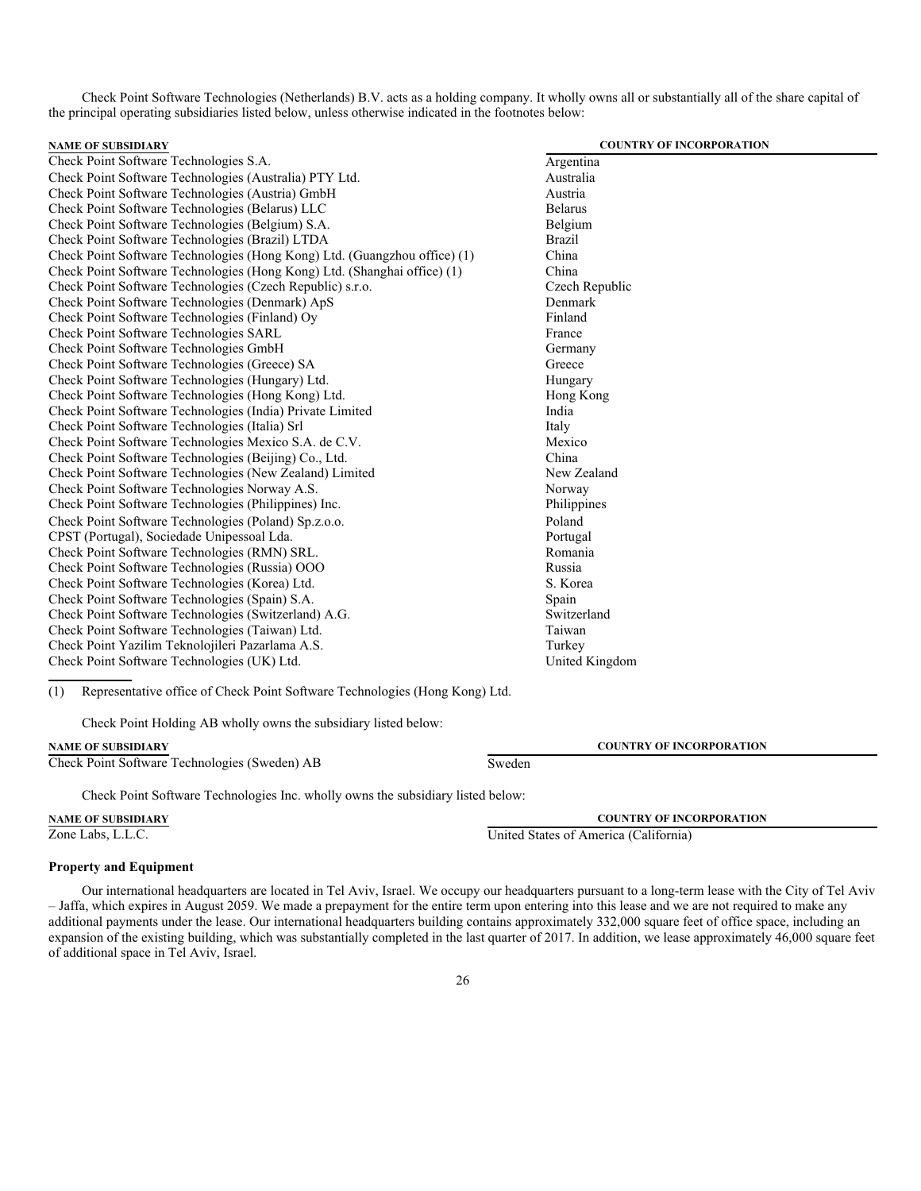Check Point Software Technologies (Netherlands) B.V. acts as a holding company. It wholly owns all or substantially all of the share capital of the principal operating subsidiaries listed below, unless otherwise indicated in the footnotes below:

| NAME OF SUBSIDIARY | COUNTRY OF INCORPORATION |
|---|---|
| Check Point Software Technologies S.A. | Argentina |
| Check Point Software Technologies (Australia) PTY Ltd. | Australia |
| Check Point Software Technologies (Austria) GmbH | Austria |
| Check Point Software Technologies (Belarus) LLC | Belarus |
| Check Point Software Technologies (Belgium) S.A. | Belgium |
| Check Point Software Technologies (Brazil) LTDA | Brazil |
| Check Point Software Technologies (Hong Kong) Ltd. (Guangzhou office) (1) | China |
| Check Point Software Technologies (Hong Kong) Ltd. (Shanghai office) (1) | China |
| Check Point Software Technologies (Czech Republic) s.r.o. | Czech Republic |
| Check Point Software Technologies (Denmark) ApS | Denmark |
| Check Point Software Technologies (Finland) Oy | Finland |
| Check Point Software Technologies SARL | France |
| Check Point Software Technologies GmbH | Germany |
| Check Point Software Technologies (Greece) SA | Greece |
| Check Point Software Technologies (Hungary) Ltd. | Hungary |
| Check Point Software Technologies (Hong Kong) Ltd. | Hong Kong |
| Check Point Software Technologies (India) Private Limited | India |
| Check Point Software Technologies (Italia) Srl | Italy |
| Check Point Software Technologies Mexico S.A. de C.V. | Mexico |
| Check Point Software Technologies (Beijing) Co., Ltd. | China |
| Check Point Software Technologies (New Zealand) Limited | New Zealand |
| Check Point Software Technologies Norway A.S. | Norway |
| Check Point Software Technologies (Philippines) Inc. | Philippines |
| Check Point Software Technologies (Poland) Sp.z.o.o. | Poland |
| CPST (Portugal), Sociedade Unipessoal Lda. | Portugal |
| Check Point Software Technologies (RMN) SRL. | Romania |
| Check Point Software Technologies (Russia) OOO | Russia |
| Check Point Software Technologies (Korea) Ltd. | S. Korea |
| Check Point Software Technologies (Spain) S.A. | Spain |
| Check Point Software Technologies (Switzerland) A.G. | Switzerland |
| Check Point Software Technologies (Taiwan) Ltd. | Taiwan |
| Check Point Yazilim Teknolojileri Pazarlama A.S. | Turkey |
| Check Point Software Technologies (UK) Ltd. | United Kingdom |

(1) Representative office of Check Point Software Technologies (Hong Kong) Ltd.

Check Point Holding AB wholly owns the subsidiary listed below:

| NAME OF SUBSIDIARY | COUNTRY OF INCORPORATION |
|---|---|
| Check Point Software Technologies (Sweden) AB | Sweden |

Check Point Software Technologies Inc. wholly owns the subsidiary listed below:

| NAME OF SUBSIDIARY | COUNTRY OF INCORPORATION |
|---|---|
| Zone Labs, L.L.C. | United States of America (California) |

**Property and Equipment**

Our international headquarters are located in Tel Aviv, Israel. We occupy our headquarters pursuant to a long-term lease with the City of Tel Aviv – Jaffa, which expires in August 2059. We made a prepayment for the entire term upon entering into this lease and we are not required to make any additional payments under the lease. Our international headquarters building contains approximately 332,000 square feet of office space, including an expansion of the existing building, which was substantially completed in the last quarter of 2017. In addition, we lease approximately 46,000 square feet of additional space in Tel Aviv, Israel.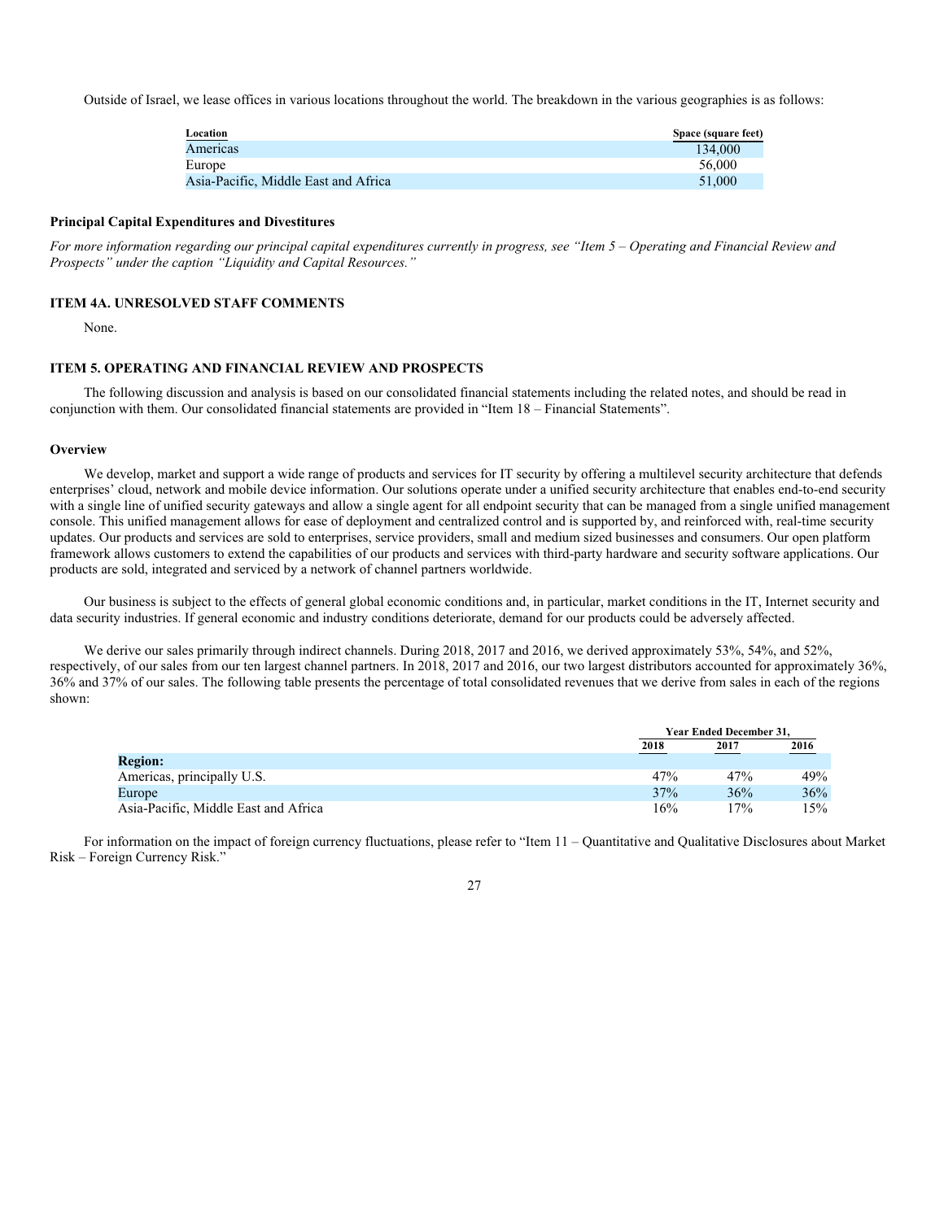Outside of Israel, we lease offices in various locations throughout the world. The breakdown in the various geographies is as follows:

| Location | Space (square feet) |
|---|---|
| Americas | 134,000 |
| Europe | 56,000 |
| Asia-Pacific, Middle East and Africa | 51,000 |

### Principal Capital Expenditures and Divestitures

*For more information regarding our principal capital expenditures currently in progress, see "Item 5 – Operating and Financial Review and Prospects" under the caption "Liquidity and Capital Resources."*

## ITEM 4A. UNRESOLVED STAFF COMMENTS

None.

## ITEM 5. OPERATING AND FINANCIAL REVIEW AND PROSPECTS

The following discussion and analysis is based on our consolidated financial statements including the related notes, and should be read in conjunction with them. Our consolidated financial statements are provided in "Item 18 – Financial Statements".

### Overview

We develop, market and support a wide range of products and services for IT security by offering a multilevel security architecture that defends enterprises' cloud, network and mobile device information. Our solutions operate under a unified security architecture that enables end-to-end security with a single line of unified security gateways and allow a single agent for all endpoint security that can be managed from a single unified management console. This unified management allows for ease of deployment and centralized control and is supported by, and reinforced with, real-time security updates. Our products and services are sold to enterprises, service providers, small and medium sized businesses and consumers. Our open platform framework allows customers to extend the capabilities of our products and services with third-party hardware and security software applications. Our products are sold, integrated and serviced by a network of channel partners worldwide.

Our business is subject to the effects of general global economic conditions and, in particular, market conditions in the IT, Internet security and data security industries. If general economic and industry conditions deteriorate, demand for our products could be adversely affected.

We derive our sales primarily through indirect channels. During 2018, 2017 and 2016, we derived approximately 53%, 54%, and 52%, respectively, of our sales from our ten largest channel partners. In 2018, 2017 and 2016, our two largest distributors accounted for approximately 36%, 36% and 37% of our sales. The following table presents the percentage of total consolidated revenues that we derive from sales in each of the regions shown:

| | Year Ended December 31, | | |
|---|---|---|---|
| | 2018 | 2017 | 2016 |
| **Region:** | | | |
| Americas, principally U.S. | 47% | 47% | 49% |
| Europe | 37% | 36% | 36% |
| Asia-Pacific, Middle East and Africa | 16% | 17% | 15% |

For information on the impact of foreign currency fluctuations, please refer to "Item 11 – Quantitative and Qualitative Disclosures about Market Risk – Foreign Currency Risk."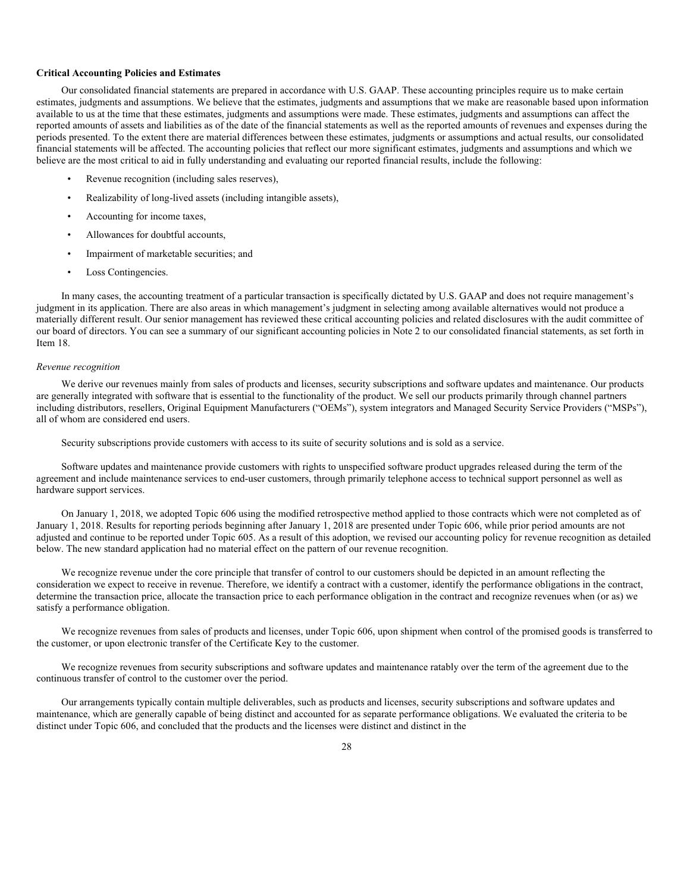**Critical Accounting Policies and Estimates**

Our consolidated financial statements are prepared in accordance with U.S. GAAP. These accounting principles require us to make certain estimates, judgments and assumptions. We believe that the estimates, judgments and assumptions that we make are reasonable based upon information available to us at the time that these estimates, judgments and assumptions were made. These estimates, judgments and assumptions can affect the reported amounts of assets and liabilities as of the date of the financial statements as well as the reported amounts of revenues and expenses during the periods presented. To the extent there are material differences between these estimates, judgments or assumptions and actual results, our consolidated financial statements will be affected. The accounting policies that reflect our more significant estimates, judgments and assumptions and which we believe are the most critical to aid in fully understanding and evaluating our reported financial results, include the following:

- Revenue recognition (including sales reserves),
- Realizability of long-lived assets (including intangible assets),
- Accounting for income taxes,
- Allowances for doubtful accounts,
- Impairment of marketable securities; and
- Loss Contingencies.

In many cases, the accounting treatment of a particular transaction is specifically dictated by U.S. GAAP and does not require management's judgment in its application. There are also areas in which management's judgment in selecting among available alternatives would not produce a materially different result. Our senior management has reviewed these critical accounting policies and related disclosures with the audit committee of our board of directors. You can see a summary of our significant accounting policies in Note 2 to our consolidated financial statements, as set forth in Item 18.

*Revenue recognition*

We derive our revenues mainly from sales of products and licenses, security subscriptions and software updates and maintenance. Our products are generally integrated with software that is essential to the functionality of the product. We sell our products primarily through channel partners including distributors, resellers, Original Equipment Manufacturers ("OEMs"), system integrators and Managed Security Service Providers ("MSPs"), all of whom are considered end users.

Security subscriptions provide customers with access to its suite of security solutions and is sold as a service.

Software updates and maintenance provide customers with rights to unspecified software product upgrades released during the term of the agreement and include maintenance services to end-user customers, through primarily telephone access to technical support personnel as well as hardware support services.

On January 1, 2018, we adopted Topic 606 using the modified retrospective method applied to those contracts which were not completed as of January 1, 2018. Results for reporting periods beginning after January 1, 2018 are presented under Topic 606, while prior period amounts are not adjusted and continue to be reported under Topic 605. As a result of this adoption, we revised our accounting policy for revenue recognition as detailed below. The new standard application had no material effect on the pattern of our revenue recognition.

We recognize revenue under the core principle that transfer of control to our customers should be depicted in an amount reflecting the consideration we expect to receive in revenue. Therefore, we identify a contract with a customer, identify the performance obligations in the contract, determine the transaction price, allocate the transaction price to each performance obligation in the contract and recognize revenues when (or as) we satisfy a performance obligation.

We recognize revenues from sales of products and licenses, under Topic 606, upon shipment when control of the promised goods is transferred to the customer, or upon electronic transfer of the Certificate Key to the customer.

We recognize revenues from security subscriptions and software updates and maintenance ratably over the term of the agreement due to the continuous transfer of control to the customer over the period.

Our arrangements typically contain multiple deliverables, such as products and licenses, security subscriptions and software updates and maintenance, which are generally capable of being distinct and accounted for as separate performance obligations. We evaluated the criteria to be distinct under Topic 606, and concluded that the products and the licenses were distinct and distinct in the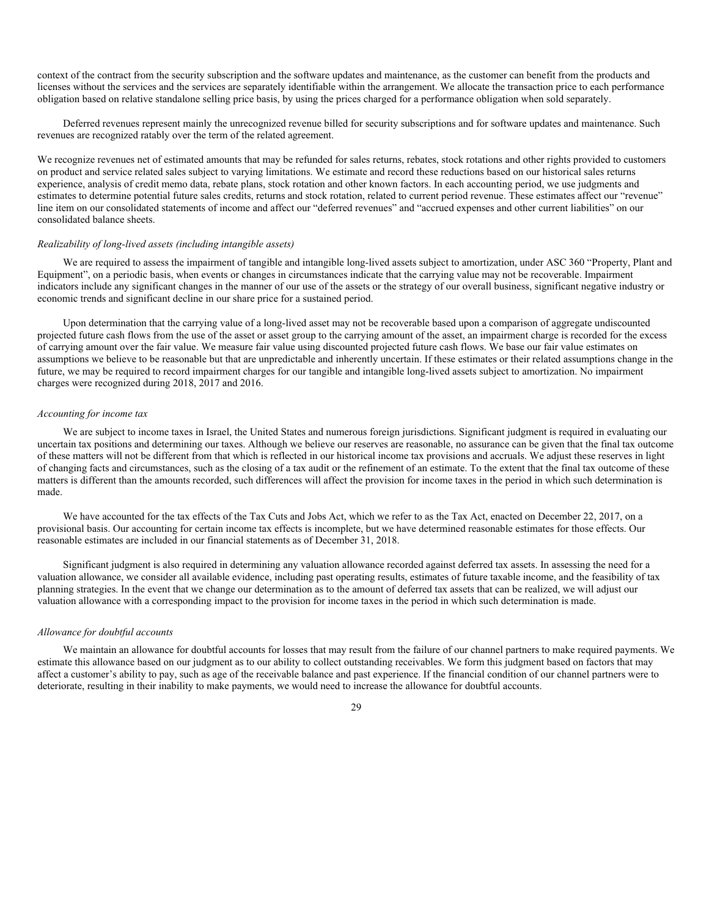context of the contract from the security subscription and the software updates and maintenance, as the customer can benefit from the products and licenses without the services and the services are separately identifiable within the arrangement. We allocate the transaction price to each performance obligation based on relative standalone selling price basis, by using the prices charged for a performance obligation when sold separately.

Deferred revenues represent mainly the unrecognized revenue billed for security subscriptions and for software updates and maintenance. Such revenues are recognized ratably over the term of the related agreement.

We recognize revenues net of estimated amounts that may be refunded for sales returns, rebates, stock rotations and other rights provided to customers on product and service related sales subject to varying limitations. We estimate and record these reductions based on our historical sales returns experience, analysis of credit memo data, rebate plans, stock rotation and other known factors. In each accounting period, we use judgments and estimates to determine potential future sales credits, returns and stock rotation, related to current period revenue. These estimates affect our "revenue" line item on our consolidated statements of income and affect our "deferred revenues" and "accrued expenses and other current liabilities" on our consolidated balance sheets.

*Realizability of long-lived assets (including intangible assets)*

We are required to assess the impairment of tangible and intangible long-lived assets subject to amortization, under ASC 360 "Property, Plant and Equipment", on a periodic basis, when events or changes in circumstances indicate that the carrying value may not be recoverable. Impairment indicators include any significant changes in the manner of our use of the assets or the strategy of our overall business, significant negative industry or economic trends and significant decline in our share price for a sustained period.

Upon determination that the carrying value of a long-lived asset may not be recoverable based upon a comparison of aggregate undiscounted projected future cash flows from the use of the asset or asset group to the carrying amount of the asset, an impairment charge is recorded for the excess of carrying amount over the fair value. We measure fair value using discounted projected future cash flows. We base our fair value estimates on assumptions we believe to be reasonable but that are unpredictable and inherently uncertain. If these estimates or their related assumptions change in the future, we may be required to record impairment charges for our tangible and intangible long-lived assets subject to amortization. No impairment charges were recognized during 2018, 2017 and 2016.

*Accounting for income tax*

We are subject to income taxes in Israel, the United States and numerous foreign jurisdictions. Significant judgment is required in evaluating our uncertain tax positions and determining our taxes. Although we believe our reserves are reasonable, no assurance can be given that the final tax outcome of these matters will not be different from that which is reflected in our historical income tax provisions and accruals. We adjust these reserves in light of changing facts and circumstances, such as the closing of a tax audit or the refinement of an estimate. To the extent that the final tax outcome of these matters is different than the amounts recorded, such differences will affect the provision for income taxes in the period in which such determination is made.

We have accounted for the tax effects of the Tax Cuts and Jobs Act, which we refer to as the Tax Act, enacted on December 22, 2017, on a provisional basis. Our accounting for certain income tax effects is incomplete, but we have determined reasonable estimates for those effects. Our reasonable estimates are included in our financial statements as of December 31, 2018.

Significant judgment is also required in determining any valuation allowance recorded against deferred tax assets. In assessing the need for a valuation allowance, we consider all available evidence, including past operating results, estimates of future taxable income, and the feasibility of tax planning strategies. In the event that we change our determination as to the amount of deferred tax assets that can be realized, we will adjust our valuation allowance with a corresponding impact to the provision for income taxes in the period in which such determination is made.

*Allowance for doubtful accounts*

We maintain an allowance for doubtful accounts for losses that may result from the failure of our channel partners to make required payments. We estimate this allowance based on our judgment as to our ability to collect outstanding receivables. We form this judgment based on factors that may affect a customer's ability to pay, such as age of the receivable balance and past experience. If the financial condition of our channel partners were to deteriorate, resulting in their inability to make payments, we would need to increase the allowance for doubtful accounts.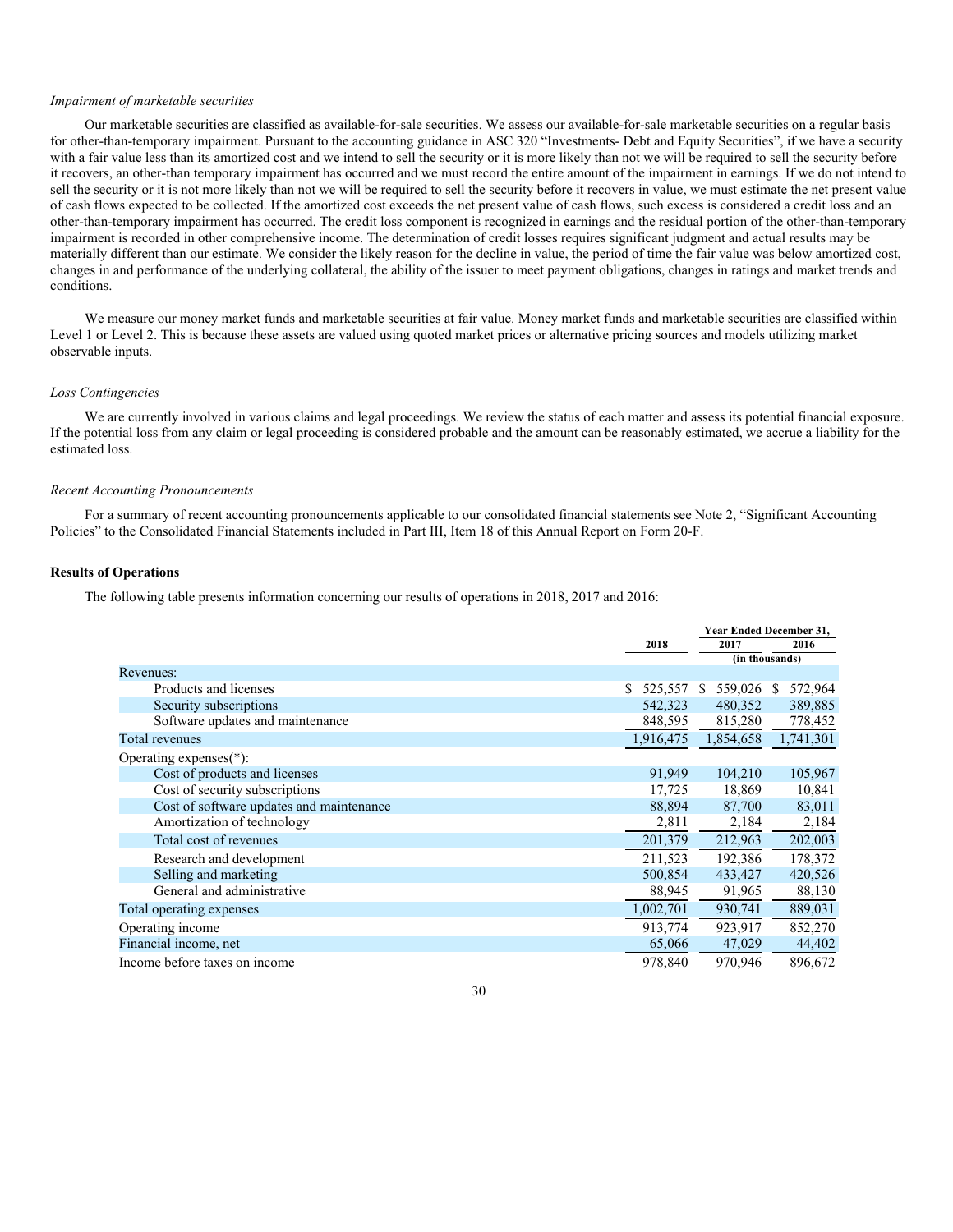*Impairment of marketable securities*

Our marketable securities are classified as available-for-sale securities. We assess our available-for-sale marketable securities on a regular basis for other-than-temporary impairment. Pursuant to the accounting guidance in ASC 320 "Investments- Debt and Equity Securities", if we have a security with a fair value less than its amortized cost and we intend to sell the security or it is more likely than not we will be required to sell the security before it recovers, an other-than temporary impairment has occurred and we must record the entire amount of the impairment in earnings. If we do not intend to sell the security or it is not more likely than not we will be required to sell the security before it recovers in value, we must estimate the net present value of cash flows expected to be collected. If the amortized cost exceeds the net present value of cash flows, such excess is considered a credit loss and an other-than-temporary impairment has occurred. The credit loss component is recognized in earnings and the residual portion of the other-than-temporary impairment is recorded in other comprehensive income. The determination of credit losses requires significant judgment and actual results may be materially different than our estimate. We consider the likely reason for the decline in value, the period of time the fair value was below amortized cost, changes in and performance of the underlying collateral, the ability of the issuer to meet payment obligations, changes in ratings and market trends and conditions.

We measure our money market funds and marketable securities at fair value. Money market funds and marketable securities are classified within Level 1 or Level 2. This is because these assets are valued using quoted market prices or alternative pricing sources and models utilizing market observable inputs.

*Loss Contingencies*

We are currently involved in various claims and legal proceedings. We review the status of each matter and assess its potential financial exposure. If the potential loss from any claim or legal proceeding is considered probable and the amount can be reasonably estimated, we accrue a liability for the estimated loss.

*Recent Accounting Pronouncements*

For a summary of recent accounting pronouncements applicable to our consolidated financial statements see Note 2, "Significant Accounting Policies" to the Consolidated Financial Statements included in Part III, Item 18 of this Annual Report on Form 20-F.

**Results of Operations**

The following table presents information concerning our results of operations in 2018, 2017 and 2016:

| | Year Ended December 31, | | |
|---|---|---|---|
| | 2018 | 2017 | 2016 |
| | (in thousands) | | |
| Revenues: | | | |
| Products and licenses | $ 525,557 | $ 559,026 | $ 572,964 |
| Security subscriptions | 542,323 | 480,352 | 389,885 |
| Software updates and maintenance | 848,595 | 815,280 | 778,452 |
| Total revenues | 1,916,475 | 1,854,658 | 1,741,301 |
| Operating expenses(*): | | | |
| Cost of products and licenses | 91,949 | 104,210 | 105,967 |
| Cost of security subscriptions | 17,725 | 18,869 | 10,841 |
| Cost of software updates and maintenance | 88,894 | 87,700 | 83,011 |
| Amortization of technology | 2,811 | 2,184 | 2,184 |
| Total cost of revenues | 201,379 | 212,963 | 202,003 |
| Research and development | 211,523 | 192,386 | 178,372 |
| Selling and marketing | 500,854 | 433,427 | 420,526 |
| General and administrative | 88,945 | 91,965 | 88,130 |
| Total operating expenses | 1,002,701 | 930,741 | 889,031 |
| Operating income | 913,774 | 923,917 | 852,270 |
| Financial income, net | 65,066 | 47,029 | 44,402 |
| Income before taxes on income | 978,840 | 970,946 | 896,672 |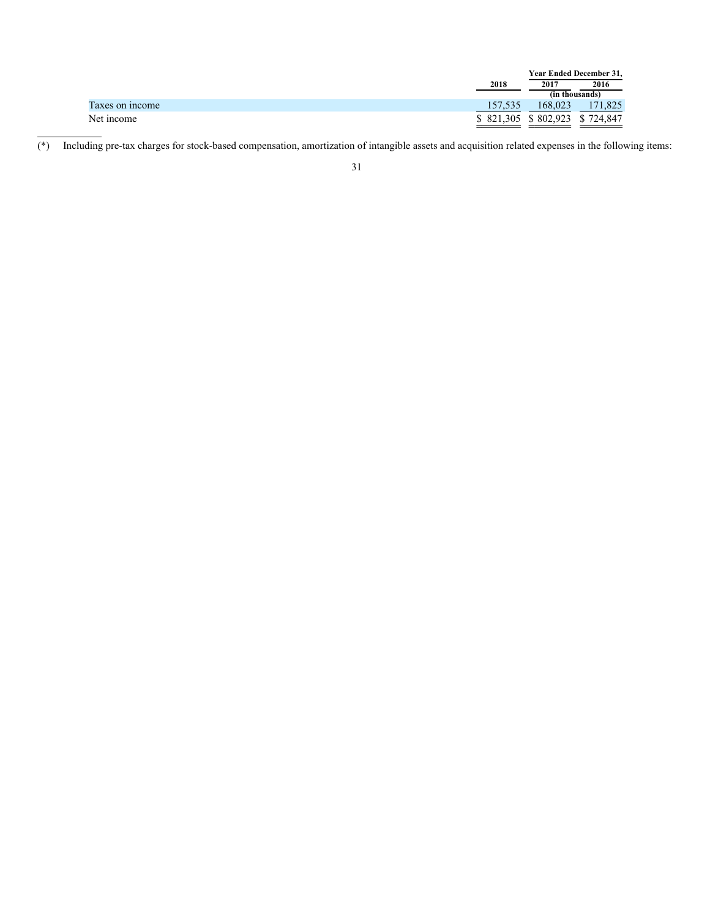| | Year Ended December 31, | | |
|---|---|---|---|
| | 2018 | 2017 | 2016 |
| | (in thousands) | | |
| Taxes on income | 157,535 | 168,023 | 171,825 |
| Net income | $ 821,305 | $ 802,923 | $ 724,847 |

(*) Including pre-tax charges for stock-based compensation, amortization of intangible assets and acquisition related expenses in the following items: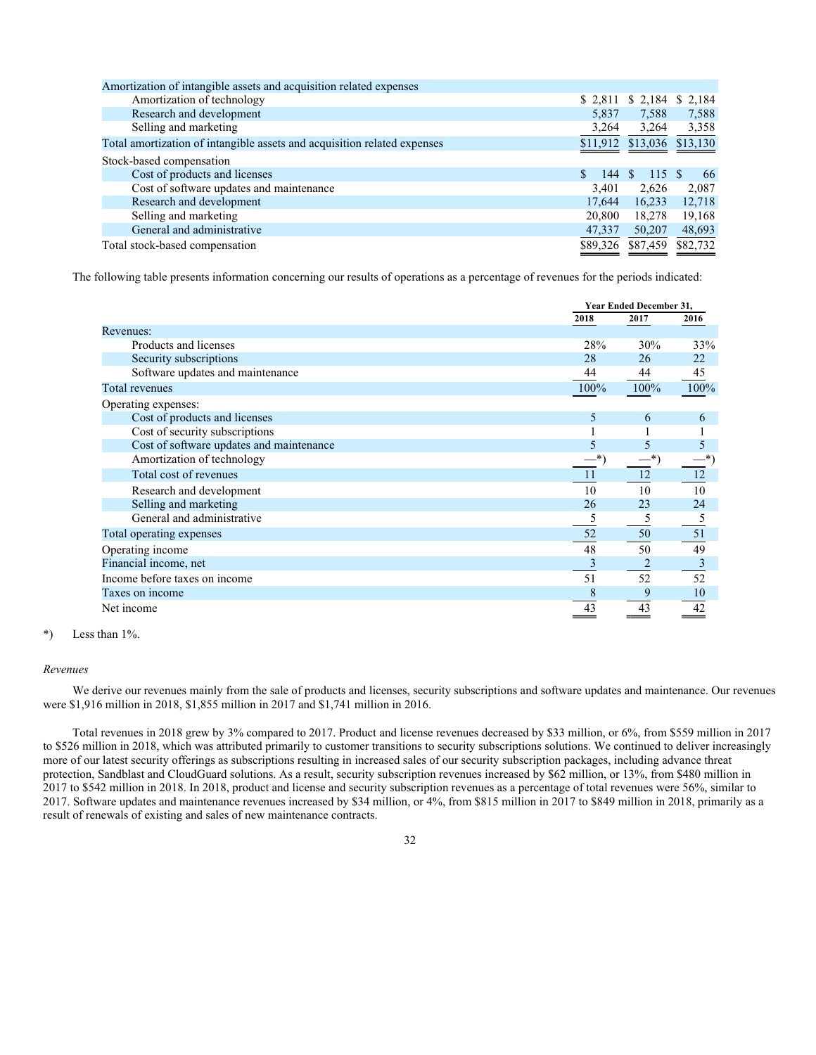| | | | |
|---|---|---|---|
| Amortization of intangible assets and acquisition related expenses | | | |
| Amortization of technology | $ 2,811 | $ 2,184 | $ 2,184 |
| Research and development | 5,837 | 7,588 | 7,588 |
| Selling and marketing | 3,264 | 3,264 | 3,358 |
| Total amortization of intangible assets and acquisition related expenses | $11,912 | $13,036 | $13,130 |
| Stock-based compensation | | | |
| Cost of products and licenses | $ 144 | $ 115 | $ 66 |
| Cost of software updates and maintenance | 3,401 | 2,626 | 2,087 |
| Research and development | 17,644 | 16,233 | 12,718 |
| Selling and marketing | 20,800 | 18,278 | 19,168 |
| General and administrative | 47,337 | 50,207 | 48,693 |
| Total stock-based compensation | $89,326 | $87,459 | $82,732 |

The following table presents information concerning our results of operations as a percentage of revenues for the periods indicated:

| | Year Ended December 31, | | |
|---|---|---|---|
| | 2018 | 2017 | 2016 |
| Revenues: | | | |
| Products and licenses | 28% | 30% | 33% |
| Security subscriptions | 28 | 26 | 22 |
| Software updates and maintenance | 44 | 44 | 45 |
| Total revenues | 100% | 100% | 100% |
| Operating expenses: | | | |
| Cost of products and licenses | 5 | 6 | 6 |
| Cost of security subscriptions | 1 | 1 | 1 |
| Cost of software updates and maintenance | 5 | 5 | 5 |
| Amortization of technology | —*) | —*) | —*) |
| Total cost of revenues | 11 | 12 | 12 |
| Research and development | 10 | 10 | 10 |
| Selling and marketing | 26 | 23 | 24 |
| General and administrative | 5 | 5 | 5 |
| Total operating expenses | 52 | 50 | 51 |
| Operating income | 48 | 50 | 49 |
| Financial income, net | 3 | 2 | 3 |
| Income before taxes on income | 51 | 52 | 52 |
| Taxes on income | 8 | 9 | 10 |
| Net income | 43 | 43 | 42 |

*) Less than 1%.

*Revenues*

We derive our revenues mainly from the sale of products and licenses, security subscriptions and software updates and maintenance. Our revenues were $1,916 million in 2018, $1,855 million in 2017 and $1,741 million in 2016.

Total revenues in 2018 grew by 3% compared to 2017. Product and license revenues decreased by $33 million, or 6%, from $559 million in 2017 to $526 million in 2018, which was attributed primarily to customer transitions to security subscriptions solutions. We continued to deliver increasingly more of our latest security offerings as subscriptions resulting in increased sales of our security subscription packages, including advance threat protection, Sandblast and CloudGuard solutions. As a result, security subscription revenues increased by $62 million, or 13%, from $480 million in 2017 to $542 million in 2018. In 2018, product and license and security subscription revenues as a percentage of total revenues were 56%, similar to 2017. Software updates and maintenance revenues increased by $34 million, or 4%, from $815 million in 2017 to $849 million in 2018, primarily as a result of renewals of existing and sales of new maintenance contracts.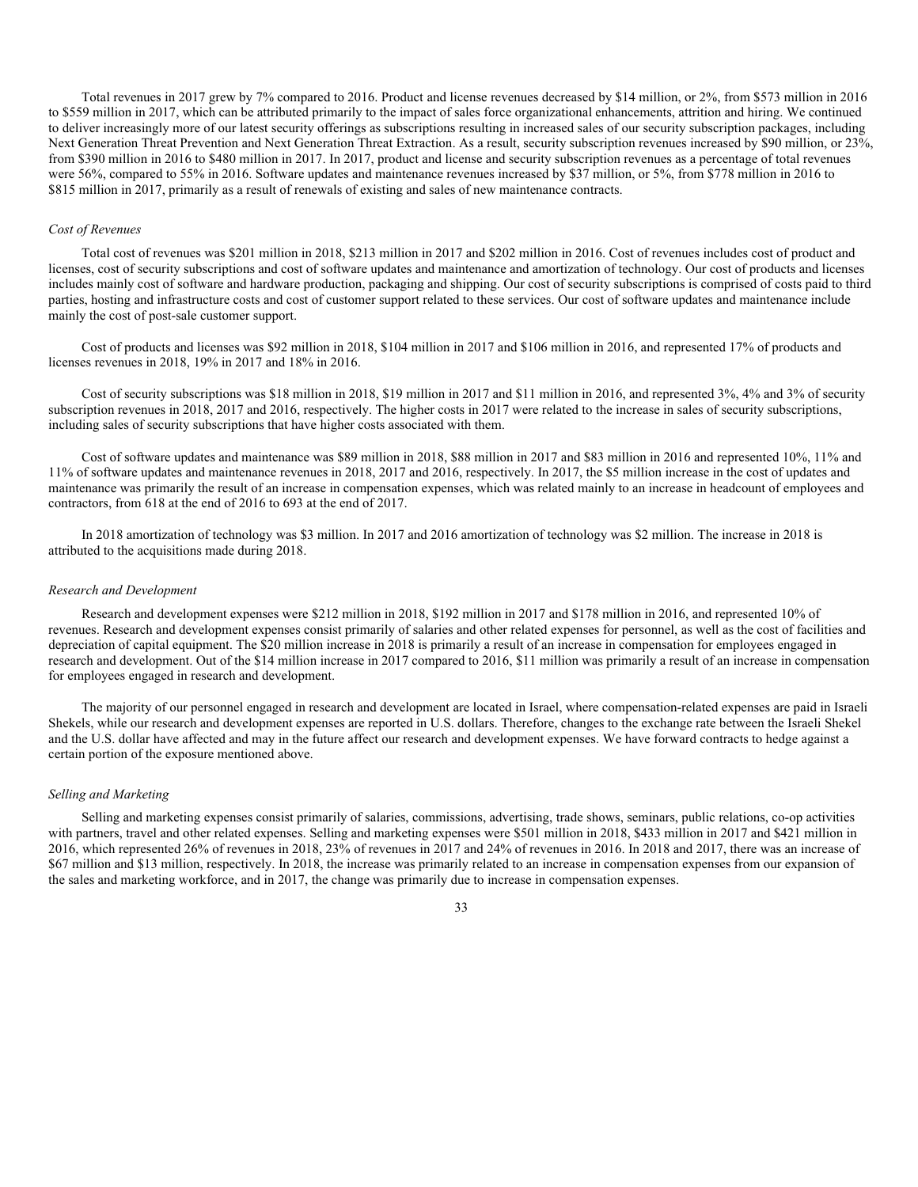Total revenues in 2017 grew by 7% compared to 2016. Product and license revenues decreased by $14 million, or 2%, from $573 million in 2016 to $559 million in 2017, which can be attributed primarily to the impact of sales force organizational enhancements, attrition and hiring. We continued to deliver increasingly more of our latest security offerings as subscriptions resulting in increased sales of our security subscription packages, including Next Generation Threat Prevention and Next Generation Threat Extraction. As a result, security subscription revenues increased by $90 million, or 23%, from $390 million in 2016 to $480 million in 2017. In 2017, product and license and security subscription revenues as a percentage of total revenues were 56%, compared to 55% in 2016. Software updates and maintenance revenues increased by $37 million, or 5%, from $778 million in 2016 to $815 million in 2017, primarily as a result of renewals of existing and sales of new maintenance contracts.

*Cost of Revenues*

Total cost of revenues was $201 million in 2018, $213 million in 2017 and $202 million in 2016. Cost of revenues includes cost of product and licenses, cost of security subscriptions and cost of software updates and maintenance and amortization of technology. Our cost of products and licenses includes mainly cost of software and hardware production, packaging and shipping. Our cost of security subscriptions is comprised of costs paid to third parties, hosting and infrastructure costs and cost of customer support related to these services. Our cost of software updates and maintenance include mainly the cost of post-sale customer support.

Cost of products and licenses was $92 million in 2018, $104 million in 2017 and $106 million in 2016, and represented 17% of products and licenses revenues in 2018, 19% in 2017 and 18% in 2016.

Cost of security subscriptions was $18 million in 2018, $19 million in 2017 and $11 million in 2016, and represented 3%, 4% and 3% of security subscription revenues in 2018, 2017 and 2016, respectively. The higher costs in 2017 were related to the increase in sales of security subscriptions, including sales of security subscriptions that have higher costs associated with them.

Cost of software updates and maintenance was $89 million in 2018, $88 million in 2017 and $83 million in 2016 and represented 10%, 11% and 11% of software updates and maintenance revenues in 2018, 2017 and 2016, respectively. In 2017, the $5 million increase in the cost of updates and maintenance was primarily the result of an increase in compensation expenses, which was related mainly to an increase in headcount of employees and contractors, from 618 at the end of 2016 to 693 at the end of 2017.

In 2018 amortization of technology was $3 million. In 2017 and 2016 amortization of technology was $2 million. The increase in 2018 is attributed to the acquisitions made during 2018.

*Research and Development*

Research and development expenses were $212 million in 2018, $192 million in 2017 and $178 million in 2016, and represented 10% of revenues. Research and development expenses consist primarily of salaries and other related expenses for personnel, as well as the cost of facilities and depreciation of capital equipment. The $20 million increase in 2018 is primarily a result of an increase in compensation for employees engaged in research and development. Out of the $14 million increase in 2017 compared to 2016, $11 million was primarily a result of an increase in compensation for employees engaged in research and development.

The majority of our personnel engaged in research and development are located in Israel, where compensation-related expenses are paid in Israeli Shekels, while our research and development expenses are reported in U.S. dollars. Therefore, changes to the exchange rate between the Israeli Shekel and the U.S. dollar have affected and may in the future affect our research and development expenses. We have forward contracts to hedge against a certain portion of the exposure mentioned above.

*Selling and Marketing*

Selling and marketing expenses consist primarily of salaries, commissions, advertising, trade shows, seminars, public relations, co-op activities with partners, travel and other related expenses. Selling and marketing expenses were $501 million in 2018, $433 million in 2017 and $421 million in 2016, which represented 26% of revenues in 2018, 23% of revenues in 2017 and 24% of revenues in 2016. In 2018 and 2017, there was an increase of $67 million and $13 million, respectively. In 2018, the increase was primarily related to an increase in compensation expenses from our expansion of the sales and marketing workforce, and in 2017, the change was primarily due to increase in compensation expenses.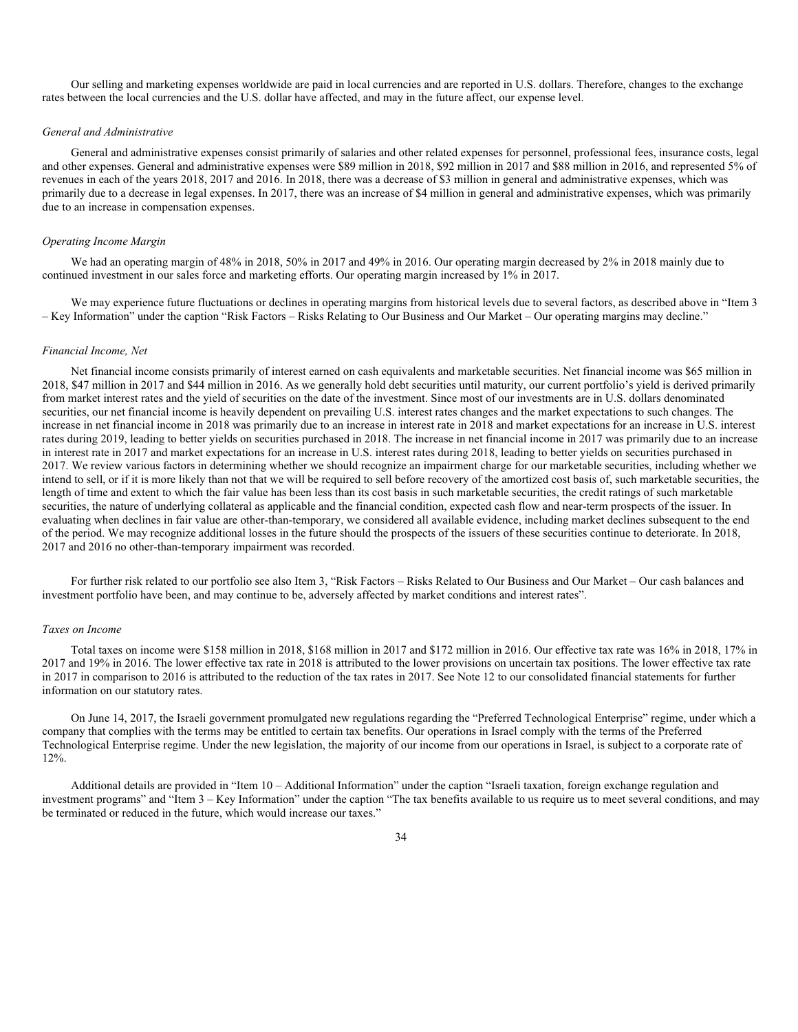Our selling and marketing expenses worldwide are paid in local currencies and are reported in U.S. dollars. Therefore, changes to the exchange rates between the local currencies and the U.S. dollar have affected, and may in the future affect, our expense level.

*General and Administrative*

General and administrative expenses consist primarily of salaries and other related expenses for personnel, professional fees, insurance costs, legal and other expenses. General and administrative expenses were $89 million in 2018, $92 million in 2017 and $88 million in 2016, and represented 5% of revenues in each of the years 2018, 2017 and 2016. In 2018, there was a decrease of $3 million in general and administrative expenses, which was primarily due to a decrease in legal expenses. In 2017, there was an increase of $4 million in general and administrative expenses, which was primarily due to an increase in compensation expenses.

*Operating Income Margin*

We had an operating margin of 48% in 2018, 50% in 2017 and 49% in 2016. Our operating margin decreased by 2% in 2018 mainly due to continued investment in our sales force and marketing efforts. Our operating margin increased by 1% in 2017.

We may experience future fluctuations or declines in operating margins from historical levels due to several factors, as described above in "Item 3 – Key Information" under the caption "Risk Factors – Risks Relating to Our Business and Our Market – Our operating margins may decline."

*Financial Income, Net*

Net financial income consists primarily of interest earned on cash equivalents and marketable securities. Net financial income was $65 million in 2018, $47 million in 2017 and $44 million in 2016. As we generally hold debt securities until maturity, our current portfolio's yield is derived primarily from market interest rates and the yield of securities on the date of the investment. Since most of our investments are in U.S. dollars denominated securities, our net financial income is heavily dependent on prevailing U.S. interest rates changes and the market expectations to such changes. The increase in net financial income in 2018 was primarily due to an increase in interest rate in 2018 and market expectations for an increase in U.S. interest rates during 2019, leading to better yields on securities purchased in 2018. The increase in net financial income in 2017 was primarily due to an increase in interest rate in 2017 and market expectations for an increase in U.S. interest rates during 2018, leading to better yields on securities purchased in 2017. We review various factors in determining whether we should recognize an impairment charge for our marketable securities, including whether we intend to sell, or if it is more likely than not that we will be required to sell before recovery of the amortized cost basis of, such marketable securities, the length of time and extent to which the fair value has been less than its cost basis in such marketable securities, the credit ratings of such marketable securities, the nature of underlying collateral as applicable and the financial condition, expected cash flow and near-term prospects of the issuer. In evaluating when declines in fair value are other-than-temporary, we considered all available evidence, including market declines subsequent to the end of the period. We may recognize additional losses in the future should the prospects of the issuers of these securities continue to deteriorate. In 2018, 2017 and 2016 no other-than-temporary impairment was recorded.

For further risk related to our portfolio see also Item 3, "Risk Factors – Risks Related to Our Business and Our Market – Our cash balances and investment portfolio have been, and may continue to be, adversely affected by market conditions and interest rates".

*Taxes on Income*

Total taxes on income were $158 million in 2018, $168 million in 2017 and $172 million in 2016. Our effective tax rate was 16% in 2018, 17% in 2017 and 19% in 2016. The lower effective tax rate in 2018 is attributed to the lower provisions on uncertain tax positions. The lower effective tax rate in 2017 in comparison to 2016 is attributed to the reduction of the tax rates in 2017. See Note 12 to our consolidated financial statements for further information on our statutory rates.

On June 14, 2017, the Israeli government promulgated new regulations regarding the "Preferred Technological Enterprise" regime, under which a company that complies with the terms may be entitled to certain tax benefits. Our operations in Israel comply with the terms of the Preferred Technological Enterprise regime. Under the new legislation, the majority of our income from our operations in Israel, is subject to a corporate rate of 12%.

Additional details are provided in "Item 10 – Additional Information" under the caption "Israeli taxation, foreign exchange regulation and investment programs" and "Item 3 – Key Information" under the caption "The tax benefits available to us require us to meet several conditions, and may be terminated or reduced in the future, which would increase our taxes."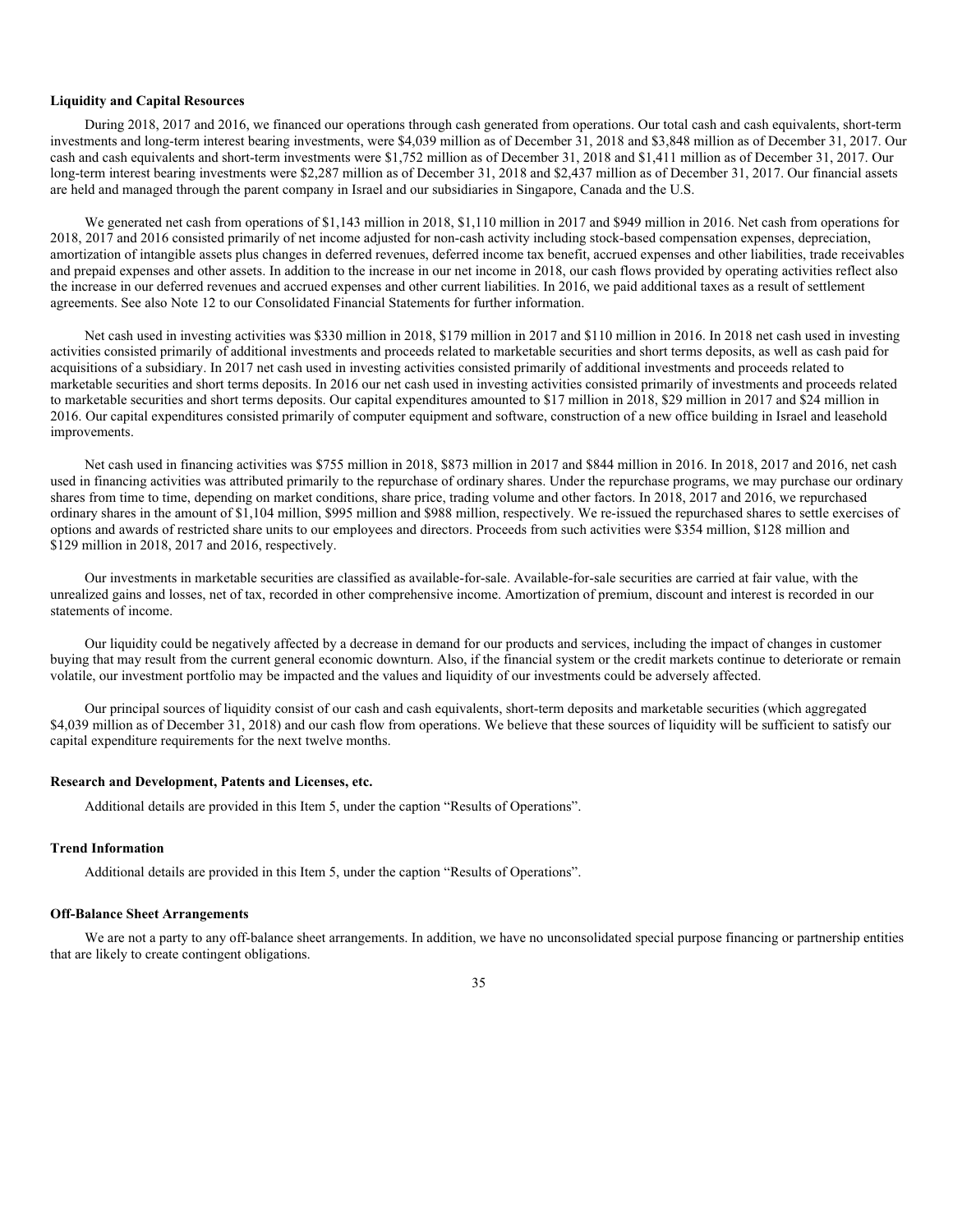### Liquidity and Capital Resources

During 2018, 2017 and 2016, we financed our operations through cash generated from operations. Our total cash and cash equivalents, short-term investments and long-term interest bearing investments, were $4,039 million as of December 31, 2018 and $3,848 million as of December 31, 2017. Our cash and cash equivalents and short-term investments were $1,752 million as of December 31, 2018 and $1,411 million as of December 31, 2017. Our long-term interest bearing investments were $2,287 million as of December 31, 2018 and $2,437 million as of December 31, 2017. Our financial assets are held and managed through the parent company in Israel and our subsidiaries in Singapore, Canada and the U.S.

We generated net cash from operations of $1,143 million in 2018, $1,110 million in 2017 and $949 million in 2016. Net cash from operations for 2018, 2017 and 2016 consisted primarily of net income adjusted for non-cash activity including stock-based compensation expenses, depreciation, amortization of intangible assets plus changes in deferred revenues, deferred income tax benefit, accrued expenses and other liabilities, trade receivables and prepaid expenses and other assets. In addition to the increase in our net income in 2018, our cash flows provided by operating activities reflect also the increase in our deferred revenues and accrued expenses and other current liabilities. In 2016, we paid additional taxes as a result of settlement agreements. See also Note 12 to our Consolidated Financial Statements for further information.

Net cash used in investing activities was $330 million in 2018, $179 million in 2017 and $110 million in 2016. In 2018 net cash used in investing activities consisted primarily of additional investments and proceeds related to marketable securities and short terms deposits, as well as cash paid for acquisitions of a subsidiary. In 2017 net cash used in investing activities consisted primarily of additional investments and proceeds related to marketable securities and short terms deposits. In 2016 our net cash used in investing activities consisted primarily of investments and proceeds related to marketable securities and short terms deposits. Our capital expenditures amounted to $17 million in 2018, $29 million in 2017 and $24 million in 2016. Our capital expenditures consisted primarily of computer equipment and software, construction of a new office building in Israel and leasehold improvements.

Net cash used in financing activities was $755 million in 2018, $873 million in 2017 and $844 million in 2016. In 2018, 2017 and 2016, net cash used in financing activities was attributed primarily to the repurchase of ordinary shares. Under the repurchase programs, we may purchase our ordinary shares from time to time, depending on market conditions, share price, trading volume and other factors. In 2018, 2017 and 2016, we repurchased ordinary shares in the amount of $1,104 million, $995 million and $988 million, respectively. We re-issued the repurchased shares to settle exercises of options and awards of restricted share units to our employees and directors. Proceeds from such activities were $354 million, $128 million and $129 million in 2018, 2017 and 2016, respectively.

Our investments in marketable securities are classified as available-for-sale. Available-for-sale securities are carried at fair value, with the unrealized gains and losses, net of tax, recorded in other comprehensive income. Amortization of premium, discount and interest is recorded in our statements of income.

Our liquidity could be negatively affected by a decrease in demand for our products and services, including the impact of changes in customer buying that may result from the current general economic downturn. Also, if the financial system or the credit markets continue to deteriorate or remain volatile, our investment portfolio may be impacted and the values and liquidity of our investments could be adversely affected.

Our principal sources of liquidity consist of our cash and cash equivalents, short-term deposits and marketable securities (which aggregated $4,039 million as of December 31, 2018) and our cash flow from operations. We believe that these sources of liquidity will be sufficient to satisfy our capital expenditure requirements for the next twelve months.

### Research and Development, Patents and Licenses, etc.

Additional details are provided in this Item 5, under the caption "Results of Operations".

### Trend Information

Additional details are provided in this Item 5, under the caption "Results of Operations".

### Off-Balance Sheet Arrangements

We are not a party to any off-balance sheet arrangements. In addition, we have no unconsolidated special purpose financing or partnership entities that are likely to create contingent obligations.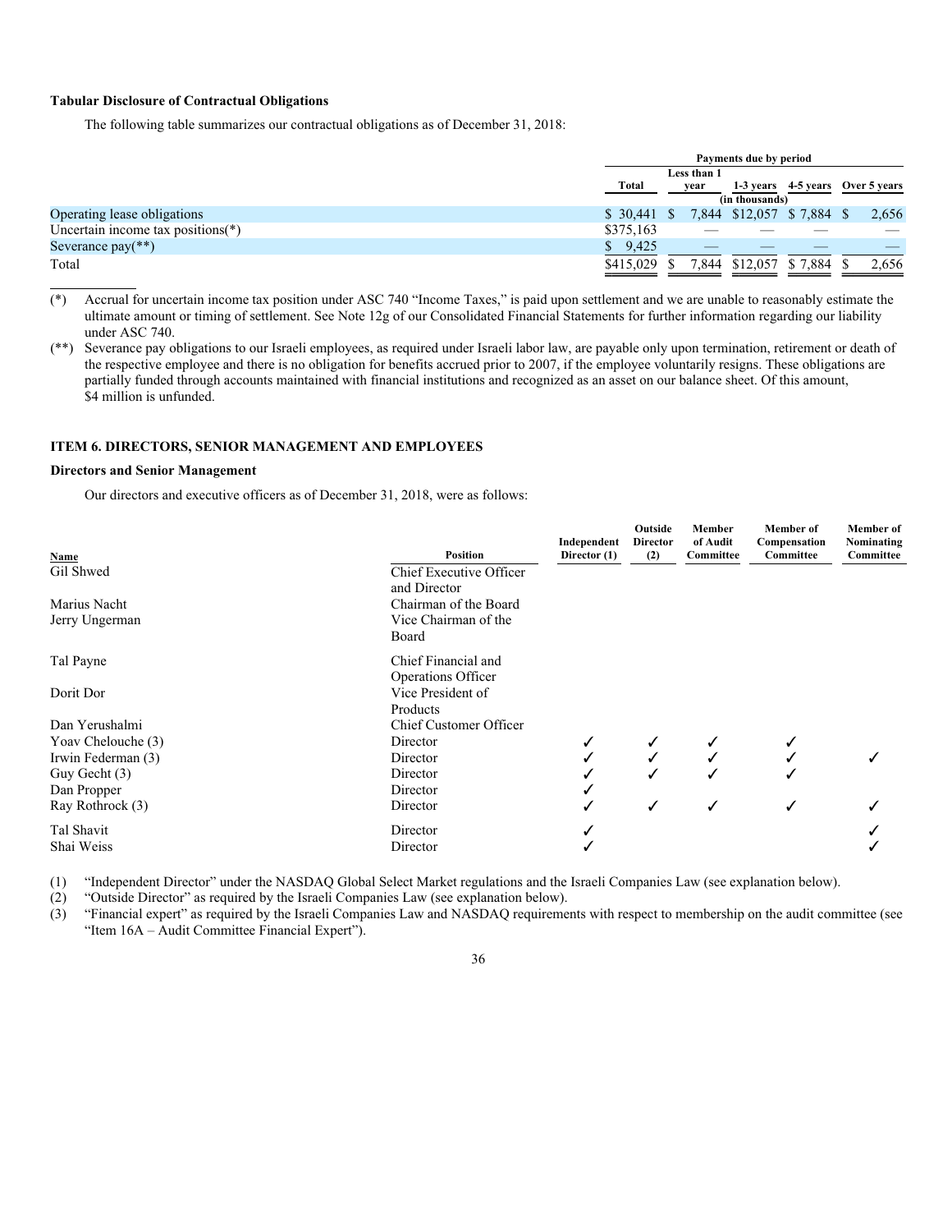**Tabular Disclosure of Contractual Obligations**

The following table summarizes our contractual obligations as of December 31, 2018:

| | Payments due by period | | | | |
|---|---|---|---|---|---|
| | Total | Less than 1 year | 1-3 years | 4-5 years | Over 5 years |
| | (in thousands) | | | | |
| Operating lease obligations | $ 30,441 | $ 7,844 | $12,057 | $ 7,884 | $ 2,656 |
| Uncertain income tax positions(*) | $375,163 | — | — | — | — |
| Severance pay(**) | $ 9,425 | — | — | — | — |
| Total | $415,029 | $ 7,844 | $12,057 | $ 7,884 | $ 2,656 |

(*) Accrual for uncertain income tax position under ASC 740 "Income Taxes," is paid upon settlement and we are unable to reasonably estimate the ultimate amount or timing of settlement. See Note 12g of our Consolidated Financial Statements for further information regarding our liability under ASC 740.

(**) Severance pay obligations to our Israeli employees, as required under Israeli labor law, are payable only upon termination, retirement or death of the respective employee and there is no obligation for benefits accrued prior to 2007, if the employee voluntarily resigns. These obligations are partially funded through accounts maintained with financial institutions and recognized as an asset on our balance sheet. Of this amount, $4 million is unfunded.

## ITEM 6. DIRECTORS, SENIOR MANAGEMENT AND EMPLOYEES

### Directors and Senior Management

Our directors and executive officers as of December 31, 2018, were as follows:

| Name | Position | Independent Director (1) | Outside Director (2) | Member of Audit Committee | Member of Compensation Committee | Member of Nominating Committee |
|---|---|---|---|---|---|---|
| Gil Shwed | Chief Executive Officer and Director | | | | | |
| Marius Nacht | Chairman of the Board | | | | | |
| Jerry Ungerman | Vice Chairman of the Board | | | | | |
| Tal Payne | Chief Financial and Operations Officer | | | | | |
| Dorit Dor | Vice President of Products | | | | | |
| Dan Yerushalmi | Chief Customer Officer | | | | | |
| Yoav Chelouche (3) | Director | ✓ | ✓ | ✓ | ✓ | |
| Irwin Federman (3) | Director | ✓ | ✓ | ✓ | ✓ | ✓ |
| Guy Gecht (3) | Director | ✓ | ✓ | ✓ | ✓ | |
| Dan Propper | Director | ✓ | | | | |
| Ray Rothrock (3) | Director | ✓ | ✓ | ✓ | ✓ | ✓ |
| Tal Shavit | Director | ✓ | | | | ✓ |
| Shai Weiss | Director | ✓ | | | | ✓ |

(1) "Independent Director" under the NASDAQ Global Select Market regulations and the Israeli Companies Law (see explanation below).

(2) "Outside Director" as required by the Israeli Companies Law (see explanation below).

(3) "Financial expert" as required by the Israeli Companies Law and NASDAQ requirements with respect to membership on the audit committee (see "Item 16A – Audit Committee Financial Expert").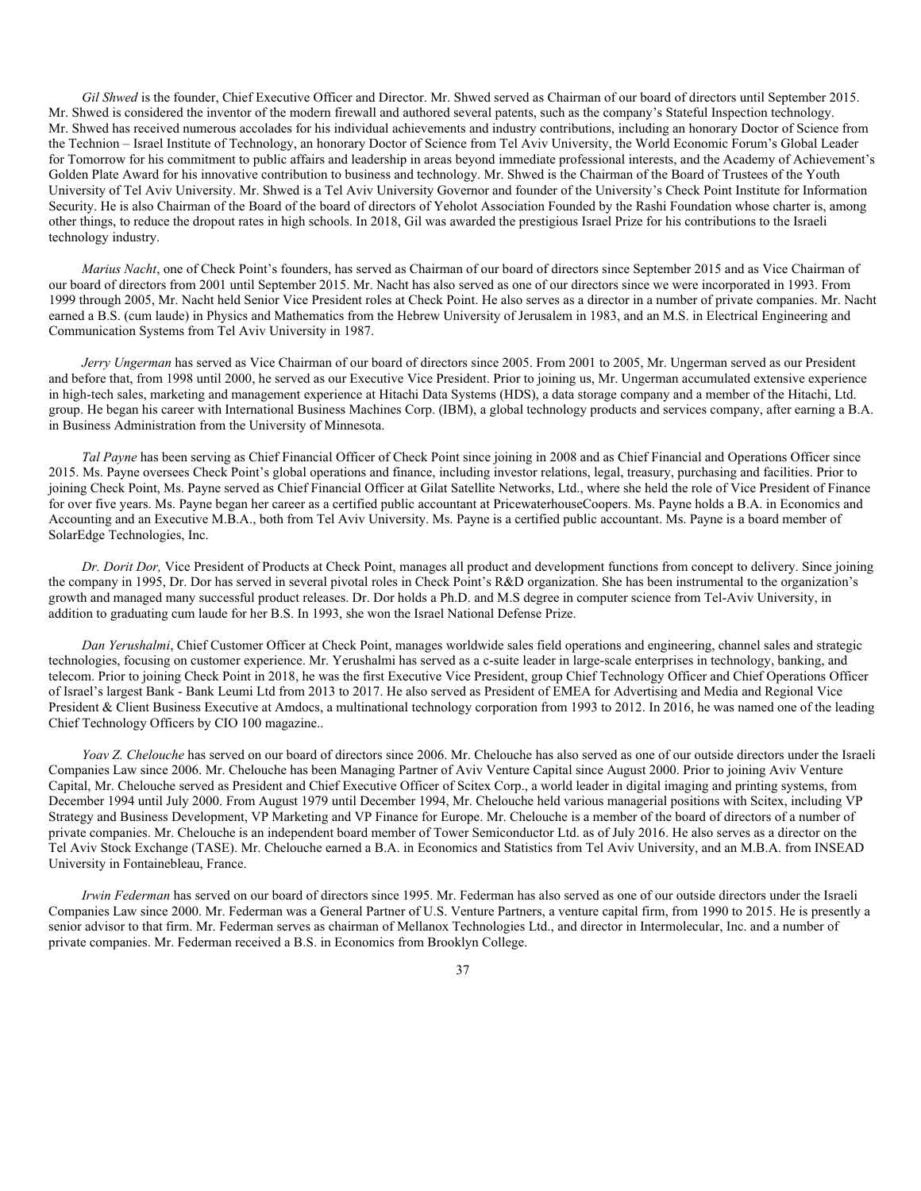*Gil Shwed* is the founder, Chief Executive Officer and Director. Mr. Shwed served as Chairman of our board of directors until September 2015. Mr. Shwed is considered the inventor of the modern firewall and authored several patents, such as the company's Stateful Inspection technology. Mr. Shwed has received numerous accolades for his individual achievements and industry contributions, including an honorary Doctor of Science from the Technion – Israel Institute of Technology, an honorary Doctor of Science from Tel Aviv University, the World Economic Forum's Global Leader for Tomorrow for his commitment to public affairs and leadership in areas beyond immediate professional interests, and the Academy of Achievement's Golden Plate Award for his innovative contribution to business and technology. Mr. Shwed is the Chairman of the Board of Trustees of the Youth University of Tel Aviv University. Mr. Shwed is a Tel Aviv University Governor and founder of the University's Check Point Institute for Information Security. He is also Chairman of the Board of the board of directors of Yeholot Association Founded by the Rashi Foundation whose charter is, among other things, to reduce the dropout rates in high schools. In 2018, Gil was awarded the prestigious Israel Prize for his contributions to the Israeli technology industry.

*Marius Nacht*, one of Check Point's founders, has served as Chairman of our board of directors since September 2015 and as Vice Chairman of our board of directors from 2001 until September 2015. Mr. Nacht has also served as one of our directors since we were incorporated in 1993. From 1999 through 2005, Mr. Nacht held Senior Vice President roles at Check Point. He also serves as a director in a number of private companies. Mr. Nacht earned a B.S. (cum laude) in Physics and Mathematics from the Hebrew University of Jerusalem in 1983, and an M.S. in Electrical Engineering and Communication Systems from Tel Aviv University in 1987.

*Jerry Ungerman* has served as Vice Chairman of our board of directors since 2005. From 2001 to 2005, Mr. Ungerman served as our President and before that, from 1998 until 2000, he served as our Executive Vice President. Prior to joining us, Mr. Ungerman accumulated extensive experience in high-tech sales, marketing and management experience at Hitachi Data Systems (HDS), a data storage company and a member of the Hitachi, Ltd. group. He began his career with International Business Machines Corp. (IBM), a global technology products and services company, after earning a B.A. in Business Administration from the University of Minnesota.

*Tal Payne* has been serving as Chief Financial Officer of Check Point since joining in 2008 and as Chief Financial and Operations Officer since 2015. Ms. Payne oversees Check Point's global operations and finance, including investor relations, legal, treasury, purchasing and facilities. Prior to joining Check Point, Ms. Payne served as Chief Financial Officer at Gilat Satellite Networks, Ltd., where she held the role of Vice President of Finance for over five years. Ms. Payne began her career as a certified public accountant at PricewaterhouseCoopers. Ms. Payne holds a B.A. in Economics and Accounting and an Executive M.B.A., both from Tel Aviv University. Ms. Payne is a certified public accountant. Ms. Payne is a board member of SolarEdge Technologies, Inc.

*Dr. Dorit Dor,* Vice President of Products at Check Point, manages all product and development functions from concept to delivery. Since joining the company in 1995, Dr. Dor has served in several pivotal roles in Check Point's R&D organization. She has been instrumental to the organization's growth and managed many successful product releases. Dr. Dor holds a Ph.D. and M.S degree in computer science from Tel-Aviv University, in addition to graduating cum laude for her B.S. In 1993, she won the Israel National Defense Prize.

*Dan Yerushalmi*, Chief Customer Officer at Check Point, manages worldwide sales field operations and engineering, channel sales and strategic technologies, focusing on customer experience. Mr. Yerushalmi has served as a c-suite leader in large-scale enterprises in technology, banking, and telecom. Prior to joining Check Point in 2018, he was the first Executive Vice President, group Chief Technology Officer and Chief Operations Officer of Israel's largest Bank - Bank Leumi Ltd from 2013 to 2017. He also served as President of EMEA for Advertising and Media and Regional Vice President & Client Business Executive at Amdocs, a multinational technology corporation from 1993 to 2012. In 2016, he was named one of the leading Chief Technology Officers by CIO 100 magazine..

*Yoav Z. Chelouche* has served on our board of directors since 2006. Mr. Chelouche has also served as one of our outside directors under the Israeli Companies Law since 2006. Mr. Chelouche has been Managing Partner of Aviv Venture Capital since August 2000. Prior to joining Aviv Venture Capital, Mr. Chelouche served as President and Chief Executive Officer of Scitex Corp., a world leader in digital imaging and printing systems, from December 1994 until July 2000. From August 1979 until December 1994, Mr. Chelouche held various managerial positions with Scitex, including VP Strategy and Business Development, VP Marketing and VP Finance for Europe. Mr. Chelouche is a member of the board of directors of a number of private companies. Mr. Chelouche is an independent board member of Tower Semiconductor Ltd. as of July 2016. He also serves as a director on the Tel Aviv Stock Exchange (TASE). Mr. Chelouche earned a B.A. in Economics and Statistics from Tel Aviv University, and an M.B.A. from INSEAD University in Fontainebleau, France.

*Irwin Federman* has served on our board of directors since 1995. Mr. Federman has also served as one of our outside directors under the Israeli Companies Law since 2000. Mr. Federman was a General Partner of U.S. Venture Partners, a venture capital firm, from 1990 to 2015. He is presently a senior advisor to that firm. Mr. Federman serves as chairman of Mellanox Technologies Ltd., and director in Intermolecular, Inc. and a number of private companies. Mr. Federman received a B.S. in Economics from Brooklyn College.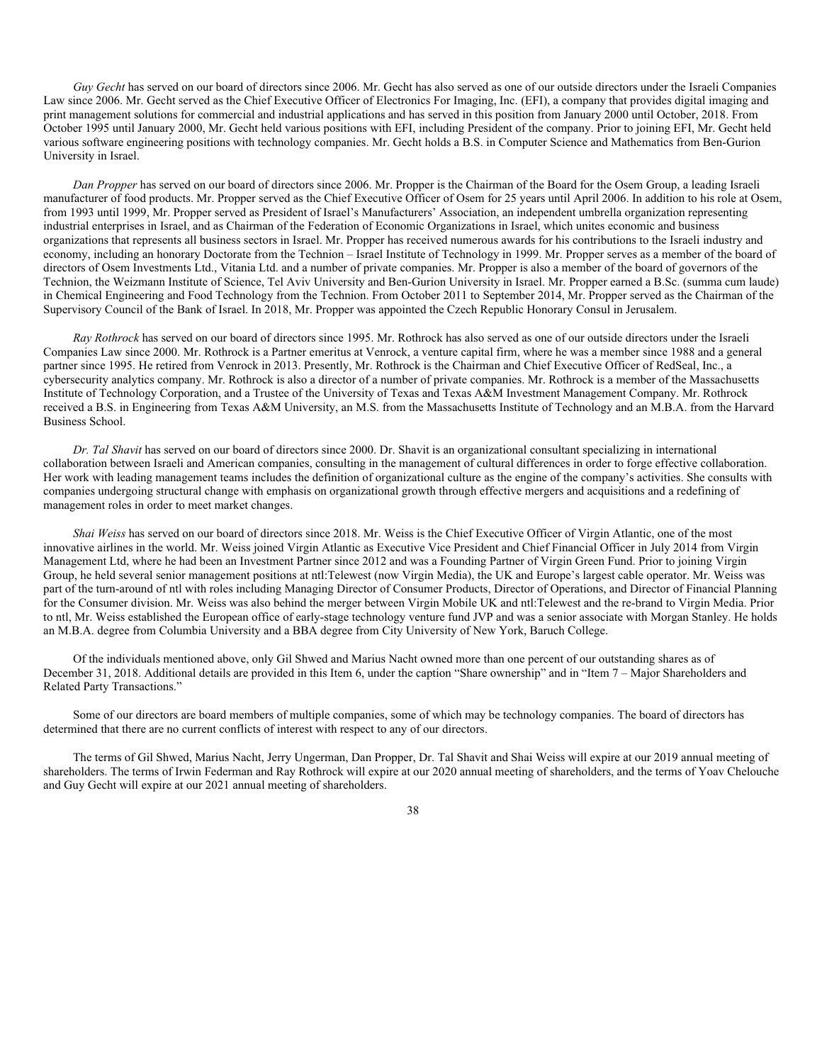*Guy Gecht* has served on our board of directors since 2006. Mr. Gecht has also served as one of our outside directors under the Israeli Companies Law since 2006. Mr. Gecht served as the Chief Executive Officer of Electronics For Imaging, Inc. (EFI), a company that provides digital imaging and print management solutions for commercial and industrial applications and has served in this position from January 2000 until October, 2018. From October 1995 until January 2000, Mr. Gecht held various positions with EFI, including President of the company. Prior to joining EFI, Mr. Gecht held various software engineering positions with technology companies. Mr. Gecht holds a B.S. in Computer Science and Mathematics from Ben-Gurion University in Israel.

*Dan Propper* has served on our board of directors since 2006. Mr. Propper is the Chairman of the Board for the Osem Group, a leading Israeli manufacturer of food products. Mr. Propper served as the Chief Executive Officer of Osem for 25 years until April 2006. In addition to his role at Osem, from 1993 until 1999, Mr. Propper served as President of Israel's Manufacturers' Association, an independent umbrella organization representing industrial enterprises in Israel, and as Chairman of the Federation of Economic Organizations in Israel, which unites economic and business organizations that represents all business sectors in Israel. Mr. Propper has received numerous awards for his contributions to the Israeli industry and economy, including an honorary Doctorate from the Technion – Israel Institute of Technology in 1999. Mr. Propper serves as a member of the board of directors of Osem Investments Ltd., Vitania Ltd. and a number of private companies. Mr. Propper is also a member of the board of governors of the Technion, the Weizmann Institute of Science, Tel Aviv University and Ben-Gurion University in Israel. Mr. Propper earned a B.Sc. (summa cum laude) in Chemical Engineering and Food Technology from the Technion. From October 2011 to September 2014, Mr. Propper served as the Chairman of the Supervisory Council of the Bank of Israel. In 2018, Mr. Propper was appointed the Czech Republic Honorary Consul in Jerusalem.

*Ray Rothrock* has served on our board of directors since 1995. Mr. Rothrock has also served as one of our outside directors under the Israeli Companies Law since 2000. Mr. Rothrock is a Partner emeritus at Venrock, a venture capital firm, where he was a member since 1988 and a general partner since 1995. He retired from Venrock in 2013. Presently, Mr. Rothrock is the Chairman and Chief Executive Officer of RedSeal, Inc., a cybersecurity analytics company. Mr. Rothrock is also a director of a number of private companies. Mr. Rothrock is a member of the Massachusetts Institute of Technology Corporation, and a Trustee of the University of Texas and Texas A&M Investment Management Company. Mr. Rothrock received a B.S. in Engineering from Texas A&M University, an M.S. from the Massachusetts Institute of Technology and an M.B.A. from the Harvard Business School.

*Dr. Tal Shavit* has served on our board of directors since 2000. Dr. Shavit is an organizational consultant specializing in international collaboration between Israeli and American companies, consulting in the management of cultural differences in order to forge effective collaboration. Her work with leading management teams includes the definition of organizational culture as the engine of the company's activities. She consults with companies undergoing structural change with emphasis on organizational growth through effective mergers and acquisitions and a redefining of management roles in order to meet market changes.

*Shai Weiss* has served on our board of directors since 2018. Mr. Weiss is the Chief Executive Officer of Virgin Atlantic, one of the most innovative airlines in the world. Mr. Weiss joined Virgin Atlantic as Executive Vice President and Chief Financial Officer in July 2014 from Virgin Management Ltd, where he had been an Investment Partner since 2012 and was a Founding Partner of Virgin Green Fund. Prior to joining Virgin Group, he held several senior management positions at ntl:Telewest (now Virgin Media), the UK and Europe's largest cable operator. Mr. Weiss was part of the turn-around of ntl with roles including Managing Director of Consumer Products, Director of Operations, and Director of Financial Planning for the Consumer division. Mr. Weiss was also behind the merger between Virgin Mobile UK and ntl:Telewest and the re-brand to Virgin Media. Prior to ntl, Mr. Weiss established the European office of early-stage technology venture fund JVP and was a senior associate with Morgan Stanley. He holds an M.B.A. degree from Columbia University and a BBA degree from City University of New York, Baruch College.

Of the individuals mentioned above, only Gil Shwed and Marius Nacht owned more than one percent of our outstanding shares as of December 31, 2018. Additional details are provided in this Item 6, under the caption "Share ownership" and in "Item 7 – Major Shareholders and Related Party Transactions."

Some of our directors are board members of multiple companies, some of which may be technology companies. The board of directors has determined that there are no current conflicts of interest with respect to any of our directors.

The terms of Gil Shwed, Marius Nacht, Jerry Ungerman, Dan Propper, Dr. Tal Shavit and Shai Weiss will expire at our 2019 annual meeting of shareholders. The terms of Irwin Federman and Ray Rothrock will expire at our 2020 annual meeting of shareholders, and the terms of Yoav Chelouche and Guy Gecht will expire at our 2021 annual meeting of shareholders.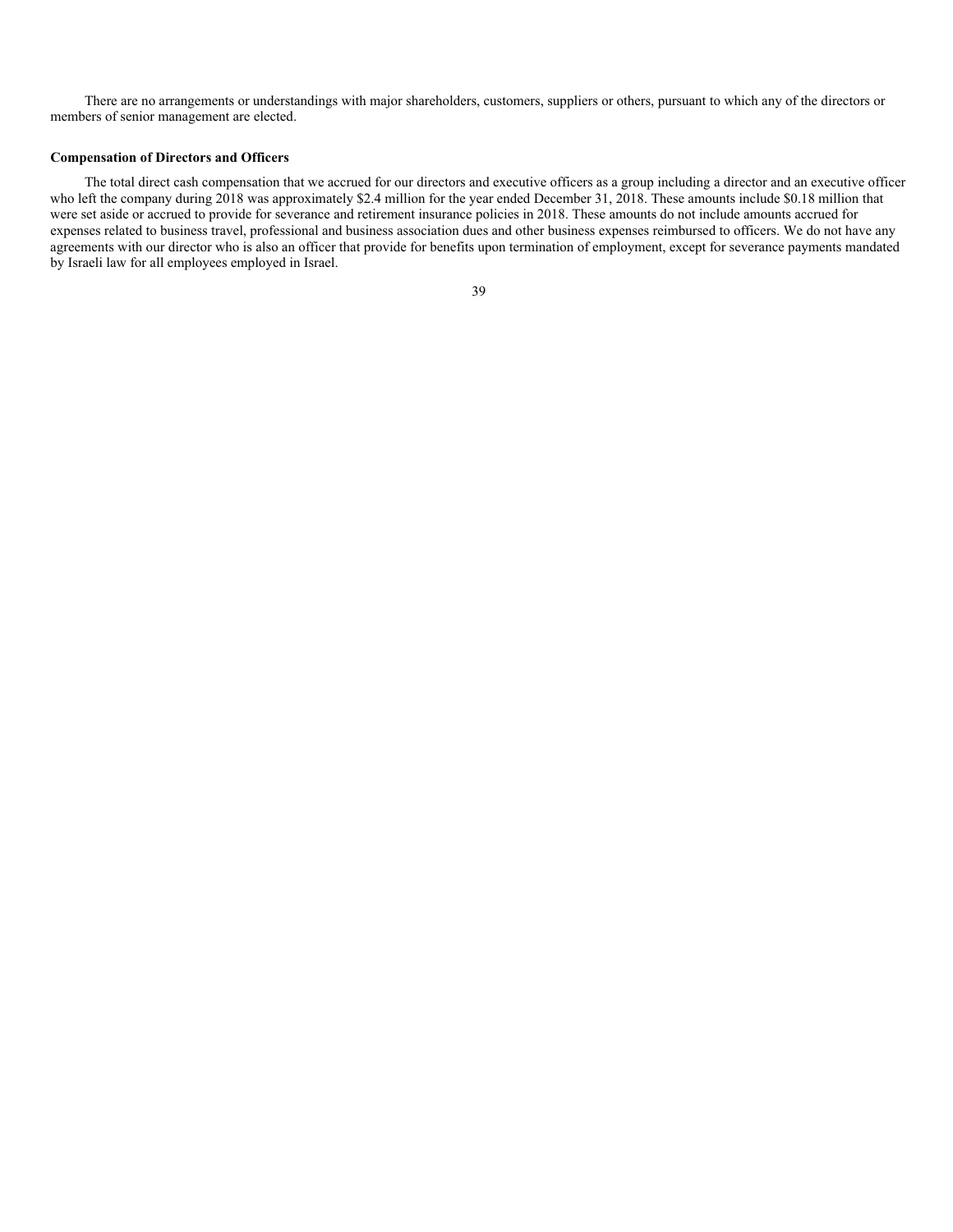There are no arrangements or understandings with major shareholders, customers, suppliers or others, pursuant to which any of the directors or members of senior management are elected.

**Compensation of Directors and Officers**

The total direct cash compensation that we accrued for our directors and executive officers as a group including a director and an executive officer who left the company during 2018 was approximately $2.4 million for the year ended December 31, 2018. These amounts include $0.18 million that were set aside or accrued to provide for severance and retirement insurance policies in 2018. These amounts do not include amounts accrued for expenses related to business travel, professional and business association dues and other business expenses reimbursed to officers. We do not have any agreements with our director who is also an officer that provide for benefits upon termination of employment, except for severance payments mandated by Israeli law for all employees employed in Israel.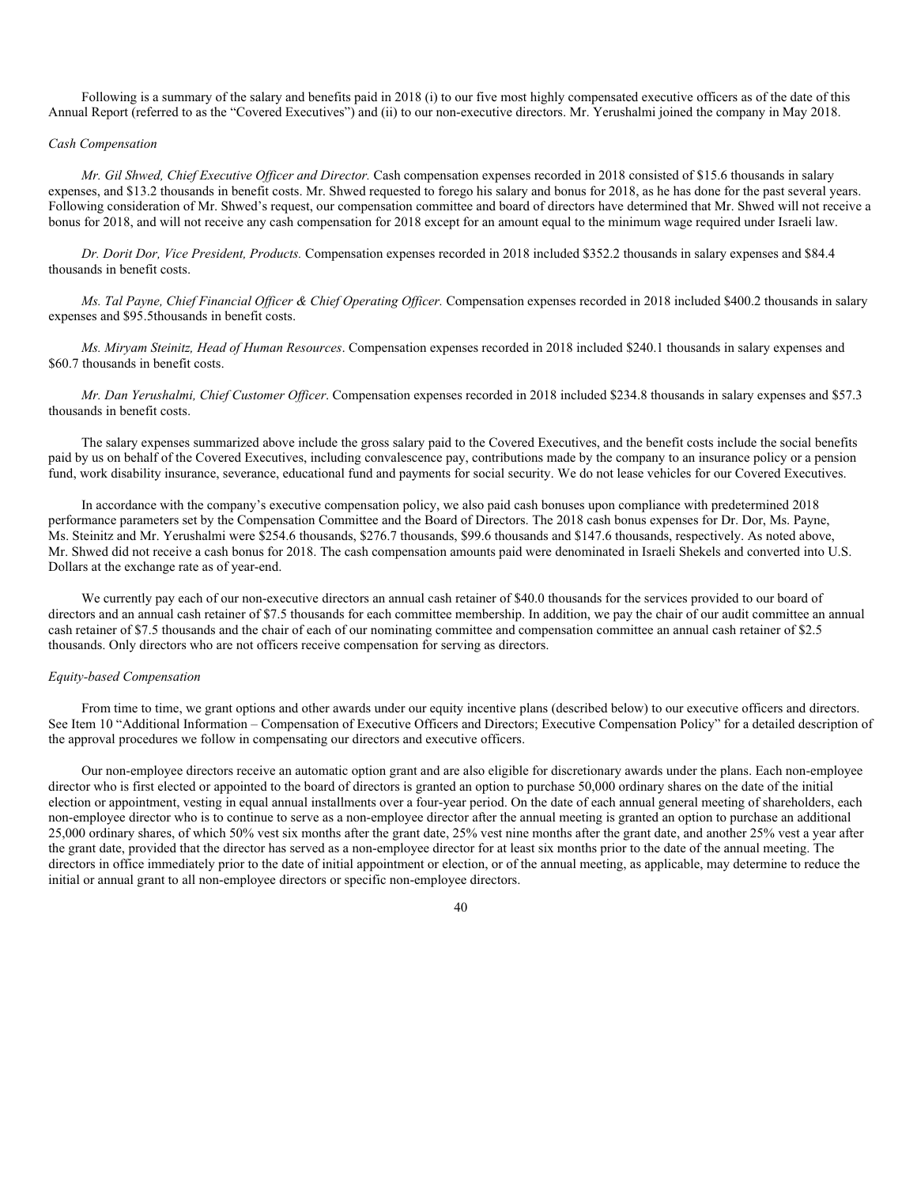Following is a summary of the salary and benefits paid in 2018 (i) to our five most highly compensated executive officers as of the date of this Annual Report (referred to as the "Covered Executives") and (ii) to our non-executive directors. Mr. Yerushalmi joined the company in May 2018.

*Cash Compensation*

*Mr. Gil Shwed, Chief Executive Officer and Director.* Cash compensation expenses recorded in 2018 consisted of $15.6 thousands in salary expenses, and $13.2 thousands in benefit costs. Mr. Shwed requested to forego his salary and bonus for 2018, as he has done for the past several years. Following consideration of Mr. Shwed's request, our compensation committee and board of directors have determined that Mr. Shwed will not receive a bonus for 2018, and will not receive any cash compensation for 2018 except for an amount equal to the minimum wage required under Israeli law.

*Dr. Dorit Dor, Vice President, Products.* Compensation expenses recorded in 2018 included $352.2 thousands in salary expenses and $84.4 thousands in benefit costs.

*Ms. Tal Payne, Chief Financial Officer & Chief Operating Officer.* Compensation expenses recorded in 2018 included $400.2 thousands in salary expenses and $95.5thousands in benefit costs.

*Ms. Miryam Steinitz, Head of Human Resources*. Compensation expenses recorded in 2018 included $240.1 thousands in salary expenses and $60.7 thousands in benefit costs.

*Mr. Dan Yerushalmi, Chief Customer Officer*. Compensation expenses recorded in 2018 included $234.8 thousands in salary expenses and $57.3 thousands in benefit costs.

The salary expenses summarized above include the gross salary paid to the Covered Executives, and the benefit costs include the social benefits paid by us on behalf of the Covered Executives, including convalescence pay, contributions made by the company to an insurance policy or a pension fund, work disability insurance, severance, educational fund and payments for social security. We do not lease vehicles for our Covered Executives.

In accordance with the company's executive compensation policy, we also paid cash bonuses upon compliance with predetermined 2018 performance parameters set by the Compensation Committee and the Board of Directors. The 2018 cash bonus expenses for Dr. Dor, Ms. Payne, Ms. Steinitz and Mr. Yerushalmi were $254.6 thousands, $276.7 thousands, $99.6 thousands and $147.6 thousands, respectively. As noted above, Mr. Shwed did not receive a cash bonus for 2018. The cash compensation amounts paid were denominated in Israeli Shekels and converted into U.S. Dollars at the exchange rate as of year-end.

We currently pay each of our non-executive directors an annual cash retainer of $40.0 thousands for the services provided to our board of directors and an annual cash retainer of $7.5 thousands for each committee membership. In addition, we pay the chair of our audit committee an annual cash retainer of $7.5 thousands and the chair of each of our nominating committee and compensation committee an annual cash retainer of $2.5 thousands. Only directors who are not officers receive compensation for serving as directors.

*Equity-based Compensation*

From time to time, we grant options and other awards under our equity incentive plans (described below) to our executive officers and directors. See Item 10 "Additional Information – Compensation of Executive Officers and Directors; Executive Compensation Policy" for a detailed description of the approval procedures we follow in compensating our directors and executive officers.

Our non-employee directors receive an automatic option grant and are also eligible for discretionary awards under the plans. Each non-employee director who is first elected or appointed to the board of directors is granted an option to purchase 50,000 ordinary shares on the date of the initial election or appointment, vesting in equal annual installments over a four-year period. On the date of each annual general meeting of shareholders, each non-employee director who is to continue to serve as a non-employee director after the annual meeting is granted an option to purchase an additional 25,000 ordinary shares, of which 50% vest six months after the grant date, 25% vest nine months after the grant date, and another 25% vest a year after the grant date, provided that the director has served as a non-employee director for at least six months prior to the date of the annual meeting. The directors in office immediately prior to the date of initial appointment or election, or of the annual meeting, as applicable, may determine to reduce the initial or annual grant to all non-employee directors or specific non-employee directors.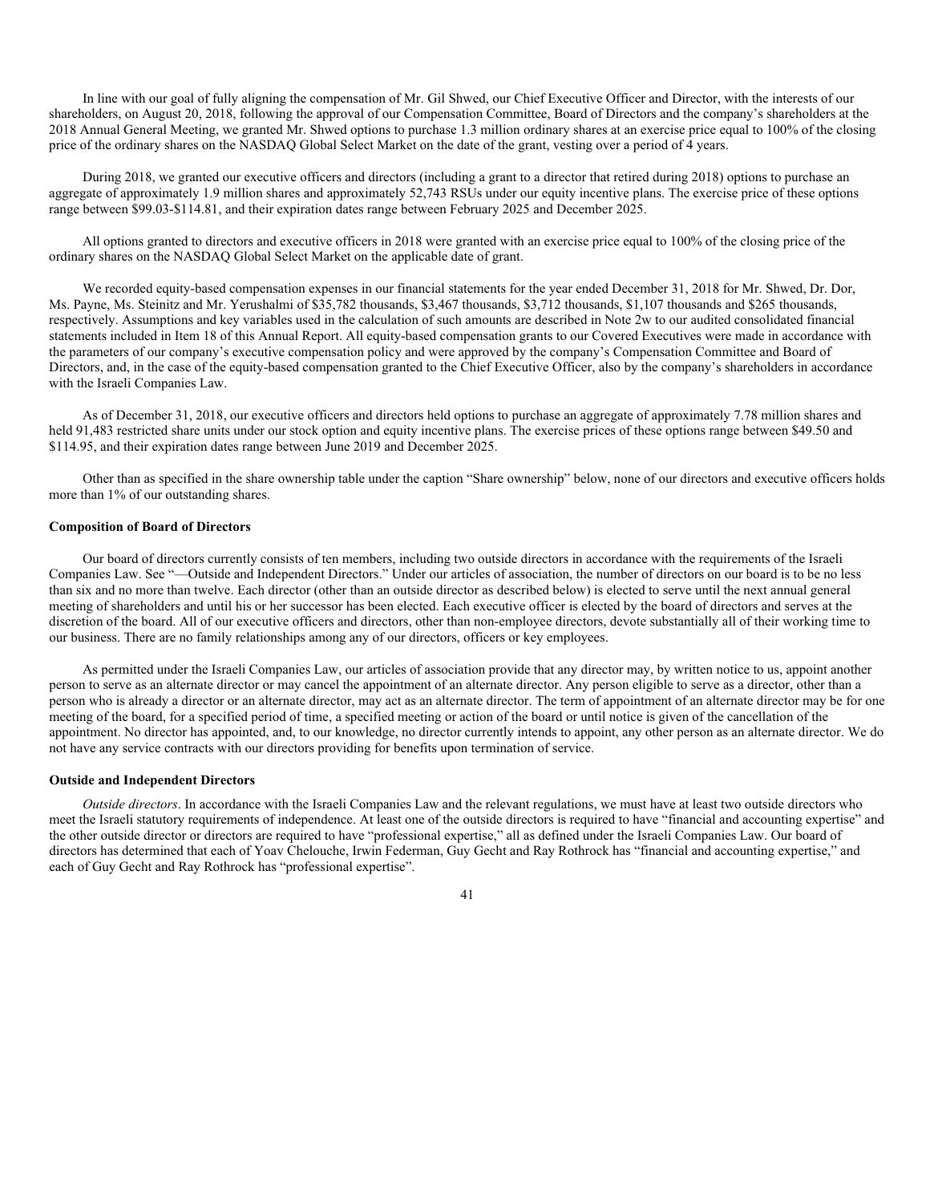In line with our goal of fully aligning the compensation of Mr. Gil Shwed, our Chief Executive Officer and Director, with the interests of our shareholders, on August 20, 2018, following the approval of our Compensation Committee, Board of Directors and the company's shareholders at the 2018 Annual General Meeting, we granted Mr. Shwed options to purchase 1.3 million ordinary shares at an exercise price equal to 100% of the closing price of the ordinary shares on the NASDAQ Global Select Market on the date of the grant, vesting over a period of 4 years.

During 2018, we granted our executive officers and directors (including a grant to a director that retired during 2018) options to purchase an aggregate of approximately 1.9 million shares and approximately 52,743 RSUs under our equity incentive plans. The exercise price of these options range between $99.03-$114.81, and their expiration dates range between February 2025 and December 2025.

All options granted to directors and executive officers in 2018 were granted with an exercise price equal to 100% of the closing price of the ordinary shares on the NASDAQ Global Select Market on the applicable date of grant.

We recorded equity-based compensation expenses in our financial statements for the year ended December 31, 2018 for Mr. Shwed, Dr. Dor, Ms. Payne, Ms. Steinitz and Mr. Yerushalmi of $35,782 thousands, $3,467 thousands, $3,712 thousands, $1,107 thousands and $265 thousands, respectively. Assumptions and key variables used in the calculation of such amounts are described in Note 2w to our audited consolidated financial statements included in Item 18 of this Annual Report. All equity-based compensation grants to our Covered Executives were made in accordance with the parameters of our company's executive compensation policy and were approved by the company's Compensation Committee and Board of Directors, and, in the case of the equity-based compensation granted to the Chief Executive Officer, also by the company's shareholders in accordance with the Israeli Companies Law.

As of December 31, 2018, our executive officers and directors held options to purchase an aggregate of approximately 7.78 million shares and held 91,483 restricted share units under our stock option and equity incentive plans. The exercise prices of these options range between $49.50 and $114.95, and their expiration dates range between June 2019 and December 2025.

Other than as specified in the share ownership table under the caption "Share ownership" below, none of our directors and executive officers holds more than 1% of our outstanding shares.

### Composition of Board of Directors

Our board of directors currently consists of ten members, including two outside directors in accordance with the requirements of the Israeli Companies Law. See "—Outside and Independent Directors." Under our articles of association, the number of directors on our board is to be no less than six and no more than twelve. Each director (other than an outside director as described below) is elected to serve until the next annual general meeting of shareholders and until his or her successor has been elected. Each executive officer is elected by the board of directors and serves at the discretion of the board. All of our executive officers and directors, other than non-employee directors, devote substantially all of their working time to our business. There are no family relationships among any of our directors, officers or key employees.

As permitted under the Israeli Companies Law, our articles of association provide that any director may, by written notice to us, appoint another person to serve as an alternate director or may cancel the appointment of an alternate director. Any person eligible to serve as a director, other than a person who is already a director or an alternate director, may act as an alternate director. The term of appointment of an alternate director may be for one meeting of the board, for a specified period of time, a specified meeting or action of the board or until notice is given of the cancellation of the appointment. No director has appointed, and, to our knowledge, no director currently intends to appoint, any other person as an alternate director. We do not have any service contracts with our directors providing for benefits upon termination of service.

### Outside and Independent Directors

*Outside directors*. In accordance with the Israeli Companies Law and the relevant regulations, we must have at least two outside directors who meet the Israeli statutory requirements of independence. At least one of the outside directors is required to have "financial and accounting expertise" and the other outside director or directors are required to have "professional expertise," all as defined under the Israeli Companies Law. Our board of directors has determined that each of Yoav Chelouche, Irwin Federman, Guy Gecht and Ray Rothrock has "financial and accounting expertise," and each of Guy Gecht and Ray Rothrock has "professional expertise".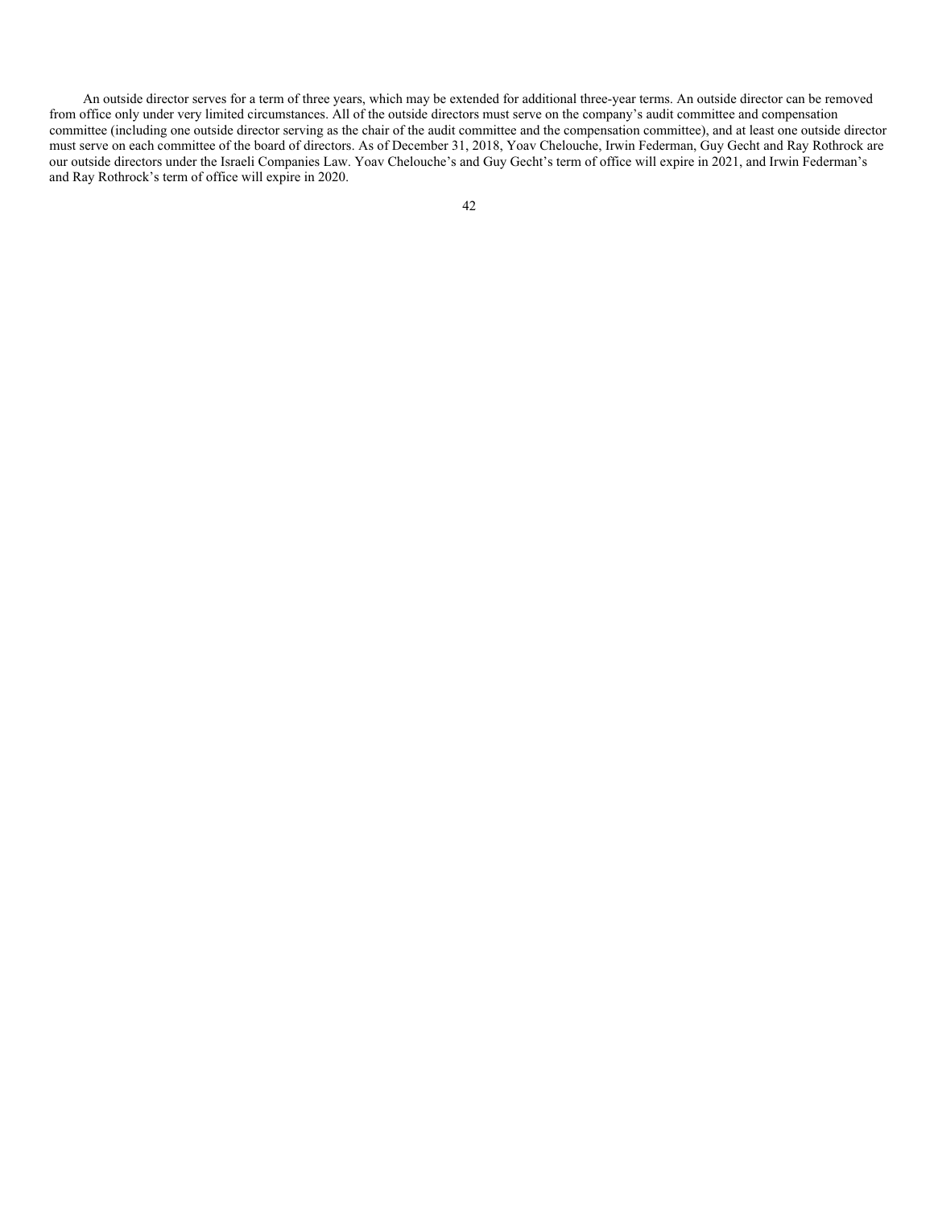An outside director serves for a term of three years, which may be extended for additional three-year terms. An outside director can be removed from office only under very limited circumstances. All of the outside directors must serve on the company's audit committee and compensation committee (including one outside director serving as the chair of the audit committee and the compensation committee), and at least one outside director must serve on each committee of the board of directors. As of December 31, 2018, Yoav Chelouche, Irwin Federman, Guy Gecht and Ray Rothrock are our outside directors under the Israeli Companies Law. Yoav Chelouche's and Guy Gecht's term of office will expire in 2021, and Irwin Federman's and Ray Rothrock's term of office will expire in 2020.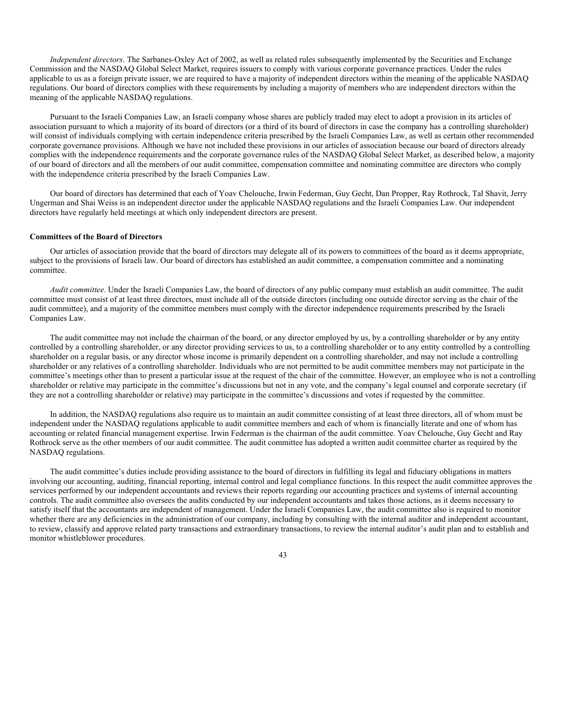*Independent directors*. The Sarbanes-Oxley Act of 2002, as well as related rules subsequently implemented by the Securities and Exchange Commission and the NASDAQ Global Select Market, requires issuers to comply with various corporate governance practices. Under the rules applicable to us as a foreign private issuer, we are required to have a majority of independent directors within the meaning of the applicable NASDAQ regulations. Our board of directors complies with these requirements by including a majority of members who are independent directors within the meaning of the applicable NASDAQ regulations.

Pursuant to the Israeli Companies Law, an Israeli company whose shares are publicly traded may elect to adopt a provision in its articles of association pursuant to which a majority of its board of directors (or a third of its board of directors in case the company has a controlling shareholder) will consist of individuals complying with certain independence criteria prescribed by the Israeli Companies Law, as well as certain other recommended corporate governance provisions. Although we have not included these provisions in our articles of association because our board of directors already complies with the independence requirements and the corporate governance rules of the NASDAQ Global Select Market, as described below, a majority of our board of directors and all the members of our audit committee, compensation committee and nominating committee are directors who comply with the independence criteria prescribed by the Israeli Companies Law.

Our board of directors has determined that each of Yoav Chelouche, Irwin Federman, Guy Gecht, Dan Propper, Ray Rothrock, Tal Shavit, Jerry Ungerman and Shai Weiss is an independent director under the applicable NASDAQ regulations and the Israeli Companies Law. Our independent directors have regularly held meetings at which only independent directors are present.

**Committees of the Board of Directors**

Our articles of association provide that the board of directors may delegate all of its powers to committees of the board as it deems appropriate, subject to the provisions of Israeli law. Our board of directors has established an audit committee, a compensation committee and a nominating committee.

*Audit committee*. Under the Israeli Companies Law, the board of directors of any public company must establish an audit committee. The audit committee must consist of at least three directors, must include all of the outside directors (including one outside director serving as the chair of the audit committee), and a majority of the committee members must comply with the director independence requirements prescribed by the Israeli Companies Law.

The audit committee may not include the chairman of the board, or any director employed by us, by a controlling shareholder or by any entity controlled by a controlling shareholder, or any director providing services to us, to a controlling shareholder or to any entity controlled by a controlling shareholder on a regular basis, or any director whose income is primarily dependent on a controlling shareholder, and may not include a controlling shareholder or any relatives of a controlling shareholder. Individuals who are not permitted to be audit committee members may not participate in the committee's meetings other than to present a particular issue at the request of the chair of the committee. However, an employee who is not a controlling shareholder or relative may participate in the committee's discussions but not in any vote, and the company's legal counsel and corporate secretary (if they are not a controlling shareholder or relative) may participate in the committee's discussions and votes if requested by the committee.

In addition, the NASDAQ regulations also require us to maintain an audit committee consisting of at least three directors, all of whom must be independent under the NASDAQ regulations applicable to audit committee members and each of whom is financially literate and one of whom has accounting or related financial management expertise. Irwin Federman is the chairman of the audit committee. Yoav Chelouche, Guy Gecht and Ray Rothrock serve as the other members of our audit committee. The audit committee has adopted a written audit committee charter as required by the NASDAQ regulations.

The audit committee's duties include providing assistance to the board of directors in fulfilling its legal and fiduciary obligations in matters involving our accounting, auditing, financial reporting, internal control and legal compliance functions. In this respect the audit committee approves the services performed by our independent accountants and reviews their reports regarding our accounting practices and systems of internal accounting controls. The audit committee also oversees the audits conducted by our independent accountants and takes those actions, as it deems necessary to satisfy itself that the accountants are independent of management. Under the Israeli Companies Law, the audit committee also is required to monitor whether there are any deficiencies in the administration of our company, including by consulting with the internal auditor and independent accountant, to review, classify and approve related party transactions and extraordinary transactions, to review the internal auditor's audit plan and to establish and monitor whistleblower procedures.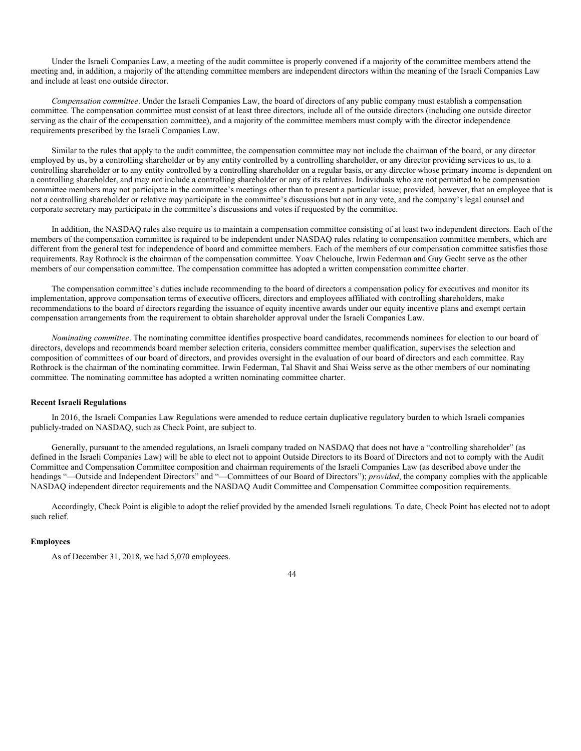Under the Israeli Companies Law, a meeting of the audit committee is properly convened if a majority of the committee members attend the meeting and, in addition, a majority of the attending committee members are independent directors within the meaning of the Israeli Companies Law and include at least one outside director.

*Compensation committee*. Under the Israeli Companies Law, the board of directors of any public company must establish a compensation committee. The compensation committee must consist of at least three directors, include all of the outside directors (including one outside director serving as the chair of the compensation committee), and a majority of the committee members must comply with the director independence requirements prescribed by the Israeli Companies Law.

Similar to the rules that apply to the audit committee, the compensation committee may not include the chairman of the board, or any director employed by us, by a controlling shareholder or by any entity controlled by a controlling shareholder, or any director providing services to us, to a controlling shareholder or to any entity controlled by a controlling shareholder on a regular basis, or any director whose primary income is dependent on a controlling shareholder, and may not include a controlling shareholder or any of its relatives. Individuals who are not permitted to be compensation committee members may not participate in the committee's meetings other than to present a particular issue; provided, however, that an employee that is not a controlling shareholder or relative may participate in the committee's discussions but not in any vote, and the company's legal counsel and corporate secretary may participate in the committee's discussions and votes if requested by the committee.

In addition, the NASDAQ rules also require us to maintain a compensation committee consisting of at least two independent directors. Each of the members of the compensation committee is required to be independent under NASDAQ rules relating to compensation committee members, which are different from the general test for independence of board and committee members. Each of the members of our compensation committee satisfies those requirements. Ray Rothrock is the chairman of the compensation committee. Yoav Chelouche, Irwin Federman and Guy Gecht serve as the other members of our compensation committee. The compensation committee has adopted a written compensation committee charter.

The compensation committee's duties include recommending to the board of directors a compensation policy for executives and monitor its implementation, approve compensation terms of executive officers, directors and employees affiliated with controlling shareholders, make recommendations to the board of directors regarding the issuance of equity incentive awards under our equity incentive plans and exempt certain compensation arrangements from the requirement to obtain shareholder approval under the Israeli Companies Law.

*Nominating committee*. The nominating committee identifies prospective board candidates, recommends nominees for election to our board of directors, develops and recommends board member selection criteria, considers committee member qualification, supervises the selection and composition of committees of our board of directors, and provides oversight in the evaluation of our board of directors and each committee. Ray Rothrock is the chairman of the nominating committee. Irwin Federman, Tal Shavit and Shai Weiss serve as the other members of our nominating committee. The nominating committee has adopted a written nominating committee charter.

**Recent Israeli Regulations**

In 2016, the Israeli Companies Law Regulations were amended to reduce certain duplicative regulatory burden to which Israeli companies publicly-traded on NASDAQ, such as Check Point, are subject to.

Generally, pursuant to the amended regulations, an Israeli company traded on NASDAQ that does not have a "controlling shareholder" (as defined in the Israeli Companies Law) will be able to elect not to appoint Outside Directors to its Board of Directors and not to comply with the Audit Committee and Compensation Committee composition and chairman requirements of the Israeli Companies Law (as described above under the headings "—Outside and Independent Directors" and "—Committees of our Board of Directors"); *provided*, the company complies with the applicable NASDAQ independent director requirements and the NASDAQ Audit Committee and Compensation Committee composition requirements.

Accordingly, Check Point is eligible to adopt the relief provided by the amended Israeli regulations. To date, Check Point has elected not to adopt such relief.

**Employees**

As of December 31, 2018, we had 5,070 employees.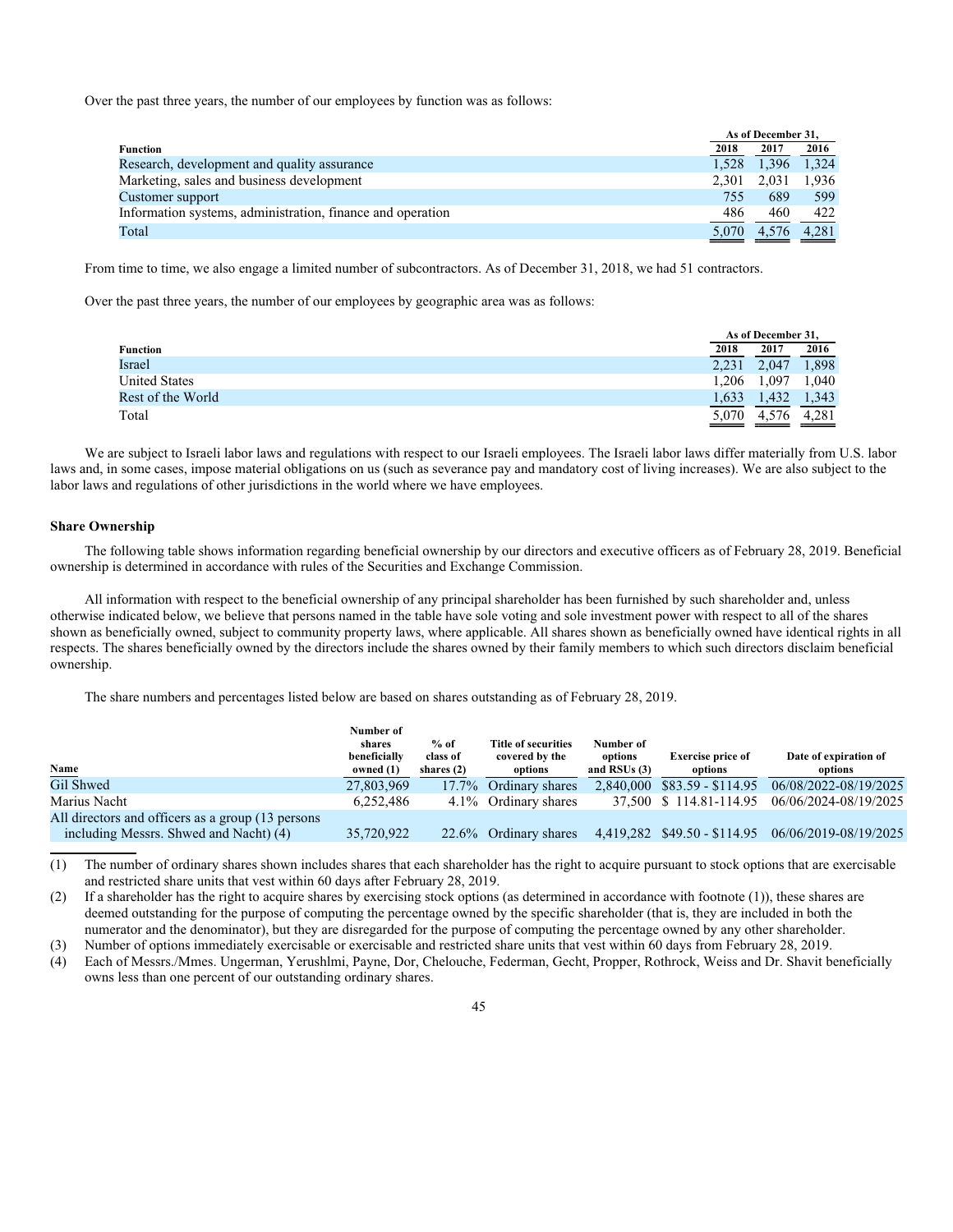Over the past three years, the number of our employees by function was as follows:

| Function | As of December 31, | | |
| --- | --- | --- | --- |
| | 2018 | 2017 | 2016 |
| Research, development and quality assurance | 1,528 | 1,396 | 1,324 |
| Marketing, sales and business development | 2,301 | 2,031 | 1,936 |
| Customer support | 755 | 689 | 599 |
| Information systems, administration, finance and operation | 486 | 460 | 422 |
| Total | 5,070 | 4,576 | 4,281 |

From time to time, we also engage a limited number of subcontractors. As of December 31, 2018, we had 51 contractors.

Over the past three years, the number of our employees by geographic area was as follows:

| Function | As of December 31, | | |
| --- | --- | --- | --- |
| | 2018 | 2017 | 2016 |
| Israel | 2,231 | 2,047 | 1,898 |
| United States | 1,206 | 1,097 | 1,040 |
| Rest of the World | 1,633 | 1,432 | 1,343 |
| Total | 5,070 | 4,576 | 4,281 |

We are subject to Israeli labor laws and regulations with respect to our Israeli employees. The Israeli labor laws differ materially from U.S. labor laws and, in some cases, impose material obligations on us (such as severance pay and mandatory cost of living increases). We are also subject to the labor laws and regulations of other jurisdictions in the world where we have employees.

### Share Ownership

The following table shows information regarding beneficial ownership by our directors and executive officers as of February 28, 2019. Beneficial ownership is determined in accordance with rules of the Securities and Exchange Commission.

All information with respect to the beneficial ownership of any principal shareholder has been furnished by such shareholder and, unless otherwise indicated below, we believe that persons named in the table have sole voting and sole investment power with respect to all of the shares shown as beneficially owned, subject to community property laws, where applicable. All shares shown as beneficially owned have identical rights in all respects. The shares beneficially owned by the directors include the shares owned by their family members to which such directors disclaim beneficial ownership.

The share numbers and percentages listed below are based on shares outstanding as of February 28, 2019.

| Name | Number of shares beneficially owned (1) | % of class of shares (2) | Title of securities covered by the options | Number of options and RSUs (3) | Exercise price of options | Date of expiration of options |
| --- | --- | --- | --- | --- | --- | --- |
| Gil Shwed | 27,803,969 | 17.7% | Ordinary shares | 2,840,000 | $83.59 - $114.95 | 06/08/2022-08/19/2025 |
| Marius Nacht | 6,252,486 | 4.1% | Ordinary shares | 37,500 | $ 114.81-114.95 | 06/06/2024-08/19/2025 |
| All directors and officers as a group (13 persons including Messrs. Shwed and Nacht) (4) | 35,720,922 | 22.6% | Ordinary shares | 4,419,282 | $49.50 - $114.95 | 06/06/2019-08/19/2025 |

(1) The number of ordinary shares shown includes shares that each shareholder has the right to acquire pursuant to stock options that are exercisable and restricted share units that vest within 60 days after February 28, 2019.

(2) If a shareholder has the right to acquire shares by exercising stock options (as determined in accordance with footnote (1)), these shares are deemed outstanding for the purpose of computing the percentage owned by the specific shareholder (that is, they are included in both the numerator and the denominator), but they are disregarded for the purpose of computing the percentage owned by any other shareholder.

(3) Number of options immediately exercisable or exercisable and restricted share units that vest within 60 days from February 28, 2019.

(4) Each of Messrs./Mmes. Ungerman, Yerushlmi, Payne, Dor, Chelouche, Federman, Gecht, Propper, Rothrock, Weiss and Dr. Shavit beneficially owns less than one percent of our outstanding ordinary shares.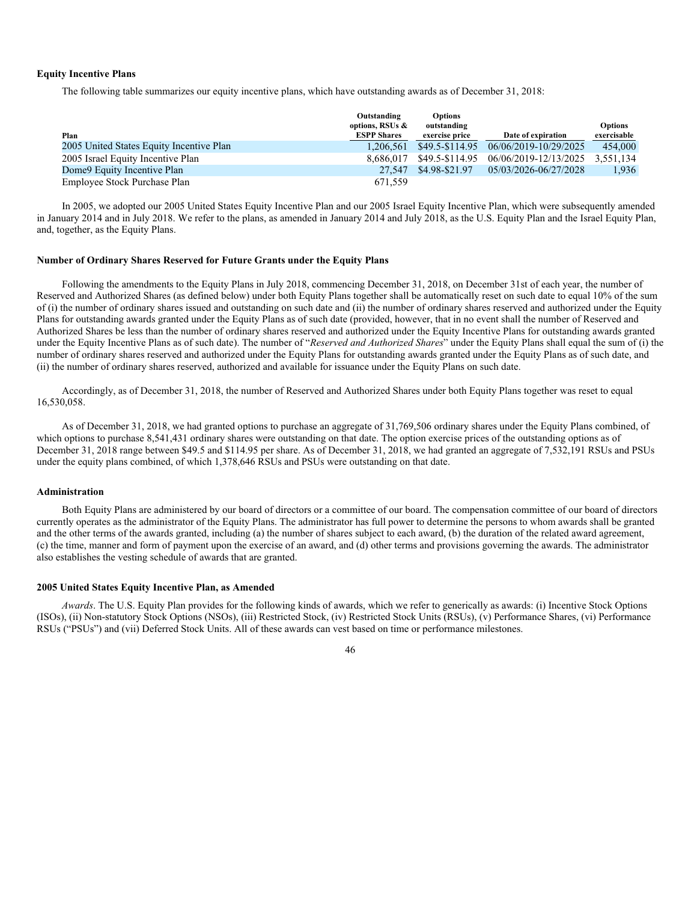### Equity Incentive Plans

The following table summarizes our equity incentive plans, which have outstanding awards as of December 31, 2018:

| Plan | Outstanding options, RSUs & ESPP Shares | Options outstanding exercise price | Date of expiration | Options exercisable |
|---|---|---|---|---|
| 2005 United States Equity Incentive Plan | 1,206,561 | $49.5-$114.95 | 06/06/2019-10/29/2025 | 454,000 |
| 2005 Israel Equity Incentive Plan | 8,686,017 | $49.5-$114.95 | 06/06/2019-12/13/2025 | 3,551,134 |
| Dome9 Equity Incentive Plan | 27,547 | $4.98-$21.97 | 05/03/2026-06/27/2028 | 1,936 |
| Employee Stock Purchase Plan | 671,559 | | | |

In 2005, we adopted our 2005 United States Equity Incentive Plan and our 2005 Israel Equity Incentive Plan, which were subsequently amended in January 2014 and in July 2018. We refer to the plans, as amended in January 2014 and July 2018, as the U.S. Equity Plan and the Israel Equity Plan, and, together, as the Equity Plans.

### Number of Ordinary Shares Reserved for Future Grants under the Equity Plans

Following the amendments to the Equity Plans in July 2018, commencing December 31, 2018, on December 31st of each year, the number of Reserved and Authorized Shares (as defined below) under both Equity Plans together shall be automatically reset on such date to equal 10% of the sum of (i) the number of ordinary shares issued and outstanding on such date and (ii) the number of ordinary shares reserved and authorized under the Equity Plans for outstanding awards granted under the Equity Plans as of such date (provided, however, that in no event shall the number of Reserved and Authorized Shares be less than the number of ordinary shares reserved and authorized under the Equity Incentive Plans for outstanding awards granted under the Equity Incentive Plans as of such date). The number of "*Reserved and Authorized Shares*" under the Equity Plans shall equal the sum of (i) the number of ordinary shares reserved and authorized under the Equity Plans for outstanding awards granted under the Equity Plans as of such date, and (ii) the number of ordinary shares reserved, authorized and available for issuance under the Equity Plans on such date.

Accordingly, as of December 31, 2018, the number of Reserved and Authorized Shares under both Equity Plans together was reset to equal 16,530,058.

As of December 31, 2018, we had granted options to purchase an aggregate of 31,769,506 ordinary shares under the Equity Plans combined, of which options to purchase 8,541,431 ordinary shares were outstanding on that date. The option exercise prices of the outstanding options as of December 31, 2018 range between $49.5 and $114.95 per share. As of December 31, 2018, we had granted an aggregate of 7,532,191 RSUs and PSUs under the equity plans combined, of which 1,378,646 RSUs and PSUs were outstanding on that date.

### Administration

Both Equity Plans are administered by our board of directors or a committee of our board. The compensation committee of our board of directors currently operates as the administrator of the Equity Plans. The administrator has full power to determine the persons to whom awards shall be granted and the other terms of the awards granted, including (a) the number of shares subject to each award, (b) the duration of the related award agreement, (c) the time, manner and form of payment upon the exercise of an award, and (d) other terms and provisions governing the awards. The administrator also establishes the vesting schedule of awards that are granted.

### 2005 United States Equity Incentive Plan, as Amended

*Awards*. The U.S. Equity Plan provides for the following kinds of awards, which we refer to generically as awards: (i) Incentive Stock Options (ISOs), (ii) Non-statutory Stock Options (NSOs), (iii) Restricted Stock, (iv) Restricted Stock Units (RSUs), (v) Performance Shares, (vi) Performance RSUs ("PSUs") and (vii) Deferred Stock Units. All of these awards can vest based on time or performance milestones.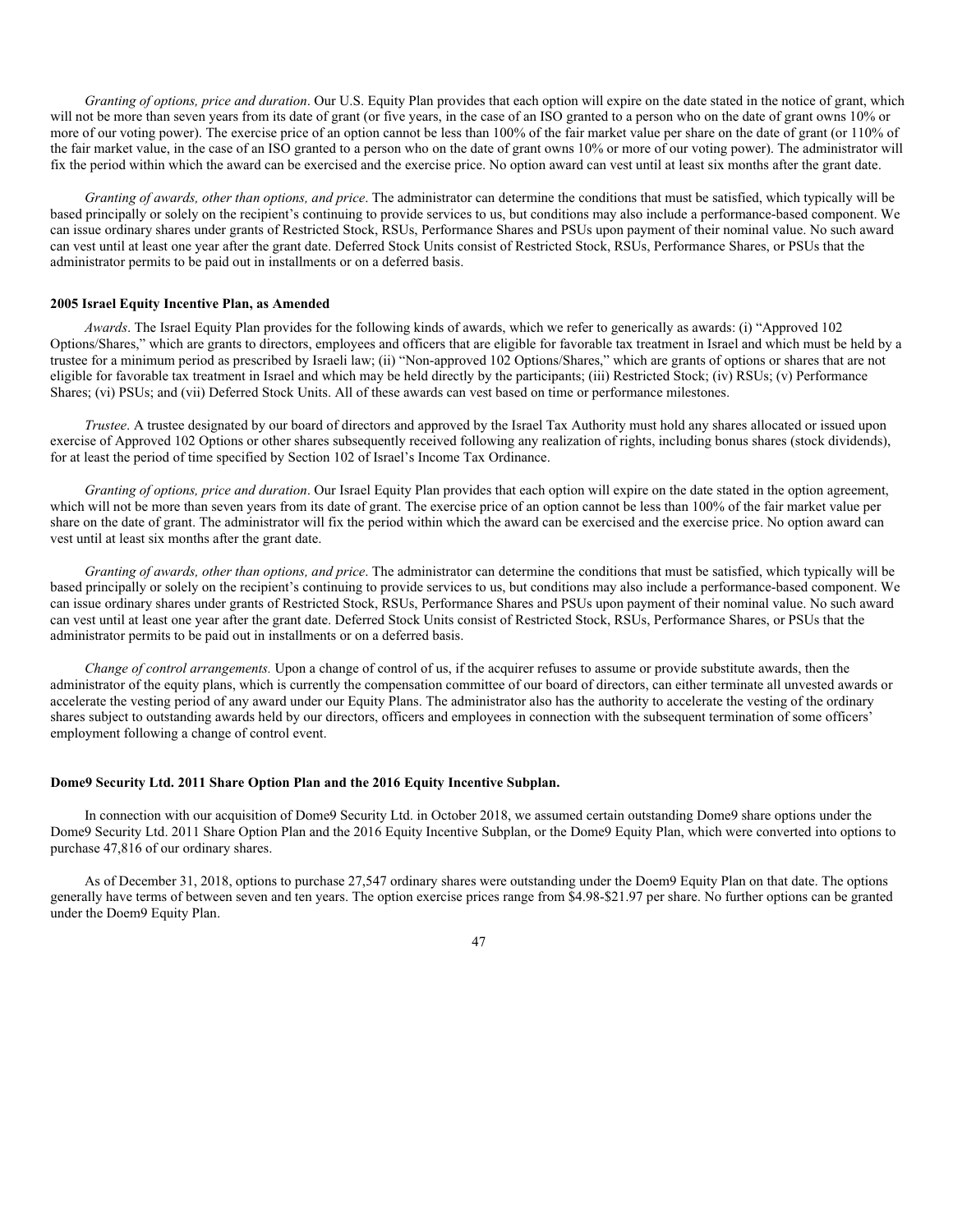*Granting of options, price and duration*. Our U.S. Equity Plan provides that each option will expire on the date stated in the notice of grant, which will not be more than seven years from its date of grant (or five years, in the case of an ISO granted to a person who on the date of grant owns 10% or more of our voting power). The exercise price of an option cannot be less than 100% of the fair market value per share on the date of grant (or 110% of the fair market value, in the case of an ISO granted to a person who on the date of grant owns 10% or more of our voting power). The administrator will fix the period within which the award can be exercised and the exercise price. No option award can vest until at least six months after the grant date.

*Granting of awards, other than options, and price*. The administrator can determine the conditions that must be satisfied, which typically will be based principally or solely on the recipient's continuing to provide services to us, but conditions may also include a performance-based component. We can issue ordinary shares under grants of Restricted Stock, RSUs, Performance Shares and PSUs upon payment of their nominal value. No such award can vest until at least one year after the grant date. Deferred Stock Units consist of Restricted Stock, RSUs, Performance Shares, or PSUs that the administrator permits to be paid out in installments or on a deferred basis.

**2005 Israel Equity Incentive Plan, as Amended**

*Awards*. The Israel Equity Plan provides for the following kinds of awards, which we refer to generically as awards: (i) "Approved 102 Options/Shares," which are grants to directors, employees and officers that are eligible for favorable tax treatment in Israel and which must be held by a trustee for a minimum period as prescribed by Israeli law; (ii) "Non-approved 102 Options/Shares," which are grants of options or shares that are not eligible for favorable tax treatment in Israel and which may be held directly by the participants; (iii) Restricted Stock; (iv) RSUs; (v) Performance Shares; (vi) PSUs; and (vii) Deferred Stock Units. All of these awards can vest based on time or performance milestones.

*Trustee*. A trustee designated by our board of directors and approved by the Israel Tax Authority must hold any shares allocated or issued upon exercise of Approved 102 Options or other shares subsequently received following any realization of rights, including bonus shares (stock dividends), for at least the period of time specified by Section 102 of Israel's Income Tax Ordinance.

*Granting of options, price and duration*. Our Israel Equity Plan provides that each option will expire on the date stated in the option agreement, which will not be more than seven years from its date of grant. The exercise price of an option cannot be less than 100% of the fair market value per share on the date of grant. The administrator will fix the period within which the award can be exercised and the exercise price. No option award can vest until at least six months after the grant date.

*Granting of awards, other than options, and price*. The administrator can determine the conditions that must be satisfied, which typically will be based principally or solely on the recipient's continuing to provide services to us, but conditions may also include a performance-based component. We can issue ordinary shares under grants of Restricted Stock, RSUs, Performance Shares and PSUs upon payment of their nominal value. No such award can vest until at least one year after the grant date. Deferred Stock Units consist of Restricted Stock, RSUs, Performance Shares, or PSUs that the administrator permits to be paid out in installments or on a deferred basis.

*Change of control arrangements.* Upon a change of control of us, if the acquirer refuses to assume or provide substitute awards, then the administrator of the equity plans, which is currently the compensation committee of our board of directors, can either terminate all unvested awards or accelerate the vesting period of any award under our Equity Plans. The administrator also has the authority to accelerate the vesting of the ordinary shares subject to outstanding awards held by our directors, officers and employees in connection with the subsequent termination of some officers' employment following a change of control event.

**Dome9 Security Ltd. 2011 Share Option Plan and the 2016 Equity Incentive Subplan.**

In connection with our acquisition of Dome9 Security Ltd. in October 2018, we assumed certain outstanding Dome9 share options under the Dome9 Security Ltd. 2011 Share Option Plan and the 2016 Equity Incentive Subplan, or the Dome9 Equity Plan, which were converted into options to purchase 47,816 of our ordinary shares.

As of December 31, 2018, options to purchase 27,547 ordinary shares were outstanding under the Doem9 Equity Plan on that date. The options generally have terms of between seven and ten years. The option exercise prices range from $4.98-$21.97 per share. No further options can be granted under the Doem9 Equity Plan.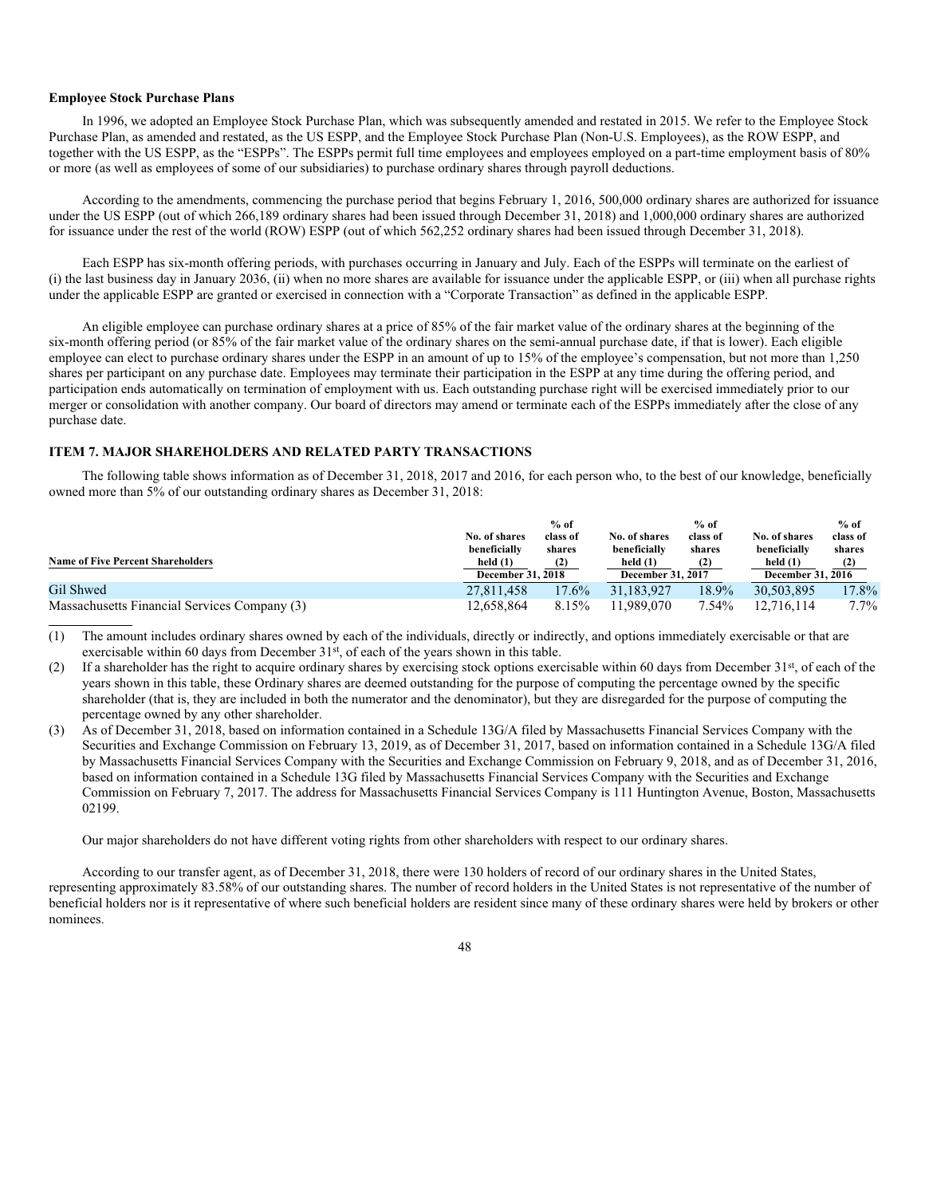**Employee Stock Purchase Plans**

In 1996, we adopted an Employee Stock Purchase Plan, which was subsequently amended and restated in 2015. We refer to the Employee Stock Purchase Plan, as amended and restated, as the US ESPP, and the Employee Stock Purchase Plan (Non-U.S. Employees), as the ROW ESPP, and together with the US ESPP, as the "ESPPs". The ESPPs permit full time employees and employees employed on a part-time employment basis of 80% or more (as well as employees of some of our subsidiaries) to purchase ordinary shares through payroll deductions.

According to the amendments, commencing the purchase period that begins February 1, 2016, 500,000 ordinary shares are authorized for issuance under the US ESPP (out of which 266,189 ordinary shares had been issued through December 31, 2018) and 1,000,000 ordinary shares are authorized for issuance under the rest of the world (ROW) ESPP (out of which 562,252 ordinary shares had been issued through December 31, 2018).

Each ESPP has six-month offering periods, with purchases occurring in January and July. Each of the ESPPs will terminate on the earliest of (i) the last business day in January 2036, (ii) when no more shares are available for issuance under the applicable ESPP, or (iii) when all purchase rights under the applicable ESPP are granted or exercised in connection with a "Corporate Transaction" as defined in the applicable ESPP.

An eligible employee can purchase ordinary shares at a price of 85% of the fair market value of the ordinary shares at the beginning of the six-month offering period (or 85% of the fair market value of the ordinary shares on the semi-annual purchase date, if that is lower). Each eligible employee can elect to purchase ordinary shares under the ESPP in an amount of up to 15% of the employee's compensation, but not more than 1,250 shares per participant on any purchase date. Employees may terminate their participation in the ESPP at any time during the offering period, and participation ends automatically on termination of employment with us. Each outstanding purchase right will be exercised immediately prior to our merger or consolidation with another company. Our board of directors may amend or terminate each of the ESPPs immediately after the close of any purchase date.

### ITEM 7. MAJOR SHAREHOLDERS AND RELATED PARTY TRANSACTIONS

The following table shows information as of December 31, 2018, 2017 and 2016, for each person who, to the best of our knowledge, beneficially owned more than 5% of our outstanding ordinary shares as December 31, 2018:

| Name of Five Percent Shareholders | No. of shares beneficially held (1) | % of class of shares (2) | No. of shares beneficially held (1) | % of class of shares (2) | No. of shares beneficially held (1) | % of class of shares (2) |
|---|---|---|---|---|---|---|
| | December 31, 2018 | | December 31, 2017 | | December 31, 2016 | |
| Gil Shwed | 27,811,458 | 17.6% | 31,183,927 | 18.9% | 30,503,895 | 17.8% |
| Massachusetts Financial Services Company (3) | 12,658,864 | 8.15% | 11,989,070 | 7.54% | 12,716,114 | 7.7% |

(1) The amount includes ordinary shares owned by each of the individuals, directly or indirectly, and options immediately exercisable or that are exercisable within 60 days from December 31st, of each of the years shown in this table.

(2) If a shareholder has the right to acquire ordinary shares by exercising stock options exercisable within 60 days from December 31st, of each of the years shown in this table, these Ordinary shares are deemed outstanding for the purpose of computing the percentage owned by the specific shareholder (that is, they are included in both the numerator and the denominator), but they are disregarded for the purpose of computing the percentage owned by any other shareholder.

(3) As of December 31, 2018, based on information contained in a Schedule 13G/A filed by Massachusetts Financial Services Company with the Securities and Exchange Commission on February 13, 2019, as of December 31, 2017, based on information contained in a Schedule 13G/A filed by Massachusetts Financial Services Company with the Securities and Exchange Commission on February 9, 2018, and as of December 31, 2016, based on information contained in a Schedule 13G filed by Massachusetts Financial Services Company with the Securities and Exchange Commission on February 7, 2017. The address for Massachusetts Financial Services Company is 111 Huntington Avenue, Boston, Massachusetts 02199.

Our major shareholders do not have different voting rights from other shareholders with respect to our ordinary shares.

According to our transfer agent, as of December 31, 2018, there were 130 holders of record of our ordinary shares in the United States, representing approximately 83.58% of our outstanding shares. The number of record holders in the United States is not representative of the number of beneficial holders nor is it representative of where such beneficial holders are resident since many of these ordinary shares were held by brokers or other nominees.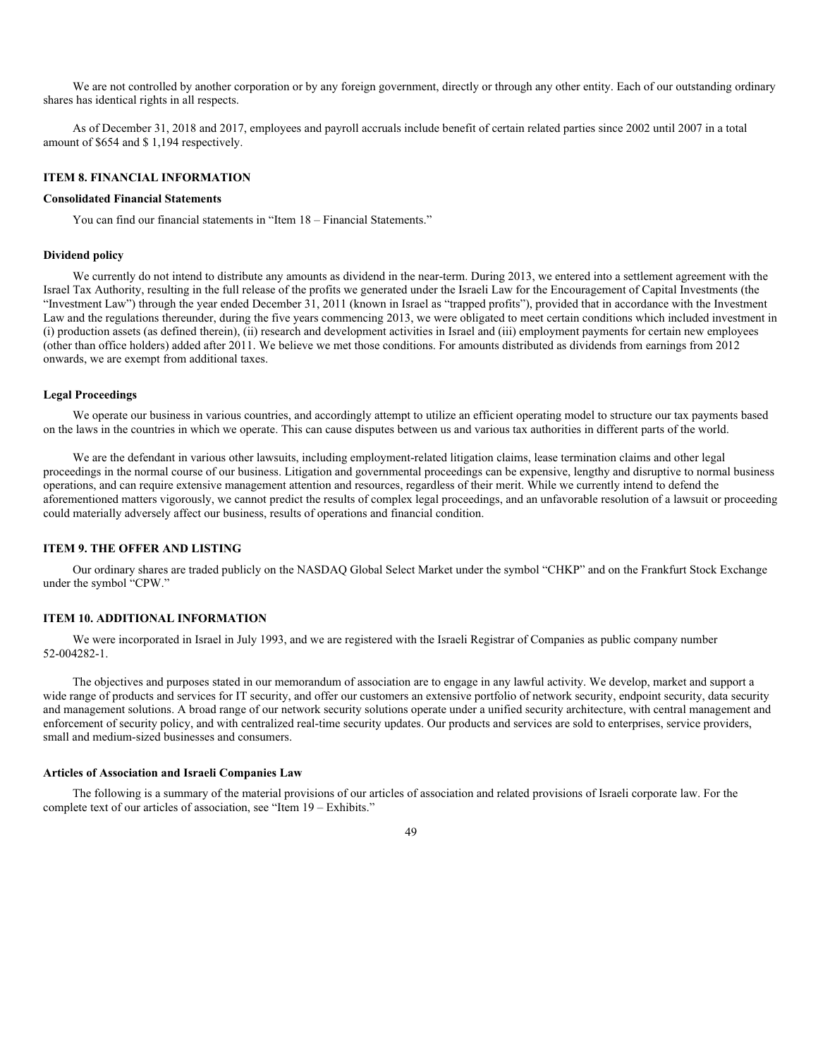We are not controlled by another corporation or by any foreign government, directly or through any other entity. Each of our outstanding ordinary shares has identical rights in all respects.

As of December 31, 2018 and 2017, employees and payroll accruals include benefit of certain related parties since 2002 until 2007 in a total amount of $654 and $ 1,194 respectively.

## ITEM 8. FINANCIAL INFORMATION

### Consolidated Financial Statements

You can find our financial statements in “Item 18 – Financial Statements.”

### Dividend policy

We currently do not intend to distribute any amounts as dividend in the near-term. During 2013, we entered into a settlement agreement with the Israel Tax Authority, resulting in the full release of the profits we generated under the Israeli Law for the Encouragement of Capital Investments (the “Investment Law”) through the year ended December 31, 2011 (known in Israel as “trapped profits”), provided that in accordance with the Investment Law and the regulations thereunder, during the five years commencing 2013, we were obligated to meet certain conditions which included investment in (i) production assets (as defined therein), (ii) research and development activities in Israel and (iii) employment payments for certain new employees (other than office holders) added after 2011. We believe we met those conditions. For amounts distributed as dividends from earnings from 2012 onwards, we are exempt from additional taxes.

### Legal Proceedings

We operate our business in various countries, and accordingly attempt to utilize an efficient operating model to structure our tax payments based on the laws in the countries in which we operate. This can cause disputes between us and various tax authorities in different parts of the world.

We are the defendant in various other lawsuits, including employment-related litigation claims, lease termination claims and other legal proceedings in the normal course of our business. Litigation and governmental proceedings can be expensive, lengthy and disruptive to normal business operations, and can require extensive management attention and resources, regardless of their merit. While we currently intend to defend the aforementioned matters vigorously, we cannot predict the results of complex legal proceedings, and an unfavorable resolution of a lawsuit or proceeding could materially adversely affect our business, results of operations and financial condition.

## ITEM 9. THE OFFER AND LISTING

Our ordinary shares are traded publicly on the NASDAQ Global Select Market under the symbol “CHKP” and on the Frankfurt Stock Exchange under the symbol “CPW.”

## ITEM 10. ADDITIONAL INFORMATION

We were incorporated in Israel in July 1993, and we are registered with the Israeli Registrar of Companies as public company number 52-004282-1.

The objectives and purposes stated in our memorandum of association are to engage in any lawful activity. We develop, market and support a wide range of products and services for IT security, and offer our customers an extensive portfolio of network security, endpoint security, data security and management solutions. A broad range of our network security solutions operate under a unified security architecture, with central management and enforcement of security policy, and with centralized real-time security updates. Our products and services are sold to enterprises, service providers, small and medium-sized businesses and consumers.

### Articles of Association and Israeli Companies Law

The following is a summary of the material provisions of our articles of association and related provisions of Israeli corporate law. For the complete text of our articles of association, see “Item 19 – Exhibits.”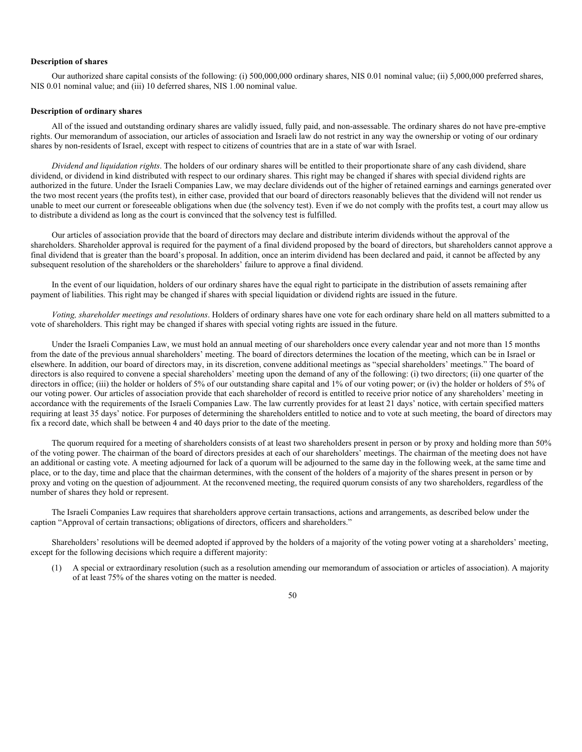**Description of shares**

Our authorized share capital consists of the following: (i) 500,000,000 ordinary shares, NIS 0.01 nominal value; (ii) 5,000,000 preferred shares, NIS 0.01 nominal value; and (iii) 10 deferred shares, NIS 1.00 nominal value.

**Description of ordinary shares**

All of the issued and outstanding ordinary shares are validly issued, fully paid, and non-assessable. The ordinary shares do not have pre-emptive rights. Our memorandum of association, our articles of association and Israeli law do not restrict in any way the ownership or voting of our ordinary shares by non-residents of Israel, except with respect to citizens of countries that are in a state of war with Israel.

*Dividend and liquidation rights*. The holders of our ordinary shares will be entitled to their proportionate share of any cash dividend, share dividend, or dividend in kind distributed with respect to our ordinary shares. This right may be changed if shares with special dividend rights are authorized in the future. Under the Israeli Companies Law, we may declare dividends out of the higher of retained earnings and earnings generated over the two most recent years (the profits test), in either case, provided that our board of directors reasonably believes that the dividend will not render us unable to meet our current or foreseeable obligations when due (the solvency test). Even if we do not comply with the profits test, a court may allow us to distribute a dividend as long as the court is convinced that the solvency test is fulfilled.

Our articles of association provide that the board of directors may declare and distribute interim dividends without the approval of the shareholders. Shareholder approval is required for the payment of a final dividend proposed by the board of directors, but shareholders cannot approve a final dividend that is greater than the board's proposal. In addition, once an interim dividend has been declared and paid, it cannot be affected by any subsequent resolution of the shareholders or the shareholders' failure to approve a final dividend.

In the event of our liquidation, holders of our ordinary shares have the equal right to participate in the distribution of assets remaining after payment of liabilities. This right may be changed if shares with special liquidation or dividend rights are issued in the future.

*Voting, shareholder meetings and resolutions*. Holders of ordinary shares have one vote for each ordinary share held on all matters submitted to a vote of shareholders. This right may be changed if shares with special voting rights are issued in the future.

Under the Israeli Companies Law, we must hold an annual meeting of our shareholders once every calendar year and not more than 15 months from the date of the previous annual shareholders' meeting. The board of directors determines the location of the meeting, which can be in Israel or elsewhere. In addition, our board of directors may, in its discretion, convene additional meetings as "special shareholders' meetings." The board of directors is also required to convene a special shareholders' meeting upon the demand of any of the following: (i) two directors; (ii) one quarter of the directors in office; (iii) the holder or holders of 5% of our outstanding share capital and 1% of our voting power; or (iv) the holder or holders of 5% of our voting power. Our articles of association provide that each shareholder of record is entitled to receive prior notice of any shareholders' meeting in accordance with the requirements of the Israeli Companies Law. The law currently provides for at least 21 days' notice, with certain specified matters requiring at least 35 days' notice. For purposes of determining the shareholders entitled to notice and to vote at such meeting, the board of directors may fix a record date, which shall be between 4 and 40 days prior to the date of the meeting.

The quorum required for a meeting of shareholders consists of at least two shareholders present in person or by proxy and holding more than 50% of the voting power. The chairman of the board of directors presides at each of our shareholders' meetings. The chairman of the meeting does not have an additional or casting vote. A meeting adjourned for lack of a quorum will be adjourned to the same day in the following week, at the same time and place, or to the day, time and place that the chairman determines, with the consent of the holders of a majority of the shares present in person or by proxy and voting on the question of adjournment. At the reconvened meeting, the required quorum consists of any two shareholders, regardless of the number of shares they hold or represent.

The Israeli Companies Law requires that shareholders approve certain transactions, actions and arrangements, as described below under the caption "Approval of certain transactions; obligations of directors, officers and shareholders."

Shareholders' resolutions will be deemed adopted if approved by the holders of a majority of the voting power voting at a shareholders' meeting, except for the following decisions which require a different majority:

(1) A special or extraordinary resolution (such as a resolution amending our memorandum of association or articles of association). A majority of at least 75% of the shares voting on the matter is needed.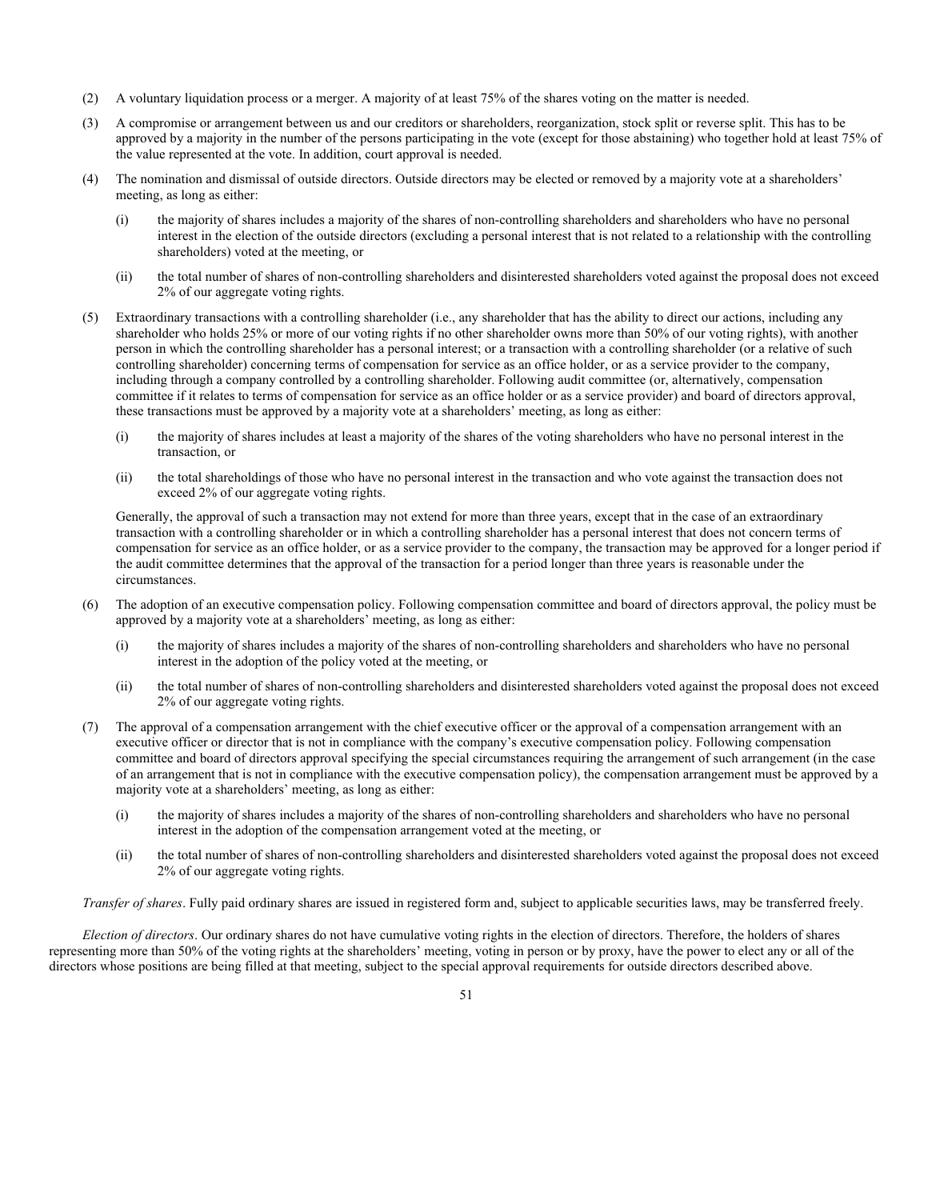(2) A voluntary liquidation process or a merger. A majority of at least 75% of the shares voting on the matter is needed.

(3) A compromise or arrangement between us and our creditors or shareholders, reorganization, stock split or reverse split. This has to be approved by a majority in the number of the persons participating in the vote (except for those abstaining) who together hold at least 75% of the value represented at the vote. In addition, court approval is needed.

(4) The nomination and dismissal of outside directors. Outside directors may be elected or removed by a majority vote at a shareholders' meeting, as long as either:

   (i) the majority of shares includes a majority of the shares of non-controlling shareholders and shareholders who have no personal interest in the election of the outside directors (excluding a personal interest that is not related to a relationship with the controlling shareholders) voted at the meeting, or

   (ii) the total number of shares of non-controlling shareholders and disinterested shareholders voted against the proposal does not exceed 2% of our aggregate voting rights.

(5) Extraordinary transactions with a controlling shareholder (i.e., any shareholder that has the ability to direct our actions, including any shareholder who holds 25% or more of our voting rights if no other shareholder owns more than 50% of our voting rights), with another person in which the controlling shareholder has a personal interest; or a transaction with a controlling shareholder (or a relative of such controlling shareholder) concerning terms of compensation for service as an office holder, or as a service provider to the company, including through a company controlled by a controlling shareholder. Following audit committee (or, alternatively, compensation committee if it relates to terms of compensation for service as an office holder or as a service provider) and board of directors approval, these transactions must be approved by a majority vote at a shareholders' meeting, as long as either:

   (i) the majority of shares includes at least a majority of the shares of the voting shareholders who have no personal interest in the transaction, or

   (ii) the total shareholdings of those who have no personal interest in the transaction and who vote against the transaction does not exceed 2% of our aggregate voting rights.

   Generally, the approval of such a transaction may not extend for more than three years, except that in the case of an extraordinary transaction with a controlling shareholder or in which a controlling shareholder has a personal interest that does not concern terms of compensation for service as an office holder, or as a service provider to the company, the transaction may be approved for a longer period if the audit committee determines that the approval of the transaction for a period longer than three years is reasonable under the circumstances.

(6) The adoption of an executive compensation policy. Following compensation committee and board of directors approval, the policy must be approved by a majority vote at a shareholders' meeting, as long as either:

   (i) the majority of shares includes a majority of the shares of non-controlling shareholders and shareholders who have no personal interest in the adoption of the policy voted at the meeting, or

   (ii) the total number of shares of non-controlling shareholders and disinterested shareholders voted against the proposal does not exceed 2% of our aggregate voting rights.

(7) The approval of a compensation arrangement with the chief executive officer or the approval of a compensation arrangement with an executive officer or director that is not in compliance with the company's executive compensation policy. Following compensation committee and board of directors approval specifying the special circumstances requiring the arrangement of such arrangement (in the case of an arrangement that is not in compliance with the executive compensation policy), the compensation arrangement must be approved by a majority vote at a shareholders' meeting, as long as either:

   (i) the majority of shares includes a majority of the shares of non-controlling shareholders and shareholders who have no personal interest in the adoption of the compensation arrangement voted at the meeting, or

   (ii) the total number of shares of non-controlling shareholders and disinterested shareholders voted against the proposal does not exceed 2% of our aggregate voting rights.

*Transfer of shares*. Fully paid ordinary shares are issued in registered form and, subject to applicable securities laws, may be transferred freely.

*Election of directors*. Our ordinary shares do not have cumulative voting rights in the election of directors. Therefore, the holders of shares representing more than 50% of the voting rights at the shareholders' meeting, voting in person or by proxy, have the power to elect any or all of the directors whose positions are being filled at that meeting, subject to the special approval requirements for outside directors described above.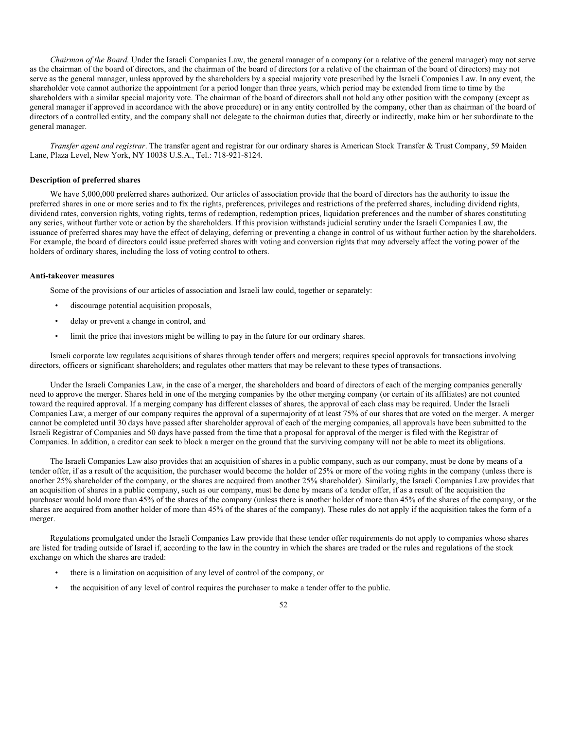*Chairman of the Board.* Under the Israeli Companies Law, the general manager of a company (or a relative of the general manager) may not serve as the chairman of the board of directors, and the chairman of the board of directors (or a relative of the chairman of the board of directors) may not serve as the general manager, unless approved by the shareholders by a special majority vote prescribed by the Israeli Companies Law. In any event, the shareholder vote cannot authorize the appointment for a period longer than three years, which period may be extended from time to time by the shareholders with a similar special majority vote. The chairman of the board of directors shall not hold any other position with the company (except as general manager if approved in accordance with the above procedure) or in any entity controlled by the company, other than as chairman of the board of directors of a controlled entity, and the company shall not delegate to the chairman duties that, directly or indirectly, make him or her subordinate to the general manager.

*Transfer agent and registrar*. The transfer agent and registrar for our ordinary shares is American Stock Transfer & Trust Company, 59 Maiden Lane, Plaza Level, New York, NY 10038 U.S.A., Tel.: 718-921-8124.

**Description of preferred shares**

We have 5,000,000 preferred shares authorized. Our articles of association provide that the board of directors has the authority to issue the preferred shares in one or more series and to fix the rights, preferences, privileges and restrictions of the preferred shares, including dividend rights, dividend rates, conversion rights, voting rights, terms of redemption, redemption prices, liquidation preferences and the number of shares constituting any series, without further vote or action by the shareholders. If this provision withstands judicial scrutiny under the Israeli Companies Law, the issuance of preferred shares may have the effect of delaying, deferring or preventing a change in control of us without further action by the shareholders. For example, the board of directors could issue preferred shares with voting and conversion rights that may adversely affect the voting power of the holders of ordinary shares, including the loss of voting control to others.

**Anti-takeover measures**

Some of the provisions of our articles of association and Israeli law could, together or separately:

- discourage potential acquisition proposals,
- delay or prevent a change in control, and
- limit the price that investors might be willing to pay in the future for our ordinary shares.

Israeli corporate law regulates acquisitions of shares through tender offers and mergers; requires special approvals for transactions involving directors, officers or significant shareholders; and regulates other matters that may be relevant to these types of transactions.

Under the Israeli Companies Law, in the case of a merger, the shareholders and board of directors of each of the merging companies generally need to approve the merger. Shares held in one of the merging companies by the other merging company (or certain of its affiliates) are not counted toward the required approval. If a merging company has different classes of shares, the approval of each class may be required. Under the Israeli Companies Law, a merger of our company requires the approval of a supermajority of at least 75% of our shares that are voted on the merger. A merger cannot be completed until 30 days have passed after shareholder approval of each of the merging companies, all approvals have been submitted to the Israeli Registrar of Companies and 50 days have passed from the time that a proposal for approval of the merger is filed with the Registrar of Companies. In addition, a creditor can seek to block a merger on the ground that the surviving company will not be able to meet its obligations.

The Israeli Companies Law also provides that an acquisition of shares in a public company, such as our company, must be done by means of a tender offer, if as a result of the acquisition, the purchaser would become the holder of 25% or more of the voting rights in the company (unless there is another 25% shareholder of the company, or the shares are acquired from another 25% shareholder). Similarly, the Israeli Companies Law provides that an acquisition of shares in a public company, such as our company, must be done by means of a tender offer, if as a result of the acquisition the purchaser would hold more than 45% of the shares of the company (unless there is another holder of more than 45% of the shares of the company, or the shares are acquired from another holder of more than 45% of the shares of the company). These rules do not apply if the acquisition takes the form of a merger.

Regulations promulgated under the Israeli Companies Law provide that these tender offer requirements do not apply to companies whose shares are listed for trading outside of Israel if, according to the law in the country in which the shares are traded or the rules and regulations of the stock exchange on which the shares are traded:

- there is a limitation on acquisition of any level of control of the company, or
- the acquisition of any level of control requires the purchaser to make a tender offer to the public.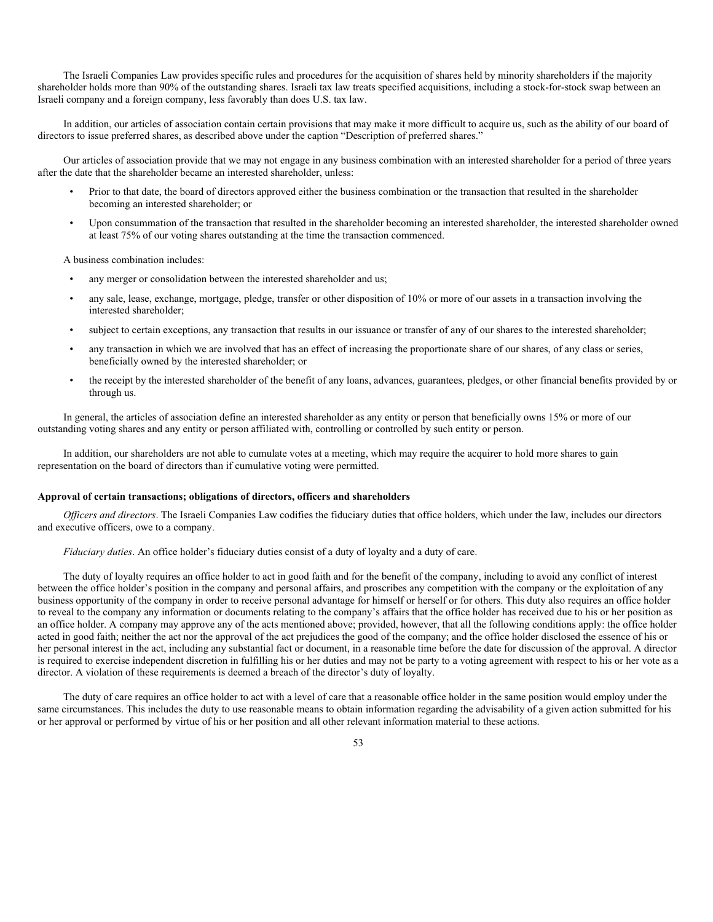The Israeli Companies Law provides specific rules and procedures for the acquisition of shares held by minority shareholders if the majority shareholder holds more than 90% of the outstanding shares. Israeli tax law treats specified acquisitions, including a stock-for-stock swap between an Israeli company and a foreign company, less favorably than does U.S. tax law.

In addition, our articles of association contain certain provisions that may make it more difficult to acquire us, such as the ability of our board of directors to issue preferred shares, as described above under the caption "Description of preferred shares."

Our articles of association provide that we may not engage in any business combination with an interested shareholder for a period of three years after the date that the shareholder became an interested shareholder, unless:

- Prior to that date, the board of directors approved either the business combination or the transaction that resulted in the shareholder becoming an interested shareholder; or
- Upon consummation of the transaction that resulted in the shareholder becoming an interested shareholder, the interested shareholder owned at least 75% of our voting shares outstanding at the time the transaction commenced.

A business combination includes:

- any merger or consolidation between the interested shareholder and us;
- any sale, lease, exchange, mortgage, pledge, transfer or other disposition of 10% or more of our assets in a transaction involving the interested shareholder;
- subject to certain exceptions, any transaction that results in our issuance or transfer of any of our shares to the interested shareholder;
- any transaction in which we are involved that has an effect of increasing the proportionate share of our shares, of any class or series, beneficially owned by the interested shareholder; or
- the receipt by the interested shareholder of the benefit of any loans, advances, guarantees, pledges, or other financial benefits provided by or through us.

In general, the articles of association define an interested shareholder as any entity or person that beneficially owns 15% or more of our outstanding voting shares and any entity or person affiliated with, controlling or controlled by such entity or person.

In addition, our shareholders are not able to cumulate votes at a meeting, which may require the acquirer to hold more shares to gain representation on the board of directors than if cumulative voting were permitted.

**Approval of certain transactions; obligations of directors, officers and shareholders**

*Officers and directors*. The Israeli Companies Law codifies the fiduciary duties that office holders, which under the law, includes our directors and executive officers, owe to a company.

*Fiduciary duties*. An office holder's fiduciary duties consist of a duty of loyalty and a duty of care.

The duty of loyalty requires an office holder to act in good faith and for the benefit of the company, including to avoid any conflict of interest between the office holder's position in the company and personal affairs, and proscribes any competition with the company or the exploitation of any business opportunity of the company in order to receive personal advantage for himself or herself or for others. This duty also requires an office holder to reveal to the company any information or documents relating to the company's affairs that the office holder has received due to his or her position as an office holder. A company may approve any of the acts mentioned above; provided, however, that all the following conditions apply: the office holder acted in good faith; neither the act nor the approval of the act prejudices the good of the company; and the office holder disclosed the essence of his or her personal interest in the act, including any substantial fact or document, in a reasonable time before the date for discussion of the approval. A director is required to exercise independent discretion in fulfilling his or her duties and may not be party to a voting agreement with respect to his or her vote as a director. A violation of these requirements is deemed a breach of the director's duty of loyalty.

The duty of care requires an office holder to act with a level of care that a reasonable office holder in the same position would employ under the same circumstances. This includes the duty to use reasonable means to obtain information regarding the advisability of a given action submitted for his or her approval or performed by virtue of his or her position and all other relevant information material to these actions.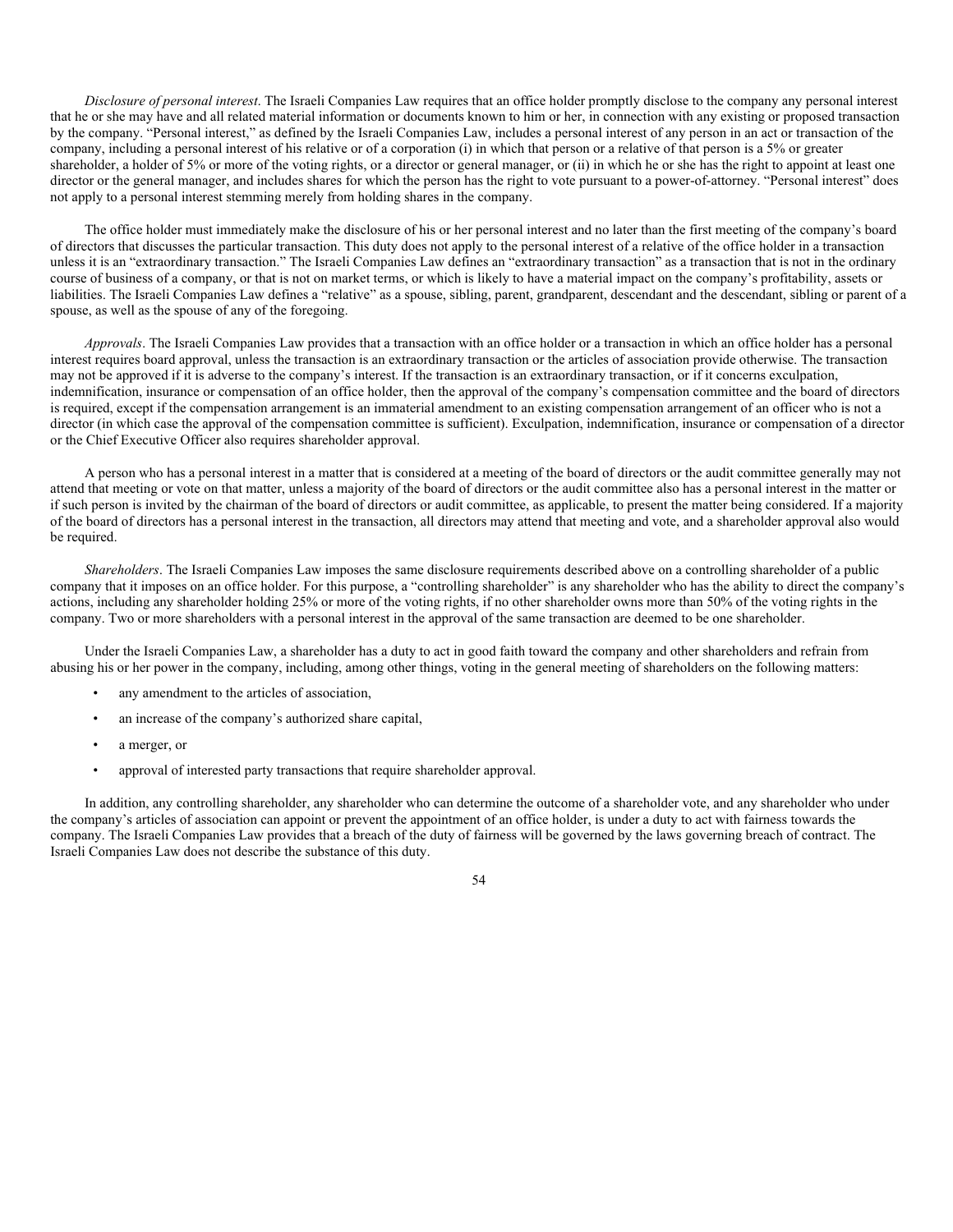*Disclosure of personal interest*. The Israeli Companies Law requires that an office holder promptly disclose to the company any personal interest that he or she may have and all related material information or documents known to him or her, in connection with any existing or proposed transaction by the company. "Personal interest," as defined by the Israeli Companies Law, includes a personal interest of any person in an act or transaction of the company, including a personal interest of his relative or of a corporation (i) in which that person or a relative of that person is a 5% or greater shareholder, a holder of 5% or more of the voting rights, or a director or general manager, or (ii) in which he or she has the right to appoint at least one director or the general manager, and includes shares for which the person has the right to vote pursuant to a power-of-attorney. "Personal interest" does not apply to a personal interest stemming merely from holding shares in the company.

The office holder must immediately make the disclosure of his or her personal interest and no later than the first meeting of the company's board of directors that discusses the particular transaction. This duty does not apply to the personal interest of a relative of the office holder in a transaction unless it is an "extraordinary transaction." The Israeli Companies Law defines an "extraordinary transaction" as a transaction that is not in the ordinary course of business of a company, or that is not on market terms, or which is likely to have a material impact on the company's profitability, assets or liabilities. The Israeli Companies Law defines a "relative" as a spouse, sibling, parent, grandparent, descendant and the descendant, sibling or parent of a spouse, as well as the spouse of any of the foregoing.

*Approvals*. The Israeli Companies Law provides that a transaction with an office holder or a transaction in which an office holder has a personal interest requires board approval, unless the transaction is an extraordinary transaction or the articles of association provide otherwise. The transaction may not be approved if it is adverse to the company's interest. If the transaction is an extraordinary transaction, or if it concerns exculpation, indemnification, insurance or compensation of an office holder, then the approval of the company's compensation committee and the board of directors is required, except if the compensation arrangement is an immaterial amendment to an existing compensation arrangement of an officer who is not a director (in which case the approval of the compensation committee is sufficient). Exculpation, indemnification, insurance or compensation of a director or the Chief Executive Officer also requires shareholder approval.

A person who has a personal interest in a matter that is considered at a meeting of the board of directors or the audit committee generally may not attend that meeting or vote on that matter, unless a majority of the board of directors or the audit committee also has a personal interest in the matter or if such person is invited by the chairman of the board of directors or audit committee, as applicable, to present the matter being considered. If a majority of the board of directors has a personal interest in the transaction, all directors may attend that meeting and vote, and a shareholder approval also would be required.

*Shareholders*. The Israeli Companies Law imposes the same disclosure requirements described above on a controlling shareholder of a public company that it imposes on an office holder. For this purpose, a "controlling shareholder" is any shareholder who has the ability to direct the company's actions, including any shareholder holding 25% or more of the voting rights, if no other shareholder owns more than 50% of the voting rights in the company. Two or more shareholders with a personal interest in the approval of the same transaction are deemed to be one shareholder.

Under the Israeli Companies Law, a shareholder has a duty to act in good faith toward the company and other shareholders and refrain from abusing his or her power in the company, including, among other things, voting in the general meeting of shareholders on the following matters:

- any amendment to the articles of association,
- an increase of the company's authorized share capital,
- a merger, or
- approval of interested party transactions that require shareholder approval.

In addition, any controlling shareholder, any shareholder who can determine the outcome of a shareholder vote, and any shareholder who under the company's articles of association can appoint or prevent the appointment of an office holder, is under a duty to act with fairness towards the company. The Israeli Companies Law provides that a breach of the duty of fairness will be governed by the laws governing breach of contract. The Israeli Companies Law does not describe the substance of this duty.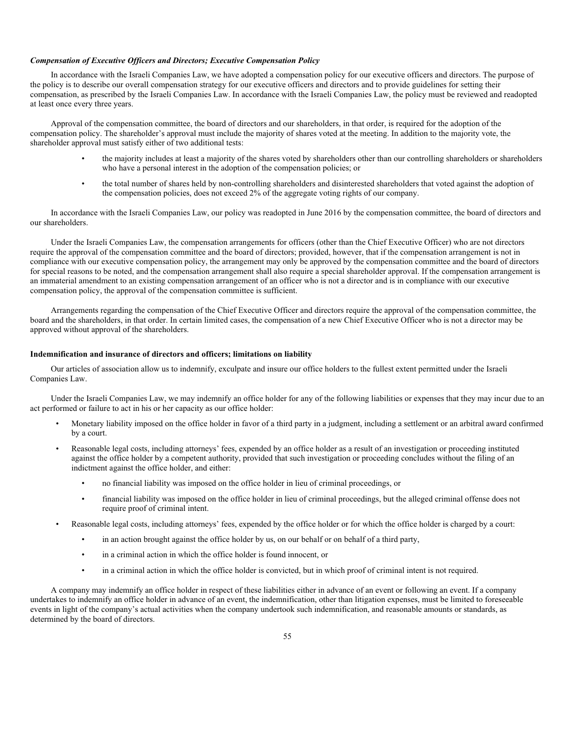### *Compensation of Executive Officers and Directors; Executive Compensation Policy*

In accordance with the Israeli Companies Law, we have adopted a compensation policy for our executive officers and directors. The purpose of the policy is to describe our overall compensation strategy for our executive officers and directors and to provide guidelines for setting their compensation, as prescribed by the Israeli Companies Law. In accordance with the Israeli Companies Law, the policy must be reviewed and readopted at least once every three years.

Approval of the compensation committee, the board of directors and our shareholders, in that order, is required for the adoption of the compensation policy. The shareholder's approval must include the majority of shares voted at the meeting. In addition to the majority vote, the shareholder approval must satisfy either of two additional tests:

- the majority includes at least a majority of the shares voted by shareholders other than our controlling shareholders or shareholders who have a personal interest in the adoption of the compensation policies; or
- the total number of shares held by non-controlling shareholders and disinterested shareholders that voted against the adoption of the compensation policies, does not exceed 2% of the aggregate voting rights of our company.

In accordance with the Israeli Companies Law, our policy was readopted in June 2016 by the compensation committee, the board of directors and our shareholders.

Under the Israeli Companies Law, the compensation arrangements for officers (other than the Chief Executive Officer) who are not directors require the approval of the compensation committee and the board of directors; provided, however, that if the compensation arrangement is not in compliance with our executive compensation policy, the arrangement may only be approved by the compensation committee and the board of directors for special reasons to be noted, and the compensation arrangement shall also require a special shareholder approval. If the compensation arrangement is an immaterial amendment to an existing compensation arrangement of an officer who is not a director and is in compliance with our executive compensation policy, the approval of the compensation committee is sufficient.

Arrangements regarding the compensation of the Chief Executive Officer and directors require the approval of the compensation committee, the board and the shareholders, in that order. In certain limited cases, the compensation of a new Chief Executive Officer who is not a director may be approved without approval of the shareholders.

### Indemnification and insurance of directors and officers; limitations on liability

Our articles of association allow us to indemnify, exculpate and insure our office holders to the fullest extent permitted under the Israeli Companies Law.

Under the Israeli Companies Law, we may indemnify an office holder for any of the following liabilities or expenses that they may incur due to an act performed or failure to act in his or her capacity as our office holder:

- Monetary liability imposed on the office holder in favor of a third party in a judgment, including a settlement or an arbitral award confirmed by a court.
- Reasonable legal costs, including attorneys' fees, expended by an office holder as a result of an investigation or proceeding instituted against the office holder by a competent authority, provided that such investigation or proceeding concludes without the filing of an indictment against the office holder, and either:
  - no financial liability was imposed on the office holder in lieu of criminal proceedings, or
  - financial liability was imposed on the office holder in lieu of criminal proceedings, but the alleged criminal offense does not require proof of criminal intent.
- Reasonable legal costs, including attorneys' fees, expended by the office holder or for which the office holder is charged by a court:
  - in an action brought against the office holder by us, on our behalf or on behalf of a third party,
  - in a criminal action in which the office holder is found innocent, or
  - in a criminal action in which the office holder is convicted, but in which proof of criminal intent is not required.

A company may indemnify an office holder in respect of these liabilities either in advance of an event or following an event. If a company undertakes to indemnify an office holder in advance of an event, the indemnification, other than litigation expenses, must be limited to foreseeable events in light of the company's actual activities when the company undertook such indemnification, and reasonable amounts or standards, as determined by the board of directors.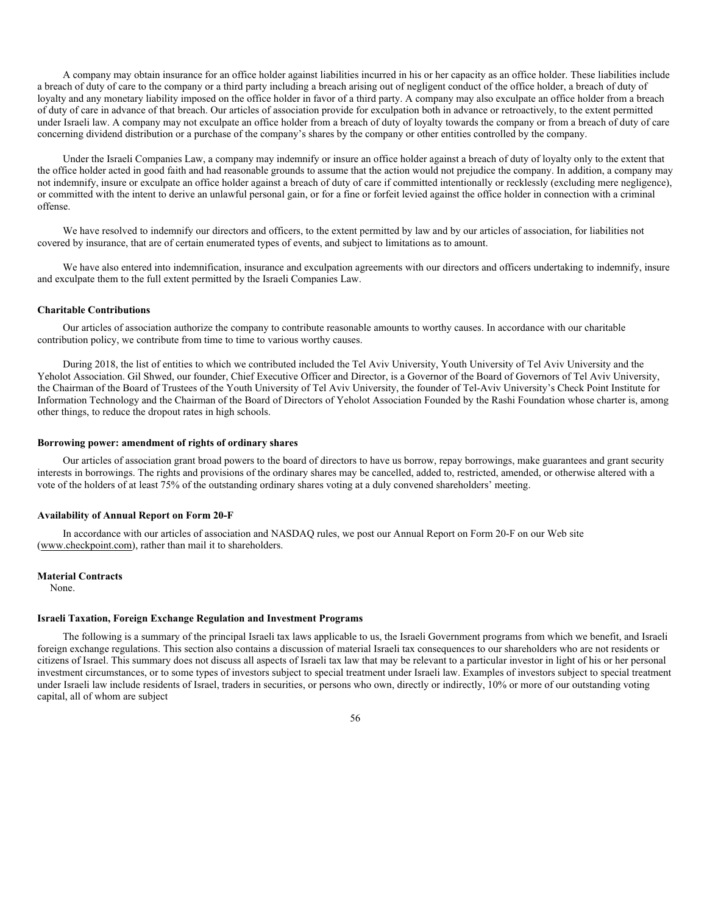A company may obtain insurance for an office holder against liabilities incurred in his or her capacity as an office holder. These liabilities include a breach of duty of care to the company or a third party including a breach arising out of negligent conduct of the office holder, a breach of duty of loyalty and any monetary liability imposed on the office holder in favor of a third party. A company may also exculpate an office holder from a breach of duty of care in advance of that breach. Our articles of association provide for exculpation both in advance or retroactively, to the extent permitted under Israeli law. A company may not exculpate an office holder from a breach of duty of loyalty towards the company or from a breach of duty of care concerning dividend distribution or a purchase of the company's shares by the company or other entities controlled by the company.

Under the Israeli Companies Law, a company may indemnify or insure an office holder against a breach of duty of loyalty only to the extent that the office holder acted in good faith and had reasonable grounds to assume that the action would not prejudice the company. In addition, a company may not indemnify, insure or exculpate an office holder against a breach of duty of care if committed intentionally or recklessly (excluding mere negligence), or committed with the intent to derive an unlawful personal gain, or for a fine or forfeit levied against the office holder in connection with a criminal offense.

We have resolved to indemnify our directors and officers, to the extent permitted by law and by our articles of association, for liabilities not covered by insurance, that are of certain enumerated types of events, and subject to limitations as to amount.

We have also entered into indemnification, insurance and exculpation agreements with our directors and officers undertaking to indemnify, insure and exculpate them to the full extent permitted by the Israeli Companies Law.

**Charitable Contributions**

Our articles of association authorize the company to contribute reasonable amounts to worthy causes. In accordance with our charitable contribution policy, we contribute from time to time to various worthy causes.

During 2018, the list of entities to which we contributed included the Tel Aviv University, Youth University of Tel Aviv University and the Yeholot Association. Gil Shwed, our founder, Chief Executive Officer and Director, is a Governor of the Board of Governors of Tel Aviv University, the Chairman of the Board of Trustees of the Youth University of Tel Aviv University, the founder of Tel-Aviv University's Check Point Institute for Information Technology and the Chairman of the Board of Directors of Yeholot Association Founded by the Rashi Foundation whose charter is, among other things, to reduce the dropout rates in high schools.

**Borrowing power: amendment of rights of ordinary shares**

Our articles of association grant broad powers to the board of directors to have us borrow, repay borrowings, make guarantees and grant security interests in borrowings. The rights and provisions of the ordinary shares may be cancelled, added to, restricted, amended, or otherwise altered with a vote of the holders of at least 75% of the outstanding ordinary shares voting at a duly convened shareholders' meeting.

**Availability of Annual Report on Form 20-F**

In accordance with our articles of association and NASDAQ rules, we post our Annual Report on Form 20-F on our Web site (www.checkpoint.com), rather than mail it to shareholders.

**Material Contracts**

None.

**Israeli Taxation, Foreign Exchange Regulation and Investment Programs**

The following is a summary of the principal Israeli tax laws applicable to us, the Israeli Government programs from which we benefit, and Israeli foreign exchange regulations. This section also contains a discussion of material Israeli tax consequences to our shareholders who are not residents or citizens of Israel. This summary does not discuss all aspects of Israeli tax law that may be relevant to a particular investor in light of his or her personal investment circumstances, or to some types of investors subject to special treatment under Israeli law. Examples of investors subject to special treatment under Israeli law include residents of Israel, traders in securities, or persons who own, directly or indirectly, 10% or more of our outstanding voting capital, all of whom are subject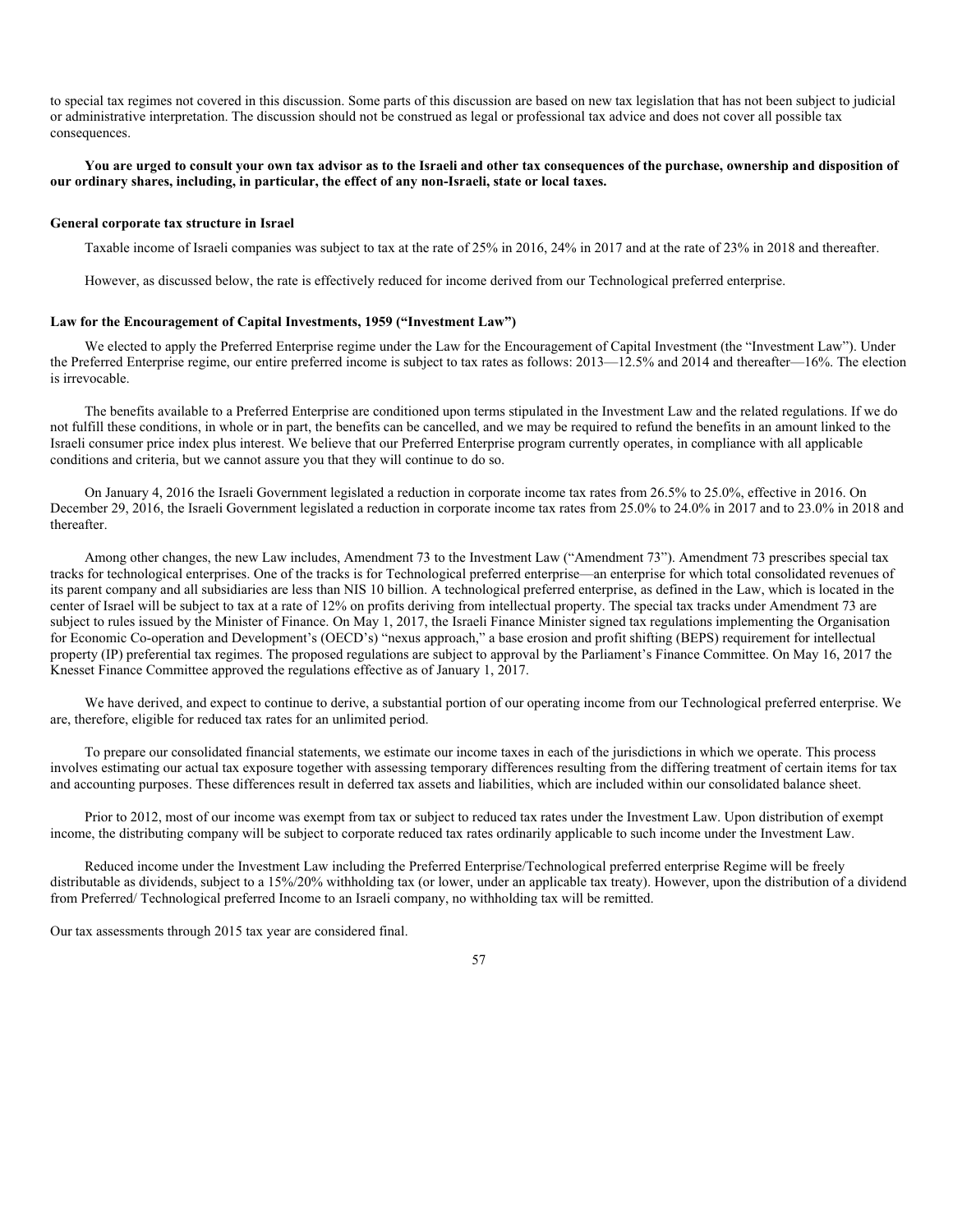to special tax regimes not covered in this discussion. Some parts of this discussion are based on new tax legislation that has not been subject to judicial or administrative interpretation. The discussion should not be construed as legal or professional tax advice and does not cover all possible tax consequences.

**You are urged to consult your own tax advisor as to the Israeli and other tax consequences of the purchase, ownership and disposition of our ordinary shares, including, in particular, the effect of any non-Israeli, state or local taxes.**

**General corporate tax structure in Israel**

Taxable income of Israeli companies was subject to tax at the rate of 25% in 2016, 24% in 2017 and at the rate of 23% in 2018 and thereafter.

However, as discussed below, the rate is effectively reduced for income derived from our Technological preferred enterprise.

**Law for the Encouragement of Capital Investments, 1959 ("Investment Law")**

We elected to apply the Preferred Enterprise regime under the Law for the Encouragement of Capital Investment (the "Investment Law"). Under the Preferred Enterprise regime, our entire preferred income is subject to tax rates as follows: 2013—12.5% and 2014 and thereafter—16%. The election is irrevocable.

The benefits available to a Preferred Enterprise are conditioned upon terms stipulated in the Investment Law and the related regulations. If we do not fulfill these conditions, in whole or in part, the benefits can be cancelled, and we may be required to refund the benefits in an amount linked to the Israeli consumer price index plus interest. We believe that our Preferred Enterprise program currently operates, in compliance with all applicable conditions and criteria, but we cannot assure you that they will continue to do so.

On January 4, 2016 the Israeli Government legislated a reduction in corporate income tax rates from 26.5% to 25.0%, effective in 2016. On December 29, 2016, the Israeli Government legislated a reduction in corporate income tax rates from 25.0% to 24.0% in 2017 and to 23.0% in 2018 and thereafter.

Among other changes, the new Law includes, Amendment 73 to the Investment Law ("Amendment 73"). Amendment 73 prescribes special tax tracks for technological enterprises. One of the tracks is for Technological preferred enterprise—an enterprise for which total consolidated revenues of its parent company and all subsidiaries are less than NIS 10 billion. A technological preferred enterprise, as defined in the Law, which is located in the center of Israel will be subject to tax at a rate of 12% on profits deriving from intellectual property. The special tax tracks under Amendment 73 are subject to rules issued by the Minister of Finance. On May 1, 2017, the Israeli Finance Minister signed tax regulations implementing the Organisation for Economic Co-operation and Development's (OECD's) "nexus approach," a base erosion and profit shifting (BEPS) requirement for intellectual property (IP) preferential tax regimes. The proposed regulations are subject to approval by the Parliament's Finance Committee. On May 16, 2017 the Knesset Finance Committee approved the regulations effective as of January 1, 2017.

We have derived, and expect to continue to derive, a substantial portion of our operating income from our Technological preferred enterprise. We are, therefore, eligible for reduced tax rates for an unlimited period.

To prepare our consolidated financial statements, we estimate our income taxes in each of the jurisdictions in which we operate. This process involves estimating our actual tax exposure together with assessing temporary differences resulting from the differing treatment of certain items for tax and accounting purposes. These differences result in deferred tax assets and liabilities, which are included within our consolidated balance sheet.

Prior to 2012, most of our income was exempt from tax or subject to reduced tax rates under the Investment Law. Upon distribution of exempt income, the distributing company will be subject to corporate reduced tax rates ordinarily applicable to such income under the Investment Law.

Reduced income under the Investment Law including the Preferred Enterprise/Technological preferred enterprise Regime will be freely distributable as dividends, subject to a 15%/20% withholding tax (or lower, under an applicable tax treaty). However, upon the distribution of a dividend from Preferred/ Technological preferred Income to an Israeli company, no withholding tax will be remitted.

Our tax assessments through 2015 tax year are considered final.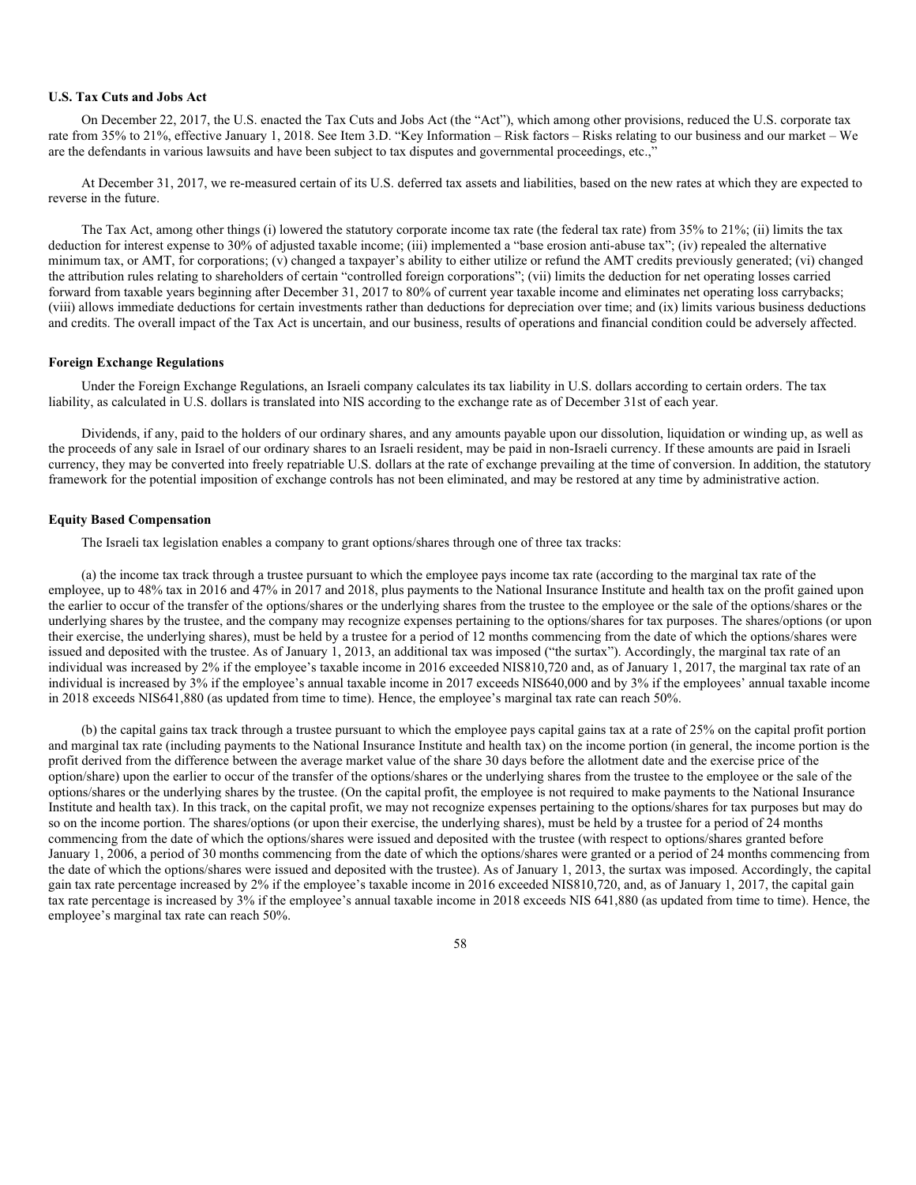**U.S. Tax Cuts and Jobs Act**

On December 22, 2017, the U.S. enacted the Tax Cuts and Jobs Act (the "Act"), which among other provisions, reduced the U.S. corporate tax rate from 35% to 21%, effective January 1, 2018. See Item 3.D. "Key Information – Risk factors – Risks relating to our business and our market – We are the defendants in various lawsuits and have been subject to tax disputes and governmental proceedings, etc.,"

At December 31, 2017, we re-measured certain of its U.S. deferred tax assets and liabilities, based on the new rates at which they are expected to reverse in the future.

The Tax Act, among other things (i) lowered the statutory corporate income tax rate (the federal tax rate) from 35% to 21%; (ii) limits the tax deduction for interest expense to 30% of adjusted taxable income; (iii) implemented a "base erosion anti-abuse tax"; (iv) repealed the alternative minimum tax, or AMT, for corporations; (v) changed a taxpayer's ability to either utilize or refund the AMT credits previously generated; (vi) changed the attribution rules relating to shareholders of certain "controlled foreign corporations"; (vii) limits the deduction for net operating losses carried forward from taxable years beginning after December 31, 2017 to 80% of current year taxable income and eliminates net operating loss carrybacks; (viii) allows immediate deductions for certain investments rather than deductions for depreciation over time; and (ix) limits various business deductions and credits. The overall impact of the Tax Act is uncertain, and our business, results of operations and financial condition could be adversely affected.

**Foreign Exchange Regulations**

Under the Foreign Exchange Regulations, an Israeli company calculates its tax liability in U.S. dollars according to certain orders. The tax liability, as calculated in U.S. dollars is translated into NIS according to the exchange rate as of December 31st of each year.

Dividends, if any, paid to the holders of our ordinary shares, and any amounts payable upon our dissolution, liquidation or winding up, as well as the proceeds of any sale in Israel of our ordinary shares to an Israeli resident, may be paid in non-Israeli currency. If these amounts are paid in Israeli currency, they may be converted into freely repatriable U.S. dollars at the rate of exchange prevailing at the time of conversion. In addition, the statutory framework for the potential imposition of exchange controls has not been eliminated, and may be restored at any time by administrative action.

**Equity Based Compensation**

The Israeli tax legislation enables a company to grant options/shares through one of three tax tracks:

(a) the income tax track through a trustee pursuant to which the employee pays income tax rate (according to the marginal tax rate of the employee, up to 48% tax in 2016 and 47% in 2017 and 2018, plus payments to the National Insurance Institute and health tax on the profit gained upon the earlier to occur of the transfer of the options/shares or the underlying shares from the trustee to the employee or the sale of the options/shares or the underlying shares by the trustee, and the company may recognize expenses pertaining to the options/shares for tax purposes. The shares/options (or upon their exercise, the underlying shares), must be held by a trustee for a period of 12 months commencing from the date of which the options/shares were issued and deposited with the trustee. As of January 1, 2013, an additional tax was imposed ("the surtax"). Accordingly, the marginal tax rate of an individual was increased by 2% if the employee's taxable income in 2016 exceeded NIS810,720 and, as of January 1, 2017, the marginal tax rate of an individual is increased by 3% if the employee's annual taxable income in 2017 exceeds NIS640,000 and by 3% if the employees' annual taxable income in 2018 exceeds NIS641,880 (as updated from time to time). Hence, the employee's marginal tax rate can reach 50%.

(b) the capital gains tax track through a trustee pursuant to which the employee pays capital gains tax at a rate of 25% on the capital profit portion and marginal tax rate (including payments to the National Insurance Institute and health tax) on the income portion (in general, the income portion is the profit derived from the difference between the average market value of the share 30 days before the allotment date and the exercise price of the option/share) upon the earlier to occur of the transfer of the options/shares or the underlying shares from the trustee to the employee or the sale of the options/shares or the underlying shares by the trustee. (On the capital profit, the employee is not required to make payments to the National Insurance Institute and health tax). In this track, on the capital profit, we may not recognize expenses pertaining to the options/shares for tax purposes but may do so on the income portion. The shares/options (or upon their exercise, the underlying shares), must be held by a trustee for a period of 24 months commencing from the date of which the options/shares were issued and deposited with the trustee (with respect to options/shares granted before January 1, 2006, a period of 30 months commencing from the date of which the options/shares were granted or a period of 24 months commencing from the date of which the options/shares were issued and deposited with the trustee). As of January 1, 2013, the surtax was imposed. Accordingly, the capital gain tax rate percentage increased by 2% if the employee's taxable income in 2016 exceeded NIS810,720, and, as of January 1, 2017, the capital gain tax rate percentage is increased by 3% if the employee's annual taxable income in 2018 exceeds NIS 641,880 (as updated from time to time). Hence, the employee's marginal tax rate can reach 50%.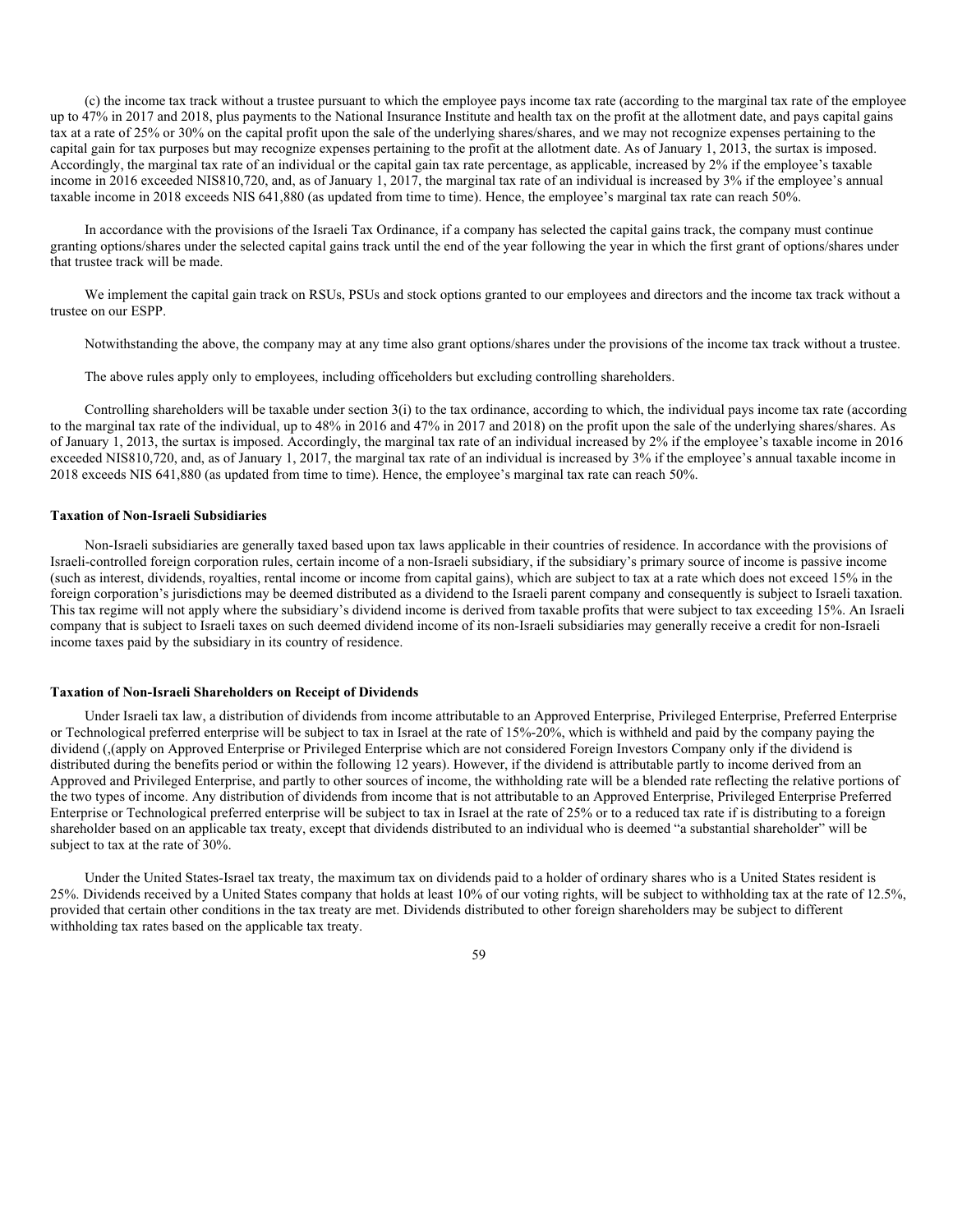(c) the income tax track without a trustee pursuant to which the employee pays income tax rate (according to the marginal tax rate of the employee up to 47% in 2017 and 2018, plus payments to the National Insurance Institute and health tax on the profit at the allotment date, and pays capital gains tax at a rate of 25% or 30% on the capital profit upon the sale of the underlying shares/shares, and we may not recognize expenses pertaining to the capital gain for tax purposes but may recognize expenses pertaining to the profit at the allotment date. As of January 1, 2013, the surtax is imposed. Accordingly, the marginal tax rate of an individual or the capital gain tax rate percentage, as applicable, increased by 2% if the employee's taxable income in 2016 exceeded NIS810,720, and, as of January 1, 2017, the marginal tax rate of an individual is increased by 3% if the employee's annual taxable income in 2018 exceeds NIS 641,880 (as updated from time to time). Hence, the employee's marginal tax rate can reach 50%.

In accordance with the provisions of the Israeli Tax Ordinance, if a company has selected the capital gains track, the company must continue granting options/shares under the selected capital gains track until the end of the year following the year in which the first grant of options/shares under that trustee track will be made.

We implement the capital gain track on RSUs, PSUs and stock options granted to our employees and directors and the income tax track without a trustee on our ESPP.

Notwithstanding the above, the company may at any time also grant options/shares under the provisions of the income tax track without a trustee.

The above rules apply only to employees, including officeholders but excluding controlling shareholders.

Controlling shareholders will be taxable under section 3(i) to the tax ordinance, according to which, the individual pays income tax rate (according to the marginal tax rate of the individual, up to 48% in 2016 and 47% in 2017 and 2018) on the profit upon the sale of the underlying shares/shares. As of January 1, 2013, the surtax is imposed. Accordingly, the marginal tax rate of an individual increased by 2% if the employee's taxable income in 2016 exceeded NIS810,720, and, as of January 1, 2017, the marginal tax rate of an individual is increased by 3% if the employee's annual taxable income in 2018 exceeds NIS 641,880 (as updated from time to time). Hence, the employee's marginal tax rate can reach 50%.

**Taxation of Non-Israeli Subsidiaries**

Non-Israeli subsidiaries are generally taxed based upon tax laws applicable in their countries of residence. In accordance with the provisions of Israeli-controlled foreign corporation rules, certain income of a non-Israeli subsidiary, if the subsidiary's primary source of income is passive income (such as interest, dividends, royalties, rental income or income from capital gains), which are subject to tax at a rate which does not exceed 15% in the foreign corporation's jurisdictions may be deemed distributed as a dividend to the Israeli parent company and consequently is subject to Israeli taxation. This tax regime will not apply where the subsidiary's dividend income is derived from taxable profits that were subject to tax exceeding 15%. An Israeli company that is subject to Israeli taxes on such deemed dividend income of its non-Israeli subsidiaries may generally receive a credit for non-Israeli income taxes paid by the subsidiary in its country of residence.

**Taxation of Non-Israeli Shareholders on Receipt of Dividends**

Under Israeli tax law, a distribution of dividends from income attributable to an Approved Enterprise, Privileged Enterprise, Preferred Enterprise or Technological preferred enterprise will be subject to tax in Israel at the rate of 15%-20%, which is withheld and paid by the company paying the dividend (,(apply on Approved Enterprise or Privileged Enterprise which are not considered Foreign Investors Company only if the dividend is distributed during the benefits period or within the following 12 years). However, if the dividend is attributable partly to income derived from an Approved and Privileged Enterprise, and partly to other sources of income, the withholding rate will be a blended rate reflecting the relative portions of the two types of income. Any distribution of dividends from income that is not attributable to an Approved Enterprise, Privileged Enterprise Preferred Enterprise or Technological preferred enterprise will be subject to tax in Israel at the rate of 25% or to a reduced tax rate if is distributing to a foreign shareholder based on an applicable tax treaty, except that dividends distributed to an individual who is deemed "a substantial shareholder" will be subject to tax at the rate of 30%.

Under the United States-Israel tax treaty, the maximum tax on dividends paid to a holder of ordinary shares who is a United States resident is 25%. Dividends received by a United States company that holds at least 10% of our voting rights, will be subject to withholding tax at the rate of 12.5%, provided that certain other conditions in the tax treaty are met. Dividends distributed to other foreign shareholders may be subject to different withholding tax rates based on the applicable tax treaty.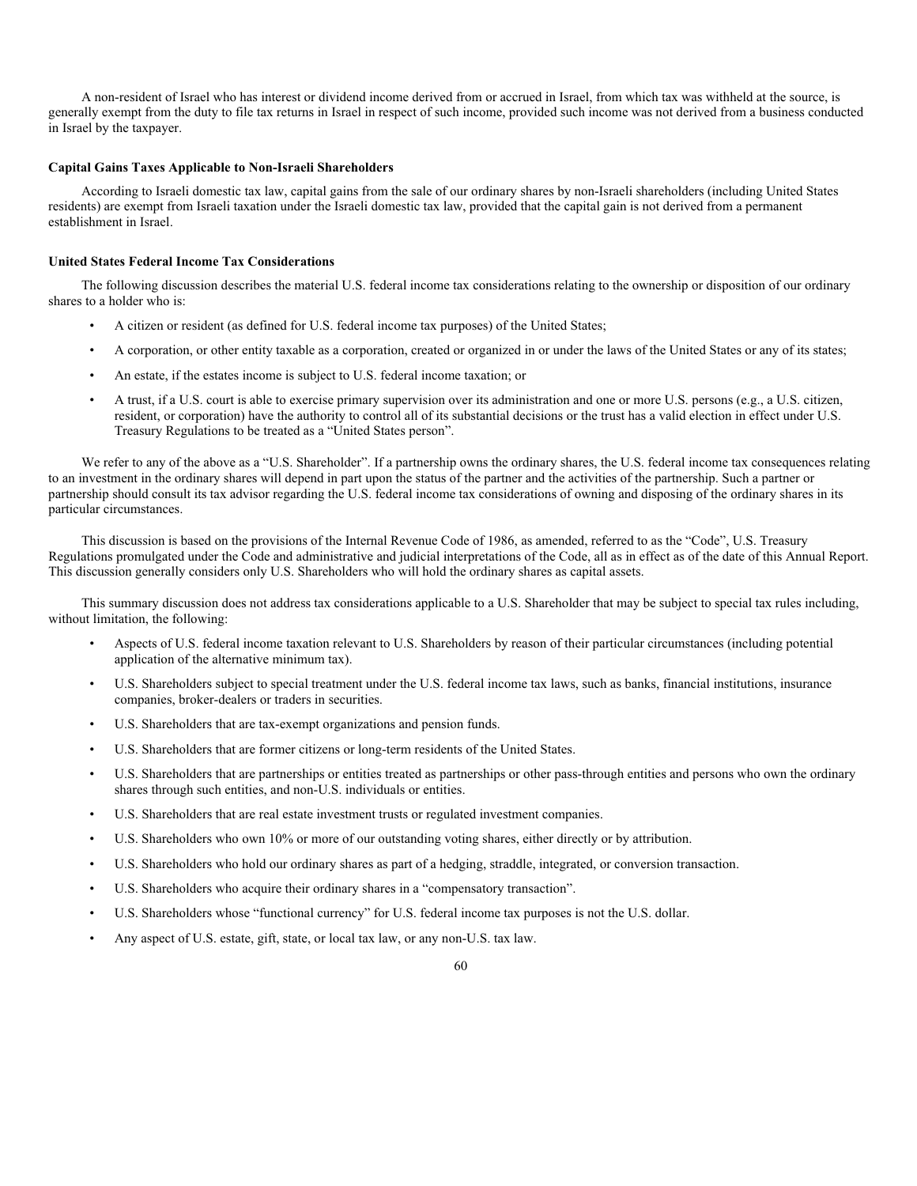A non-resident of Israel who has interest or dividend income derived from or accrued in Israel, from which tax was withheld at the source, is generally exempt from the duty to file tax returns in Israel in respect of such income, provided such income was not derived from a business conducted in Israel by the taxpayer.

**Capital Gains Taxes Applicable to Non-Israeli Shareholders**

According to Israeli domestic tax law, capital gains from the sale of our ordinary shares by non-Israeli shareholders (including United States residents) are exempt from Israeli taxation under the Israeli domestic tax law, provided that the capital gain is not derived from a permanent establishment in Israel.

**United States Federal Income Tax Considerations**

The following discussion describes the material U.S. federal income tax considerations relating to the ownership or disposition of our ordinary shares to a holder who is:

- A citizen or resident (as defined for U.S. federal income tax purposes) of the United States;
- A corporation, or other entity taxable as a corporation, created or organized in or under the laws of the United States or any of its states;
- An estate, if the estates income is subject to U.S. federal income taxation; or
- A trust, if a U.S. court is able to exercise primary supervision over its administration and one or more U.S. persons (e.g., a U.S. citizen, resident, or corporation) have the authority to control all of its substantial decisions or the trust has a valid election in effect under U.S. Treasury Regulations to be treated as a "United States person".

We refer to any of the above as a "U.S. Shareholder". If a partnership owns the ordinary shares, the U.S. federal income tax consequences relating to an investment in the ordinary shares will depend in part upon the status of the partner and the activities of the partnership. Such a partner or partnership should consult its tax advisor regarding the U.S. federal income tax considerations of owning and disposing of the ordinary shares in its particular circumstances.

This discussion is based on the provisions of the Internal Revenue Code of 1986, as amended, referred to as the "Code", U.S. Treasury Regulations promulgated under the Code and administrative and judicial interpretations of the Code, all as in effect as of the date of this Annual Report. This discussion generally considers only U.S. Shareholders who will hold the ordinary shares as capital assets.

This summary discussion does not address tax considerations applicable to a U.S. Shareholder that may be subject to special tax rules including, without limitation, the following:

- Aspects of U.S. federal income taxation relevant to U.S. Shareholders by reason of their particular circumstances (including potential application of the alternative minimum tax).
- U.S. Shareholders subject to special treatment under the U.S. federal income tax laws, such as banks, financial institutions, insurance companies, broker-dealers or traders in securities.
- U.S. Shareholders that are tax-exempt organizations and pension funds.
- U.S. Shareholders that are former citizens or long-term residents of the United States.
- U.S. Shareholders that are partnerships or entities treated as partnerships or other pass-through entities and persons who own the ordinary shares through such entities, and non-U.S. individuals or entities.
- U.S. Shareholders that are real estate investment trusts or regulated investment companies.
- U.S. Shareholders who own 10% or more of our outstanding voting shares, either directly or by attribution.
- U.S. Shareholders who hold our ordinary shares as part of a hedging, straddle, integrated, or conversion transaction.
- U.S. Shareholders who acquire their ordinary shares in a "compensatory transaction".
- U.S. Shareholders whose "functional currency" for U.S. federal income tax purposes is not the U.S. dollar.
- Any aspect of U.S. estate, gift, state, or local tax law, or any non-U.S. tax law.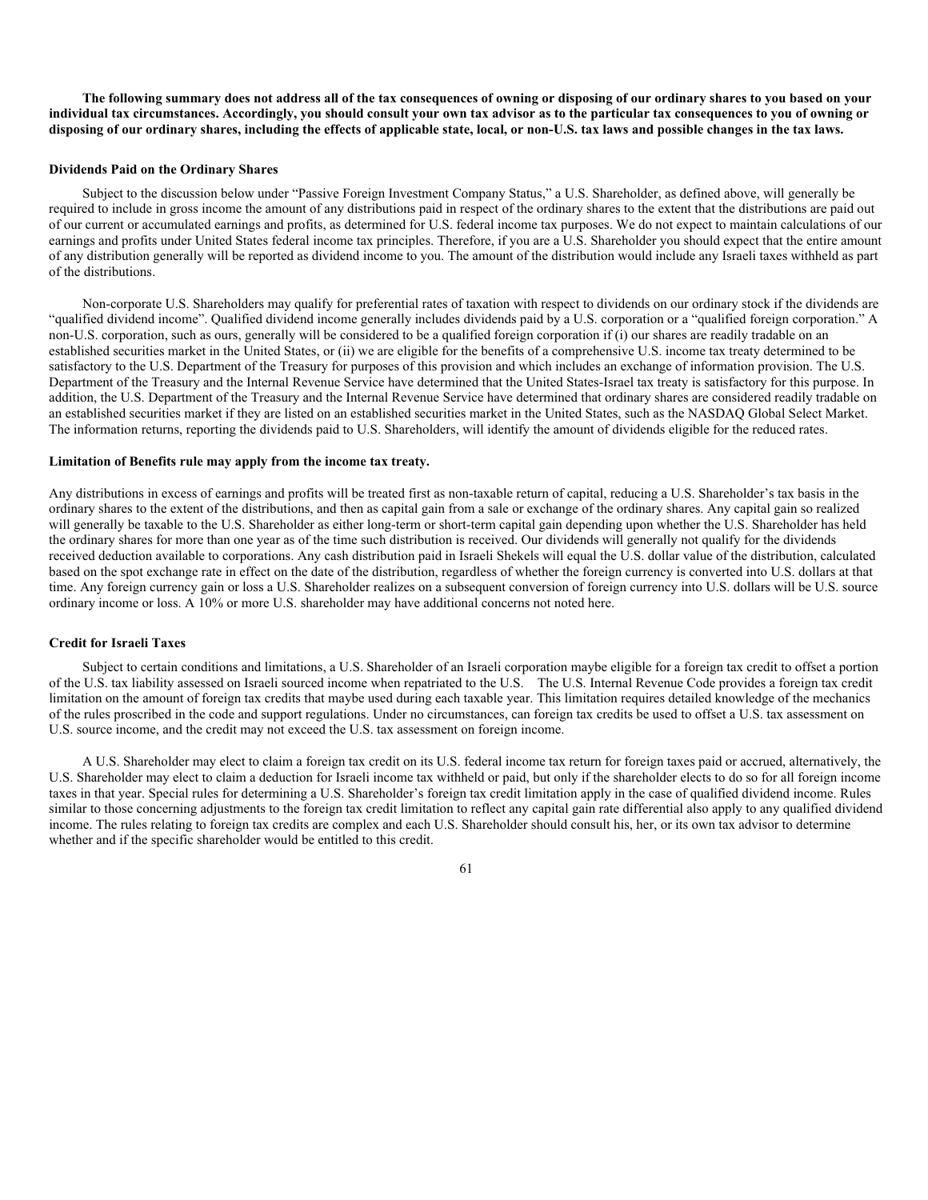**The following summary does not address all of the tax consequences of owning or disposing of our ordinary shares to you based on your individual tax circumstances. Accordingly, you should consult your own tax advisor as to the particular tax consequences to you of owning or disposing of our ordinary shares, including the effects of applicable state, local, or non-U.S. tax laws and possible changes in the tax laws.**

**Dividends Paid on the Ordinary Shares**

Subject to the discussion below under "Passive Foreign Investment Company Status," a U.S. Shareholder, as defined above, will generally be required to include in gross income the amount of any distributions paid in respect of the ordinary shares to the extent that the distributions are paid out of our current or accumulated earnings and profits, as determined for U.S. federal income tax purposes. We do not expect to maintain calculations of our earnings and profits under United States federal income tax principles. Therefore, if you are a U.S. Shareholder you should expect that the entire amount of any distribution generally will be reported as dividend income to you. The amount of the distribution would include any Israeli taxes withheld as part of the distributions.

Non-corporate U.S. Shareholders may qualify for preferential rates of taxation with respect to dividends on our ordinary stock if the dividends are "qualified dividend income". Qualified dividend income generally includes dividends paid by a U.S. corporation or a "qualified foreign corporation." A non-U.S. corporation, such as ours, generally will be considered to be a qualified foreign corporation if (i) our shares are readily tradable on an established securities market in the United States, or (ii) we are eligible for the benefits of a comprehensive U.S. income tax treaty determined to be satisfactory to the U.S. Department of the Treasury for purposes of this provision and which includes an exchange of information provision. The U.S. Department of the Treasury and the Internal Revenue Service have determined that the United States-Israel tax treaty is satisfactory for this purpose. In addition, the U.S. Department of the Treasury and the Internal Revenue Service have determined that ordinary shares are considered readily tradable on an established securities market if they are listed on an established securities market in the United States, such as the NASDAQ Global Select Market. The information returns, reporting the dividends paid to U.S. Shareholders, will identify the amount of dividends eligible for the reduced rates.

**Limitation of Benefits rule may apply from the income tax treaty.**

Any distributions in excess of earnings and profits will be treated first as non-taxable return of capital, reducing a U.S. Shareholder's tax basis in the ordinary shares to the extent of the distributions, and then as capital gain from a sale or exchange of the ordinary shares. Any capital gain so realized will generally be taxable to the U.S. Shareholder as either long-term or short-term capital gain depending upon whether the U.S. Shareholder has held the ordinary shares for more than one year as of the time such distribution is received. Our dividends will generally not qualify for the dividends received deduction available to corporations. Any cash distribution paid in Israeli Shekels will equal the U.S. dollar value of the distribution, calculated based on the spot exchange rate in effect on the date of the distribution, regardless of whether the foreign currency is converted into U.S. dollars at that time. Any foreign currency gain or loss a U.S. Shareholder realizes on a subsequent conversion of foreign currency into U.S. dollars will be U.S. source ordinary income or loss. A 10% or more U.S. shareholder may have additional concerns not noted here.

**Credit for Israeli Taxes**

Subject to certain conditions and limitations, a U.S. Shareholder of an Israeli corporation maybe eligible for a foreign tax credit to offset a portion of the U.S. tax liability assessed on Israeli sourced income when repatriated to the U.S. The U.S. Internal Revenue Code provides a foreign tax credit limitation on the amount of foreign tax credits that maybe used during each taxable year. This limitation requires detailed knowledge of the mechanics of the rules proscribed in the code and support regulations. Under no circumstances, can foreign tax credits be used to offset a U.S. tax assessment on U.S. source income, and the credit may not exceed the U.S. tax assessment on foreign income.

A U.S. Shareholder may elect to claim a foreign tax credit on its U.S. federal income tax return for foreign taxes paid or accrued, alternatively, the U.S. Shareholder may elect to claim a deduction for Israeli income tax withheld or paid, but only if the shareholder elects to do so for all foreign income taxes in that year. Special rules for determining a U.S. Shareholder's foreign tax credit limitation apply in the case of qualified dividend income. Rules similar to those concerning adjustments to the foreign tax credit limitation to reflect any capital gain rate differential also apply to any qualified dividend income. The rules relating to foreign tax credits are complex and each U.S. Shareholder should consult his, her, or its own tax advisor to determine whether and if the specific shareholder would be entitled to this credit.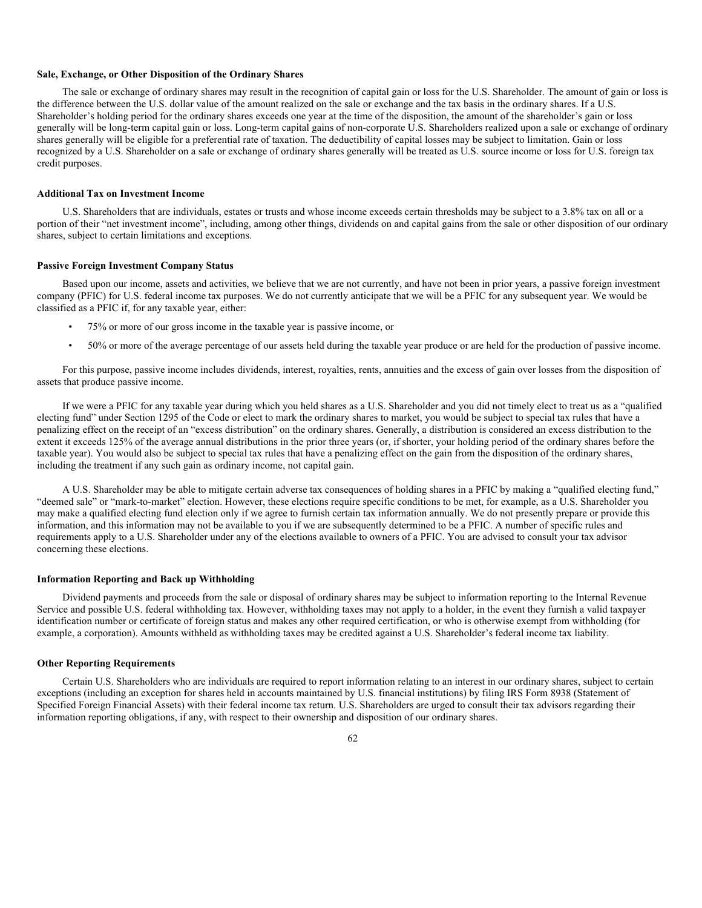### Sale, Exchange, or Other Disposition of the Ordinary Shares

The sale or exchange of ordinary shares may result in the recognition of capital gain or loss for the U.S. Shareholder. The amount of gain or loss is the difference between the U.S. dollar value of the amount realized on the sale or exchange and the tax basis in the ordinary shares. If a U.S. Shareholder's holding period for the ordinary shares exceeds one year at the time of the disposition, the amount of the shareholder's gain or loss generally will be long-term capital gain or loss. Long-term capital gains of non-corporate U.S. Shareholders realized upon a sale or exchange of ordinary shares generally will be eligible for a preferential rate of taxation. The deductibility of capital losses may be subject to limitation. Gain or loss recognized by a U.S. Shareholder on a sale or exchange of ordinary shares generally will be treated as U.S. source income or loss for U.S. foreign tax credit purposes.

### Additional Tax on Investment Income

U.S. Shareholders that are individuals, estates or trusts and whose income exceeds certain thresholds may be subject to a 3.8% tax on all or a portion of their "net investment income", including, among other things, dividends on and capital gains from the sale or other disposition of our ordinary shares, subject to certain limitations and exceptions.

### Passive Foreign Investment Company Status

Based upon our income, assets and activities, we believe that we are not currently, and have not been in prior years, a passive foreign investment company (PFIC) for U.S. federal income tax purposes. We do not currently anticipate that we will be a PFIC for any subsequent year. We would be classified as a PFIC if, for any taxable year, either:

- 75% or more of our gross income in the taxable year is passive income, or
- 50% or more of the average percentage of our assets held during the taxable year produce or are held for the production of passive income.

For this purpose, passive income includes dividends, interest, royalties, rents, annuities and the excess of gain over losses from the disposition of assets that produce passive income.

If we were a PFIC for any taxable year during which you held shares as a U.S. Shareholder and you did not timely elect to treat us as a "qualified electing fund" under Section 1295 of the Code or elect to mark the ordinary shares to market, you would be subject to special tax rules that have a penalizing effect on the receipt of an "excess distribution" on the ordinary shares. Generally, a distribution is considered an excess distribution to the extent it exceeds 125% of the average annual distributions in the prior three years (or, if shorter, your holding period of the ordinary shares before the taxable year). You would also be subject to special tax rules that have a penalizing effect on the gain from the disposition of the ordinary shares, including the treatment if any such gain as ordinary income, not capital gain.

A U.S. Shareholder may be able to mitigate certain adverse tax consequences of holding shares in a PFIC by making a "qualified electing fund," "deemed sale" or "mark-to-market" election. However, these elections require specific conditions to be met, for example, as a U.S. Shareholder you may make a qualified electing fund election only if we agree to furnish certain tax information annually. We do not presently prepare or provide this information, and this information may not be available to you if we are subsequently determined to be a PFIC. A number of specific rules and requirements apply to a U.S. Shareholder under any of the elections available to owners of a PFIC. You are advised to consult your tax advisor concerning these elections.

### Information Reporting and Back up Withholding

Dividend payments and proceeds from the sale or disposal of ordinary shares may be subject to information reporting to the Internal Revenue Service and possible U.S. federal withholding tax. However, withholding taxes may not apply to a holder, in the event they furnish a valid taxpayer identification number or certificate of foreign status and makes any other required certification, or who is otherwise exempt from withholding (for example, a corporation). Amounts withheld as withholding taxes may be credited against a U.S. Shareholder's federal income tax liability.

### Other Reporting Requirements

Certain U.S. Shareholders who are individuals are required to report information relating to an interest in our ordinary shares, subject to certain exceptions (including an exception for shares held in accounts maintained by U.S. financial institutions) by filing IRS Form 8938 (Statement of Specified Foreign Financial Assets) with their federal income tax return. U.S. Shareholders are urged to consult their tax advisors regarding their information reporting obligations, if any, with respect to their ownership and disposition of our ordinary shares.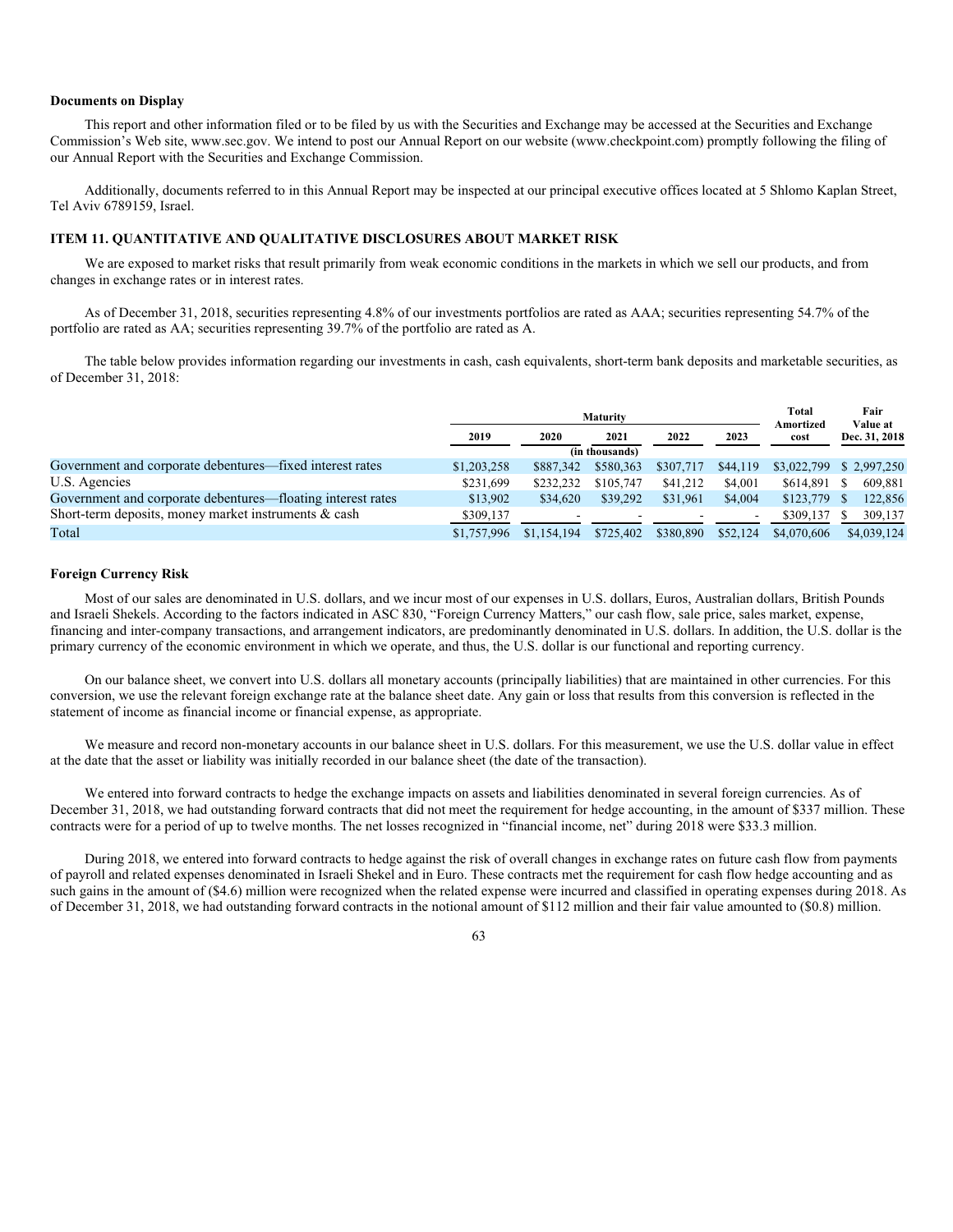**Documents on Display**

This report and other information filed or to be filed by us with the Securities and Exchange may be accessed at the Securities and Exchange Commission's Web site, www.sec.gov. We intend to post our Annual Report on our website (www.checkpoint.com) promptly following the filing of our Annual Report with the Securities and Exchange Commission.

Additionally, documents referred to in this Annual Report may be inspected at our principal executive offices located at 5 Shlomo Kaplan Street, Tel Aviv 6789159, Israel.

### ITEM 11. QUANTITATIVE AND QUALITATIVE DISCLOSURES ABOUT MARKET RISK

We are exposed to market risks that result primarily from weak economic conditions in the markets in which we sell our products, and from changes in exchange rates or in interest rates.

As of December 31, 2018, securities representing 4.8% of our investments portfolios are rated as AAA; securities representing 54.7% of the portfolio are rated as AA; securities representing 39.7% of the portfolio are rated as A.

The table below provides information regarding our investments in cash, cash equivalents, short-term bank deposits and marketable securities, as of December 31, 2018:

| | Maturity | | | | | Total Amortized cost | Fair Value at Dec. 31, 2018 |
|---|---|---|---|---|---|---|---|
| | 2019 | 2020 | 2021 | 2022 | 2023 | | |
| | (in thousands) | | | | | | |
| Government and corporate debentures—fixed interest rates | $1,203,258 | $887,342 | $580,363 | $307,717 | $44,119 | $3,022,799 | $ 2,997,250 |
| U.S. Agencies | $231,699 | $232,232 | $105,747 | $41,212 | $4,001 | $614,891 | $ 609,881 |
| Government and corporate debentures—floating interest rates | $13,902 | $34,620 | $39,292 | $31,961 | $4,004 | $123,779 | $ 122,856 |
| Short-term deposits, money market instruments & cash | $309,137 | - | - | - | - | $309,137 | $ 309,137 |
| Total | $1,757,996 | $1,154,194 | $725,402 | $380,890 | $52,124 | $4,070,606 | $4,039,124 |

**Foreign Currency Risk**

Most of our sales are denominated in U.S. dollars, and we incur most of our expenses in U.S. dollars, Euros, Australian dollars, British Pounds and Israeli Shekels. According to the factors indicated in ASC 830, "Foreign Currency Matters," our cash flow, sale price, sales market, expense, financing and inter-company transactions, and arrangement indicators, are predominantly denominated in U.S. dollars. In addition, the U.S. dollar is the primary currency of the economic environment in which we operate, and thus, the U.S. dollar is our functional and reporting currency.

On our balance sheet, we convert into U.S. dollars all monetary accounts (principally liabilities) that are maintained in other currencies. For this conversion, we use the relevant foreign exchange rate at the balance sheet date. Any gain or loss that results from this conversion is reflected in the statement of income as financial income or financial expense, as appropriate.

We measure and record non-monetary accounts in our balance sheet in U.S. dollars. For this measurement, we use the U.S. dollar value in effect at the date that the asset or liability was initially recorded in our balance sheet (the date of the transaction).

We entered into forward contracts to hedge the exchange impacts on assets and liabilities denominated in several foreign currencies. As of December 31, 2018, we had outstanding forward contracts that did not meet the requirement for hedge accounting, in the amount of $337 million. These contracts were for a period of up to twelve months. The net losses recognized in "financial income, net" during 2018 were $33.3 million.

During 2018, we entered into forward contracts to hedge against the risk of overall changes in exchange rates on future cash flow from payments of payroll and related expenses denominated in Israeli Shekel and in Euro. These contracts met the requirement for cash flow hedge accounting and as such gains in the amount of ($4.6) million were recognized when the related expense were incurred and classified in operating expenses during 2018. As of December 31, 2018, we had outstanding forward contracts in the notional amount of $112 million and their fair value amounted to ($0.8) million.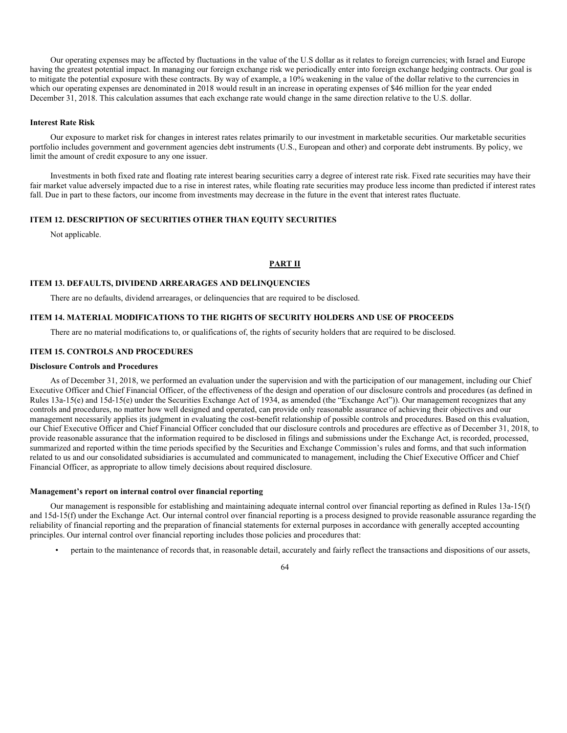Our operating expenses may be affected by fluctuations in the value of the U.S dollar as it relates to foreign currencies; with Israel and Europe having the greatest potential impact. In managing our foreign exchange risk we periodically enter into foreign exchange hedging contracts. Our goal is to mitigate the potential exposure with these contracts. By way of example, a 10% weakening in the value of the dollar relative to the currencies in which our operating expenses are denominated in 2018 would result in an increase in operating expenses of $46 million for the year ended December 31, 2018. This calculation assumes that each exchange rate would change in the same direction relative to the U.S. dollar.

**Interest Rate Risk**

Our exposure to market risk for changes in interest rates relates primarily to our investment in marketable securities. Our marketable securities portfolio includes government and government agencies debt instruments (U.S., European and other) and corporate debt instruments. By policy, we limit the amount of credit exposure to any one issuer.

Investments in both fixed rate and floating rate interest bearing securities carry a degree of interest rate risk. Fixed rate securities may have their fair market value adversely impacted due to a rise in interest rates, while floating rate securities may produce less income than predicted if interest rates fall. Due in part to these factors, our income from investments may decrease in the future in the event that interest rates fluctuate.

### ITEM 12. DESCRIPTION OF SECURITIES OTHER THAN EQUITY SECURITIES

Not applicable.

## PART II

### ITEM 13. DEFAULTS, DIVIDEND ARREARAGES AND DELINQUENCIES

There are no defaults, dividend arrearages, or delinquencies that are required to be disclosed.

### ITEM 14. MATERIAL MODIFICATIONS TO THE RIGHTS OF SECURITY HOLDERS AND USE OF PROCEEDS

There are no material modifications to, or qualifications of, the rights of security holders that are required to be disclosed.

### ITEM 15. CONTROLS AND PROCEDURES

**Disclosure Controls and Procedures**

As of December 31, 2018, we performed an evaluation under the supervision and with the participation of our management, including our Chief Executive Officer and Chief Financial Officer, of the effectiveness of the design and operation of our disclosure controls and procedures (as defined in Rules 13a-15(e) and 15d-15(e) under the Securities Exchange Act of 1934, as amended (the "Exchange Act")). Our management recognizes that any controls and procedures, no matter how well designed and operated, can provide only reasonable assurance of achieving their objectives and our management necessarily applies its judgment in evaluating the cost-benefit relationship of possible controls and procedures. Based on this evaluation, our Chief Executive Officer and Chief Financial Officer concluded that our disclosure controls and procedures are effective as of December 31, 2018, to provide reasonable assurance that the information required to be disclosed in filings and submissions under the Exchange Act, is recorded, processed, summarized and reported within the time periods specified by the Securities and Exchange Commission's rules and forms, and that such information related to us and our consolidated subsidiaries is accumulated and communicated to management, including the Chief Executive Officer and Chief Financial Officer, as appropriate to allow timely decisions about required disclosure.

**Management's report on internal control over financial reporting**

Our management is responsible for establishing and maintaining adequate internal control over financial reporting as defined in Rules 13a-15(f) and 15d-15(f) under the Exchange Act. Our internal control over financial reporting is a process designed to provide reasonable assurance regarding the reliability of financial reporting and the preparation of financial statements for external purposes in accordance with generally accepted accounting principles. Our internal control over financial reporting includes those policies and procedures that:

- pertain to the maintenance of records that, in reasonable detail, accurately and fairly reflect the transactions and dispositions of our assets,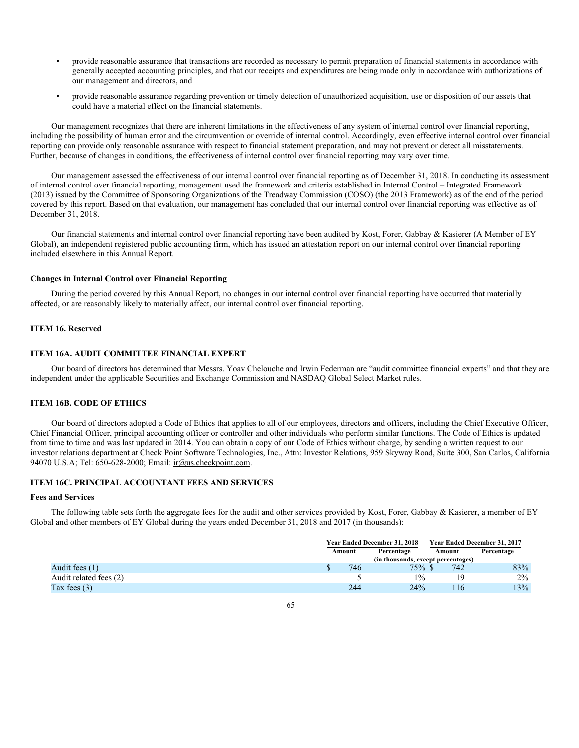- provide reasonable assurance that transactions are recorded as necessary to permit preparation of financial statements in accordance with generally accepted accounting principles, and that our receipts and expenditures are being made only in accordance with authorizations of our management and directors, and
- provide reasonable assurance regarding prevention or timely detection of unauthorized acquisition, use or disposition of our assets that could have a material effect on the financial statements.

Our management recognizes that there are inherent limitations in the effectiveness of any system of internal control over financial reporting, including the possibility of human error and the circumvention or override of internal control. Accordingly, even effective internal control over financial reporting can provide only reasonable assurance with respect to financial statement preparation, and may not prevent or detect all misstatements. Further, because of changes in conditions, the effectiveness of internal control over financial reporting may vary over time.

Our management assessed the effectiveness of our internal control over financial reporting as of December 31, 2018. In conducting its assessment of internal control over financial reporting, management used the framework and criteria established in Internal Control – Integrated Framework (2013) issued by the Committee of Sponsoring Organizations of the Treadway Commission (COSO) (the 2013 Framework) as of the end of the period covered by this report. Based on that evaluation, our management has concluded that our internal control over financial reporting was effective as of December 31, 2018.

Our financial statements and internal control over financial reporting have been audited by Kost, Forer, Gabbay & Kasierer (A Member of EY Global), an independent registered public accounting firm, which has issued an attestation report on our internal control over financial reporting included elsewhere in this Annual Report.

**Changes in Internal Control over Financial Reporting**

During the period covered by this Annual Report, no changes in our internal control over financial reporting have occurred that materially affected, or are reasonably likely to materially affect, our internal control over financial reporting.

**ITEM 16. Reserved**

**ITEM 16A. AUDIT COMMITTEE FINANCIAL EXPERT**

Our board of directors has determined that Messrs. Yoav Chelouche and Irwin Federman are "audit committee financial experts" and that they are independent under the applicable Securities and Exchange Commission and NASDAQ Global Select Market rules.

**ITEM 16B. CODE OF ETHICS**

Our board of directors adopted a Code of Ethics that applies to all of our employees, directors and officers, including the Chief Executive Officer, Chief Financial Officer, principal accounting officer or controller and other individuals who perform similar functions. The Code of Ethics is updated from time to time and was last updated in 2014. You can obtain a copy of our Code of Ethics without charge, by sending a written request to our investor relations department at Check Point Software Technologies, Inc., Attn: Investor Relations, 959 Skyway Road, Suite 300, San Carlos, California 94070 U.S.A; Tel: 650-628-2000; Email: ir@us.checkpoint.com.

**ITEM 16C. PRINCIPAL ACCOUNTANT FEES AND SERVICES**

**Fees and Services**

The following table sets forth the aggregate fees for the audit and other services provided by Kost, Forer, Gabbay & Kasierer, a member of EY Global and other members of EY Global during the years ended December 31, 2018 and 2017 (in thousands):

| | Year Ended December 31, 2018 | | Year Ended December 31, 2017 | |
|---|---|---|---|---|
| | Amount | Percentage | Amount | Percentage |
| | (in thousands, except percentages) | | | |
| Audit fees (1) | $ 746 | 75% | $ 742 | 83% |
| Audit related fees (2) | 5 | 1% | 19 | 2% |
| Tax fees (3) | 244 | 24% | 116 | 13% |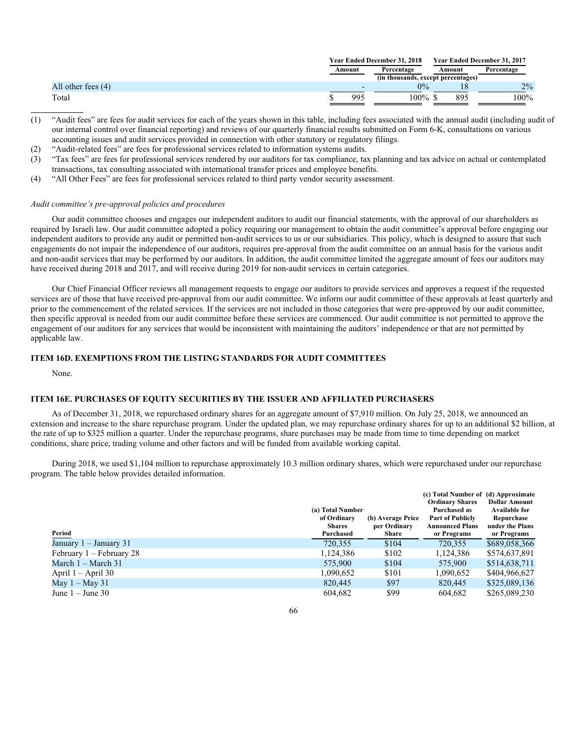| | Year Ended December 31, 2018 | | Year Ended December 31, 2017 | |
|---|---|---|---|---|
| | Amount | Percentage | Amount | Percentage |
| | (in thousands, except percentages) | | | |
| All other fees (4) | - | 0% | 18 | 2% |
| Total | $ 995 | 100% | $ 895 | 100% |

(1) "Audit fees" are fees for audit services for each of the years shown in this table, including fees associated with the annual audit (including audit of our internal control over financial reporting) and reviews of our quarterly financial results submitted on Form 6-K, consultations on various accounting issues and audit services provided in connection with other statutory or regulatory filings.

(2) "Audit-related fees" are fees for professional services related to information systems audits.

(3) "Tax fees" are fees for professional services rendered by our auditors for tax compliance, tax planning and tax advice on actual or contemplated transactions, tax consulting associated with international transfer prices and employee benefits.

(4) "All Other Fees" are fees for professional services related to third party vendor security assessment.

*Audit committee's pre-approval policies and procedures*

Our audit committee chooses and engages our independent auditors to audit our financial statements, with the approval of our shareholders as required by Israeli law. Our audit committee adopted a policy requiring our management to obtain the audit committee's approval before engaging our independent auditors to provide any audit or permitted non-audit services to us or our subsidiaries. This policy, which is designed to assure that such engagements do not impair the independence of our auditors, requires pre-approval from the audit committee on an annual basis for the various audit and non-audit services that may be performed by our auditors. In addition, the audit committee limited the aggregate amount of fees our auditors may have received during 2018 and 2017, and will receive during 2019 for non-audit services in certain categories.

Our Chief Financial Officer reviews all management requests to engage our auditors to provide services and approves a request if the requested services are of those that have received pre-approval from our audit committee. We inform our audit committee of these approvals at least quarterly and prior to the commencement of the related services. If the services are not included in those categories that were pre-approved by our audit committee, then specific approval is needed from our audit committee before these services are commenced. Our audit committee is not permitted to approve the engagement of our auditors for any services that would be inconsistent with maintaining the auditors' independence or that are not permitted by applicable law.

## ITEM 16D. EXEMPTIONS FROM THE LISTING STANDARDS FOR AUDIT COMMITTEES

None.

## ITEM 16E. PURCHASES OF EQUITY SECURITIES BY THE ISSUER AND AFFILIATED PURCHASERS

As of December 31, 2018, we repurchased ordinary shares for an aggregate amount of $7,910 million. On July 25, 2018, we announced an extension and increase to the share repurchase program. Under the updated plan, we may repurchase ordinary shares for up to an additional $2 billion, at the rate of up to $325 million a quarter. Under the repurchase programs, share purchases may be made from time to time depending on market conditions, share price, trading volume and other factors and will be funded from available working capital.

During 2018, we used $1,104 million to repurchase approximately 10.3 million ordinary shares, which were repurchased under our repurchase program. The table below provides detailed information.

| Period | (a) Total Number of Ordinary Shares Purchased | (b) Average Price per Ordinary Share | (c) Total Number of Ordinary Shares Purchased as Part of Publicly Announced Plans or Programs | (d) Approximate Dollar Amount Available for Repurchase under the Plans or Programs |
|---|---|---|---|---|
| January 1 – January 31 | 720,355 | $104 | 720,355 | $689,058,366 |
| February 1 – February 28 | 1,124,386 | $102 | 1,124,386 | $574,637,891 |
| March 1 – March 31 | 575,900 | $104 | 575,900 | $514,638,711 |
| April 1 – April 30 | 1,090,652 | $101 | 1,090,652 | $404,966,627 |
| May 1 – May 31 | 820,445 | $97 | 820,445 | $325,089,136 |
| June 1 – June 30 | 604,682 | $99 | 604,682 | $265,089,230 |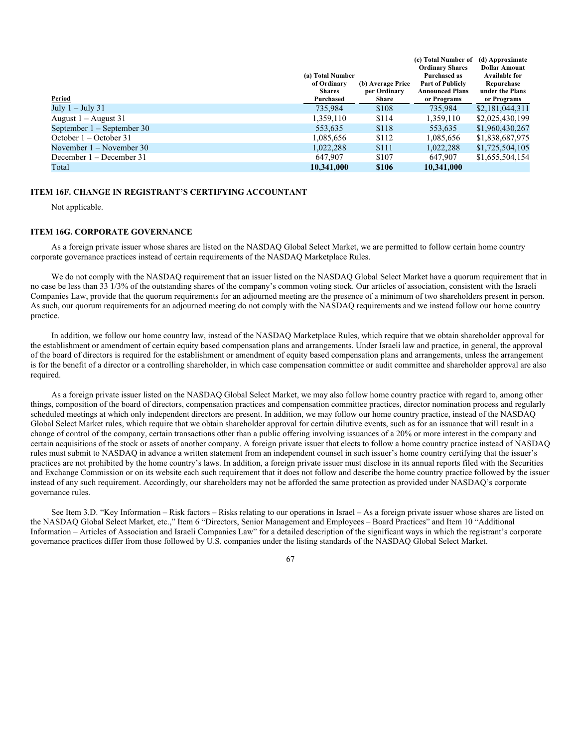| Period | (a) Total Number of Ordinary Shares Purchased | (b) Average Price per Ordinary Share | (c) Total Number of Ordinary Shares Purchased as Part of Publicly Announced Plans or Programs | (d) Approximate Dollar Amount Available for Repurchase under the Plans or Programs |
|---|---|---|---|---|
| July 1 – July 31 | 735,984 | $108 | 735,984 | $2,181,044,311 |
| August 1 – August 31 | 1,359,110 | $114 | 1,359,110 | $2,025,430,199 |
| September 1 – September 30 | 553,635 | $118 | 553,635 | $1,960,430,267 |
| October 1 – October 31 | 1,085,656 | $112 | 1,085,656 | $1,838,687,975 |
| November 1 – November 30 | 1,022,288 | $111 | 1,022,288 | $1,725,504,105 |
| December 1 – December 31 | 647,907 | $107 | 647,907 | $1,655,504,154 |
| Total | **10,341,000** | **$106** | **10,341,000** | |

### ITEM 16F. CHANGE IN REGISTRANT'S CERTIFYING ACCOUNTANT

Not applicable.

### ITEM 16G. CORPORATE GOVERNANCE

As a foreign private issuer whose shares are listed on the NASDAQ Global Select Market, we are permitted to follow certain home country corporate governance practices instead of certain requirements of the NASDAQ Marketplace Rules.

We do not comply with the NASDAQ requirement that an issuer listed on the NASDAQ Global Select Market have a quorum requirement that in no case be less than 33 1/3% of the outstanding shares of the company's common voting stock. Our articles of association, consistent with the Israeli Companies Law, provide that the quorum requirements for an adjourned meeting are the presence of a minimum of two shareholders present in person. As such, our quorum requirements for an adjourned meeting do not comply with the NASDAQ requirements and we instead follow our home country practice.

In addition, we follow our home country law, instead of the NASDAQ Marketplace Rules, which require that we obtain shareholder approval for the establishment or amendment of certain equity based compensation plans and arrangements. Under Israeli law and practice, in general, the approval of the board of directors is required for the establishment or amendment of equity based compensation plans and arrangements, unless the arrangement is for the benefit of a director or a controlling shareholder, in which case compensation committee or audit committee and shareholder approval are also required.

As a foreign private issuer listed on the NASDAQ Global Select Market, we may also follow home country practice with regard to, among other things, composition of the board of directors, compensation practices and compensation committee practices, director nomination process and regularly scheduled meetings at which only independent directors are present. In addition, we may follow our home country practice, instead of the NASDAQ Global Select Market rules, which require that we obtain shareholder approval for certain dilutive events, such as for an issuance that will result in a change of control of the company, certain transactions other than a public offering involving issuances of a 20% or more interest in the company and certain acquisitions of the stock or assets of another company. A foreign private issuer that elects to follow a home country practice instead of NASDAQ rules must submit to NASDAQ in advance a written statement from an independent counsel in such issuer's home country certifying that the issuer's practices are not prohibited by the home country's laws. In addition, a foreign private issuer must disclose in its annual reports filed with the Securities and Exchange Commission or on its website each such requirement that it does not follow and describe the home country practice followed by the issuer instead of any such requirement. Accordingly, our shareholders may not be afforded the same protection as provided under NASDAQ's corporate governance rules.

See Item 3.D. "Key Information – Risk factors – Risks relating to our operations in Israel – As a foreign private issuer whose shares are listed on the NASDAQ Global Select Market, etc.," Item 6 "Directors, Senior Management and Employees – Board Practices" and Item 10 "Additional Information – Articles of Association and Israeli Companies Law" for a detailed description of the significant ways in which the registrant's corporate governance practices differ from those followed by U.S. companies under the listing standards of the NASDAQ Global Select Market.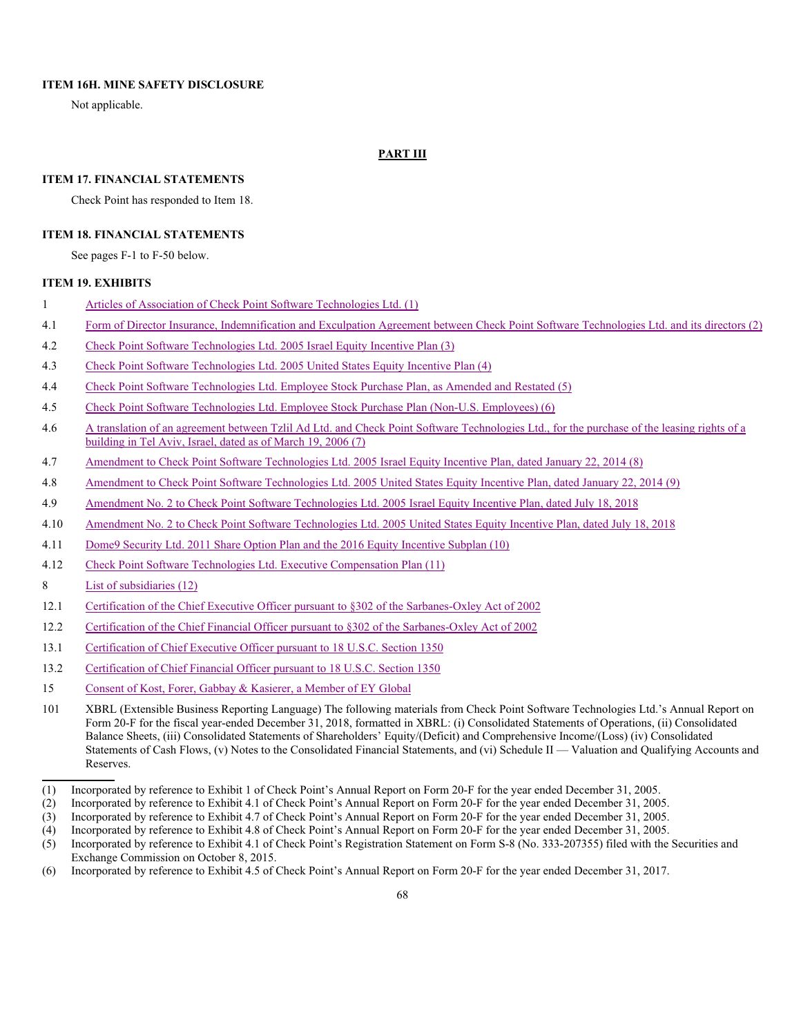### ITEM 16H. MINE SAFETY DISCLOSURE

Not applicable.

## PART III

### ITEM 17. FINANCIAL STATEMENTS

Check Point has responded to Item 18.

### ITEM 18. FINANCIAL STATEMENTS

See pages F-1 to F-50 below.

### ITEM 19. EXHIBITS

| | |
|---|---|
| 1 | Articles of Association of Check Point Software Technologies Ltd. (1) |
| 4.1 | Form of Director Insurance, Indemnification and Exculpation Agreement between Check Point Software Technologies Ltd. and its directors (2) |
| 4.2 | Check Point Software Technologies Ltd. 2005 Israel Equity Incentive Plan (3) |
| 4.3 | Check Point Software Technologies Ltd. 2005 United States Equity Incentive Plan (4) |
| 4.4 | Check Point Software Technologies Ltd. Employee Stock Purchase Plan, as Amended and Restated (5) |
| 4.5 | Check Point Software Technologies Ltd. Employee Stock Purchase Plan (Non-U.S. Employees) (6) |
| 4.6 | A translation of an agreement between Tzlil Ad Ltd. and Check Point Software Technologies Ltd., for the purchase of the leasing rights of a building in Tel Aviv, Israel, dated as of March 19, 2006 (7) |
| 4.7 | Amendment to Check Point Software Technologies Ltd. 2005 Israel Equity Incentive Plan, dated January 22, 2014 (8) |
| 4.8 | Amendment to Check Point Software Technologies Ltd. 2005 United States Equity Incentive Plan, dated January 22, 2014 (9) |
| 4.9 | Amendment No. 2 to Check Point Software Technologies Ltd. 2005 Israel Equity Incentive Plan, dated July 18, 2018 |
| 4.10 | Amendment No. 2 to Check Point Software Technologies Ltd. 2005 United States Equity Incentive Plan, dated July 18, 2018 |
| 4.11 | Dome9 Security Ltd. 2011 Share Option Plan and the 2016 Equity Incentive Subplan (10) |
| 4.12 | Check Point Software Technologies Ltd. Executive Compensation Plan (11) |
| 8 | List of subsidiaries (12) |
| 12.1 | Certification of the Chief Executive Officer pursuant to §302 of the Sarbanes-Oxley Act of 2002 |
| 12.2 | Certification of the Chief Financial Officer pursuant to §302 of the Sarbanes-Oxley Act of 2002 |
| 13.1 | Certification of Chief Executive Officer pursuant to 18 U.S.C. Section 1350 |
| 13.2 | Certification of Chief Financial Officer pursuant to 18 U.S.C. Section 1350 |
| 15 | Consent of Kost, Forer, Gabbay & Kasierer, a Member of EY Global |
| 101 | XBRL (Extensible Business Reporting Language) The following materials from Check Point Software Technologies Ltd.'s Annual Report on Form 20-F for the fiscal year-ended December 31, 2018, formatted in XBRL: (i) Consolidated Statements of Operations, (ii) Consolidated Balance Sheets, (iii) Consolidated Statements of Shareholders' Equity/(Deficit) and Comprehensive Income/(Loss) (iv) Consolidated Statements of Cash Flows, (v) Notes to the Consolidated Financial Statements, and (vi) Schedule II — Valuation and Qualifying Accounts and Reserves. |

---

(1) Incorporated by reference to Exhibit 1 of Check Point's Annual Report on Form 20-F for the year ended December 31, 2005.

(2) Incorporated by reference to Exhibit 4.1 of Check Point's Annual Report on Form 20-F for the year ended December 31, 2005.

(3) Incorporated by reference to Exhibit 4.7 of Check Point's Annual Report on Form 20-F for the year ended December 31, 2005.

(4) Incorporated by reference to Exhibit 4.8 of Check Point's Annual Report on Form 20-F for the year ended December 31, 2005.

(5) Incorporated by reference to Exhibit 4.1 of Check Point's Registration Statement on Form S-8 (No. 333-207355) filed with the Securities and Exchange Commission on October 8, 2015.

(6) Incorporated by reference to Exhibit 4.5 of Check Point's Annual Report on Form 20-F for the year ended December 31, 2017.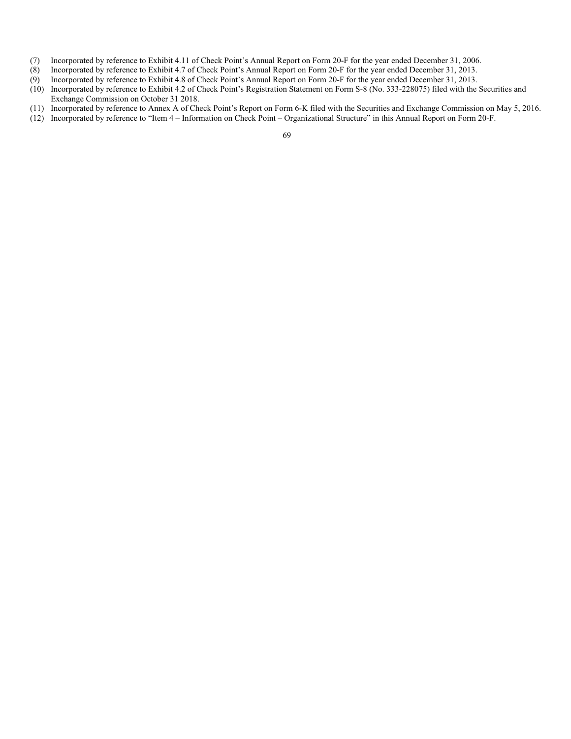(7) Incorporated by reference to Exhibit 4.11 of Check Point's Annual Report on Form 20-F for the year ended December 31, 2006.

(8) Incorporated by reference to Exhibit 4.7 of Check Point's Annual Report on Form 20-F for the year ended December 31, 2013.

(9) Incorporated by reference to Exhibit 4.8 of Check Point's Annual Report on Form 20-F for the year ended December 31, 2013.

(10) Incorporated by reference to Exhibit 4.2 of Check Point's Registration Statement on Form S-8 (No. 333-228075) filed with the Securities and Exchange Commission on October 31 2018.

(11) Incorporated by reference to Annex A of Check Point's Report on Form 6-K filed with the Securities and Exchange Commission on May 5, 2016.

(12) Incorporated by reference to "Item 4 – Information on Check Point – Organizational Structure" in this Annual Report on Form 20-F.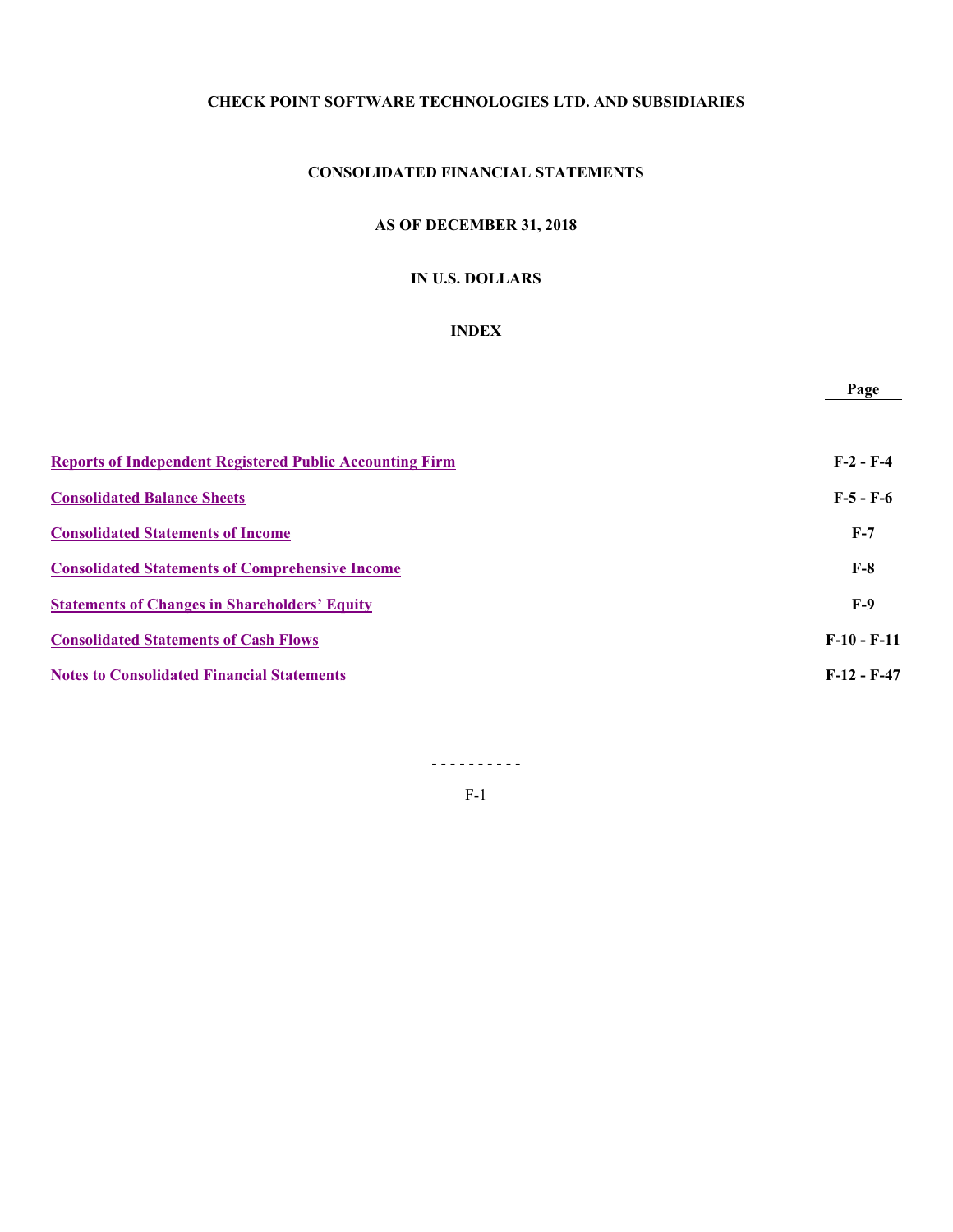**CHECK POINT SOFTWARE TECHNOLOGIES LTD. AND SUBSIDIARIES**

**CONSOLIDATED FINANCIAL STATEMENTS**

**AS OF DECEMBER 31, 2018**

**IN U.S. DOLLARS**

**INDEX**

| | Page |
|---|---|
| Reports of Independent Registered Public Accounting Firm | F-2 - F-4 |
| Consolidated Balance Sheets | F-5 - F-6 |
| Consolidated Statements of Income | F-7 |
| Consolidated Statements of Comprehensive Income | F-8 |
| Statements of Changes in Shareholders' Equity | F-9 |
| Consolidated Statements of Cash Flows | F-10 - F-11 |
| Notes to Consolidated Financial Statements | F-12 - F-47 |

\- - - - - - - - - -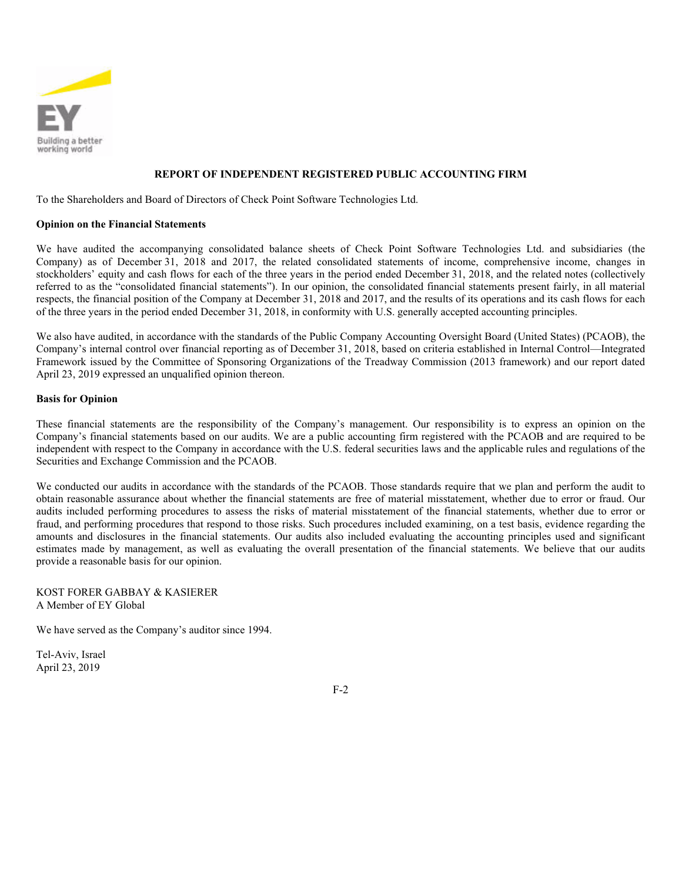**REPORT OF INDEPENDENT REGISTERED PUBLIC ACCOUNTING FIRM**

To the Shareholders and Board of Directors of Check Point Software Technologies Ltd.

**Opinion on the Financial Statements**

We have audited the accompanying consolidated balance sheets of Check Point Software Technologies Ltd. and subsidiaries (the Company) as of December 31, 2018 and 2017, the related consolidated statements of income, comprehensive income, changes in stockholders' equity and cash flows for each of the three years in the period ended December 31, 2018, and the related notes (collectively referred to as the "consolidated financial statements"). In our opinion, the consolidated financial statements present fairly, in all material respects, the financial position of the Company at December 31, 2018 and 2017, and the results of its operations and its cash flows for each of the three years in the period ended December 31, 2018, in conformity with U.S. generally accepted accounting principles.

We also have audited, in accordance with the standards of the Public Company Accounting Oversight Board (United States) (PCAOB), the Company's internal control over financial reporting as of December 31, 2018, based on criteria established in Internal Control—Integrated Framework issued by the Committee of Sponsoring Organizations of the Treadway Commission (2013 framework) and our report dated April 23, 2019 expressed an unqualified opinion thereon.

**Basis for Opinion**

These financial statements are the responsibility of the Company's management. Our responsibility is to express an opinion on the Company's financial statements based on our audits. We are a public accounting firm registered with the PCAOB and are required to be independent with respect to the Company in accordance with the U.S. federal securities laws and the applicable rules and regulations of the Securities and Exchange Commission and the PCAOB.

We conducted our audits in accordance with the standards of the PCAOB. Those standards require that we plan and perform the audit to obtain reasonable assurance about whether the financial statements are free of material misstatement, whether due to error or fraud. Our audits included performing procedures to assess the risks of material misstatement of the financial statements, whether due to error or fraud, and performing procedures that respond to those risks. Such procedures included examining, on a test basis, evidence regarding the amounts and disclosures in the financial statements. Our audits also included evaluating the accounting principles used and significant estimates made by management, as well as evaluating the overall presentation of the financial statements. We believe that our audits provide a reasonable basis for our opinion.

KOST FORER GABBAY & KASIERER
A Member of EY Global

We have served as the Company's auditor since 1994.

Tel-Aviv, Israel
April 23, 2019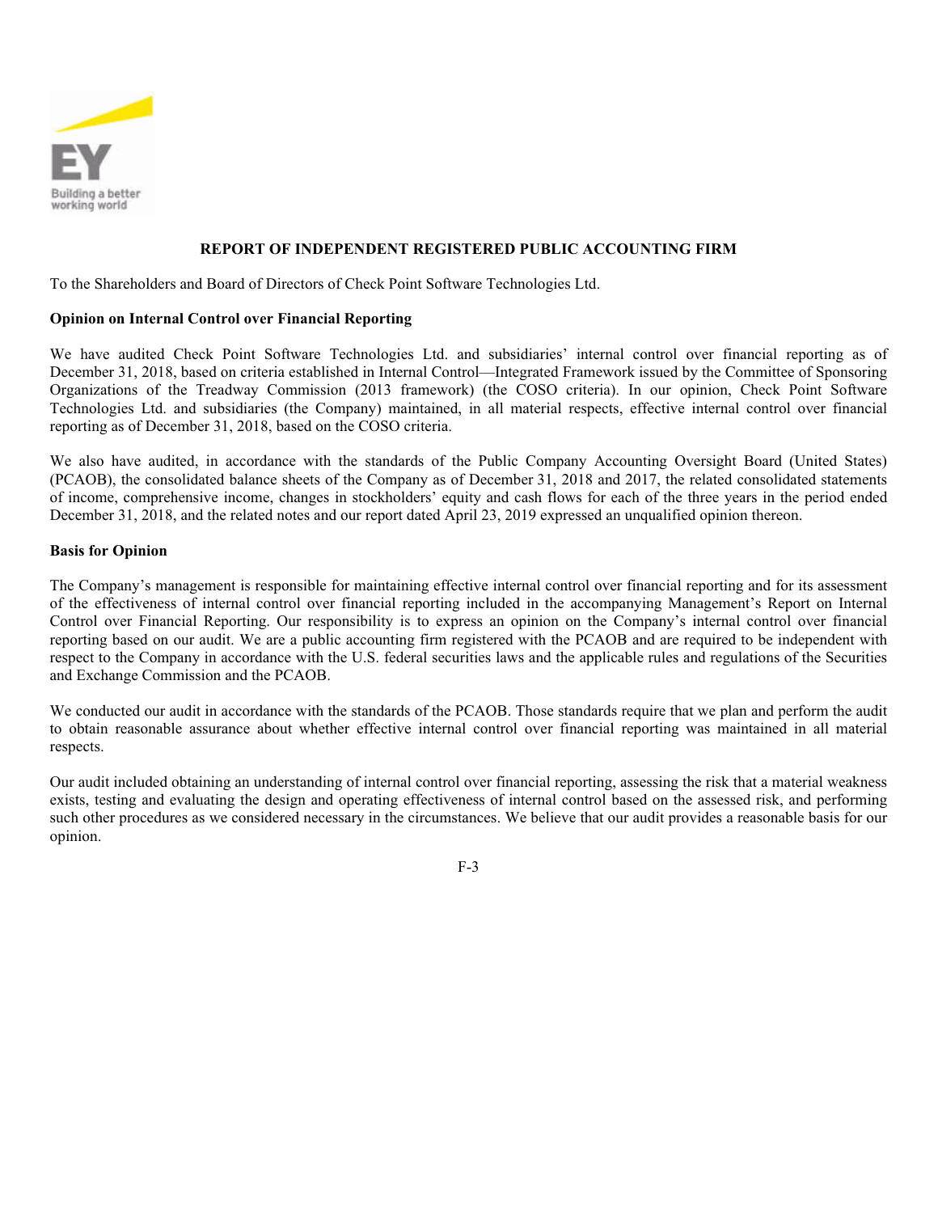## REPORT OF INDEPENDENT REGISTERED PUBLIC ACCOUNTING FIRM

To the Shareholders and Board of Directors of Check Point Software Technologies Ltd.

**Opinion on Internal Control over Financial Reporting**

We have audited Check Point Software Technologies Ltd. and subsidiaries' internal control over financial reporting as of December 31, 2018, based on criteria established in Internal Control—Integrated Framework issued by the Committee of Sponsoring Organizations of the Treadway Commission (2013 framework) (the COSO criteria). In our opinion, Check Point Software Technologies Ltd. and subsidiaries (the Company) maintained, in all material respects, effective internal control over financial reporting as of December 31, 2018, based on the COSO criteria.

We also have audited, in accordance with the standards of the Public Company Accounting Oversight Board (United States) (PCAOB), the consolidated balance sheets of the Company as of December 31, 2018 and 2017, the related consolidated statements of income, comprehensive income, changes in stockholders' equity and cash flows for each of the three years in the period ended December 31, 2018, and the related notes and our report dated April 23, 2019 expressed an unqualified opinion thereon.

**Basis for Opinion**

The Company's management is responsible for maintaining effective internal control over financial reporting and for its assessment of the effectiveness of internal control over financial reporting included in the accompanying Management's Report on Internal Control over Financial Reporting. Our responsibility is to express an opinion on the Company's internal control over financial reporting based on our audit. We are a public accounting firm registered with the PCAOB and are required to be independent with respect to the Company in accordance with the U.S. federal securities laws and the applicable rules and regulations of the Securities and Exchange Commission and the PCAOB.

We conducted our audit in accordance with the standards of the PCAOB. Those standards require that we plan and perform the audit to obtain reasonable assurance about whether effective internal control over financial reporting was maintained in all material respects.

Our audit included obtaining an understanding of internal control over financial reporting, assessing the risk that a material weakness exists, testing and evaluating the design and operating effectiveness of internal control based on the assessed risk, and performing such other procedures as we considered necessary in the circumstances. We believe that our audit provides a reasonable basis for our opinion.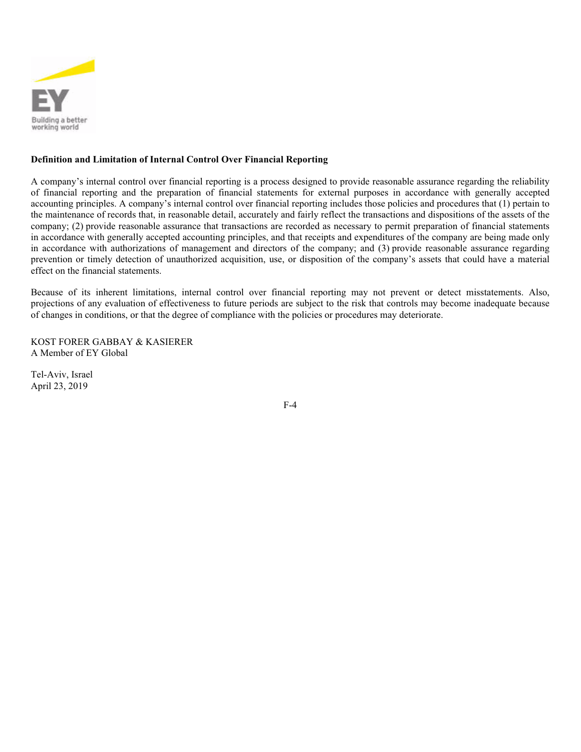**Definition and Limitation of Internal Control Over Financial Reporting**

A company's internal control over financial reporting is a process designed to provide reasonable assurance regarding the reliability of financial reporting and the preparation of financial statements for external purposes in accordance with generally accepted accounting principles. A company's internal control over financial reporting includes those policies and procedures that (1) pertain to the maintenance of records that, in reasonable detail, accurately and fairly reflect the transactions and dispositions of the assets of the company; (2) provide reasonable assurance that transactions are recorded as necessary to permit preparation of financial statements in accordance with generally accepted accounting principles, and that receipts and expenditures of the company are being made only in accordance with authorizations of management and directors of the company; and (3) provide reasonable assurance regarding prevention or timely detection of unauthorized acquisition, use, or disposition of the company's assets that could have a material effect on the financial statements.

Because of its inherent limitations, internal control over financial reporting may not prevent or detect misstatements. Also, projections of any evaluation of effectiveness to future periods are subject to the risk that controls may become inadequate because of changes in conditions, or that the degree of compliance with the policies or procedures may deteriorate.

KOST FORER GABBAY & KASIERER
A Member of EY Global

Tel-Aviv, Israel
April 23, 2019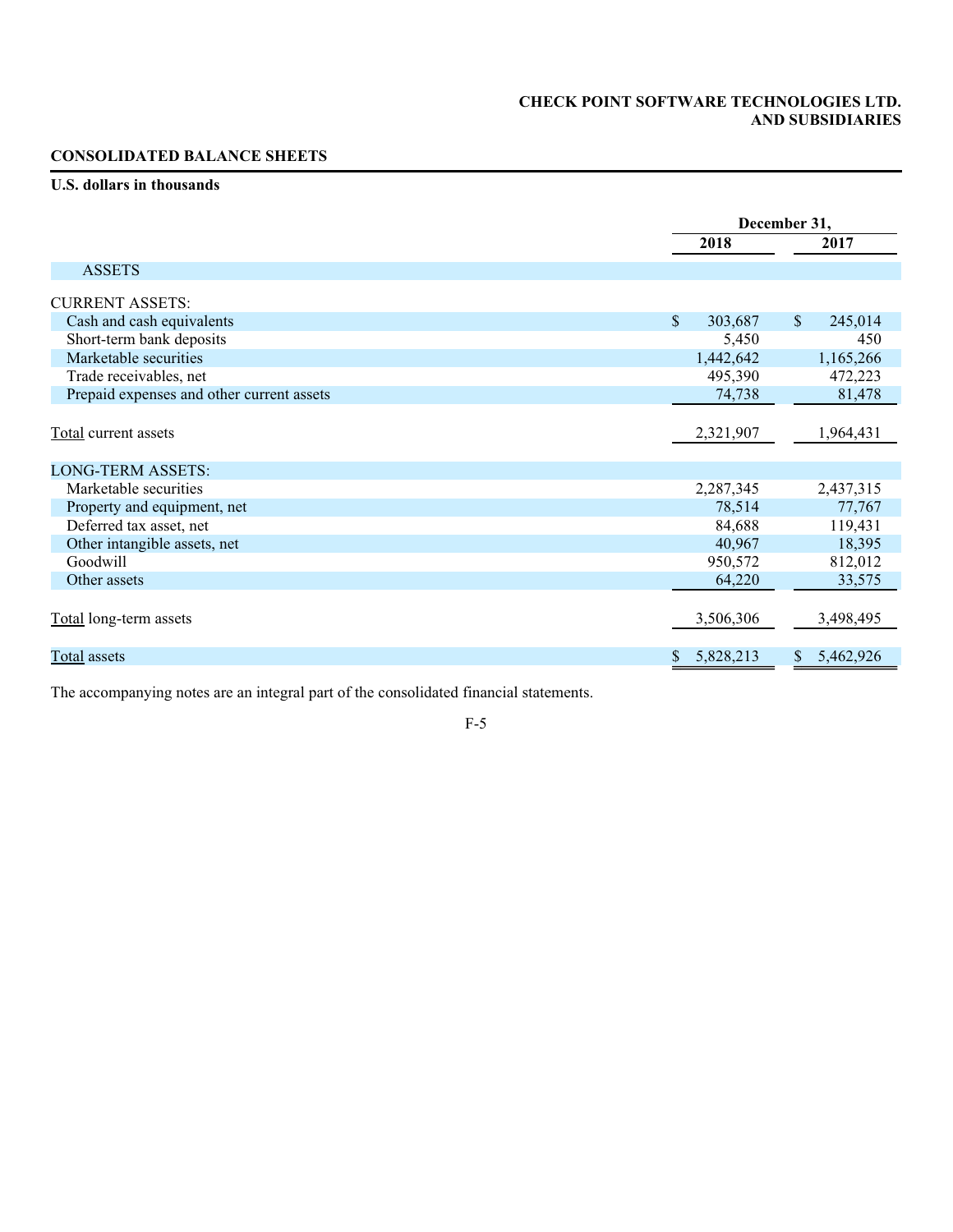**CHECK POINT SOFTWARE TECHNOLOGIES LTD.
AND SUBSIDIARIES**

**CONSOLIDATED BALANCE SHEETS**

**U.S. dollars in thousands**

| | December 31, | |
|---|---|---|
| | **2018** | **2017** |
| ASSETS | | |
| CURRENT ASSETS: | | |
| Cash and cash equivalents | $ 303,687 | $ 245,014 |
| Short-term bank deposits | 5,450 | 450 |
| Marketable securities | 1,442,642 | 1,165,266 |
| Trade receivables, net | 495,390 | 472,223 |
| Prepaid expenses and other current assets | 74,738 | 81,478 |
| Total current assets | 2,321,907 | 1,964,431 |
| LONG-TERM ASSETS: | | |
| Marketable securities | 2,287,345 | 2,437,315 |
| Property and equipment, net | 78,514 | 77,767 |
| Deferred tax asset, net | 84,688 | 119,431 |
| Other intangible assets, net | 40,967 | 18,395 |
| Goodwill | 950,572 | 812,012 |
| Other assets | 64,220 | 33,575 |
| Total long-term assets | 3,506,306 | 3,498,495 |
| Total assets | $ 5,828,213 | $ 5,462,926 |

The accompanying notes are an integral part of the consolidated financial statements.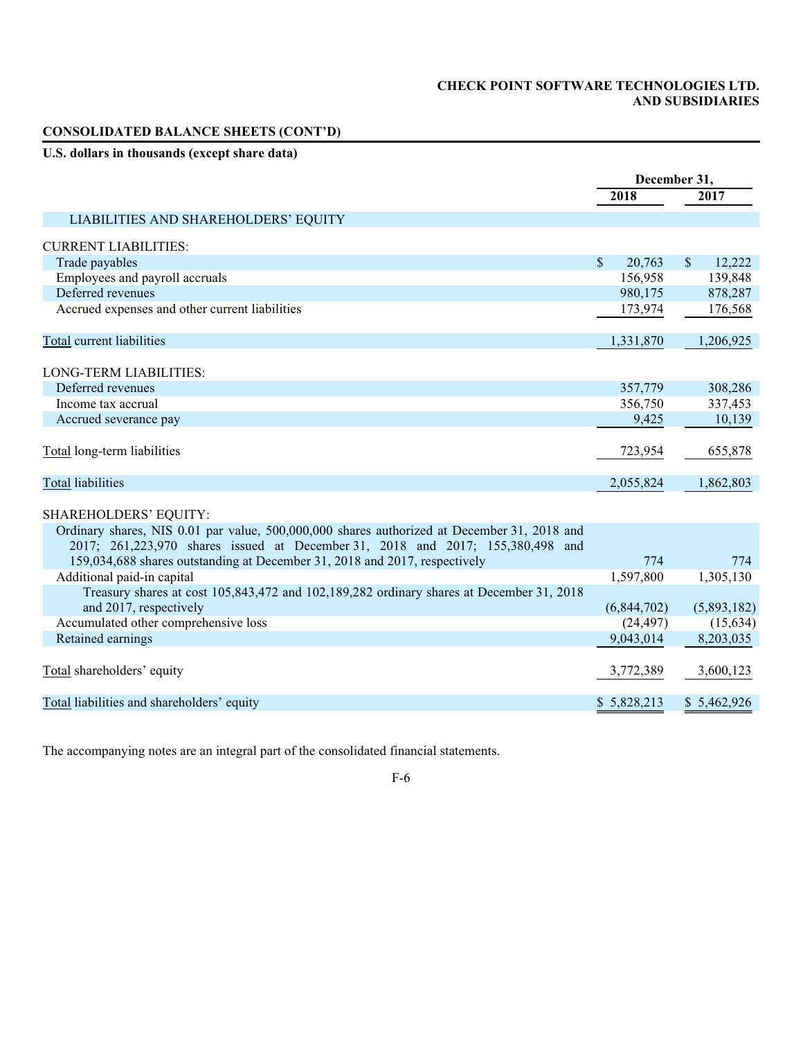**CHECK POINT SOFTWARE TECHNOLOGIES LTD.**
**AND SUBSIDIARIES**

**CONSOLIDATED BALANCE SHEETS (CONT'D)**

**U.S. dollars in thousands (except share data)**

| | December 31, 2018 | December 31, 2017 |
|---|---|---|
| LIABILITIES AND SHAREHOLDERS' EQUITY | | |
| CURRENT LIABILITIES: | | |
| Trade payables | $ 20,763 | $ 12,222 |
| Employees and payroll accruals | 156,958 | 139,848 |
| Deferred revenues | 980,175 | 878,287 |
| Accrued expenses and other current liabilities | 173,974 | 176,568 |
| Total current liabilities | 1,331,870 | 1,206,925 |
| LONG-TERM LIABILITIES: | | |
| Deferred revenues | 357,779 | 308,286 |
| Income tax accrual | 356,750 | 337,453 |
| Accrued severance pay | 9,425 | 10,139 |
| Total long-term liabilities | 723,954 | 655,878 |
| Total liabilities | 2,055,824 | 1,862,803 |
| SHAREHOLDERS' EQUITY: | | |
| Ordinary shares, NIS 0.01 par value, 500,000,000 shares authorized at December 31, 2018 and 2017; 261,223,970 shares issued at December 31, 2018 and 2017; 155,380,498 and 159,034,688 shares outstanding at December 31, 2018 and 2017, respectively | 774 | 774 |
| Additional paid-in capital | 1,597,800 | 1,305,130 |
| Treasury shares at cost 105,843,472 and 102,189,282 ordinary shares at December 31, 2018 and 2017, respectively | (6,844,702) | (5,893,182) |
| Accumulated other comprehensive loss | (24,497) | (15,634) |
| Retained earnings | 9,043,014 | 8,203,035 |
| Total shareholders' equity | 3,772,389 | 3,600,123 |
| Total liabilities and shareholders' equity | $ 5,828,213 | $ 5,462,926 |

The accompanying notes are an integral part of the consolidated financial statements.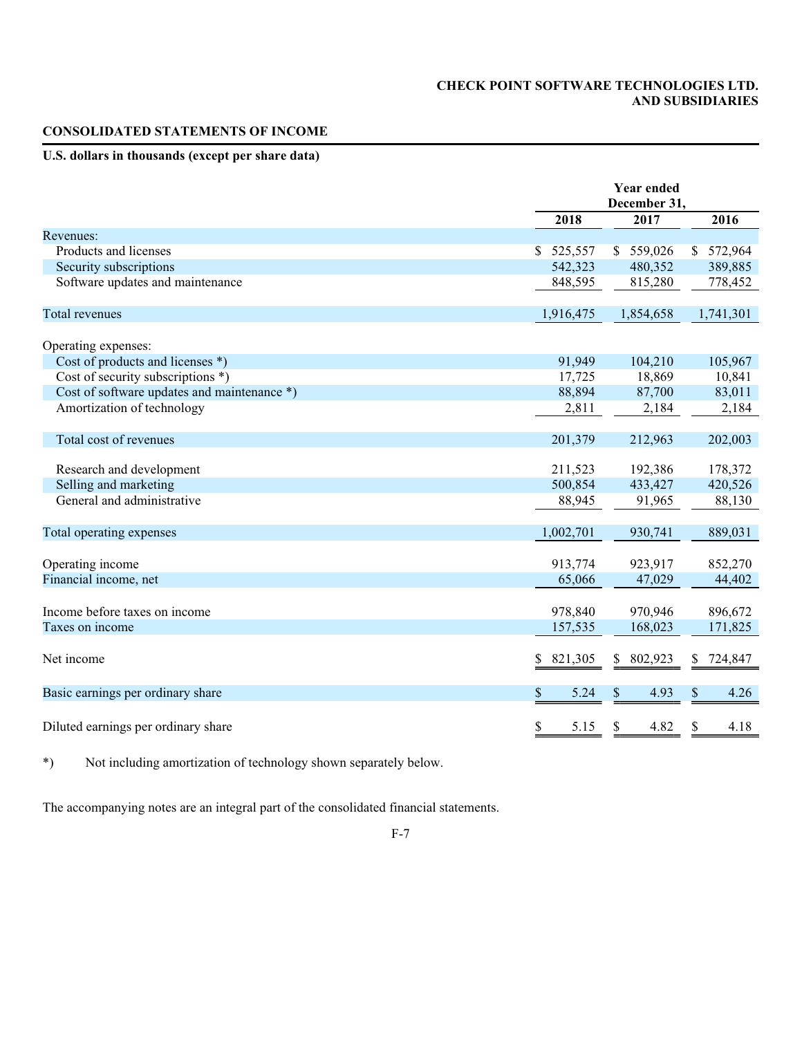**CHECK POINT SOFTWARE TECHNOLOGIES LTD.**
**AND SUBSIDIARIES**

## CONSOLIDATED STATEMENTS OF INCOME

**U.S. dollars in thousands (except per share data)**

| | Year ended December 31, | | |
|---|---|---|---|
| | 2018 | 2017 | 2016 |
| Revenues: | | | |
| Products and licenses | $ 525,557 | $ 559,026 | $ 572,964 |
| Security subscriptions | 542,323 | 480,352 | 389,885 |
| Software updates and maintenance | 848,595 | 815,280 | 778,452 |
| Total revenues | 1,916,475 | 1,854,658 | 1,741,301 |
| Operating expenses: | | | |
| Cost of products and licenses *) | 91,949 | 104,210 | 105,967 |
| Cost of security subscriptions *) | 17,725 | 18,869 | 10,841 |
| Cost of software updates and maintenance *) | 88,894 | 87,700 | 83,011 |
| Amortization of technology | 2,811 | 2,184 | 2,184 |
| Total cost of revenues | 201,379 | 212,963 | 202,003 |
| Research and development | 211,523 | 192,386 | 178,372 |
| Selling and marketing | 500,854 | 433,427 | 420,526 |
| General and administrative | 88,945 | 91,965 | 88,130 |
| Total operating expenses | 1,002,701 | 930,741 | 889,031 |
| Operating income | 913,774 | 923,917 | 852,270 |
| Financial income, net | 65,066 | 47,029 | 44,402 |
| Income before taxes on income | 978,840 | 970,946 | 896,672 |
| Taxes on income | 157,535 | 168,023 | 171,825 |
| Net income | $ 821,305 | $ 802,923 | $ 724,847 |
| Basic earnings per ordinary share | $ 5.24 | $ 4.93 | $ 4.26 |
| Diluted earnings per ordinary share | $ 5.15 | $ 4.82 | $ 4.18 |

*) Not including amortization of technology shown separately below.

The accompanying notes are an integral part of the consolidated financial statements.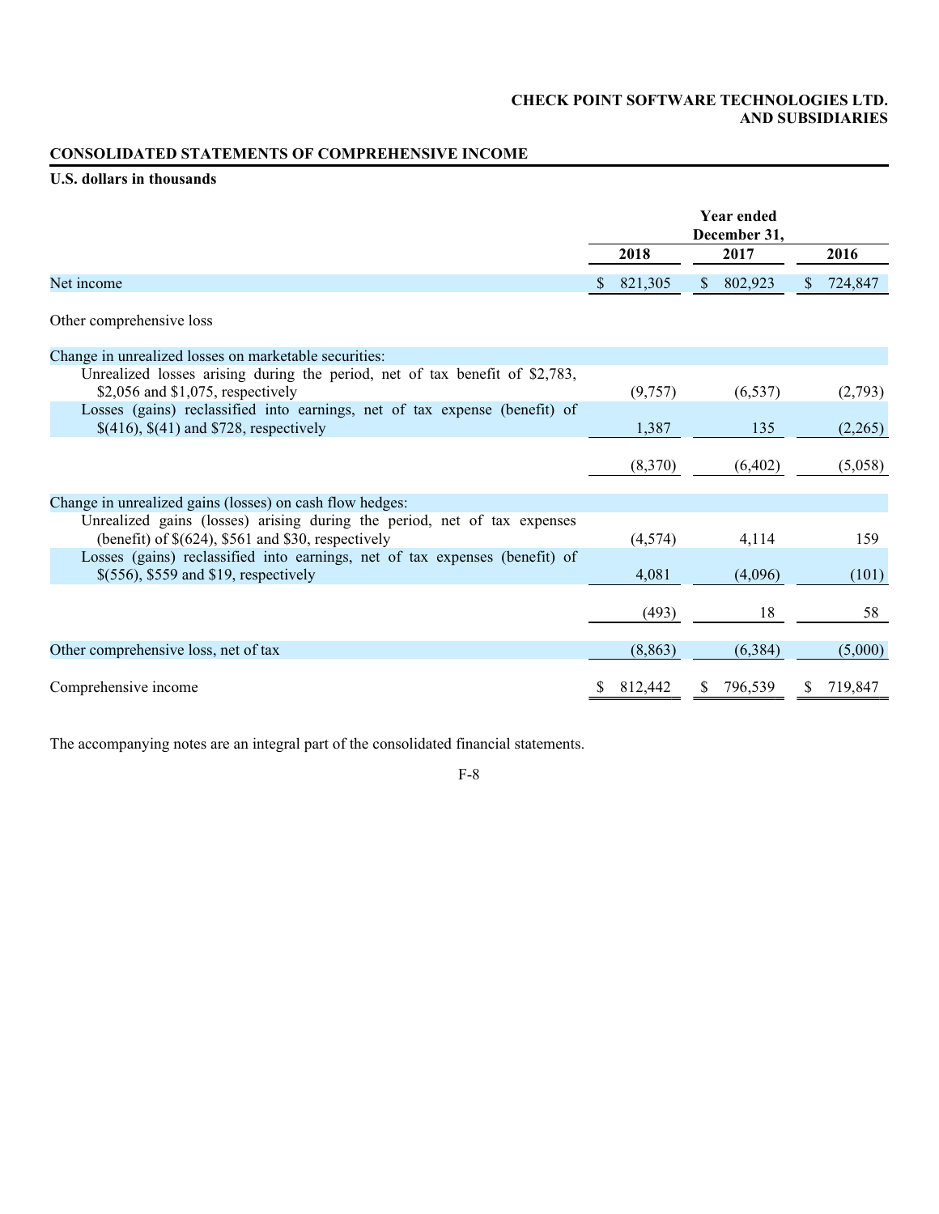**CHECK POINT SOFTWARE TECHNOLOGIES LTD.**
**AND SUBSIDIARIES**

## CONSOLIDATED STATEMENTS OF COMPREHENSIVE INCOME

**U.S. dollars in thousands**

| | Year ended December 31, | | |
|---|---|---|---|
| | **2018** | **2017** | **2016** |
| Net income | $ 821,305 | $ 802,923 | $ 724,847 |
| Other comprehensive loss | | | |
| Change in unrealized losses on marketable securities: | | | |
| Unrealized losses arising during the period, net of tax benefit of $2,783, $2,056 and $1,075, respectively | (9,757) | (6,537) | (2,793) |
| Losses (gains) reclassified into earnings, net of tax expense (benefit) of $(416), $(41) and $728, respectively | 1,387 | 135 | (2,265) |
| | (8,370) | (6,402) | (5,058) |
| Change in unrealized gains (losses) on cash flow hedges: | | | |
| Unrealized gains (losses) arising during the period, net of tax expenses (benefit) of $(624), $561 and $30, respectively | (4,574) | 4,114 | 159 |
| Losses (gains) reclassified into earnings, net of tax expenses (benefit) of $(556), $559 and $19, respectively | 4,081 | (4,096) | (101) |
| | (493) | 18 | 58 |
| Other comprehensive loss, net of tax | (8,863) | (6,384) | (5,000) |
| Comprehensive income | $ 812,442 | $ 796,539 | $ 719,847 |

The accompanying notes are an integral part of the consolidated financial statements.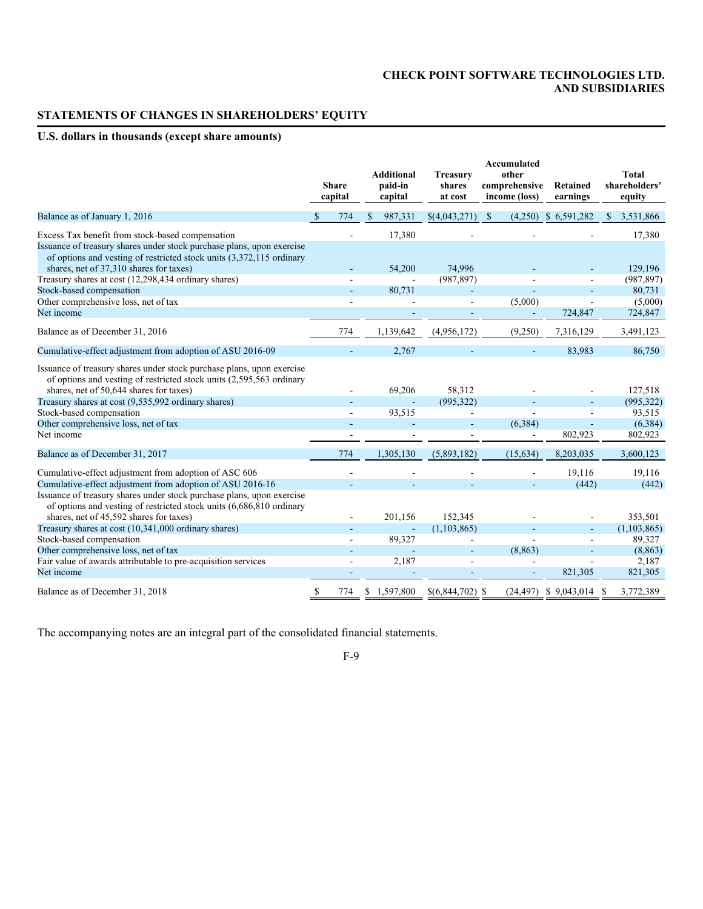**CHECK POINT SOFTWARE TECHNOLOGIES LTD.**
**AND SUBSIDIARIES**

## STATEMENTS OF CHANGES IN SHAREHOLDERS' EQUITY

### U.S. dollars in thousands (except share amounts)

| | Share capital | Additional paid-in capital | Treasury shares at cost | Accumulated other comprehensive income (loss) | Retained earnings | Total shareholders' equity |
|---|---|---|---|---|---|---|
| Balance as of January 1, 2016 | $ 774 | $ 987,331 | $(4,043,271) | $ (4,250) | $ 6,591,282 | $ 3,531,866 |
| Excess Tax benefit from stock-based compensation | - | 17,380 | - | - | - | 17,380 |
| Issuance of treasury shares under stock purchase plans, upon exercise of options and vesting of restricted stock units (3,372,115 ordinary shares, net of 37,310 shares for taxes) | - | 54,200 | 74,996 | - | - | 129,196 |
| Treasury shares at cost (12,298,434 ordinary shares) | - | - | (987,897) | - | - | (987,897) |
| Stock-based compensation | - | 80,731 | - | - | - | 80,731 |
| Other comprehensive loss, net of tax | - | - | - | (5,000) | - | (5,000) |
| Net income | | - | - | - | 724,847 | 724,847 |
| Balance as of December 31, 2016 | 774 | 1,139,642 | (4,956,172) | (9,250) | 7,316,129 | 3,491,123 |
| Cumulative-effect adjustment from adoption of ASU 2016-09 | - | 2,767 | - | - | 83,983 | 86,750 |
| Issuance of treasury shares under stock purchase plans, upon exercise of options and vesting of restricted stock units (2,595,563 ordinary shares, net of 50,644 shares for taxes) | - | 69,206 | 58,312 | - | - | 127,518 |
| Treasury shares at cost (9,535,992 ordinary shares) | - | - | (995,322) | - | - | (995,322) |
| Stock-based compensation | - | 93,515 | - | - | - | 93,515 |
| Other comprehensive loss, net of tax | - | - | - | (6,384) | - | (6,384) |
| Net income | - | - | - | - | 802,923 | 802,923 |
| Balance as of December 31, 2017 | 774 | 1,305,130 | (5,893,182) | (15,634) | 8,203,035 | 3,600,123 |
| Cumulative-effect adjustment from adoption of ASC 606 | - | - | - | - | 19,116 | 19,116 |
| Cumulative-effect adjustment from adoption of ASU 2016-16 | - | - | - | - | (442) | (442) |
| Issuance of treasury shares under stock purchase plans, upon exercise of options and vesting of restricted stock units (6,686,810 ordinary shares, net of 45,592 shares for taxes) | - | 201,156 | 152,345 | - | - | 353,501 |
| Treasury shares at cost (10,341,000 ordinary shares) | - | - | (1,103,865) | - | - | (1,103,865) |
| Stock-based compensation | - | 89,327 | - | - | - | 89,327 |
| Other comprehensive loss, net of tax | - | - | - | (8,863) | - | (8,863) |
| Fair value of awards attributable to pre-acquisition services | - | 2,187 | - | - | - | 2,187 |
| Net income | - | - | - | - | 821,305 | 821,305 |
| Balance as of December 31, 2018 | $ 774 | $ 1,597,800 | $(6,844,702) | $ (24,497) | $ 9,043,014 | $ 3,772,389 |

The accompanying notes are an integral part of the consolidated financial statements.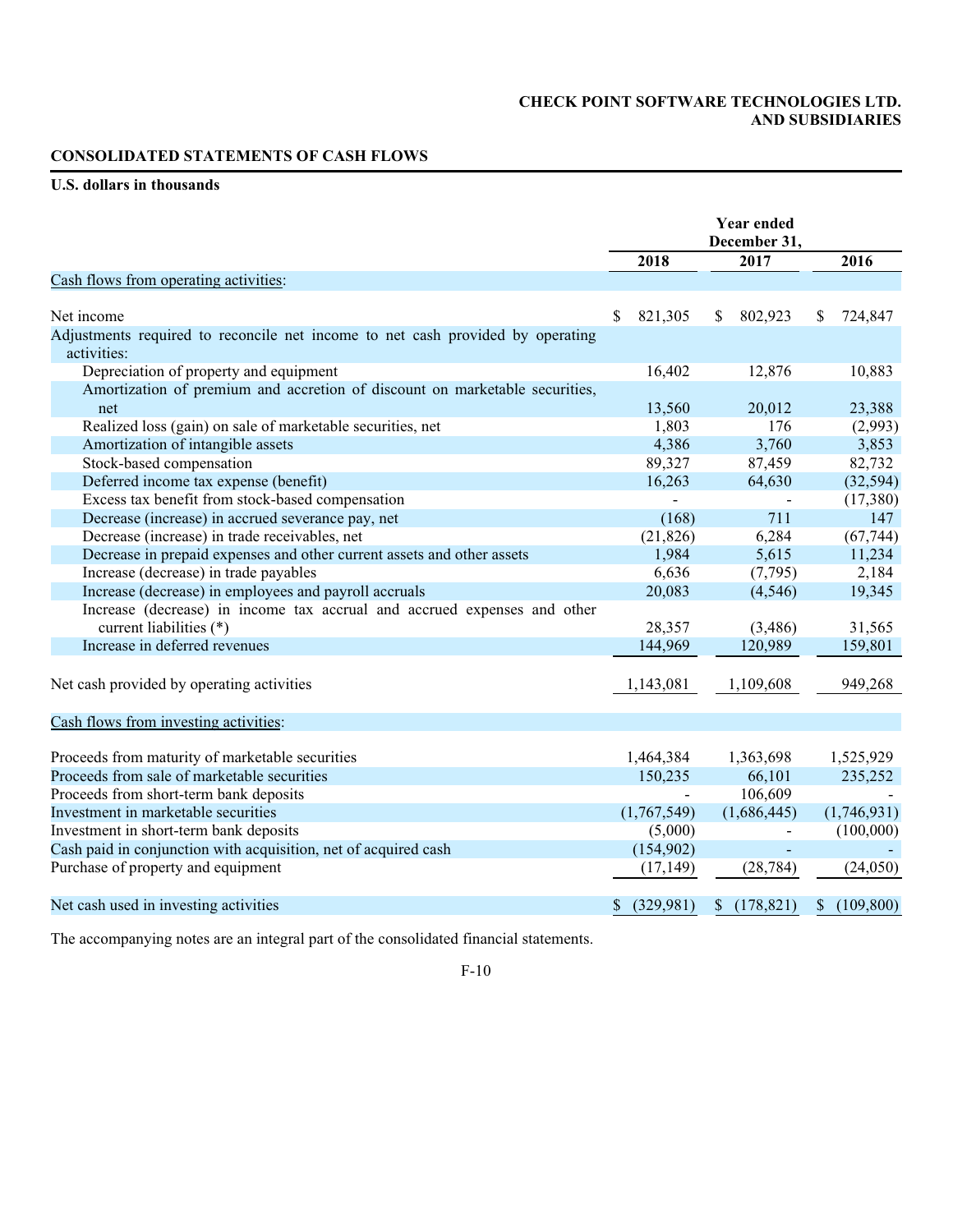**CHECK POINT SOFTWARE TECHNOLOGIES LTD.**
**AND SUBSIDIARIES**

## CONSOLIDATED STATEMENTS OF CASH FLOWS

**U.S. dollars in thousands**

| | Year ended December 31, | | |
|---|---|---|---|
| | 2018 | 2017 | 2016 |
| Cash flows from operating activities: | | | |
| Net income | $ 821,305 | $ 802,923 | $ 724,847 |
| Adjustments required to reconcile net income to net cash provided by operating activities: | | | |
| Depreciation of property and equipment | 16,402 | 12,876 | 10,883 |
| Amortization of premium and accretion of discount on marketable securities, net | 13,560 | 20,012 | 23,388 |
| Realized loss (gain) on sale of marketable securities, net | 1,803 | 176 | (2,993) |
| Amortization of intangible assets | 4,386 | 3,760 | 3,853 |
| Stock-based compensation | 89,327 | 87,459 | 82,732 |
| Deferred income tax expense (benefit) | 16,263 | 64,630 | (32,594) |
| Excess tax benefit from stock-based compensation | - | - | (17,380) |
| Decrease (increase) in accrued severance pay, net | (168) | 711 | 147 |
| Decrease (increase) in trade receivables, net | (21,826) | 6,284 | (67,744) |
| Decrease in prepaid expenses and other current assets and other assets | 1,984 | 5,615 | 11,234 |
| Increase (decrease) in trade payables | 6,636 | (7,795) | 2,184 |
| Increase (decrease) in employees and payroll accruals | 20,083 | (4,546) | 19,345 |
| Increase (decrease) in income tax accrual and accrued expenses and other current liabilities (*) | 28,357 | (3,486) | 31,565 |
| Increase in deferred revenues | 144,969 | 120,989 | 159,801 |
| Net cash provided by operating activities | 1,143,081 | 1,109,608 | 949,268 |
| Cash flows from investing activities: | | | |
| Proceeds from maturity of marketable securities | 1,464,384 | 1,363,698 | 1,525,929 |
| Proceeds from sale of marketable securities | 150,235 | 66,101 | 235,252 |
| Proceeds from short-term bank deposits | - | 106,609 | - |
| Investment in marketable securities | (1,767,549) | (1,686,445) | (1,746,931) |
| Investment in short-term bank deposits | (5,000) | - | (100,000) |
| Cash paid in conjunction with acquisition, net of acquired cash | (154,902) | - | - |
| Purchase of property and equipment | (17,149) | (28,784) | (24,050) |
| Net cash used in investing activities | $ (329,981) | $ (178,821) | $ (109,800) |

The accompanying notes are an integral part of the consolidated financial statements.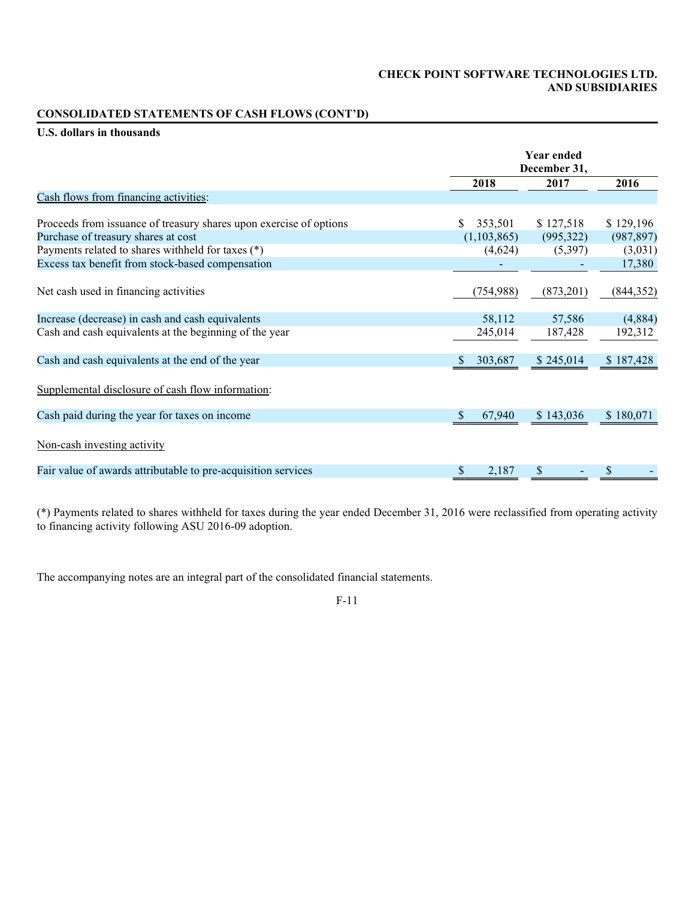**CHECK POINT SOFTWARE TECHNOLOGIES LTD.
AND SUBSIDIARIES**

## CONSOLIDATED STATEMENTS OF CASH FLOWS (CONT'D)

**U.S. dollars in thousands**

| | Year ended December 31, | | |
|---|---|---|---|
| | **2018** | **2017** | **2016** |
| Cash flows from financing activities: | | | |
| Proceeds from issuance of treasury shares upon exercise of options | $ 353,501 | $ 127,518 | $ 129,196 |
| Purchase of treasury shares at cost | (1,103,865) | (995,322) | (987,897) |
| Payments related to shares withheld for taxes (*) | (4,624) | (5,397) | (3,031) |
| Excess tax benefit from stock-based compensation | - | - | 17,380 |
| Net cash used in financing activities | (754,988) | (873,201) | (844,352) |
| Increase (decrease) in cash and cash equivalents | 58,112 | 57,586 | (4,884) |
| Cash and cash equivalents at the beginning of the year | 245,014 | 187,428 | 192,312 |
| Cash and cash equivalents at the end of the year | $ 303,687 | $ 245,014 | $ 187,428 |
| Supplemental disclosure of cash flow information: | | | |
| Cash paid during the year for taxes on income | $ 67,940 | $ 143,036 | $ 180,071 |
| Non-cash investing activity | | | |
| Fair value of awards attributable to pre-acquisition services | $ 2,187 | $ - | $ - |

(*) Payments related to shares withheld for taxes during the year ended December 31, 2016 were reclassified from operating activity to financing activity following ASU 2016-09 adoption.

The accompanying notes are an integral part of the consolidated financial statements.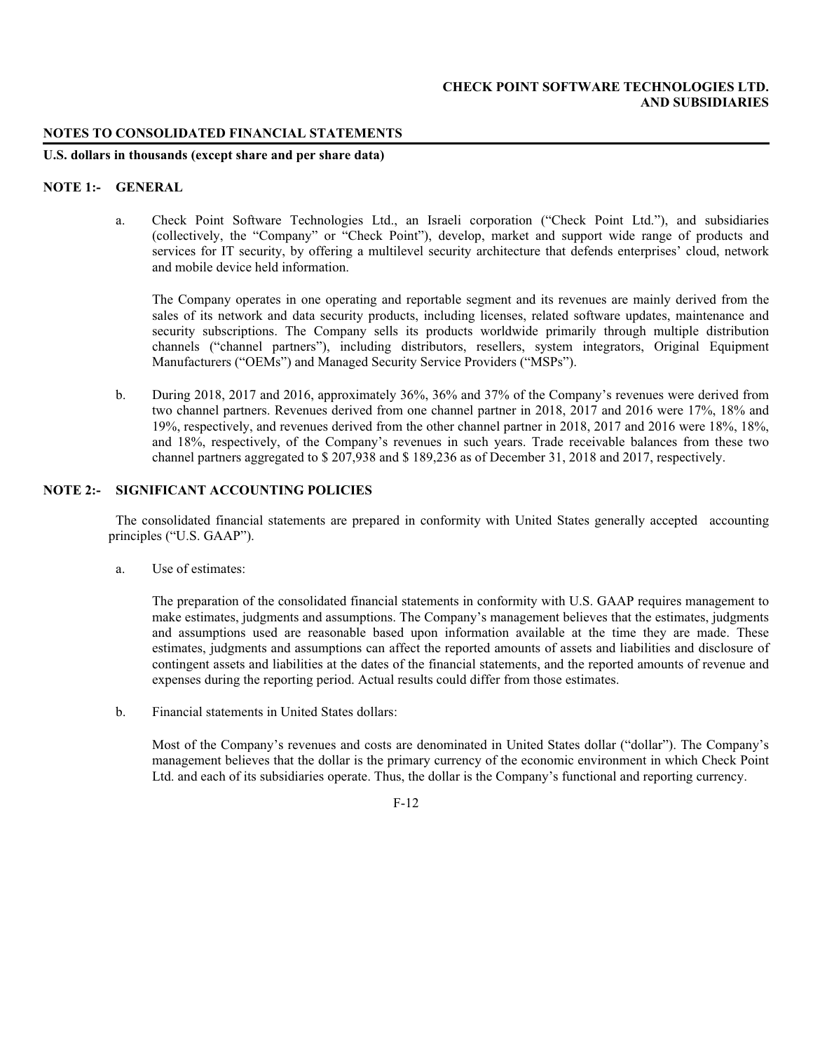**NOTES TO CONSOLIDATED FINANCIAL STATEMENTS**

**U.S. dollars in thousands (except share and per share data)**

## NOTE 1:- GENERAL

a. Check Point Software Technologies Ltd., an Israeli corporation ("Check Point Ltd."), and subsidiaries (collectively, the "Company" or "Check Point"), develop, market and support wide range of products and services for IT security, by offering a multilevel security architecture that defends enterprises' cloud, network and mobile device held information.

The Company operates in one operating and reportable segment and its revenues are mainly derived from the sales of its network and data security products, including licenses, related software updates, maintenance and security subscriptions. The Company sells its products worldwide primarily through multiple distribution channels ("channel partners"), including distributors, resellers, system integrators, Original Equipment Manufacturers ("OEMs") and Managed Security Service Providers ("MSPs").

b. During 2018, 2017 and 2016, approximately 36%, 36% and 37% of the Company's revenues were derived from two channel partners. Revenues derived from one channel partner in 2018, 2017 and 2016 were 17%, 18% and 19%, respectively, and revenues derived from the other channel partner in 2018, 2017 and 2016 were 18%, 18%, and 18%, respectively, of the Company's revenues in such years. Trade receivable balances from these two channel partners aggregated to $ 207,938 and $ 189,236 as of December 31, 2018 and 2017, respectively.

## NOTE 2:- SIGNIFICANT ACCOUNTING POLICIES

The consolidated financial statements are prepared in conformity with United States generally accepted accounting principles ("U.S. GAAP").

a. Use of estimates:

The preparation of the consolidated financial statements in conformity with U.S. GAAP requires management to make estimates, judgments and assumptions. The Company's management believes that the estimates, judgments and assumptions used are reasonable based upon information available at the time they are made. These estimates, judgments and assumptions can affect the reported amounts of assets and liabilities and disclosure of contingent assets and liabilities at the dates of the financial statements, and the reported amounts of revenue and expenses during the reporting period. Actual results could differ from those estimates.

b. Financial statements in United States dollars:

Most of the Company's revenues and costs are denominated in United States dollar ("dollar"). The Company's management believes that the dollar is the primary currency of the economic environment in which Check Point Ltd. and each of its subsidiaries operate. Thus, the dollar is the Company's functional and reporting currency.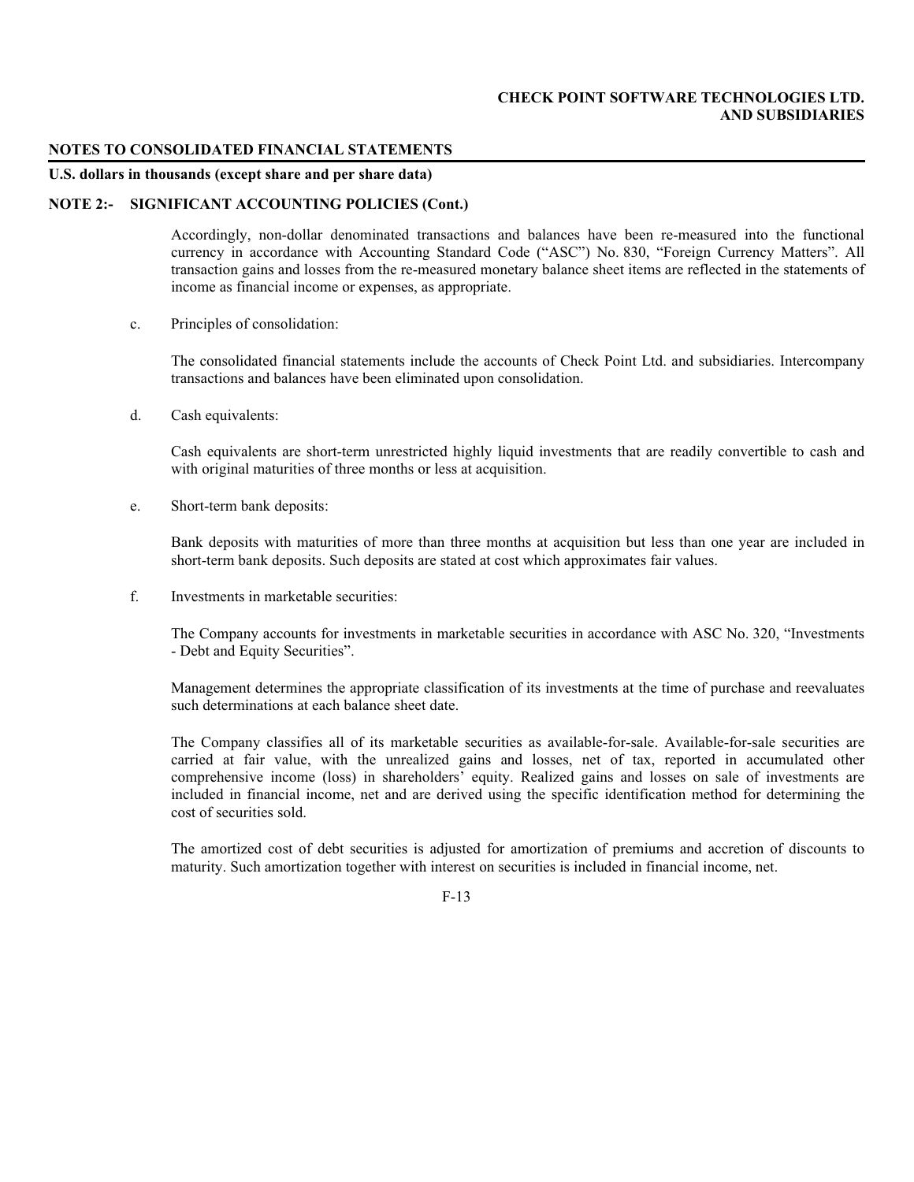**NOTES TO CONSOLIDATED FINANCIAL STATEMENTS**

**U.S. dollars in thousands (except share and per share data)**

**NOTE 2:- SIGNIFICANT ACCOUNTING POLICIES (Cont.)**

Accordingly, non-dollar denominated transactions and balances have been re-measured into the functional currency in accordance with Accounting Standard Code ("ASC") No. 830, "Foreign Currency Matters". All transaction gains and losses from the re-measured monetary balance sheet items are reflected in the statements of income as financial income or expenses, as appropriate.

c. Principles of consolidation:

The consolidated financial statements include the accounts of Check Point Ltd. and subsidiaries. Intercompany transactions and balances have been eliminated upon consolidation.

d. Cash equivalents:

Cash equivalents are short-term unrestricted highly liquid investments that are readily convertible to cash and with original maturities of three months or less at acquisition.

e. Short-term bank deposits:

Bank deposits with maturities of more than three months at acquisition but less than one year are included in short-term bank deposits. Such deposits are stated at cost which approximates fair values.

f. Investments in marketable securities:

The Company accounts for investments in marketable securities in accordance with ASC No. 320, "Investments - Debt and Equity Securities".

Management determines the appropriate classification of its investments at the time of purchase and reevaluates such determinations at each balance sheet date.

The Company classifies all of its marketable securities as available-for-sale. Available-for-sale securities are carried at fair value, with the unrealized gains and losses, net of tax, reported in accumulated other comprehensive income (loss) in shareholders' equity. Realized gains and losses on sale of investments are included in financial income, net and are derived using the specific identification method for determining the cost of securities sold.

The amortized cost of debt securities is adjusted for amortization of premiums and accretion of discounts to maturity. Such amortization together with interest on securities is included in financial income, net.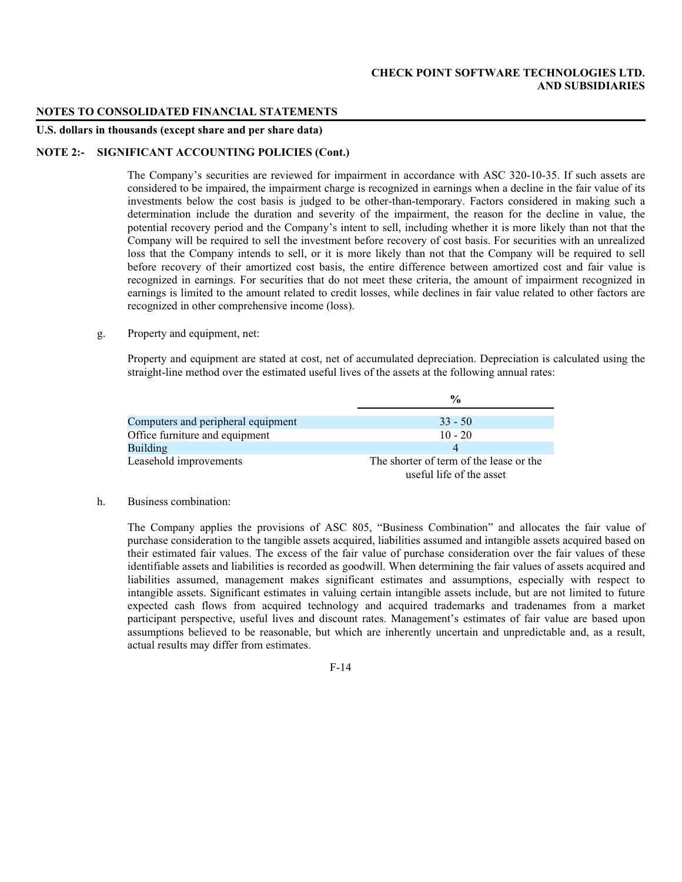**NOTES TO CONSOLIDATED FINANCIAL STATEMENTS**

**U.S. dollars in thousands (except share and per share data)**

**NOTE 2:- SIGNIFICANT ACCOUNTING POLICIES (Cont.)**

The Company's securities are reviewed for impairment in accordance with ASC 320-10-35. If such assets are considered to be impaired, the impairment charge is recognized in earnings when a decline in the fair value of its investments below the cost basis is judged to be other-than-temporary. Factors considered in making such a determination include the duration and severity of the impairment, the reason for the decline in value, the potential recovery period and the Company's intent to sell, including whether it is more likely than not that the Company will be required to sell the investment before recovery of cost basis. For securities with an unrealized loss that the Company intends to sell, or it is more likely than not that the Company will be required to sell before recovery of their amortized cost basis, the entire difference between amortized cost and fair value is recognized in earnings. For securities that do not meet these criteria, the amount of impairment recognized in earnings is limited to the amount related to credit losses, while declines in fair value related to other factors are recognized in other comprehensive income (loss).

g. Property and equipment, net:

Property and equipment are stated at cost, net of accumulated depreciation. Depreciation is calculated using the straight-line method over the estimated useful lives of the assets at the following annual rates:

| | % |
|---|---|
| Computers and peripheral equipment | 33 - 50 |
| Office furniture and equipment | 10 - 20 |
| Building | 4 |
| Leasehold improvements | The shorter of term of the lease or the useful life of the asset |

h. Business combination:

The Company applies the provisions of ASC 805, "Business Combination" and allocates the fair value of purchase consideration to the tangible assets acquired, liabilities assumed and intangible assets acquired based on their estimated fair values. The excess of the fair value of purchase consideration over the fair values of these identifiable assets and liabilities is recorded as goodwill. When determining the fair values of assets acquired and liabilities assumed, management makes significant estimates and assumptions, especially with respect to intangible assets. Significant estimates in valuing certain intangible assets include, but are not limited to future expected cash flows from acquired technology and acquired trademarks and tradenames from a market participant perspective, useful lives and discount rates. Management's estimates of fair value are based upon assumptions believed to be reasonable, but which are inherently uncertain and unpredictable and, as a result, actual results may differ from estimates.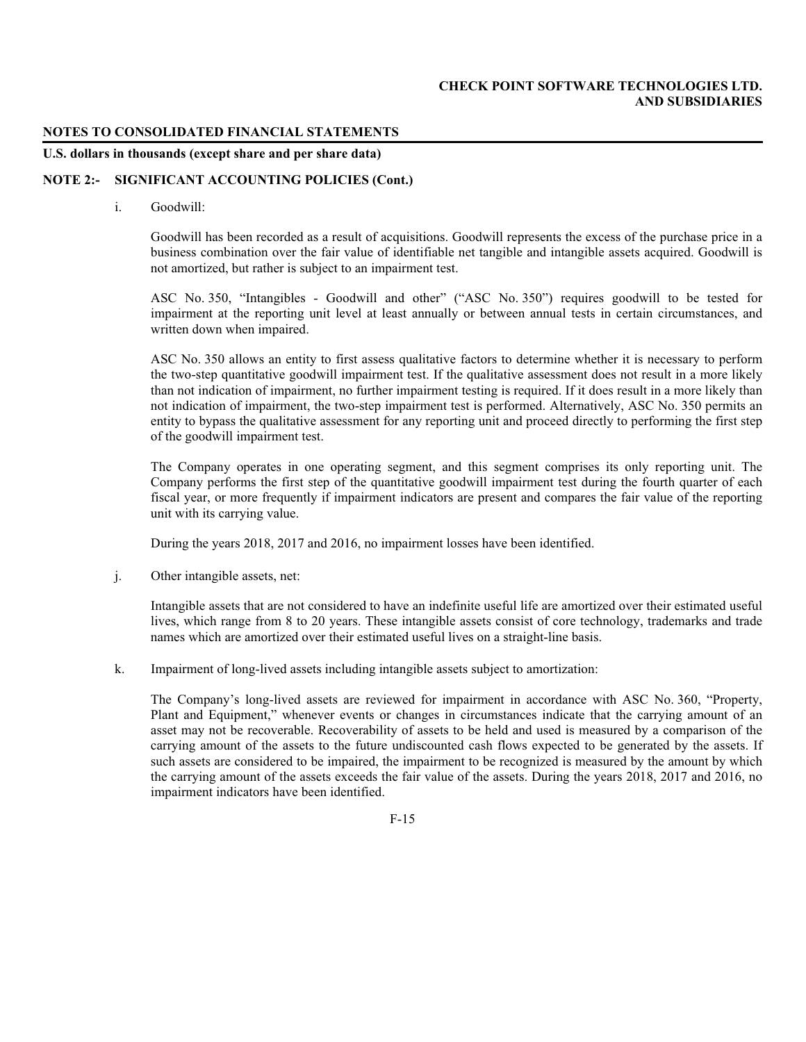**NOTES TO CONSOLIDATED FINANCIAL STATEMENTS**

**U.S. dollars in thousands (except share and per share data)**

**NOTE 2:- SIGNIFICANT ACCOUNTING POLICIES (Cont.)**

i. Goodwill:

Goodwill has been recorded as a result of acquisitions. Goodwill represents the excess of the purchase price in a business combination over the fair value of identifiable net tangible and intangible assets acquired. Goodwill is not amortized, but rather is subject to an impairment test.

ASC No. 350, "Intangibles - Goodwill and other" ("ASC No. 350") requires goodwill to be tested for impairment at the reporting unit level at least annually or between annual tests in certain circumstances, and written down when impaired.

ASC No. 350 allows an entity to first assess qualitative factors to determine whether it is necessary to perform the two-step quantitative goodwill impairment test. If the qualitative assessment does not result in a more likely than not indication of impairment, no further impairment testing is required. If it does result in a more likely than not indication of impairment, the two-step impairment test is performed. Alternatively, ASC No. 350 permits an entity to bypass the qualitative assessment for any reporting unit and proceed directly to performing the first step of the goodwill impairment test.

The Company operates in one operating segment, and this segment comprises its only reporting unit. The Company performs the first step of the quantitative goodwill impairment test during the fourth quarter of each fiscal year, or more frequently if impairment indicators are present and compares the fair value of the reporting unit with its carrying value.

During the years 2018, 2017 and 2016, no impairment losses have been identified.

j. Other intangible assets, net:

Intangible assets that are not considered to have an indefinite useful life are amortized over their estimated useful lives, which range from 8 to 20 years. These intangible assets consist of core technology, trademarks and trade names which are amortized over their estimated useful lives on a straight-line basis.

k. Impairment of long-lived assets including intangible assets subject to amortization:

The Company's long-lived assets are reviewed for impairment in accordance with ASC No. 360, "Property, Plant and Equipment," whenever events or changes in circumstances indicate that the carrying amount of an asset may not be recoverable. Recoverability of assets to be held and used is measured by a comparison of the carrying amount of the assets to the future undiscounted cash flows expected to be generated by the assets. If such assets are considered to be impaired, the impairment to be recognized is measured by the amount by which the carrying amount of the assets exceeds the fair value of the assets. During the years 2018, 2017 and 2016, no impairment indicators have been identified.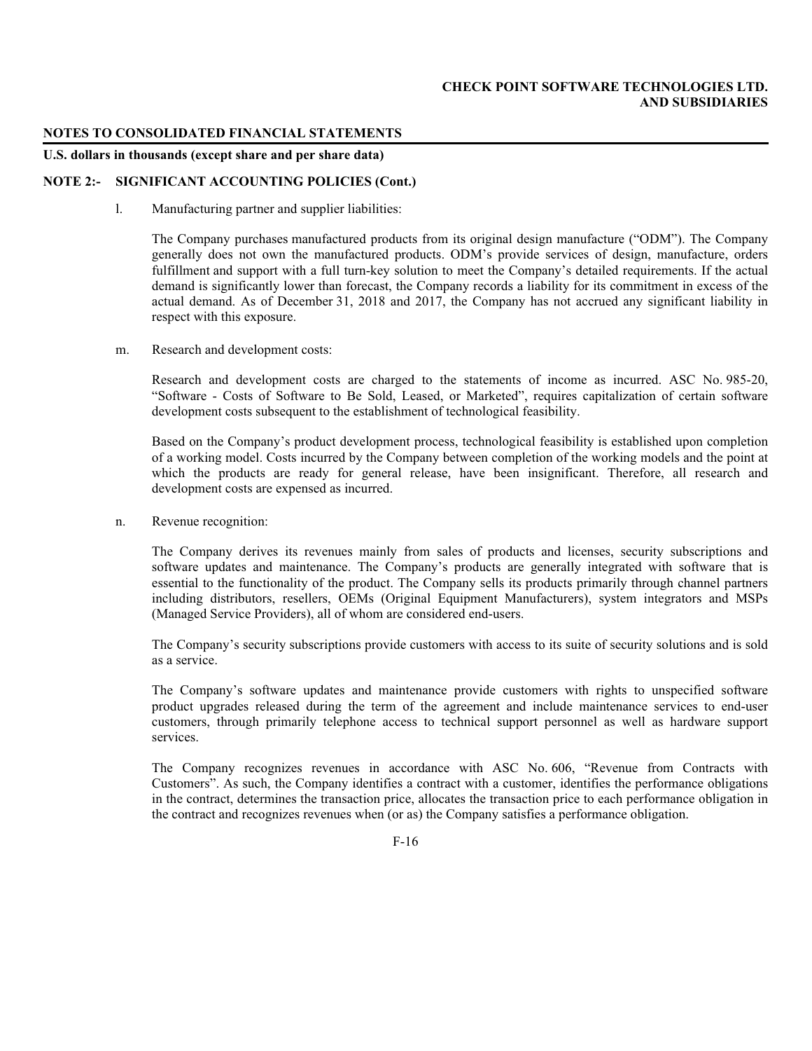**NOTE 2:- SIGNIFICANT ACCOUNTING POLICIES (Cont.)**

l. Manufacturing partner and supplier liabilities:

The Company purchases manufactured products from its original design manufacture ("ODM"). The Company generally does not own the manufactured products. ODM's provide services of design, manufacture, orders fulfillment and support with a full turn-key solution to meet the Company's detailed requirements. If the actual demand is significantly lower than forecast, the Company records a liability for its commitment in excess of the actual demand. As of December 31, 2018 and 2017, the Company has not accrued any significant liability in respect with this exposure.

m. Research and development costs:

Research and development costs are charged to the statements of income as incurred. ASC No. 985-20, "Software - Costs of Software to Be Sold, Leased, or Marketed", requires capitalization of certain software development costs subsequent to the establishment of technological feasibility.

Based on the Company's product development process, technological feasibility is established upon completion of a working model. Costs incurred by the Company between completion of the working models and the point at which the products are ready for general release, have been insignificant. Therefore, all research and development costs are expensed as incurred.

n. Revenue recognition:

The Company derives its revenues mainly from sales of products and licenses, security subscriptions and software updates and maintenance. The Company's products are generally integrated with software that is essential to the functionality of the product. The Company sells its products primarily through channel partners including distributors, resellers, OEMs (Original Equipment Manufacturers), system integrators and MSPs (Managed Service Providers), all of whom are considered end-users.

The Company's security subscriptions provide customers with access to its suite of security solutions and is sold as a service.

The Company's software updates and maintenance provide customers with rights to unspecified software product upgrades released during the term of the agreement and include maintenance services to end-user customers, through primarily telephone access to technical support personnel as well as hardware support services.

The Company recognizes revenues in accordance with ASC No. 606, "Revenue from Contracts with Customers". As such, the Company identifies a contract with a customer, identifies the performance obligations in the contract, determines the transaction price, allocates the transaction price to each performance obligation in the contract and recognizes revenues when (or as) the Company satisfies a performance obligation.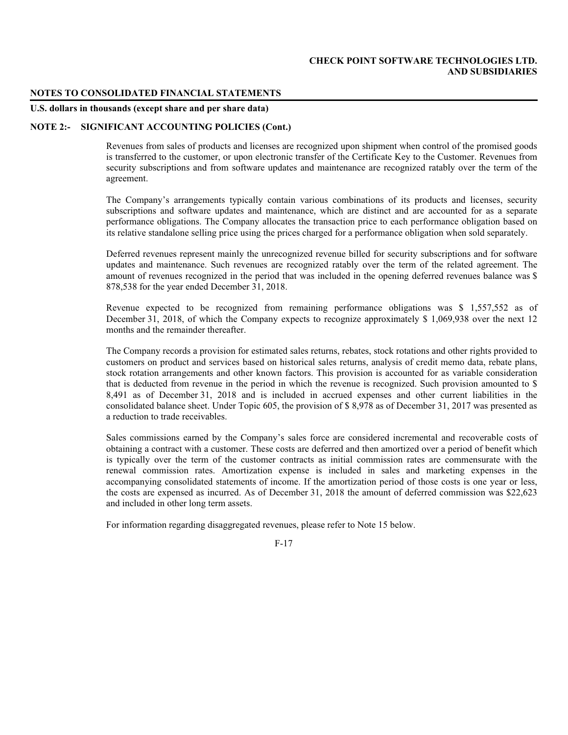**NOTES TO CONSOLIDATED FINANCIAL STATEMENTS**

**U.S. dollars in thousands (except share and per share data)**

**NOTE 2:- SIGNIFICANT ACCOUNTING POLICIES (Cont.)**

Revenues from sales of products and licenses are recognized upon shipment when control of the promised goods is transferred to the customer, or upon electronic transfer of the Certificate Key to the Customer. Revenues from security subscriptions and from software updates and maintenance are recognized ratably over the term of the agreement.

The Company's arrangements typically contain various combinations of its products and licenses, security subscriptions and software updates and maintenance, which are distinct and are accounted for as a separate performance obligations. The Company allocates the transaction price to each performance obligation based on its relative standalone selling price using the prices charged for a performance obligation when sold separately.

Deferred revenues represent mainly the unrecognized revenue billed for security subscriptions and for software updates and maintenance. Such revenues are recognized ratably over the term of the related agreement. The amount of revenues recognized in the period that was included in the opening deferred revenues balance was $ 878,538 for the year ended December 31, 2018.

Revenue expected to be recognized from remaining performance obligations was $ 1,557,552 as of December 31, 2018, of which the Company expects to recognize approximately $ 1,069,938 over the next 12 months and the remainder thereafter.

The Company records a provision for estimated sales returns, rebates, stock rotations and other rights provided to customers on product and services based on historical sales returns, analysis of credit memo data, rebate plans, stock rotation arrangements and other known factors. This provision is accounted for as variable consideration that is deducted from revenue in the period in which the revenue is recognized. Such provision amounted to $ 8,491 as of December 31, 2018 and is included in accrued expenses and other current liabilities in the consolidated balance sheet. Under Topic 605, the provision of $ 8,978 as of December 31, 2017 was presented as a reduction to trade receivables.

Sales commissions earned by the Company's sales force are considered incremental and recoverable costs of obtaining a contract with a customer. These costs are deferred and then amortized over a period of benefit which is typically over the term of the customer contracts as initial commission rates are commensurate with the renewal commission rates. Amortization expense is included in sales and marketing expenses in the accompanying consolidated statements of income. If the amortization period of those costs is one year or less, the costs are expensed as incurred. As of December 31, 2018 the amount of deferred commission was $22,623 and included in other long term assets.

For information regarding disaggregated revenues, please refer to Note 15 below.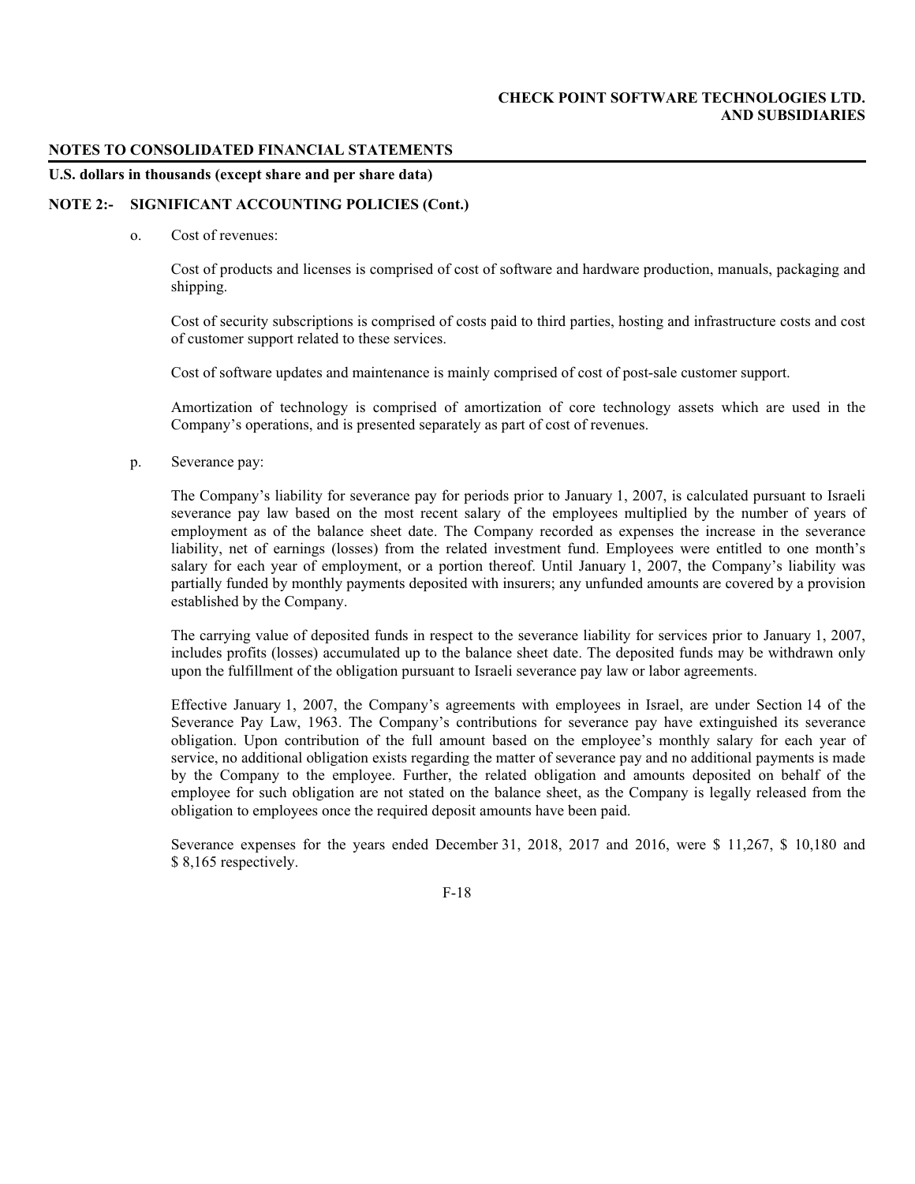**NOTES TO CONSOLIDATED FINANCIAL STATEMENTS**

**U.S. dollars in thousands (except share and per share data)**

**NOTE 2:- SIGNIFICANT ACCOUNTING POLICIES (Cont.)**

o. Cost of revenues:

Cost of products and licenses is comprised of cost of software and hardware production, manuals, packaging and shipping.

Cost of security subscriptions is comprised of costs paid to third parties, hosting and infrastructure costs and cost of customer support related to these services.

Cost of software updates and maintenance is mainly comprised of cost of post-sale customer support.

Amortization of technology is comprised of amortization of core technology assets which are used in the Company's operations, and is presented separately as part of cost of revenues.

p. Severance pay:

The Company's liability for severance pay for periods prior to January 1, 2007, is calculated pursuant to Israeli severance pay law based on the most recent salary of the employees multiplied by the number of years of employment as of the balance sheet date. The Company recorded as expenses the increase in the severance liability, net of earnings (losses) from the related investment fund. Employees were entitled to one month's salary for each year of employment, or a portion thereof. Until January 1, 2007, the Company's liability was partially funded by monthly payments deposited with insurers; any unfunded amounts are covered by a provision established by the Company.

The carrying value of deposited funds in respect to the severance liability for services prior to January 1, 2007, includes profits (losses) accumulated up to the balance sheet date. The deposited funds may be withdrawn only upon the fulfillment of the obligation pursuant to Israeli severance pay law or labor agreements.

Effective January 1, 2007, the Company's agreements with employees in Israel, are under Section 14 of the Severance Pay Law, 1963. The Company's contributions for severance pay have extinguished its severance obligation. Upon contribution of the full amount based on the employee's monthly salary for each year of service, no additional obligation exists regarding the matter of severance pay and no additional payments is made by the Company to the employee. Further, the related obligation and amounts deposited on behalf of the employee for such obligation are not stated on the balance sheet, as the Company is legally released from the obligation to employees once the required deposit amounts have been paid.

Severance expenses for the years ended December 31, 2018, 2017 and 2016, were $ 11,267, $ 10,180 and $ 8,165 respectively.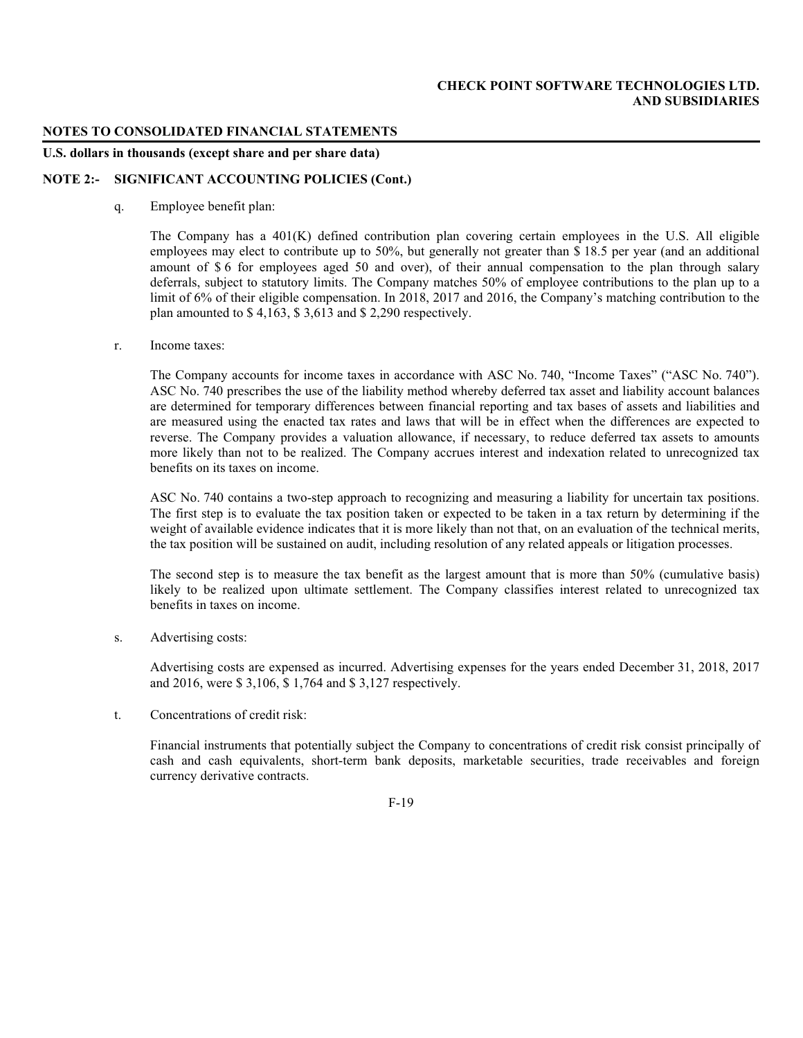**NOTES TO CONSOLIDATED FINANCIAL STATEMENTS**

**U.S. dollars in thousands (except share and per share data)**

**NOTE 2:- SIGNIFICANT ACCOUNTING POLICIES (Cont.)**

q. Employee benefit plan:

The Company has a 401(K) defined contribution plan covering certain employees in the U.S. All eligible employees may elect to contribute up to 50%, but generally not greater than $ 18.5 per year (and an additional amount of $ 6 for employees aged 50 and over), of their annual compensation to the plan through salary deferrals, subject to statutory limits. The Company matches 50% of employee contributions to the plan up to a limit of 6% of their eligible compensation. In 2018, 2017 and 2016, the Company's matching contribution to the plan amounted to $ 4,163, $ 3,613 and $ 2,290 respectively.

r. Income taxes:

The Company accounts for income taxes in accordance with ASC No. 740, "Income Taxes" ("ASC No. 740"). ASC No. 740 prescribes the use of the liability method whereby deferred tax asset and liability account balances are determined for temporary differences between financial reporting and tax bases of assets and liabilities and are measured using the enacted tax rates and laws that will be in effect when the differences are expected to reverse. The Company provides a valuation allowance, if necessary, to reduce deferred tax assets to amounts more likely than not to be realized. The Company accrues interest and indexation related to unrecognized tax benefits on its taxes on income.

ASC No. 740 contains a two-step approach to recognizing and measuring a liability for uncertain tax positions. The first step is to evaluate the tax position taken or expected to be taken in a tax return by determining if the weight of available evidence indicates that it is more likely than not that, on an evaluation of the technical merits, the tax position will be sustained on audit, including resolution of any related appeals or litigation processes.

The second step is to measure the tax benefit as the largest amount that is more than 50% (cumulative basis) likely to be realized upon ultimate settlement. The Company classifies interest related to unrecognized tax benefits in taxes on income.

s. Advertising costs:

Advertising costs are expensed as incurred. Advertising expenses for the years ended December 31, 2018, 2017 and 2016, were $ 3,106, $ 1,764 and $ 3,127 respectively.

t. Concentrations of credit risk:

Financial instruments that potentially subject the Company to concentrations of credit risk consist principally of cash and cash equivalents, short-term bank deposits, marketable securities, trade receivables and foreign currency derivative contracts.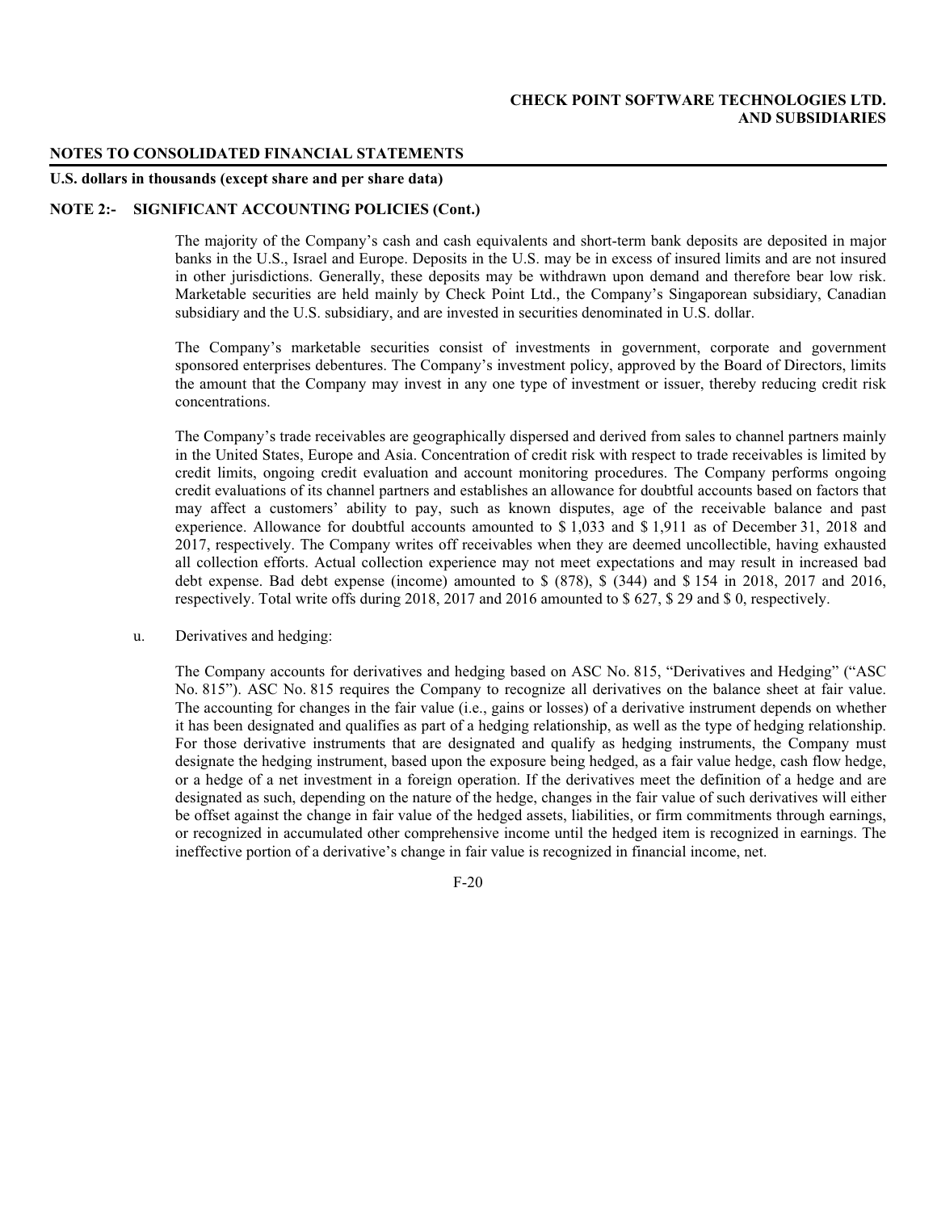**NOTES TO CONSOLIDATED FINANCIAL STATEMENTS**

**U.S. dollars in thousands (except share and per share data)**

**NOTE 2:- SIGNIFICANT ACCOUNTING POLICIES (Cont.)**

The majority of the Company's cash and cash equivalents and short-term bank deposits are deposited in major banks in the U.S., Israel and Europe. Deposits in the U.S. may be in excess of insured limits and are not insured in other jurisdictions. Generally, these deposits may be withdrawn upon demand and therefore bear low risk. Marketable securities are held mainly by Check Point Ltd., the Company's Singaporean subsidiary, Canadian subsidiary and the U.S. subsidiary, and are invested in securities denominated in U.S. dollar.

The Company's marketable securities consist of investments in government, corporate and government sponsored enterprises debentures. The Company's investment policy, approved by the Board of Directors, limits the amount that the Company may invest in any one type of investment or issuer, thereby reducing credit risk concentrations.

The Company's trade receivables are geographically dispersed and derived from sales to channel partners mainly in the United States, Europe and Asia. Concentration of credit risk with respect to trade receivables is limited by credit limits, ongoing credit evaluation and account monitoring procedures. The Company performs ongoing credit evaluations of its channel partners and establishes an allowance for doubtful accounts based on factors that may affect a customers' ability to pay, such as known disputes, age of the receivable balance and past experience. Allowance for doubtful accounts amounted to $ 1,033 and $ 1,911 as of December 31, 2018 and 2017, respectively. The Company writes off receivables when they are deemed uncollectible, having exhausted all collection efforts. Actual collection experience may not meet expectations and may result in increased bad debt expense. Bad debt expense (income) amounted to $ (878), $ (344) and $ 154 in 2018, 2017 and 2016, respectively. Total write offs during 2018, 2017 and 2016 amounted to $ 627, $ 29 and $ 0, respectively.

u. Derivatives and hedging:

The Company accounts for derivatives and hedging based on ASC No. 815, "Derivatives and Hedging" ("ASC No. 815"). ASC No. 815 requires the Company to recognize all derivatives on the balance sheet at fair value. The accounting for changes in the fair value (i.e., gains or losses) of a derivative instrument depends on whether it has been designated and qualifies as part of a hedging relationship, as well as the type of hedging relationship. For those derivative instruments that are designated and qualify as hedging instruments, the Company must designate the hedging instrument, based upon the exposure being hedged, as a fair value hedge, cash flow hedge, or a hedge of a net investment in a foreign operation. If the derivatives meet the definition of a hedge and are designated as such, depending on the nature of the hedge, changes in the fair value of such derivatives will either be offset against the change in fair value of the hedged assets, liabilities, or firm commitments through earnings, or recognized in accumulated other comprehensive income until the hedged item is recognized in earnings. The ineffective portion of a derivative's change in fair value is recognized in financial income, net.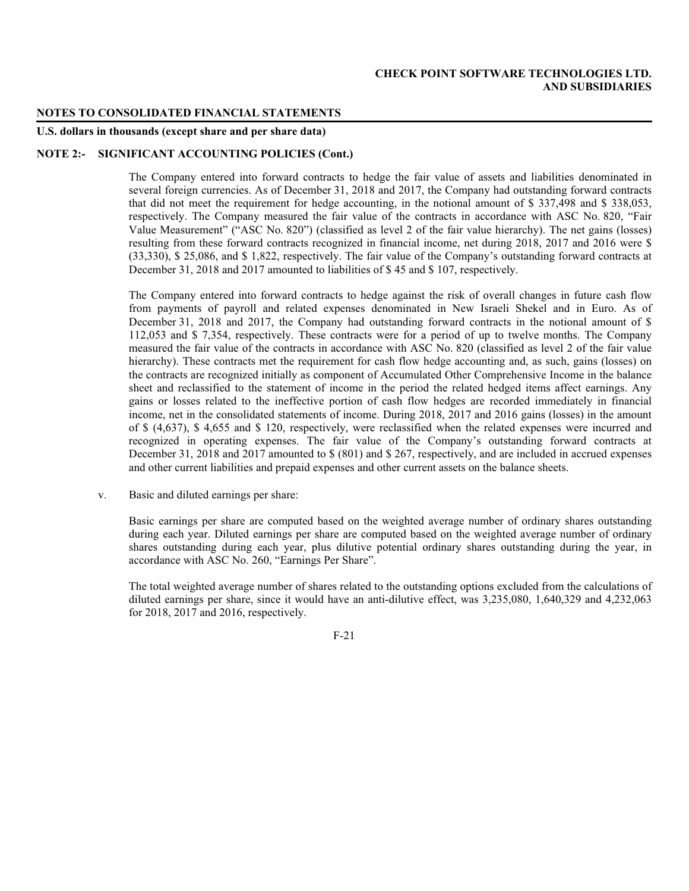**NOTES TO CONSOLIDATED FINANCIAL STATEMENTS**

**U.S. dollars in thousands (except share and per share data)**

**NOTE 2:- SIGNIFICANT ACCOUNTING POLICIES (Cont.)**

The Company entered into forward contracts to hedge the fair value of assets and liabilities denominated in several foreign currencies. As of December 31, 2018 and 2017, the Company had outstanding forward contracts that did not meet the requirement for hedge accounting, in the notional amount of $ 337,498 and $ 338,053, respectively. The Company measured the fair value of the contracts in accordance with ASC No. 820, "Fair Value Measurement" ("ASC No. 820") (classified as level 2 of the fair value hierarchy). The net gains (losses) resulting from these forward contracts recognized in financial income, net during 2018, 2017 and 2016 were $ (33,330), $ 25,086, and $ 1,822, respectively. The fair value of the Company's outstanding forward contracts at December 31, 2018 and 2017 amounted to liabilities of $ 45 and $ 107, respectively.

The Company entered into forward contracts to hedge against the risk of overall changes in future cash flow from payments of payroll and related expenses denominated in New Israeli Shekel and in Euro. As of December 31, 2018 and 2017, the Company had outstanding forward contracts in the notional amount of $ 112,053 and $ 7,354, respectively. These contracts were for a period of up to twelve months. The Company measured the fair value of the contracts in accordance with ASC No. 820 (classified as level 2 of the fair value hierarchy). These contracts met the requirement for cash flow hedge accounting and, as such, gains (losses) on the contracts are recognized initially as component of Accumulated Other Comprehensive Income in the balance sheet and reclassified to the statement of income in the period the related hedged items affect earnings. Any gains or losses related to the ineffective portion of cash flow hedges are recorded immediately in financial income, net in the consolidated statements of income. During 2018, 2017 and 2016 gains (losses) in the amount of $ (4,637), $ 4,655 and $ 120, respectively, were reclassified when the related expenses were incurred and recognized in operating expenses. The fair value of the Company's outstanding forward contracts at December 31, 2018 and 2017 amounted to $ (801) and $ 267, respectively, and are included in accrued expenses and other current liabilities and prepaid expenses and other current assets on the balance sheets.

v. Basic and diluted earnings per share:

Basic earnings per share are computed based on the weighted average number of ordinary shares outstanding during each year. Diluted earnings per share are computed based on the weighted average number of ordinary shares outstanding during each year, plus dilutive potential ordinary shares outstanding during the year, in accordance with ASC No. 260, "Earnings Per Share".

The total weighted average number of shares related to the outstanding options excluded from the calculations of diluted earnings per share, since it would have an anti-dilutive effect, was 3,235,080, 1,640,329 and 4,232,063 for 2018, 2017 and 2016, respectively.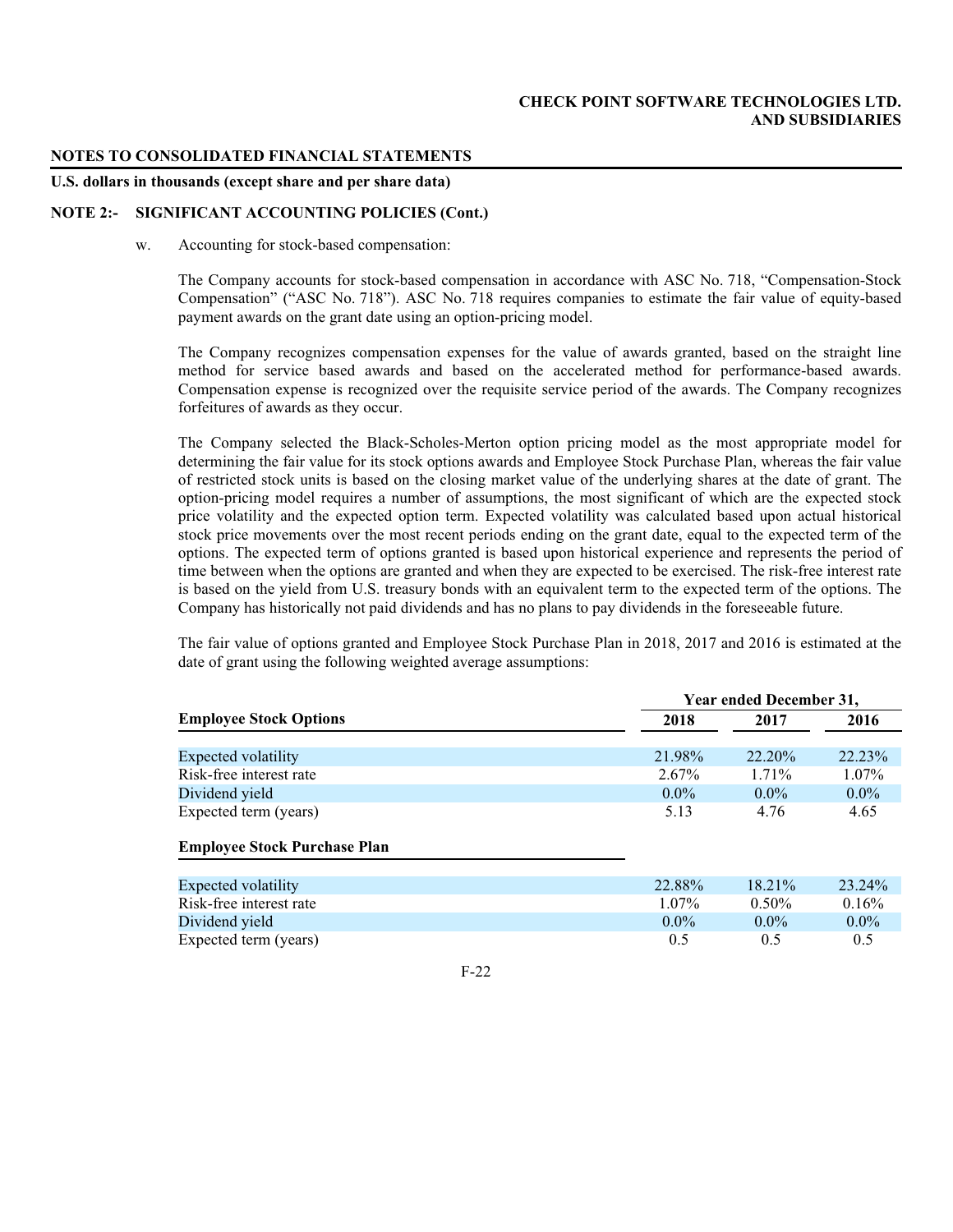**NOTES TO CONSOLIDATED FINANCIAL STATEMENTS**

**U.S. dollars in thousands (except share and per share data)**

**NOTE 2:- SIGNIFICANT ACCOUNTING POLICIES (Cont.)**

w. Accounting for stock-based compensation:

The Company accounts for stock-based compensation in accordance with ASC No. 718, "Compensation-Stock Compensation" ("ASC No. 718"). ASC No. 718 requires companies to estimate the fair value of equity-based payment awards on the grant date using an option-pricing model.

The Company recognizes compensation expenses for the value of awards granted, based on the straight line method for service based awards and based on the accelerated method for performance-based awards. Compensation expense is recognized over the requisite service period of the awards. The Company recognizes forfeitures of awards as they occur.

The Company selected the Black-Scholes-Merton option pricing model as the most appropriate model for determining the fair value for its stock options awards and Employee Stock Purchase Plan, whereas the fair value of restricted stock units is based on the closing market value of the underlying shares at the date of grant. The option-pricing model requires a number of assumptions, the most significant of which are the expected stock price volatility and the expected option term. Expected volatility was calculated based upon actual historical stock price movements over the most recent periods ending on the grant date, equal to the expected term of the options. The expected term of options granted is based upon historical experience and represents the period of time between when the options are granted and when they are expected to be exercised. The risk-free interest rate is based on the yield from U.S. treasury bonds with an equivalent term to the expected term of the options. The Company has historically not paid dividends and has no plans to pay dividends in the foreseeable future.

The fair value of options granted and Employee Stock Purchase Plan in 2018, 2017 and 2016 is estimated at the date of grant using the following weighted average assumptions:

| | Year ended December 31, | | |
|---|---|---|---|
| **Employee Stock Options** | **2018** | **2017** | **2016** |
| Expected volatility | 21.98% | 22.20% | 22.23% |
| Risk-free interest rate | 2.67% | 1.71% | 1.07% |
| Dividend yield | 0.0% | 0.0% | 0.0% |
| Expected term (years) | 5.13 | 4.76 | 4.65 |
| **Employee Stock Purchase Plan** | | | |
| Expected volatility | 22.88% | 18.21% | 23.24% |
| Risk-free interest rate | 1.07% | 0.50% | 0.16% |
| Dividend yield | 0.0% | 0.0% | 0.0% |
| Expected term (years) | 0.5 | 0.5 | 0.5 |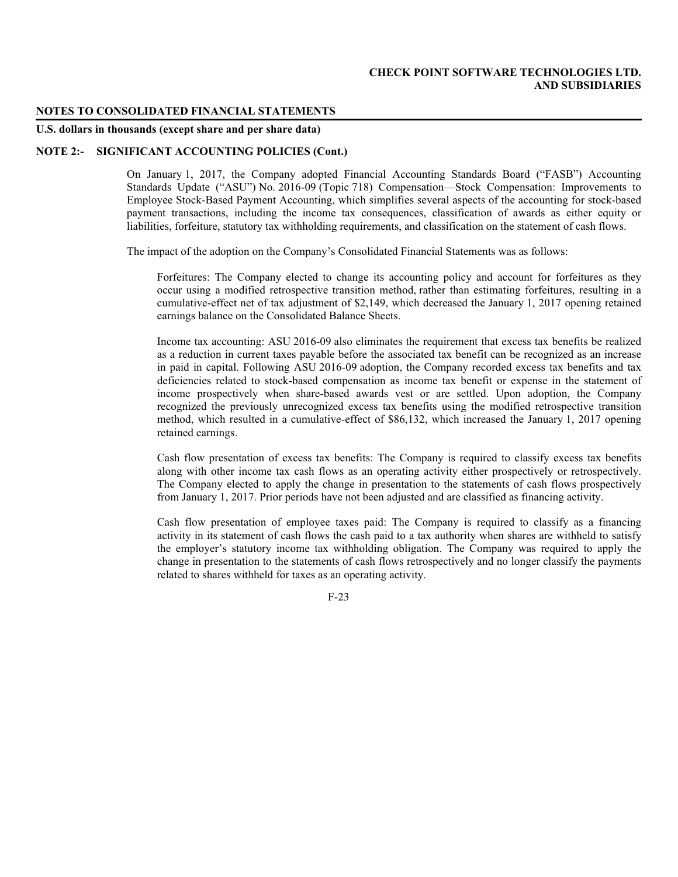**NOTES TO CONSOLIDATED FINANCIAL STATEMENTS**

**U.S. dollars in thousands (except share and per share data)**

**NOTE 2:- SIGNIFICANT ACCOUNTING POLICIES (Cont.)**

On January 1, 2017, the Company adopted Financial Accounting Standards Board ("FASB") Accounting Standards Update ("ASU") No. 2016-09 (Topic 718) Compensation—Stock Compensation: Improvements to Employee Stock-Based Payment Accounting, which simplifies several aspects of the accounting for stock-based payment transactions, including the income tax consequences, classification of awards as either equity or liabilities, forfeiture, statutory tax withholding requirements, and classification on the statement of cash flows.

The impact of the adoption on the Company's Consolidated Financial Statements was as follows:

Forfeitures: The Company elected to change its accounting policy and account for forfeitures as they occur using a modified retrospective transition method, rather than estimating forfeitures, resulting in a cumulative-effect net of tax adjustment of $2,149, which decreased the January 1, 2017 opening retained earnings balance on the Consolidated Balance Sheets.

Income tax accounting: ASU 2016-09 also eliminates the requirement that excess tax benefits be realized as a reduction in current taxes payable before the associated tax benefit can be recognized as an increase in paid in capital. Following ASU 2016-09 adoption, the Company recorded excess tax benefits and tax deficiencies related to stock-based compensation as income tax benefit or expense in the statement of income prospectively when share-based awards vest or are settled. Upon adoption, the Company recognized the previously unrecognized excess tax benefits using the modified retrospective transition method, which resulted in a cumulative-effect of $86,132, which increased the January 1, 2017 opening retained earnings.

Cash flow presentation of excess tax benefits: The Company is required to classify excess tax benefits along with other income tax cash flows as an operating activity either prospectively or retrospectively. The Company elected to apply the change in presentation to the statements of cash flows prospectively from January 1, 2017. Prior periods have not been adjusted and are classified as financing activity.

Cash flow presentation of employee taxes paid: The Company is required to classify as a financing activity in its statement of cash flows the cash paid to a tax authority when shares are withheld to satisfy the employer's statutory income tax withholding obligation. The Company was required to apply the change in presentation to the statements of cash flows retrospectively and no longer classify the payments related to shares withheld for taxes as an operating activity.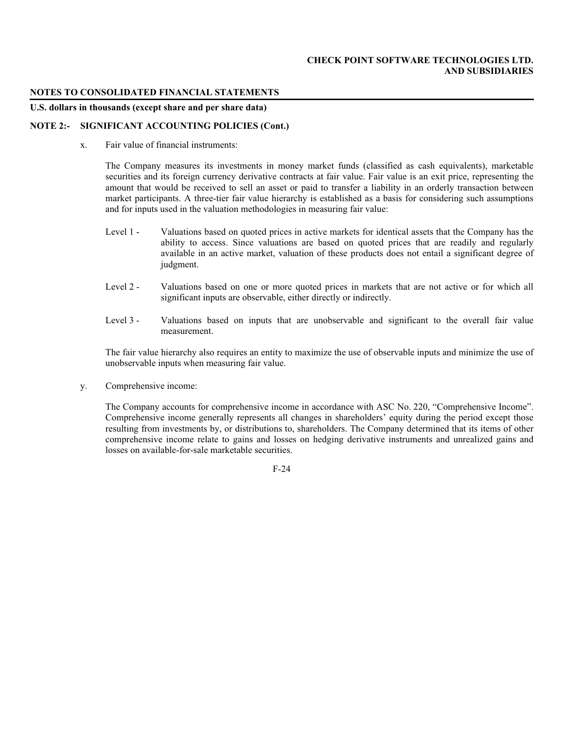**NOTES TO CONSOLIDATED FINANCIAL STATEMENTS**

**U.S. dollars in thousands (except share and per share data)**

**NOTE 2:- SIGNIFICANT ACCOUNTING POLICIES (Cont.)**

x. Fair value of financial instruments:

The Company measures its investments in money market funds (classified as cash equivalents), marketable securities and its foreign currency derivative contracts at fair value. Fair value is an exit price, representing the amount that would be received to sell an asset or paid to transfer a liability in an orderly transaction between market participants. A three-tier fair value hierarchy is established as a basis for considering such assumptions and for inputs used in the valuation methodologies in measuring fair value:

Level 1 - Valuations based on quoted prices in active markets for identical assets that the Company has the ability to access. Since valuations are based on quoted prices that are readily and regularly available in an active market, valuation of these products does not entail a significant degree of judgment.

Level 2 - Valuations based on one or more quoted prices in markets that are not active or for which all significant inputs are observable, either directly or indirectly.

Level 3 - Valuations based on inputs that are unobservable and significant to the overall fair value measurement.

The fair value hierarchy also requires an entity to maximize the use of observable inputs and minimize the use of unobservable inputs when measuring fair value.

y. Comprehensive income:

The Company accounts for comprehensive income in accordance with ASC No. 220, "Comprehensive Income". Comprehensive income generally represents all changes in shareholders' equity during the period except those resulting from investments by, or distributions to, shareholders. The Company determined that its items of other comprehensive income relate to gains and losses on hedging derivative instruments and unrealized gains and losses on available-for-sale marketable securities.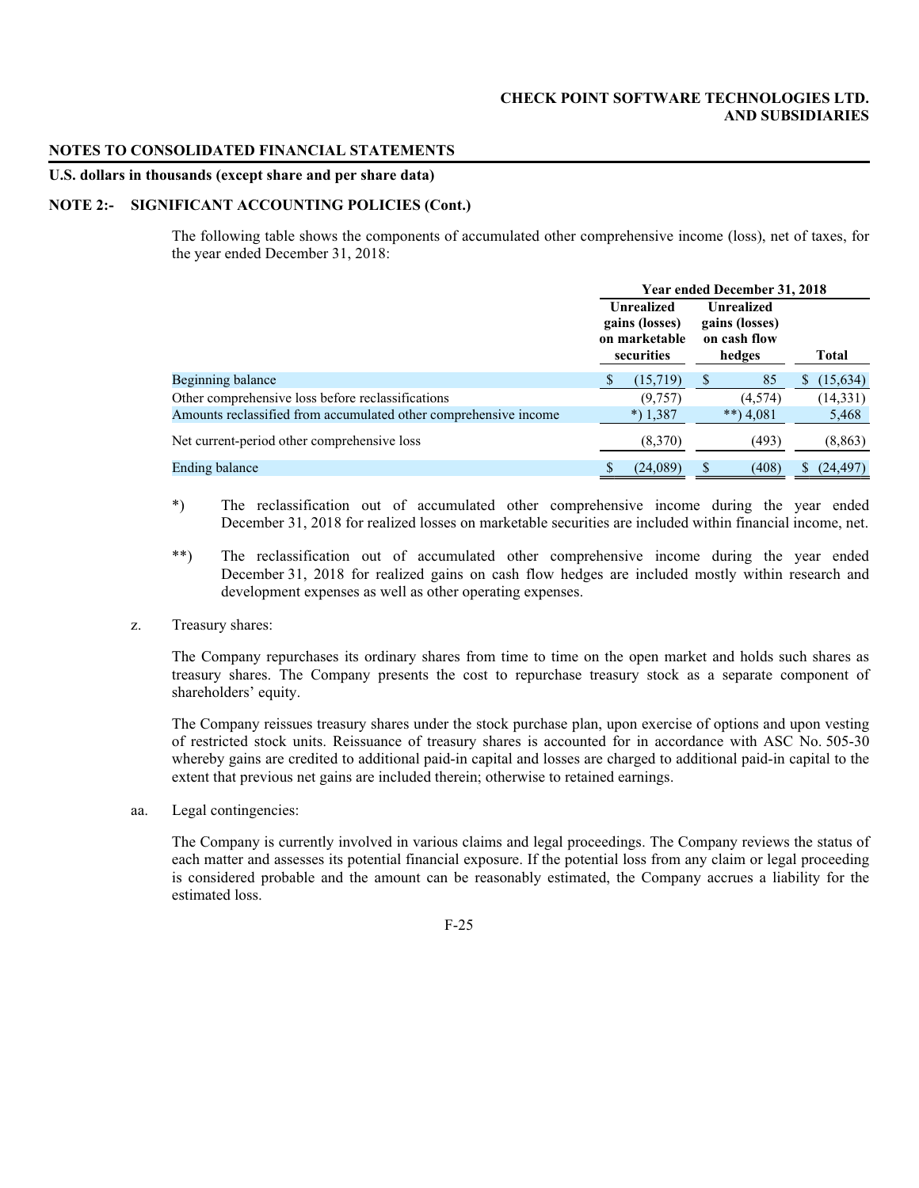**NOTES TO CONSOLIDATED FINANCIAL STATEMENTS**

**U.S. dollars in thousands (except share and per share data)**

**NOTE 2:- SIGNIFICANT ACCOUNTING POLICIES (Cont.)**

The following table shows the components of accumulated other comprehensive income (loss), net of taxes, for the year ended December 31, 2018:

| | Year ended December 31, 2018 | | |
|---|---|---|---|
| | Unrealized gains (losses) on marketable securities | Unrealized gains (losses) on cash flow hedges | Total |
| Beginning balance | $ (15,719) | $ 85 | $ (15,634) |
| Other comprehensive loss before reclassifications | (9,757) | (4,574) | (14,331) |
| Amounts reclassified from accumulated other comprehensive income | *) 1,387 | **) 4,081 | 5,468 |
| Net current-period other comprehensive loss | (8,370) | (493) | (8,863) |
| Ending balance | $ (24,089) | $ (408) | $ (24,497) |

*) The reclassification out of accumulated other comprehensive income during the year ended December 31, 2018 for realized losses on marketable securities are included within financial income, net.

**) The reclassification out of accumulated other comprehensive income during the year ended December 31, 2018 for realized gains on cash flow hedges are included mostly within research and development expenses as well as other operating expenses.

z. Treasury shares:

The Company repurchases its ordinary shares from time to time on the open market and holds such shares as treasury shares. The Company presents the cost to repurchase treasury stock as a separate component of shareholders' equity.

The Company reissues treasury shares under the stock purchase plan, upon exercise of options and upon vesting of restricted stock units. Reissuance of treasury shares is accounted for in accordance with ASC No. 505-30 whereby gains are credited to additional paid-in capital and losses are charged to additional paid-in capital to the extent that previous net gains are included therein; otherwise to retained earnings.

aa. Legal contingencies:

The Company is currently involved in various claims and legal proceedings. The Company reviews the status of each matter and assesses its potential financial exposure. If the potential loss from any claim or legal proceeding is considered probable and the amount can be reasonably estimated, the Company accrues a liability for the estimated loss.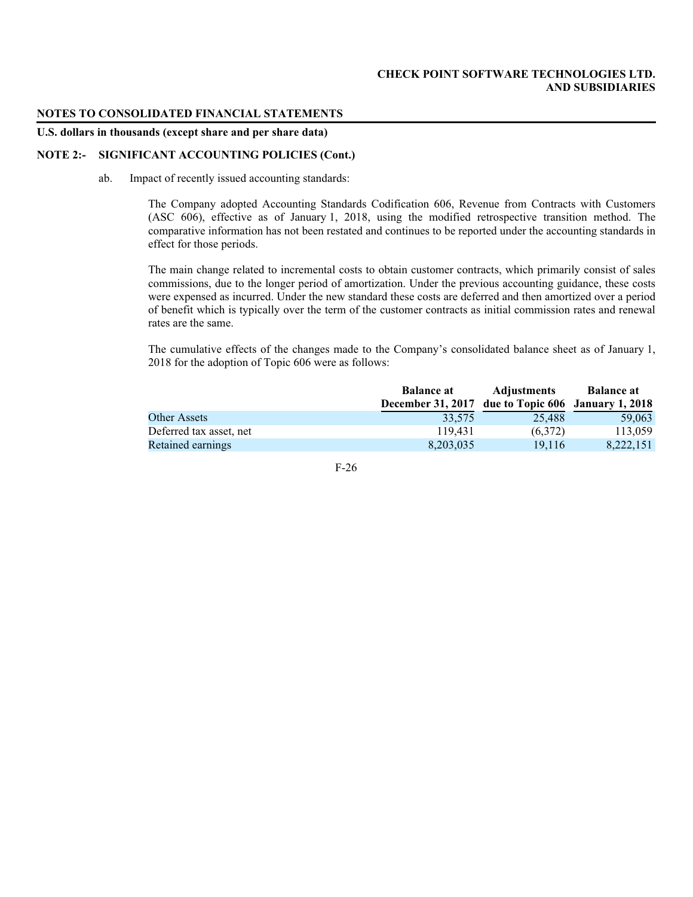**NOTES TO CONSOLIDATED FINANCIAL STATEMENTS**

**U.S. dollars in thousands (except share and per share data)**

**NOTE 2:- SIGNIFICANT ACCOUNTING POLICIES (Cont.)**

ab. Impact of recently issued accounting standards:

The Company adopted Accounting Standards Codification 606, Revenue from Contracts with Customers (ASC 606), effective as of January 1, 2018, using the modified retrospective transition method. The comparative information has not been restated and continues to be reported under the accounting standards in effect for those periods.

The main change related to incremental costs to obtain customer contracts, which primarily consist of sales commissions, due to the longer period of amortization. Under the previous accounting guidance, these costs were expensed as incurred. Under the new standard these costs are deferred and then amortized over a period of benefit which is typically over the term of the customer contracts as initial commission rates and renewal rates are the same.

The cumulative effects of the changes made to the Company's consolidated balance sheet as of January 1, 2018 for the adoption of Topic 606 were as follows:

| | Balance at December 31, 2017 | Adjustments due to Topic 606 | Balance at January 1, 2018 |
|---|---|---|---|
| Other Assets | 33,575 | 25,488 | 59,063 |
| Deferred tax asset, net | 119,431 | (6,372) | 113,059 |
| Retained earnings | 8,203,035 | 19,116 | 8,222,151 |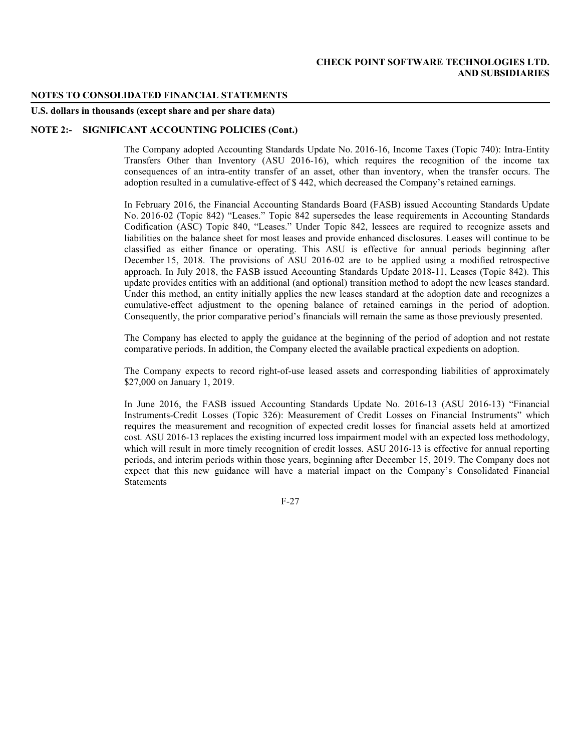**NOTES TO CONSOLIDATED FINANCIAL STATEMENTS**

**U.S. dollars in thousands (except share and per share data)**

**NOTE 2:- SIGNIFICANT ACCOUNTING POLICIES (Cont.)**

The Company adopted Accounting Standards Update No. 2016-16, Income Taxes (Topic 740): Intra-Entity Transfers Other than Inventory (ASU 2016-16), which requires the recognition of the income tax consequences of an intra-entity transfer of an asset, other than inventory, when the transfer occurs. The adoption resulted in a cumulative-effect of $ 442, which decreased the Company's retained earnings.

In February 2016, the Financial Accounting Standards Board (FASB) issued Accounting Standards Update No. 2016-02 (Topic 842) "Leases." Topic 842 supersedes the lease requirements in Accounting Standards Codification (ASC) Topic 840, "Leases." Under Topic 842, lessees are required to recognize assets and liabilities on the balance sheet for most leases and provide enhanced disclosures. Leases will continue to be classified as either finance or operating. This ASU is effective for annual periods beginning after December 15, 2018. The provisions of ASU 2016-02 are to be applied using a modified retrospective approach. In July 2018, the FASB issued Accounting Standards Update 2018-11, Leases (Topic 842). This update provides entities with an additional (and optional) transition method to adopt the new leases standard. Under this method, an entity initially applies the new leases standard at the adoption date and recognizes a cumulative-effect adjustment to the opening balance of retained earnings in the period of adoption. Consequently, the prior comparative period's financials will remain the same as those previously presented.

The Company has elected to apply the guidance at the beginning of the period of adoption and not restate comparative periods. In addition, the Company elected the available practical expedients on adoption.

The Company expects to record right-of-use leased assets and corresponding liabilities of approximately $27,000 on January 1, 2019.

In June 2016, the FASB issued Accounting Standards Update No. 2016-13 (ASU 2016-13) "Financial Instruments-Credit Losses (Topic 326): Measurement of Credit Losses on Financial Instruments" which requires the measurement and recognition of expected credit losses for financial assets held at amortized cost. ASU 2016-13 replaces the existing incurred loss impairment model with an expected loss methodology, which will result in more timely recognition of credit losses. ASU 2016-13 is effective for annual reporting periods, and interim periods within those years, beginning after December 15, 2019. The Company does not expect that this new guidance will have a material impact on the Company's Consolidated Financial Statements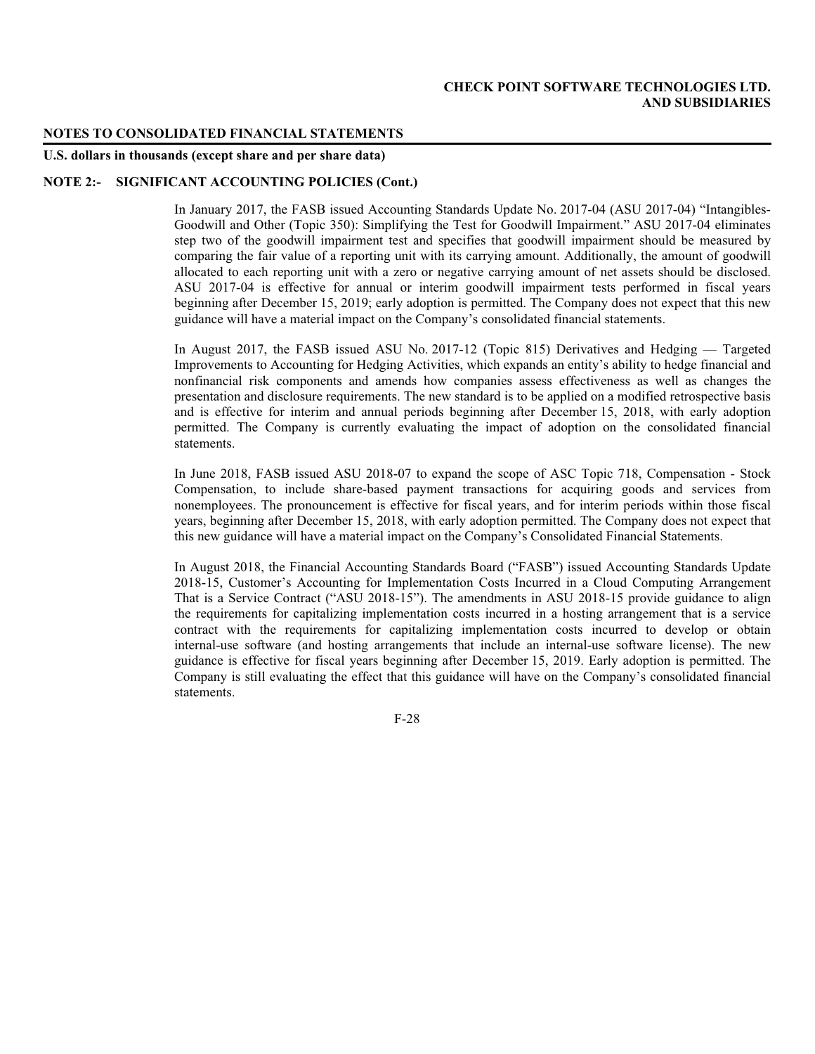**NOTE 2:- SIGNIFICANT ACCOUNTING POLICIES (Cont.)**

In January 2017, the FASB issued Accounting Standards Update No. 2017-04 (ASU 2017-04) "Intangibles-Goodwill and Other (Topic 350): Simplifying the Test for Goodwill Impairment." ASU 2017-04 eliminates step two of the goodwill impairment test and specifies that goodwill impairment should be measured by comparing the fair value of a reporting unit with its carrying amount. Additionally, the amount of goodwill allocated to each reporting unit with a zero or negative carrying amount of net assets should be disclosed. ASU 2017-04 is effective for annual or interim goodwill impairment tests performed in fiscal years beginning after December 15, 2019; early adoption is permitted. The Company does not expect that this new guidance will have a material impact on the Company's consolidated financial statements.

In August 2017, the FASB issued ASU No. 2017-12 (Topic 815) Derivatives and Hedging — Targeted Improvements to Accounting for Hedging Activities, which expands an entity's ability to hedge financial and nonfinancial risk components and amends how companies assess effectiveness as well as changes the presentation and disclosure requirements. The new standard is to be applied on a modified retrospective basis and is effective for interim and annual periods beginning after December 15, 2018, with early adoption permitted. The Company is currently evaluating the impact of adoption on the consolidated financial statements.

In June 2018, FASB issued ASU 2018-07 to expand the scope of ASC Topic 718, Compensation - Stock Compensation, to include share-based payment transactions for acquiring goods and services from nonemployees. The pronouncement is effective for fiscal years, and for interim periods within those fiscal years, beginning after December 15, 2018, with early adoption permitted. The Company does not expect that this new guidance will have a material impact on the Company's Consolidated Financial Statements.

In August 2018, the Financial Accounting Standards Board ("FASB") issued Accounting Standards Update 2018-15, Customer's Accounting for Implementation Costs Incurred in a Cloud Computing Arrangement That is a Service Contract ("ASU 2018-15"). The amendments in ASU 2018-15 provide guidance to align the requirements for capitalizing implementation costs incurred in a hosting arrangement that is a service contract with the requirements for capitalizing implementation costs incurred to develop or obtain internal-use software (and hosting arrangements that include an internal-use software license). The new guidance is effective for fiscal years beginning after December 15, 2019. Early adoption is permitted. The Company is still evaluating the effect that this guidance will have on the Company's consolidated financial statements.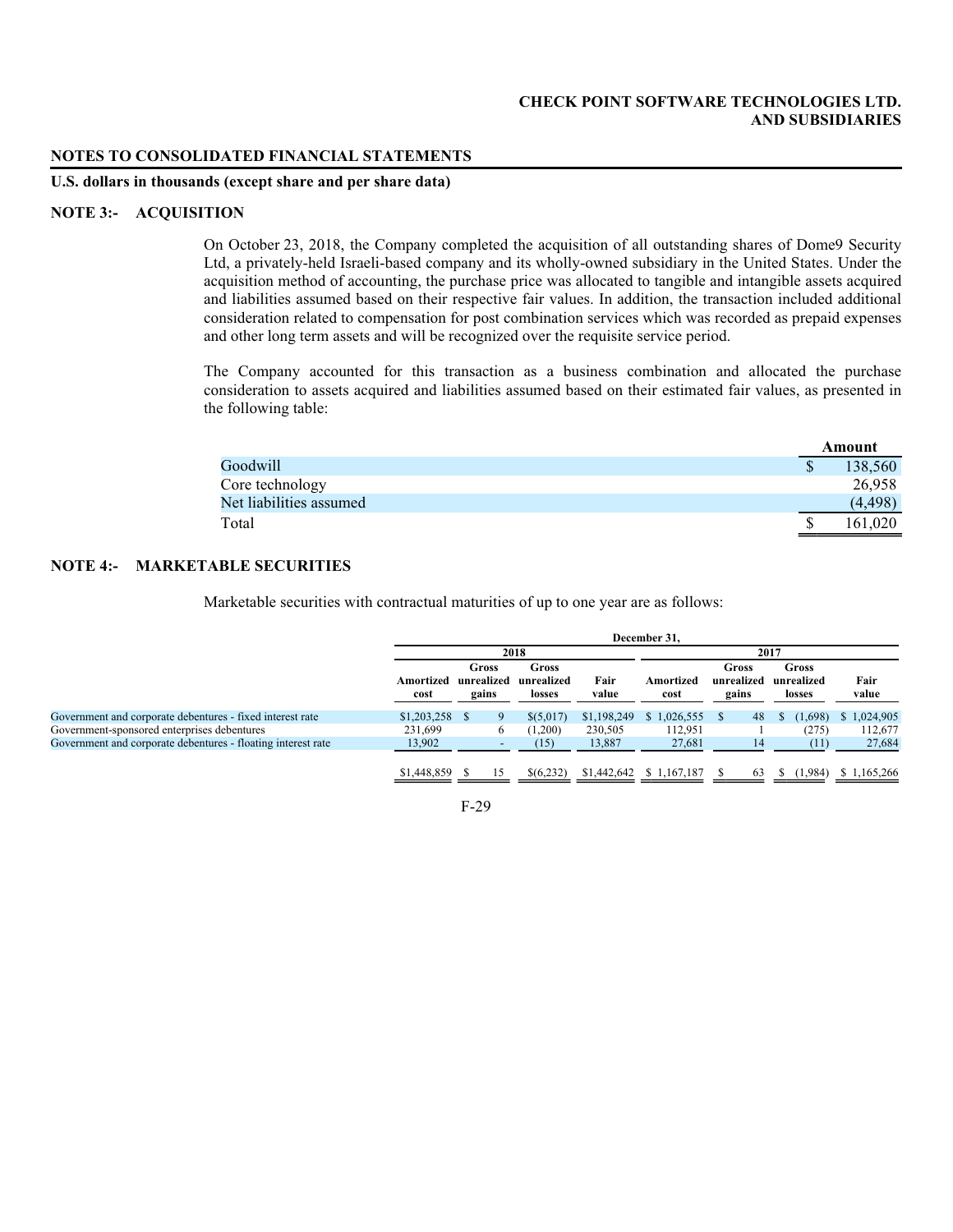**NOTES TO CONSOLIDATED FINANCIAL STATEMENTS**

**U.S. dollars in thousands (except share and per share data)**

## NOTE 3:- ACQUISITION

On October 23, 2018, the Company completed the acquisition of all outstanding shares of Dome9 Security Ltd, a privately-held Israeli-based company and its wholly-owned subsidiary in the United States. Under the acquisition method of accounting, the purchase price was allocated to tangible and intangible assets acquired and liabilities assumed based on their respective fair values. In addition, the transaction included additional consideration related to compensation for post combination services which was recorded as prepaid expenses and other long term assets and will be recognized over the requisite service period.

The Company accounted for this transaction as a business combination and allocated the purchase consideration to assets acquired and liabilities assumed based on their estimated fair values, as presented in the following table:

| | Amount |
|---|---|
| Goodwill | $ 138,560 |
| Core technology | 26,958 |
| Net liabilities assumed | (4,498) |
| Total | $ 161,020 |

## NOTE 4:- MARKETABLE SECURITIES

Marketable securities with contractual maturities of up to one year are as follows:

| | December 31, | | | | | | | |
|---|---|---|---|---|---|---|---|---|
| | 2018 | | | | 2017 | | | |
| | Amortized cost | Gross unrealized gains | Gross unrealized losses | Fair value | Amortized cost | Gross unrealized gains | Gross unrealized losses | Fair value |
| Government and corporate debentures - fixed interest rate | $1,203,258 | $ 9 | $(5,017) | $1,198,249 | $ 1,026,555 | $ 48 | $ (1,698) | $ 1,024,905 |
| Government-sponsored enterprises debentures | 231,699 | 6 | (1,200) | 230,505 | 112,951 | 1 | (275) | 112,677 |
| Government and corporate debentures - floating interest rate | 13,902 | - | (15) | 13,887 | 27,681 | 14 | (11) | 27,684 |
| | $1,448,859 | $ 15 | $(6,232) | $1,442,642 | $ 1,167,187 | $ 63 | $ (1,984) | $ 1,165,266 |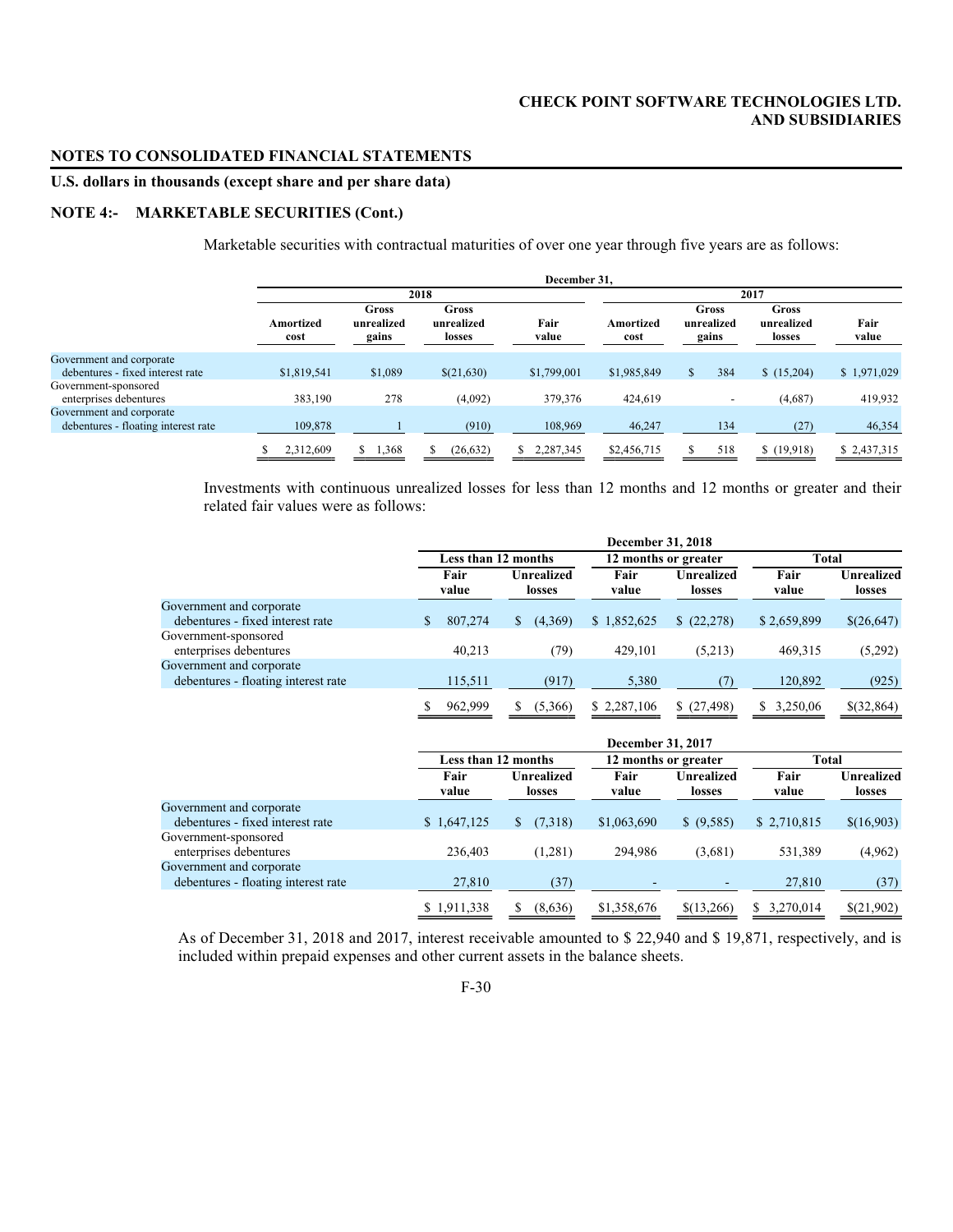**CHECK POINT SOFTWARE TECHNOLOGIES LTD.**
**AND SUBSIDIARIES**

**NOTES TO CONSOLIDATED FINANCIAL STATEMENTS**

**U.S. dollars in thousands (except share and per share data)**

**NOTE 4:- MARKETABLE SECURITIES (Cont.)**

Marketable securities with contractual maturities of over one year through five years are as follows:

| | December 31, | | | | | | | |
|---|---|---|---|---|---|---|---|---|
| | 2018 | | | | 2017 | | | |
| | Amortized cost | Gross unrealized gains | Gross unrealized losses | Fair value | Amortized cost | Gross unrealized gains | Gross unrealized losses | Fair value |
| Government and corporate debentures - fixed interest rate | $1,819,541 | $1,089 | $(21,630) | $1,799,001 | $1,985,849 | $ 384 | $ (15,204) | $ 1,971,029 |
| Government-sponsored enterprises debentures | 383,190 | 278 | (4,092) | 379,376 | 424,619 | - | (4,687) | 419,932 |
| Government and corporate debentures - floating interest rate | 109,878 | 1 | (910) | 108,969 | 46,247 | 134 | (27) | 46,354 |
| | $ 2,312,609 | $ 1,368 | $ (26,632) | $ 2,287,345 | $2,456,715 | $ 518 | $ (19,918) | $ 2,437,315 |

Investments with continuous unrealized losses for less than 12 months and 12 months or greater and their related fair values were as follows:

| | December 31, 2018 | | | | | |
|---|---|---|---|---|---|---|
| | Less than 12 months | | 12 months or greater | | Total | |
| | Fair value | Unrealized losses | Fair value | Unrealized losses | Fair value | Unrealized losses |
| Government and corporate debentures - fixed interest rate | $ 807,274 | $ (4,369) | $ 1,852,625 | $ (22,278) | $ 2,659,899 | $(26,647) |
| Government-sponsored enterprises debentures | 40,213 | (79) | 429,101 | (5,213) | 469,315 | (5,292) |
| Government and corporate debentures - floating interest rate | 115,511 | (917) | 5,380 | (7) | 120,892 | (925) |
| | $ 962,999 | $ (5,366) | $ 2,287,106 | $ (27,498) | $ 3,250,06 | $(32,864) |

| | December 31, 2017 | | | | | |
|---|---|---|---|---|---|---|
| | Less than 12 months | | 12 months or greater | | Total | |
| | Fair value | Unrealized losses | Fair value | Unrealized losses | Fair value | Unrealized losses |
| Government and corporate debentures - fixed interest rate | $ 1,647,125 | $ (7,318) | $1,063,690 | $ (9,585) | $ 2,710,815 | $(16,903) |
| Government-sponsored enterprises debentures | 236,403 | (1,281) | 294,986 | (3,681) | 531,389 | (4,962) |
| Government and corporate debentures - floating interest rate | 27,810 | (37) | - | - | 27,810 | (37) |
| | $ 1,911,338 | $ (8,636) | $1,358,676 | $(13,266) | $ 3,270,014 | $(21,902) |

As of December 31, 2018 and 2017, interest receivable amounted to $ 22,940 and $ 19,871, respectively, and is included within prepaid expenses and other current assets in the balance sheets.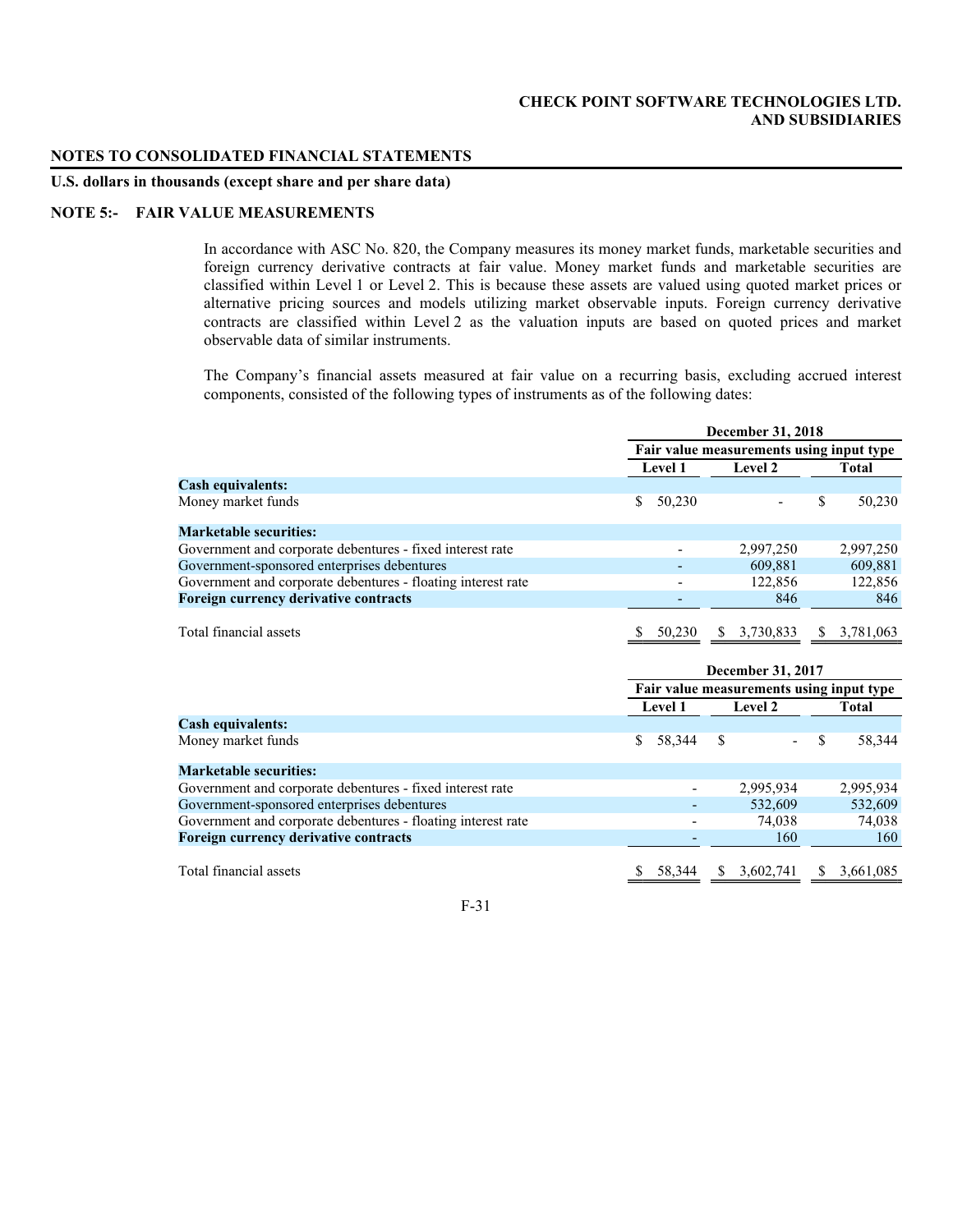# NOTES TO CONSOLIDATED FINANCIAL STATEMENTS

**U.S. dollars in thousands (except share and per share data)**

## NOTE 5:- FAIR VALUE MEASUREMENTS

In accordance with ASC No. 820, the Company measures its money market funds, marketable securities and foreign currency derivative contracts at fair value. Money market funds and marketable securities are classified within Level 1 or Level 2. This is because these assets are valued using quoted market prices or alternative pricing sources and models utilizing market observable inputs. Foreign currency derivative contracts are classified within Level 2 as the valuation inputs are based on quoted prices and market observable data of similar instruments.

The Company's financial assets measured at fair value on a recurring basis, excluding accrued interest components, consisted of the following types of instruments as of the following dates:

| | December 31, 2018 | | |
|---|---|---|---|
| | Fair value measurements using input type | | |
| | Level 1 | Level 2 | Total |
| **Cash equivalents:** | | | |
| Money market funds | $ 50,230 | - | $ 50,230 |
| **Marketable securities:** | | | |
| Government and corporate debentures - fixed interest rate | - | 2,997,250 | 2,997,250 |
| Government-sponsored enterprises debentures | - | 609,881 | 609,881 |
| Government and corporate debentures - floating interest rate | - | 122,856 | 122,856 |
| **Foreign currency derivative contracts** | - | 846 | 846 |
| Total financial assets | $ 50,230 | $ 3,730,833 | $ 3,781,063 |

| | December 31, 2017 | | |
|---|---|---|---|
| | Fair value measurements using input type | | |
| | Level 1 | Level 2 | Total |
| **Cash equivalents:** | | | |
| Money market funds | $ 58,344 | $ - | $ 58,344 |
| **Marketable securities:** | | | |
| Government and corporate debentures - fixed interest rate | - | 2,995,934 | 2,995,934 |
| Government-sponsored enterprises debentures | - | 532,609 | 532,609 |
| Government and corporate debentures - floating interest rate | - | 74,038 | 74,038 |
| **Foreign currency derivative contracts** | - | 160 | 160 |
| Total financial assets | $ 58,344 | $ 3,602,741 | $ 3,661,085 |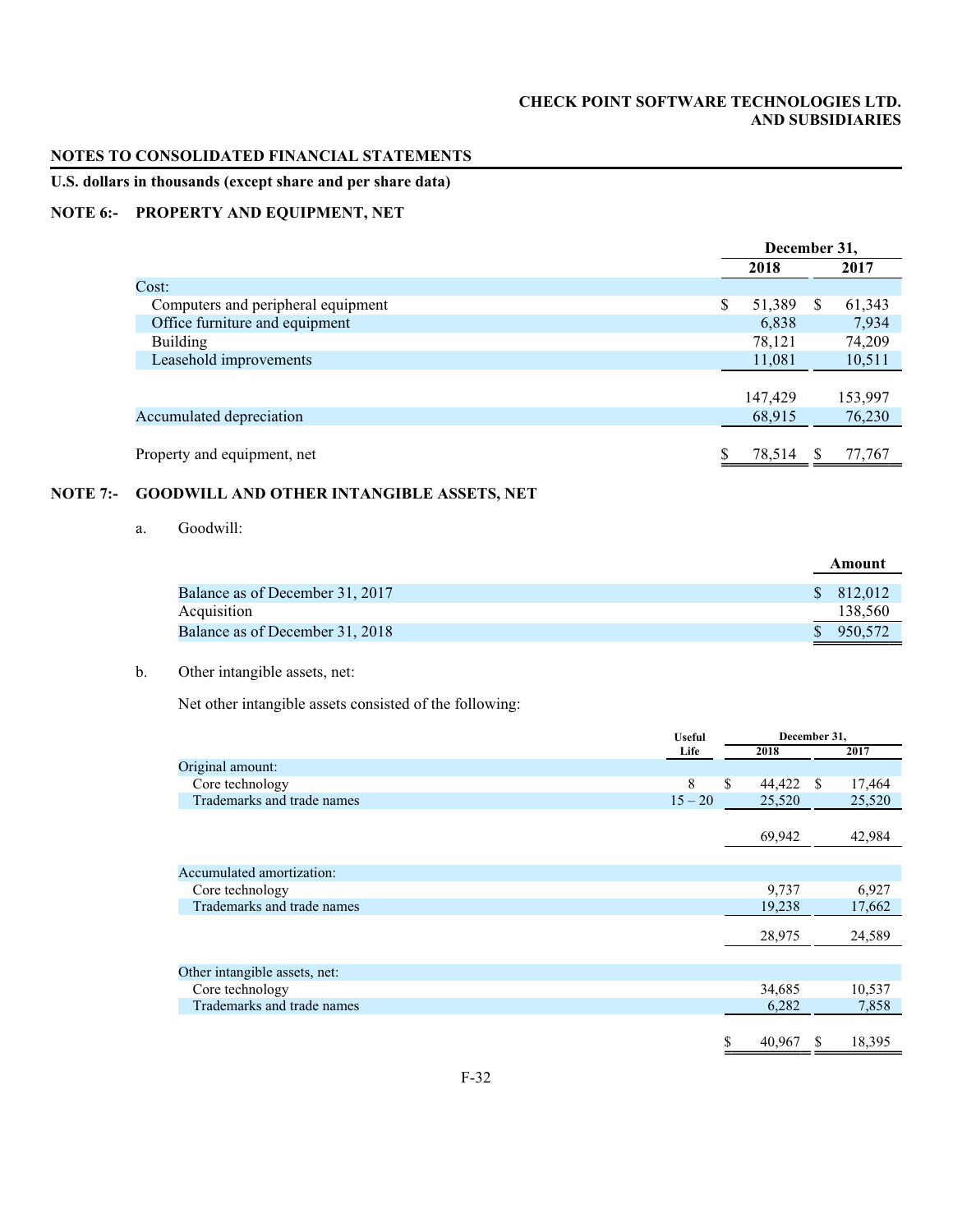# CHECK POINT SOFTWARE TECHNOLOGIES LTD. AND SUBSIDIARIES

## NOTES TO CONSOLIDATED FINANCIAL STATEMENTS

**U.S. dollars in thousands (except share and per share data)**

## NOTE 6:- PROPERTY AND EQUIPMENT, NET

| | December 31, 2018 | December 31, 2017 |
|---|---|---|
| Cost: | | |
| Computers and peripheral equipment | $ 51,389 | $ 61,343 |
| Office furniture and equipment | 6,838 | 7,934 |
| Building | 78,121 | 74,209 |
| Leasehold improvements | 11,081 | 10,511 |
| | 147,429 | 153,997 |
| Accumulated depreciation | 68,915 | 76,230 |
| Property and equipment, net | $ 78,514 | $ 77,767 |

## NOTE 7:- GOODWILL AND OTHER INTANGIBLE ASSETS, NET

a. Goodwill:

| | Amount |
|---|---|
| Balance as of December 31, 2017 | $ 812,012 |
| Acquisition | 138,560 |
| Balance as of December 31, 2018 | $ 950,572 |

b. Other intangible assets, net:

Net other intangible assets consisted of the following:

| | Useful Life | December 31, 2018 | December 31, 2017 |
|---|---|---|---|
| Original amount: | | | |
| Core technology | 8 | $ 44,422 | $ 17,464 |
| Trademarks and trade names | 15 – 20 | 25,520 | 25,520 |
| | | 69,942 | 42,984 |
| Accumulated amortization: | | | |
| Core technology | | 9,737 | 6,927 |
| Trademarks and trade names | | 19,238 | 17,662 |
| | | 28,975 | 24,589 |
| Other intangible assets, net: | | | |
| Core technology | | 34,685 | 10,537 |
| Trademarks and trade names | | 6,282 | 7,858 |
| | | $ 40,967 | $ 18,395 |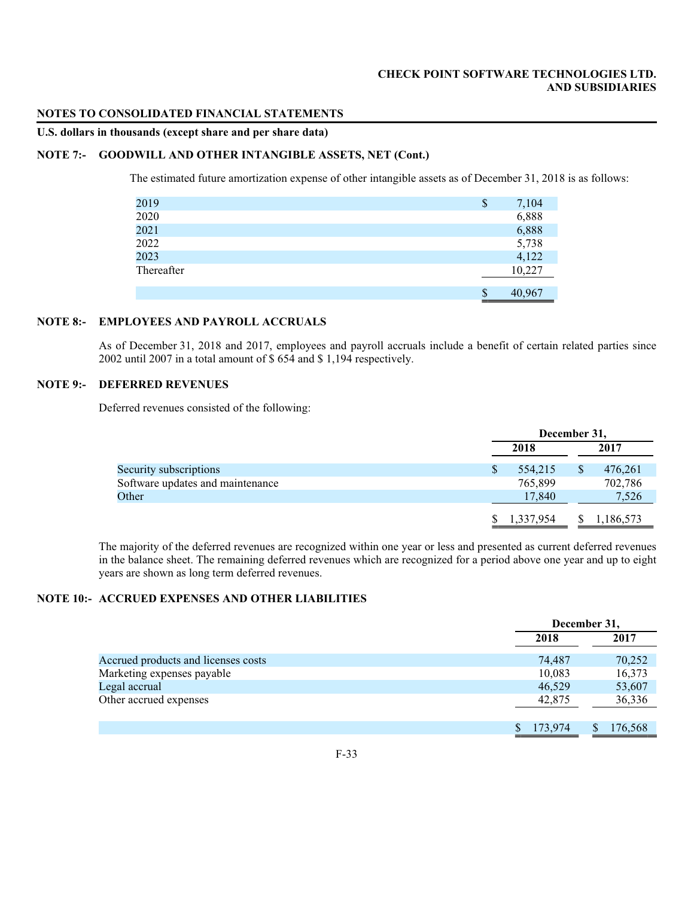**NOTES TO CONSOLIDATED FINANCIAL STATEMENTS**

**U.S. dollars in thousands (except share and per share data)**

**NOTE 7:- GOODWILL AND OTHER INTANGIBLE ASSETS, NET (Cont.)**

The estimated future amortization expense of other intangible assets as of December 31, 2018 is as follows:

| | |
|---|---|
| 2019 | $ 7,104 |
| 2020 | 6,888 |
| 2021 | 6,888 |
| 2022 | 5,738 |
| 2023 | 4,122 |
| Thereafter | 10,227 |
| | $ 40,967 |

**NOTE 8:- EMPLOYEES AND PAYROLL ACCRUALS**

As of December 31, 2018 and 2017, employees and payroll accruals include a benefit of certain related parties since 2002 until 2007 in a total amount of $ 654 and $ 1,194 respectively.

**NOTE 9:- DEFERRED REVENUES**

Deferred revenues consisted of the following:

| | December 31, | |
|---|---|---|
| | 2018 | 2017 |
| Security subscriptions | $ 554,215 | $ 476,261 |
| Software updates and maintenance | 765,899 | 702,786 |
| Other | 17,840 | 7,526 |
| | $ 1,337,954 | $ 1,186,573 |

The majority of the deferred revenues are recognized within one year or less and presented as current deferred revenues in the balance sheet. The remaining deferred revenues which are recognized for a period above one year and up to eight years are shown as long term deferred revenues.

**NOTE 10:- ACCRUED EXPENSES AND OTHER LIABILITIES**

| | December 31, | |
|---|---|---|
| | 2018 | 2017 |
| Accrued products and licenses costs | 74,487 | 70,252 |
| Marketing expenses payable | 10,083 | 16,373 |
| Legal accrual | 46,529 | 53,607 |
| Other accrued expenses | 42,875 | 36,336 |
| | $ 173,974 | $ 176,568 |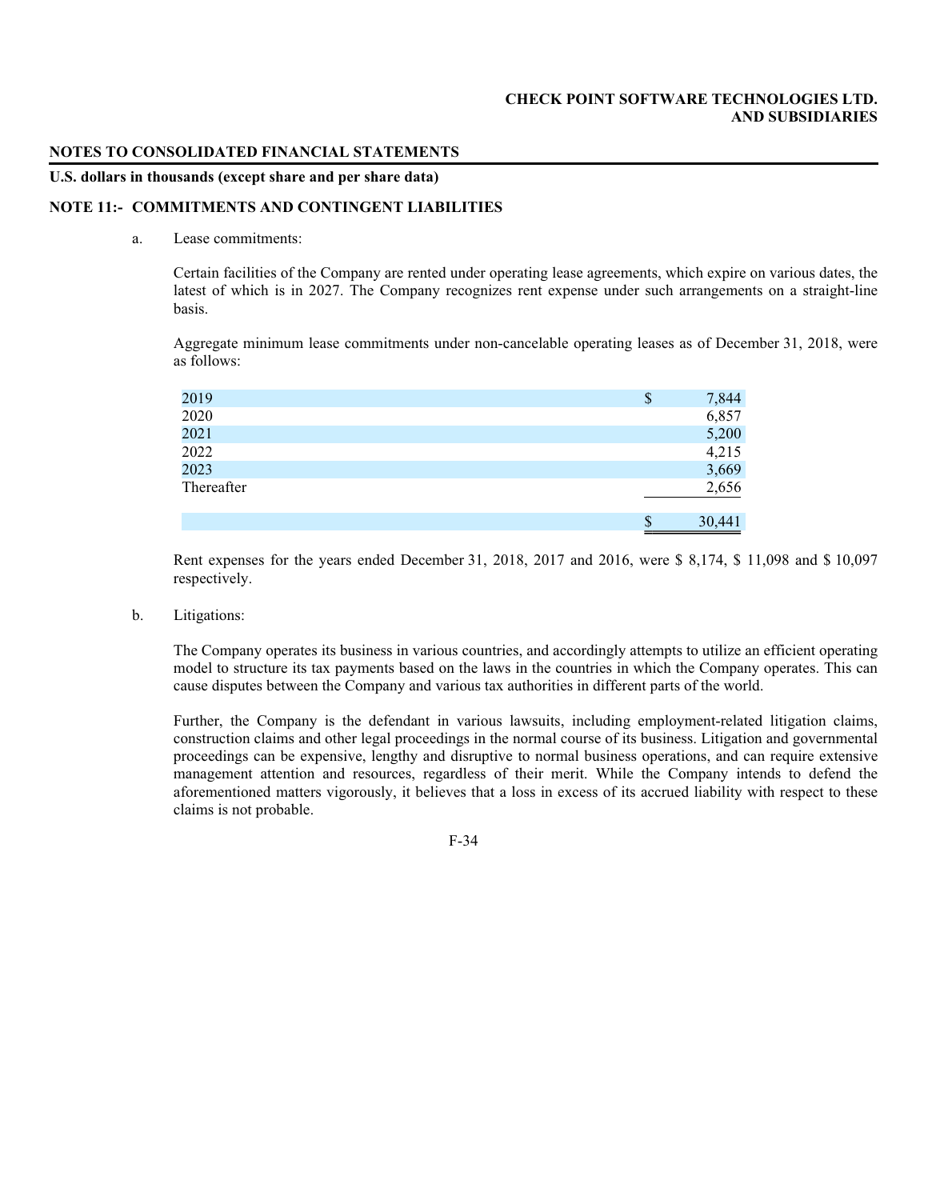**NOTES TO CONSOLIDATED FINANCIAL STATEMENTS**

**U.S. dollars in thousands (except share and per share data)**

## NOTE 11:- COMMITMENTS AND CONTINGENT LIABILITIES

a. Lease commitments:

Certain facilities of the Company are rented under operating lease agreements, which expire on various dates, the latest of which is in 2027. The Company recognizes rent expense under such arrangements on a straight-line basis.

Aggregate minimum lease commitments under non-cancelable operating leases as of December 31, 2018, were as follows:

| | |
|---|---|
| 2019 | $ 7,844 |
| 2020 | 6,857 |
| 2021 | 5,200 |
| 2022 | 4,215 |
| 2023 | 3,669 |
| Thereafter | 2,656 |
| | $ 30,441 |

Rent expenses for the years ended December 31, 2018, 2017 and 2016, were $ 8,174, $ 11,098 and $ 10,097 respectively.

b. Litigations:

The Company operates its business in various countries, and accordingly attempts to utilize an efficient operating model to structure its tax payments based on the laws in the countries in which the Company operates. This can cause disputes between the Company and various tax authorities in different parts of the world.

Further, the Company is the defendant in various lawsuits, including employment-related litigation claims, construction claims and other legal proceedings in the normal course of its business. Litigation and governmental proceedings can be expensive, lengthy and disruptive to normal business operations, and can require extensive management attention and resources, regardless of their merit. While the Company intends to defend the aforementioned matters vigorously, it believes that a loss in excess of its accrued liability with respect to these claims is not probable.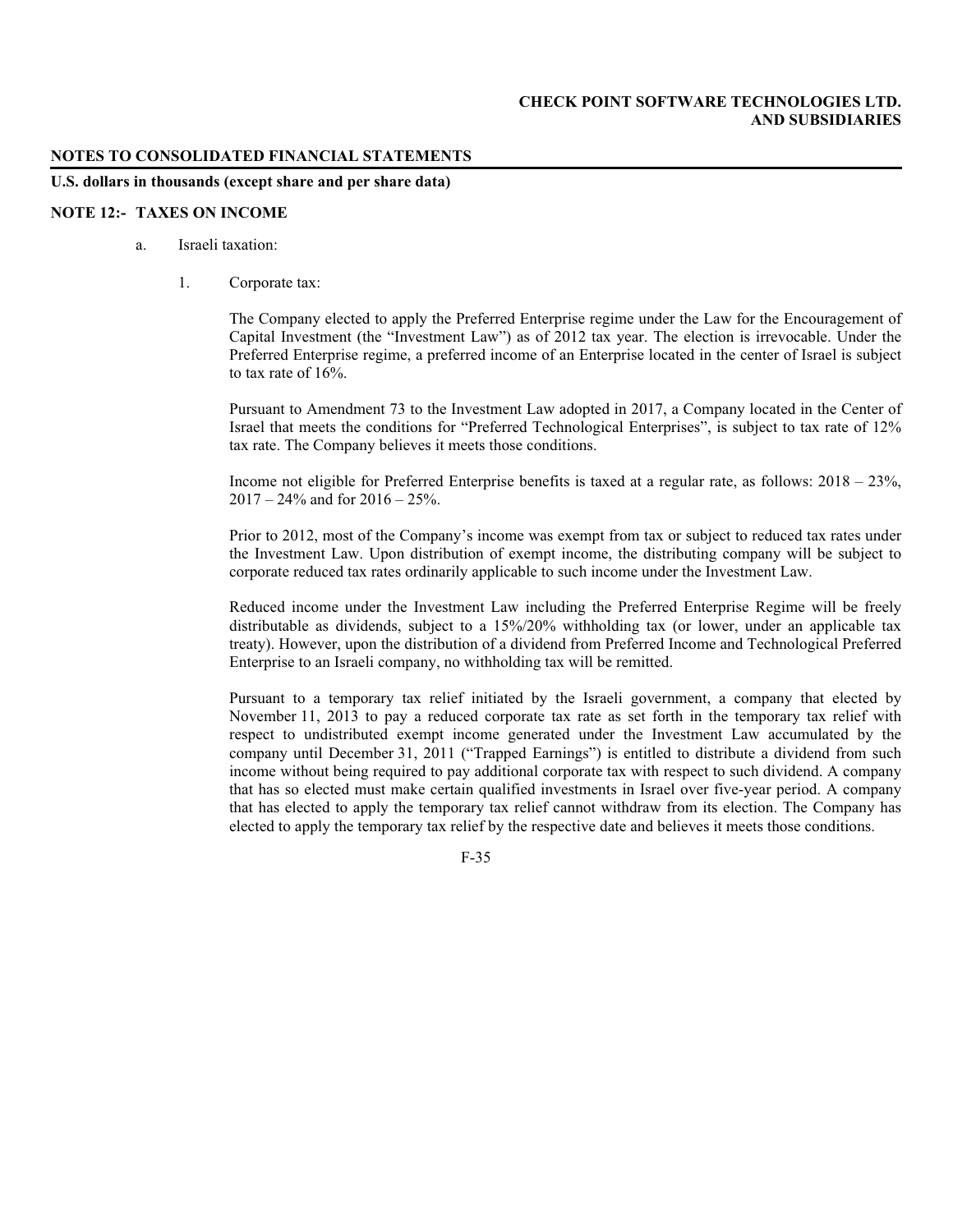**NOTES TO CONSOLIDATED FINANCIAL STATEMENTS**

**U.S. dollars in thousands (except share and per share data)**

**NOTE 12:- TAXES ON INCOME**

a. Israeli taxation:

1. Corporate tax:

The Company elected to apply the Preferred Enterprise regime under the Law for the Encouragement of Capital Investment (the “Investment Law”) as of 2012 tax year. The election is irrevocable. Under the Preferred Enterprise regime, a preferred income of an Enterprise located in the center of Israel is subject to tax rate of 16%.

Pursuant to Amendment 73 to the Investment Law adopted in 2017, a Company located in the Center of Israel that meets the conditions for “Preferred Technological Enterprises”, is subject to tax rate of 12% tax rate. The Company believes it meets those conditions.

Income not eligible for Preferred Enterprise benefits is taxed at a regular rate, as follows: 2018 – 23%, 2017 – 24% and for 2016 – 25%.

Prior to 2012, most of the Company’s income was exempt from tax or subject to reduced tax rates under the Investment Law. Upon distribution of exempt income, the distributing company will be subject to corporate reduced tax rates ordinarily applicable to such income under the Investment Law.

Reduced income under the Investment Law including the Preferred Enterprise Regime will be freely distributable as dividends, subject to a 15%/20% withholding tax (or lower, under an applicable tax treaty). However, upon the distribution of a dividend from Preferred Income and Technological Preferred Enterprise to an Israeli company, no withholding tax will be remitted.

Pursuant to a temporary tax relief initiated by the Israeli government, a company that elected by November 11, 2013 to pay a reduced corporate tax rate as set forth in the temporary tax relief with respect to undistributed exempt income generated under the Investment Law accumulated by the company until December 31, 2011 (“Trapped Earnings”) is entitled to distribute a dividend from such income without being required to pay additional corporate tax with respect to such dividend. A company that has so elected must make certain qualified investments in Israel over five-year period. A company that has elected to apply the temporary tax relief cannot withdraw from its election. The Company has elected to apply the temporary tax relief by the respective date and believes it meets those conditions.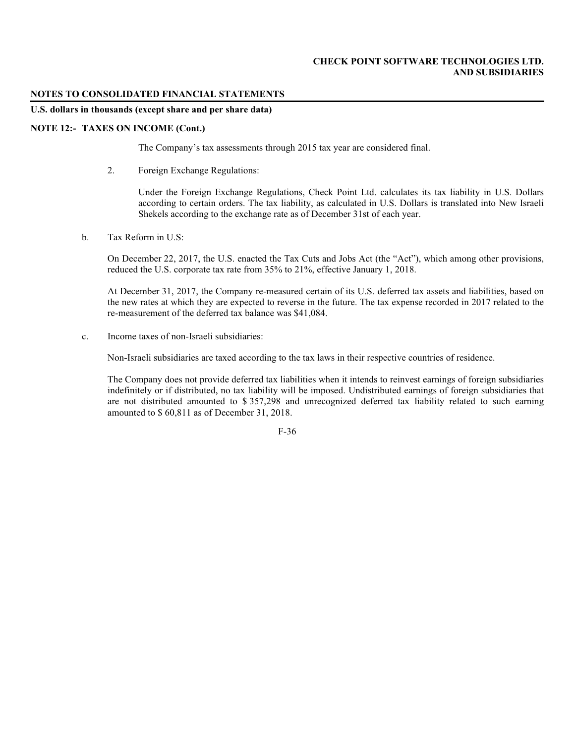**NOTES TO CONSOLIDATED FINANCIAL STATEMENTS**

**U.S. dollars in thousands (except share and per share data)**

**NOTE 12:- TAXES ON INCOME (Cont.)**

The Company's tax assessments through 2015 tax year are considered final.

2. Foreign Exchange Regulations:

   Under the Foreign Exchange Regulations, Check Point Ltd. calculates its tax liability in U.S. Dollars according to certain orders. The tax liability, as calculated in U.S. Dollars is translated into New Israeli Shekels according to the exchange rate as of December 31st of each year.

b. Tax Reform in U.S:

   On December 22, 2017, the U.S. enacted the Tax Cuts and Jobs Act (the "Act"), which among other provisions, reduced the U.S. corporate tax rate from 35% to 21%, effective January 1, 2018.

   At December 31, 2017, the Company re-measured certain of its U.S. deferred tax assets and liabilities, based on the new rates at which they are expected to reverse in the future. The tax expense recorded in 2017 related to the re-measurement of the deferred tax balance was $41,084.

c. Income taxes of non-Israeli subsidiaries:

   Non-Israeli subsidiaries are taxed according to the tax laws in their respective countries of residence.

   The Company does not provide deferred tax liabilities when it intends to reinvest earnings of foreign subsidiaries indefinitely or if distributed, no tax liability will be imposed. Undistributed earnings of foreign subsidiaries that are not distributed amounted to $ 357,298 and unrecognized deferred tax liability related to such earning amounted to $ 60,811 as of December 31, 2018.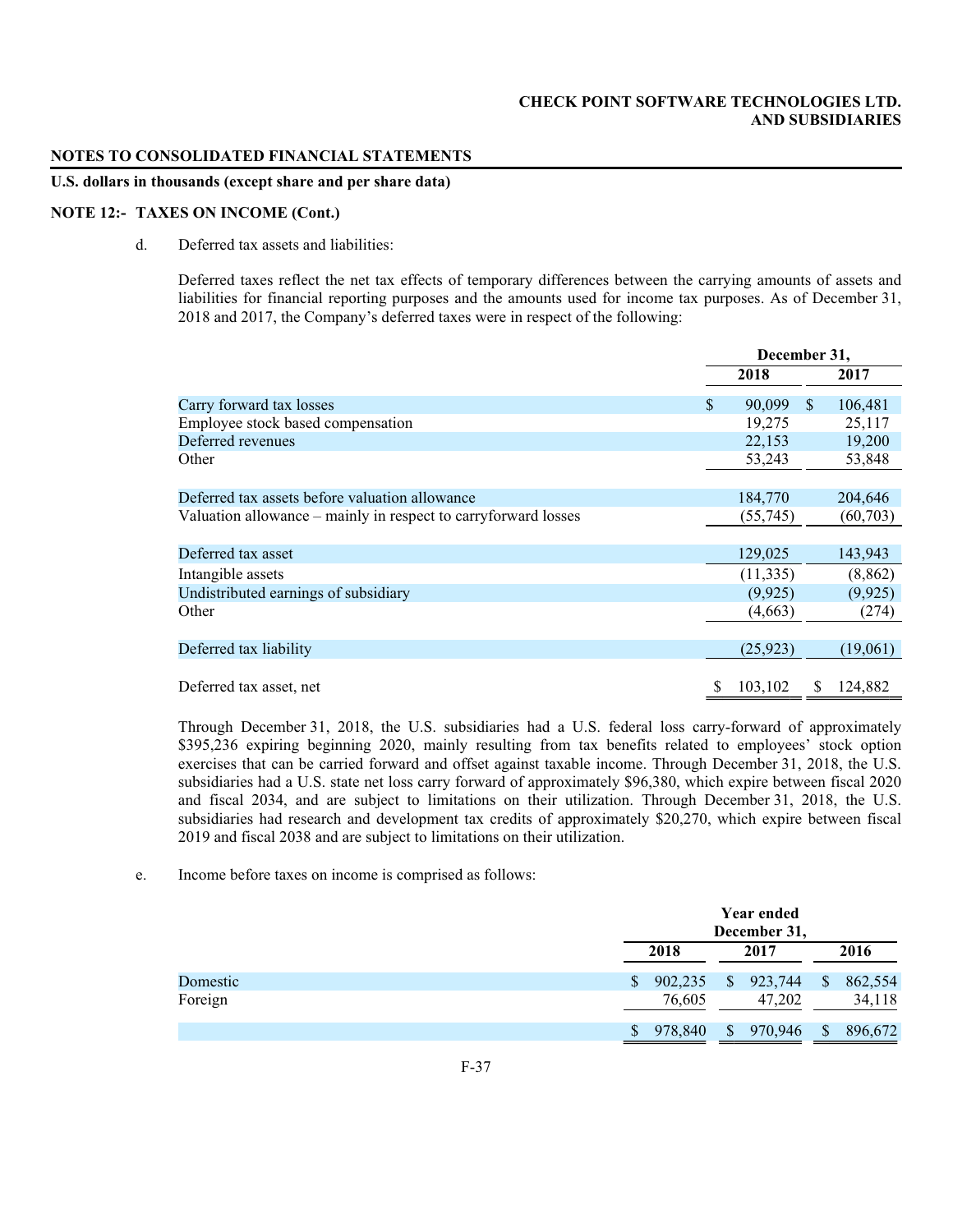**CHECK POINT SOFTWARE TECHNOLOGIES LTD.**
**AND SUBSIDIARIES**

**NOTES TO CONSOLIDATED FINANCIAL STATEMENTS**

**U.S. dollars in thousands (except share and per share data)**

**NOTE 12:- TAXES ON INCOME (Cont.)**

d. Deferred tax assets and liabilities:

Deferred taxes reflect the net tax effects of temporary differences between the carrying amounts of assets and liabilities for financial reporting purposes and the amounts used for income tax purposes. As of December 31, 2018 and 2017, the Company's deferred taxes were in respect of the following:

| | December 31, | |
|---|---|---|
| | 2018 | 2017 |
| Carry forward tax losses | $ 90,099 | $ 106,481 |
| Employee stock based compensation | 19,275 | 25,117 |
| Deferred revenues | 22,153 | 19,200 |
| Other | 53,243 | 53,848 |
| Deferred tax assets before valuation allowance | 184,770 | 204,646 |
| Valuation allowance – mainly in respect to carryforward losses | (55,745) | (60,703) |
| Deferred tax asset | 129,025 | 143,943 |
| Intangible assets | (11,335) | (8,862) |
| Undistributed earnings of subsidiary | (9,925) | (9,925) |
| Other | (4,663) | (274) |
| Deferred tax liability | (25,923) | (19,061) |
| Deferred tax asset, net | $ 103,102 | $ 124,882 |

Through December 31, 2018, the U.S. subsidiaries had a U.S. federal loss carry-forward of approximately $395,236 expiring beginning 2020, mainly resulting from tax benefits related to employees' stock option exercises that can be carried forward and offset against taxable income. Through December 31, 2018, the U.S. subsidiaries had a U.S. state net loss carry forward of approximately $96,380, which expire between fiscal 2020 and fiscal 2034, and are subject to limitations on their utilization. Through December 31, 2018, the U.S. subsidiaries had research and development tax credits of approximately $20,270, which expire between fiscal 2019 and fiscal 2038 and are subject to limitations on their utilization.

e. Income before taxes on income is comprised as follows:

| | Year ended December 31, | | |
|---|---|---|---|
| | 2018 | 2017 | 2016 |
| Domestic | $ 902,235 | $ 923,744 | $ 862,554 |
| Foreign | 76,605 | 47,202 | 34,118 |
| | $ 978,840 | $ 970,946 | $ 896,672 |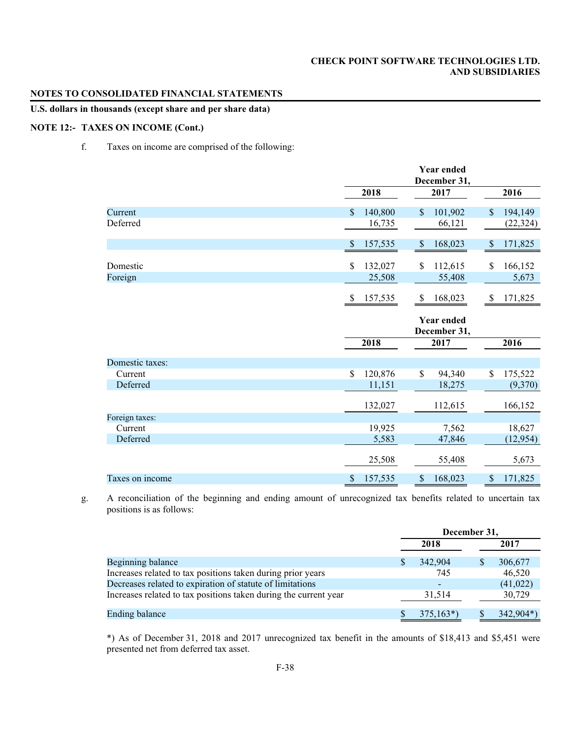**CHECK POINT SOFTWARE TECHNOLOGIES LTD.**
**AND SUBSIDIARIES**

**NOTES TO CONSOLIDATED FINANCIAL STATEMENTS**

**U.S. dollars in thousands (except share and per share data)**

**NOTE 12:- TAXES ON INCOME (Cont.)**

f. Taxes on income are comprised of the following:

| | Year ended December 31, | | |
|---|---|---|---|
| | 2018 | 2017 | 2016 |
| Current | $ 140,800 | $ 101,902 | $ 194,149 |
| Deferred | 16,735 | 66,121 | (22,324) |
| | $ 157,535 | $ 168,023 | $ 171,825 |
| Domestic | $ 132,027 | $ 112,615 | $ 166,152 |
| Foreign | 25,508 | 55,408 | 5,673 |
| | $ 157,535 | $ 168,023 | $ 171,825 |

| | Year ended December 31, | | |
|---|---|---|---|
| | 2018 | 2017 | 2016 |
| Domestic taxes: | | | |
| Current | $ 120,876 | $ 94,340 | $ 175,522 |
| Deferred | 11,151 | 18,275 | (9,370) |
| | 132,027 | 112,615 | 166,152 |
| Foreign taxes: | | | |
| Current | 19,925 | 7,562 | 18,627 |
| Deferred | 5,583 | 47,846 | (12,954) |
| | 25,508 | 55,408 | 5,673 |
| Taxes on income | $ 157,535 | $ 168,023 | $ 171,825 |

g. A reconciliation of the beginning and ending amount of unrecognized tax benefits related to uncertain tax positions is as follows:

| | December 31, | |
|---|---|---|
| | 2018 | 2017 |
| Beginning balance | $ 342,904 | $ 306,677 |
| Increases related to tax positions taken during prior years | 745 | 46,520 |
| Decreases related to expiration of statute of limitations | - | (41,022) |
| Increases related to tax positions taken during the current year | 31,514 | 30,729 |
| Ending balance | $ 375,163*) | $ 342,904*) |

*) As of December 31, 2018 and 2017 unrecognized tax benefit in the amounts of $18,413 and $5,451 were presented net from deferred tax asset.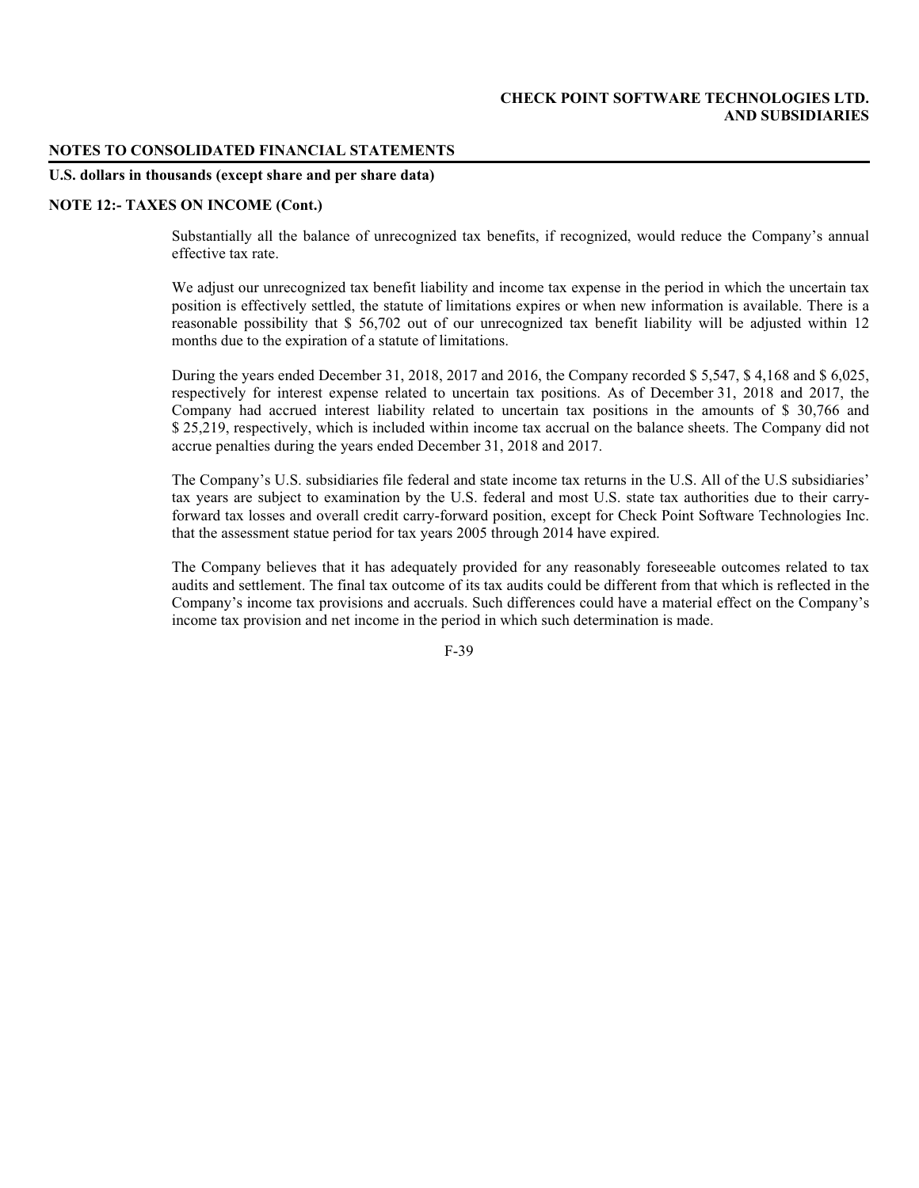**NOTES TO CONSOLIDATED FINANCIAL STATEMENTS**

**U.S. dollars in thousands (except share and per share data)**

**NOTE 12:- TAXES ON INCOME (Cont.)**

Substantially all the balance of unrecognized tax benefits, if recognized, would reduce the Company's annual effective tax rate.

We adjust our unrecognized tax benefit liability and income tax expense in the period in which the uncertain tax position is effectively settled, the statute of limitations expires or when new information is available. There is a reasonable possibility that $ 56,702 out of our unrecognized tax benefit liability will be adjusted within 12 months due to the expiration of a statute of limitations.

During the years ended December 31, 2018, 2017 and 2016, the Company recorded $ 5,547, $ 4,168 and $ 6,025, respectively for interest expense related to uncertain tax positions. As of December 31, 2018 and 2017, the Company had accrued interest liability related to uncertain tax positions in the amounts of $ 30,766 and $ 25,219, respectively, which is included within income tax accrual on the balance sheets. The Company did not accrue penalties during the years ended December 31, 2018 and 2017.

The Company's U.S. subsidiaries file federal and state income tax returns in the U.S. All of the U.S subsidiaries' tax years are subject to examination by the U.S. federal and most U.S. state tax authorities due to their carry-forward tax losses and overall credit carry-forward position, except for Check Point Software Technologies Inc. that the assessment statue period for tax years 2005 through 2014 have expired.

The Company believes that it has adequately provided for any reasonably foreseeable outcomes related to tax audits and settlement. The final tax outcome of its tax audits could be different from that which is reflected in the Company's income tax provisions and accruals. Such differences could have a material effect on the Company's income tax provision and net income in the period in which such determination is made.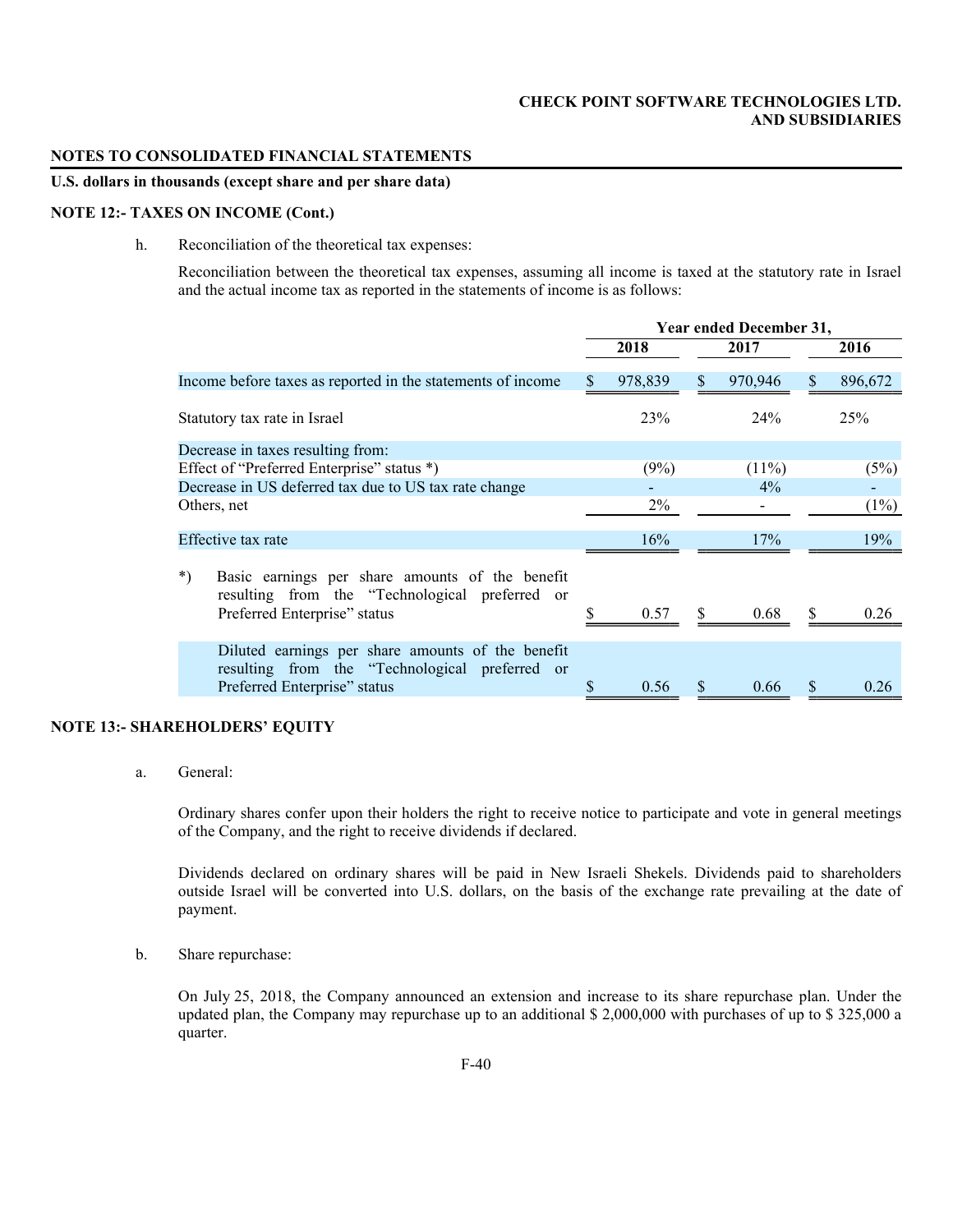**CHECK POINT SOFTWARE TECHNOLOGIES LTD.**
**AND SUBSIDIARIES**

**NOTES TO CONSOLIDATED FINANCIAL STATEMENTS**

**U.S. dollars in thousands (except share and per share data)**

**NOTE 12:- TAXES ON INCOME (Cont.)**

h. Reconciliation of the theoretical tax expenses:

Reconciliation between the theoretical tax expenses, assuming all income is taxed at the statutory rate in Israel and the actual income tax as reported in the statements of income is as follows:

| | Year ended December 31, | | |
|---|---|---|---|
| | 2018 | 2017 | 2016 |
| Income before taxes as reported in the statements of income | $ 978,839 | $ 970,946 | $ 896,672 |
| Statutory tax rate in Israel | 23% | 24% | 25% |
| Decrease in taxes resulting from: | | | |
| Effect of "Preferred Enterprise" status *) | (9%) | (11%) | (5%) |
| Decrease in US deferred tax due to US tax rate change | - | 4% | - |
| Others, net | 2% | - | (1%) |
| Effective tax rate | 16% | 17% | 19% |
| *) Basic earnings per share amounts of the benefit resulting from the "Technological preferred or Preferred Enterprise" status | $ 0.57 | $ 0.68 | $ 0.26 |
| Diluted earnings per share amounts of the benefit resulting from the "Technological preferred or Preferred Enterprise" status | $ 0.56 | $ 0.66 | $ 0.26 |

**NOTE 13:- SHAREHOLDERS' EQUITY**

a. General:

Ordinary shares confer upon their holders the right to receive notice to participate and vote in general meetings of the Company, and the right to receive dividends if declared.

Dividends declared on ordinary shares will be paid in New Israeli Shekels. Dividends paid to shareholders outside Israel will be converted into U.S. dollars, on the basis of the exchange rate prevailing at the date of payment.

b. Share repurchase:

On July 25, 2018, the Company announced an extension and increase to its share repurchase plan. Under the updated plan, the Company may repurchase up to an additional $ 2,000,000 with purchases of up to $ 325,000 a quarter.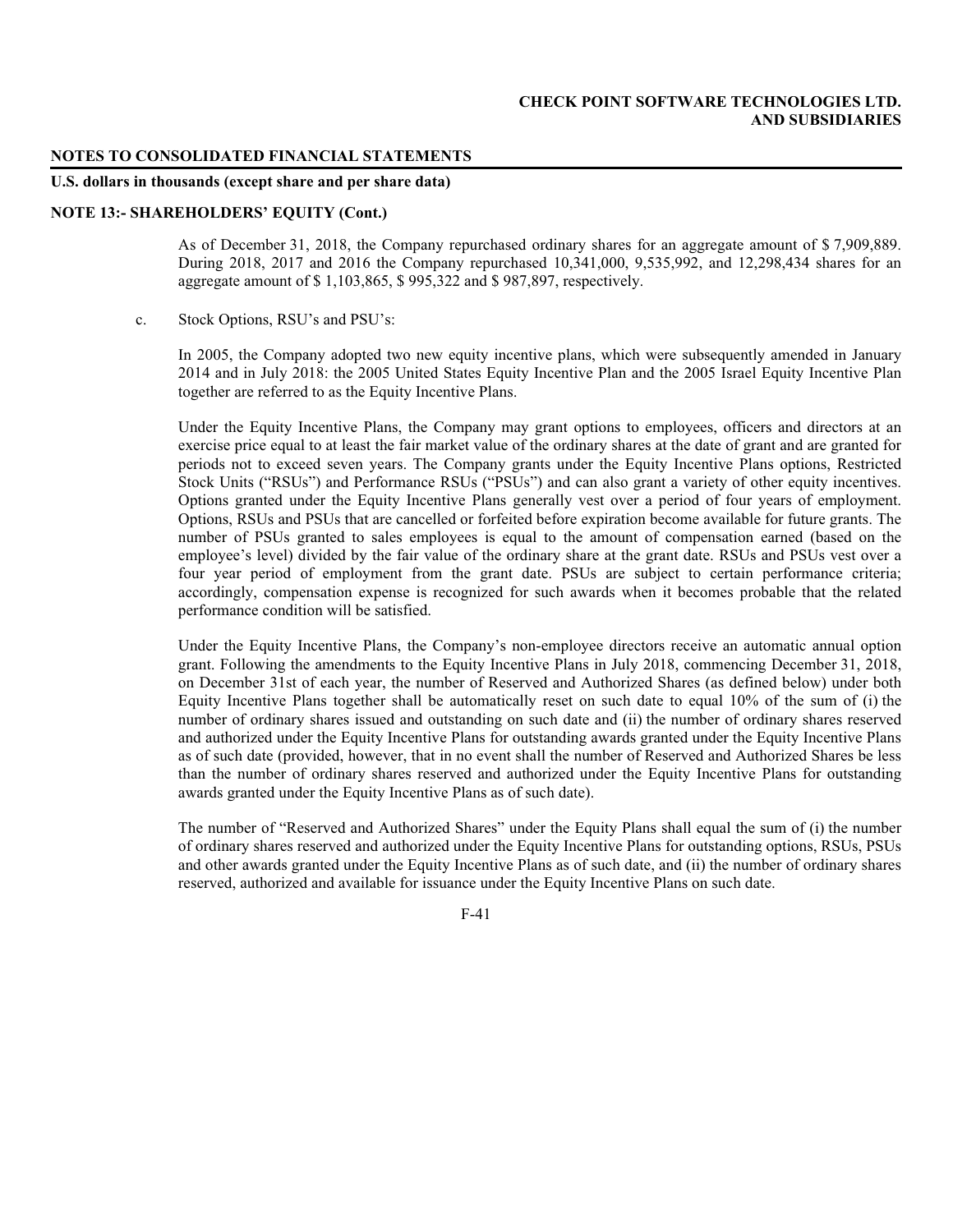**NOTE 13:- SHAREHOLDERS' EQUITY (Cont.)**

As of December 31, 2018, the Company repurchased ordinary shares for an aggregate amount of $ 7,909,889. During 2018, 2017 and 2016 the Company repurchased 10,341,000, 9,535,992, and 12,298,434 shares for an aggregate amount of $ 1,103,865, $ 995,322 and $ 987,897, respectively.

c. Stock Options, RSU's and PSU's:

In 2005, the Company adopted two new equity incentive plans, which were subsequently amended in January 2014 and in July 2018: the 2005 United States Equity Incentive Plan and the 2005 Israel Equity Incentive Plan together are referred to as the Equity Incentive Plans.

Under the Equity Incentive Plans, the Company may grant options to employees, officers and directors at an exercise price equal to at least the fair market value of the ordinary shares at the date of grant and are granted for periods not to exceed seven years. The Company grants under the Equity Incentive Plans options, Restricted Stock Units ("RSUs") and Performance RSUs ("PSUs") and can also grant a variety of other equity incentives. Options granted under the Equity Incentive Plans generally vest over a period of four years of employment. Options, RSUs and PSUs that are cancelled or forfeited before expiration become available for future grants. The number of PSUs granted to sales employees is equal to the amount of compensation earned (based on the employee's level) divided by the fair value of the ordinary share at the grant date. RSUs and PSUs vest over a four year period of employment from the grant date. PSUs are subject to certain performance criteria; accordingly, compensation expense is recognized for such awards when it becomes probable that the related performance condition will be satisfied.

Under the Equity Incentive Plans, the Company's non-employee directors receive an automatic annual option grant. Following the amendments to the Equity Incentive Plans in July 2018, commencing December 31, 2018, on December 31st of each year, the number of Reserved and Authorized Shares (as defined below) under both Equity Incentive Plans together shall be automatically reset on such date to equal 10% of the sum of (i) the number of ordinary shares issued and outstanding on such date and (ii) the number of ordinary shares reserved and authorized under the Equity Incentive Plans for outstanding awards granted under the Equity Incentive Plans as of such date (provided, however, that in no event shall the number of Reserved and Authorized Shares be less than the number of ordinary shares reserved and authorized under the Equity Incentive Plans for outstanding awards granted under the Equity Incentive Plans as of such date).

The number of "Reserved and Authorized Shares" under the Equity Plans shall equal the sum of (i) the number of ordinary shares reserved and authorized under the Equity Incentive Plans for outstanding options, RSUs, PSUs and other awards granted under the Equity Incentive Plans as of such date, and (ii) the number of ordinary shares reserved, authorized and available for issuance under the Equity Incentive Plans on such date.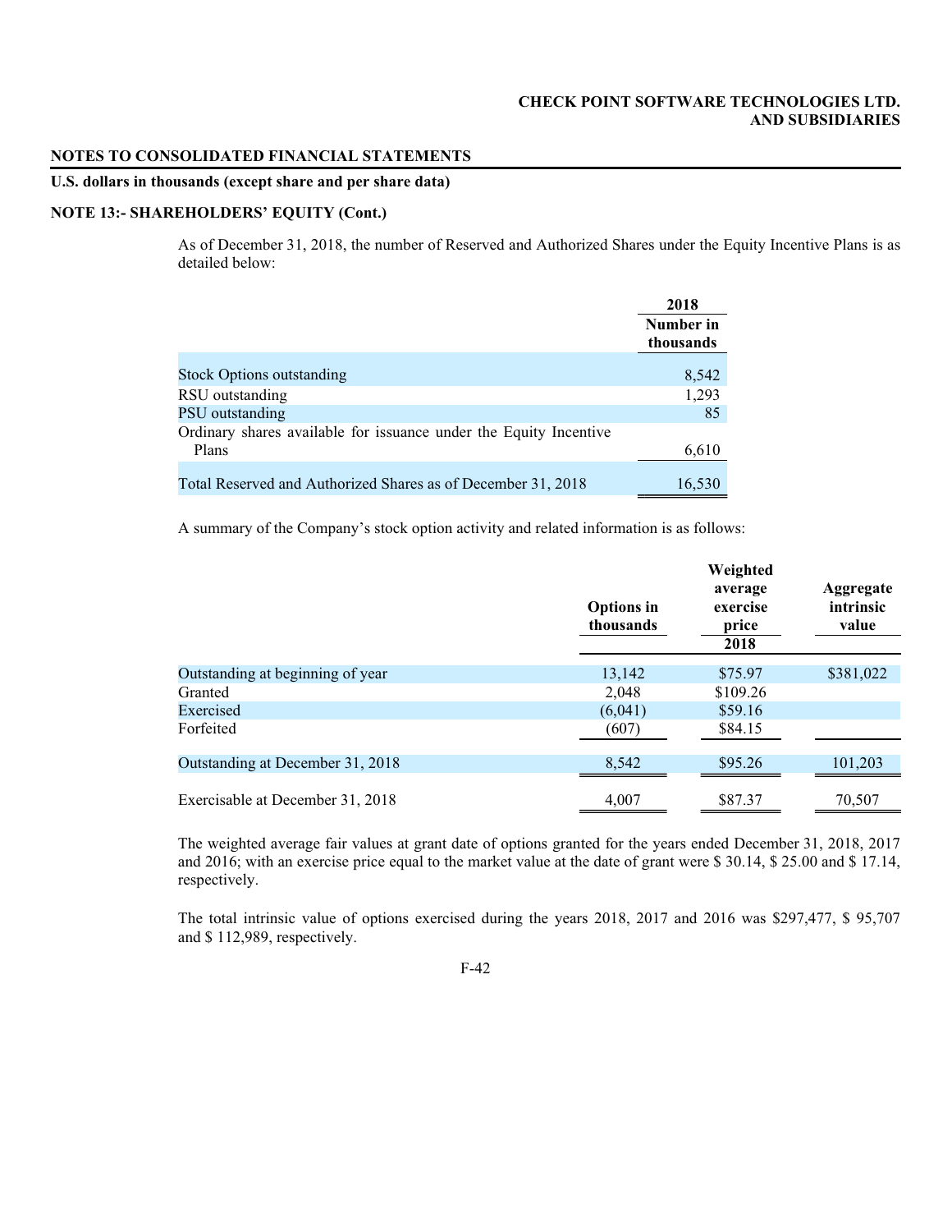**CHECK POINT SOFTWARE TECHNOLOGIES LTD.**
**AND SUBSIDIARIES**

**NOTES TO CONSOLIDATED FINANCIAL STATEMENTS**

**U.S. dollars in thousands (except share and per share data)**

**NOTE 13:- SHAREHOLDERS' EQUITY (Cont.)**

As of December 31, 2018, the number of Reserved and Authorized Shares under the Equity Incentive Plans is as detailed below:

| | 2018 |
|---|---|
| | Number in thousands |
| Stock Options outstanding | 8,542 |
| RSU outstanding | 1,293 |
| PSU outstanding | 85 |
| Ordinary shares available for issuance under the Equity Incentive Plans | 6,610 |
| Total Reserved and Authorized Shares as of December 31, 2018 | 16,530 |

A summary of the Company's stock option activity and related information is as follows:

| | Options in thousands | Weighted average exercise price | Aggregate intrinsic value |
|---|---|---|---|
| | | 2018 | |
| Outstanding at beginning of year | 13,142 | $75.97 | $381,022 |
| Granted | 2,048 | $109.26 | |
| Exercised | (6,041) | $59.16 | |
| Forfeited | (607) | $84.15 | |
| Outstanding at December 31, 2018 | 8,542 | $95.26 | 101,203 |
| Exercisable at December 31, 2018 | 4,007 | $87.37 | 70,507 |

The weighted average fair values at grant date of options granted for the years ended December 31, 2018, 2017 and 2016; with an exercise price equal to the market value at the date of grant were $ 30.14, $ 25.00 and $ 17.14, respectively.

The total intrinsic value of options exercised during the years 2018, 2017 and 2016 was $297,477, $ 95,707 and $ 112,989, respectively.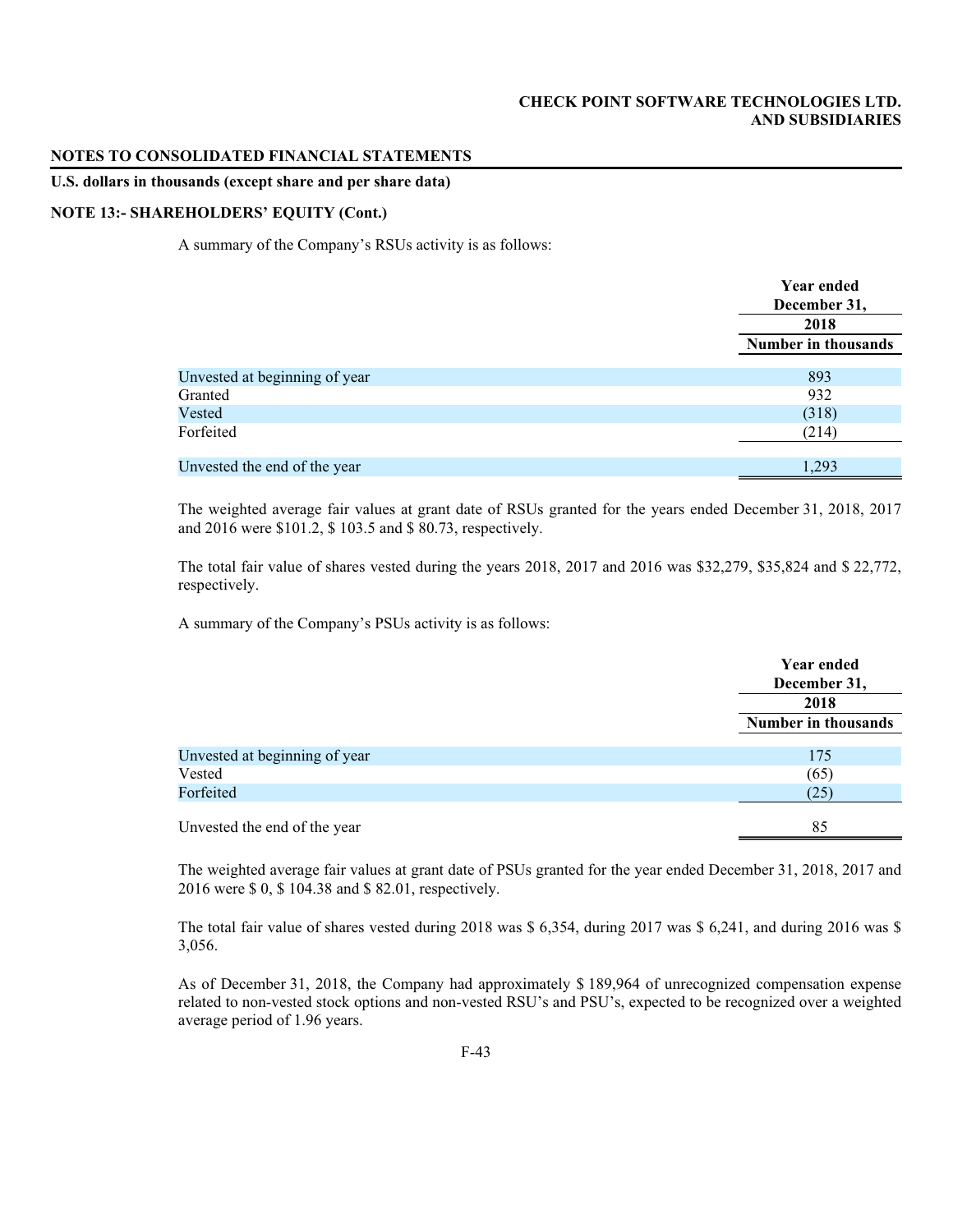**NOTES TO CONSOLIDATED FINANCIAL STATEMENTS**

**U.S. dollars in thousands (except share and per share data)**

**NOTE 13:- SHAREHOLDERS' EQUITY (Cont.)**

A summary of the Company's RSUs activity is as follows:

| | Year ended December 31, 2018 |
|---|---|
| | Number in thousands |
| Unvested at beginning of year | 893 |
| Granted | 932 |
| Vested | (318) |
| Forfeited | (214) |
| Unvested the end of the year | 1,293 |

The weighted average fair values at grant date of RSUs granted for the years ended December 31, 2018, 2017 and 2016 were $101.2, $ 103.5 and $ 80.73, respectively.

The total fair value of shares vested during the years 2018, 2017 and 2016 was $32,279, $35,824 and $ 22,772, respectively.

A summary of the Company's PSUs activity is as follows:

| | Year ended December 31, 2018 |
|---|---|
| | Number in thousands |
| Unvested at beginning of year | 175 |
| Vested | (65) |
| Forfeited | (25) |
| Unvested the end of the year | 85 |

The weighted average fair values at grant date of PSUs granted for the year ended December 31, 2018, 2017 and 2016 were $ 0, $ 104.38 and $ 82.01, respectively.

The total fair value of shares vested during 2018 was $ 6,354, during 2017 was $ 6,241, and during 2016 was $ 3,056.

As of December 31, 2018, the Company had approximately $ 189,964 of unrecognized compensation expense related to non-vested stock options and non-vested RSU's and PSU's, expected to be recognized over a weighted average period of 1.96 years.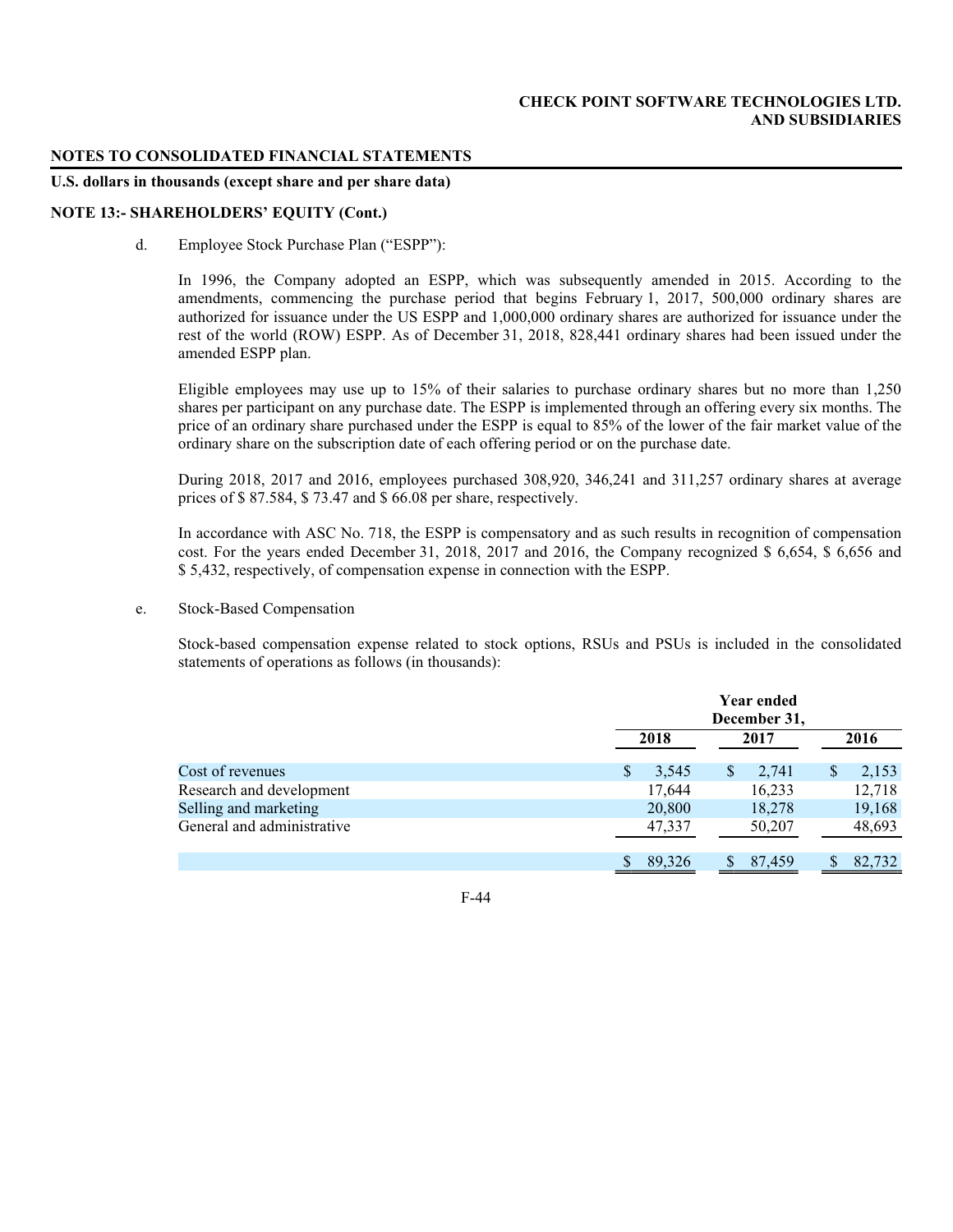**NOTES TO CONSOLIDATED FINANCIAL STATEMENTS**

**U.S. dollars in thousands (except share and per share data)**

**NOTE 13:- SHAREHOLDERS' EQUITY (Cont.)**

d. Employee Stock Purchase Plan ("ESPP"):

In 1996, the Company adopted an ESPP, which was subsequently amended in 2015. According to the amendments, commencing the purchase period that begins February 1, 2017, 500,000 ordinary shares are authorized for issuance under the US ESPP and 1,000,000 ordinary shares are authorized for issuance under the rest of the world (ROW) ESPP. As of December 31, 2018, 828,441 ordinary shares had been issued under the amended ESPP plan.

Eligible employees may use up to 15% of their salaries to purchase ordinary shares but no more than 1,250 shares per participant on any purchase date. The ESPP is implemented through an offering every six months. The price of an ordinary share purchased under the ESPP is equal to 85% of the lower of the fair market value of the ordinary share on the subscription date of each offering period or on the purchase date.

During 2018, 2017 and 2016, employees purchased 308,920, 346,241 and 311,257 ordinary shares at average prices of $ 87.584, $ 73.47 and $ 66.08 per share, respectively.

In accordance with ASC No. 718, the ESPP is compensatory and as such results in recognition of compensation cost. For the years ended December 31, 2018, 2017 and 2016, the Company recognized $ 6,654, $ 6,656 and $ 5,432, respectively, of compensation expense in connection with the ESPP.

e. Stock-Based Compensation

Stock-based compensation expense related to stock options, RSUs and PSUs is included in the consolidated statements of operations as follows (in thousands):

| | Year ended December 31, | | |
|---|---|---|---|
| | 2018 | 2017 | 2016 |
| Cost of revenues | $ 3,545 | $ 2,741 | $ 2,153 |
| Research and development | 17,644 | 16,233 | 12,718 |
| Selling and marketing | 20,800 | 18,278 | 19,168 |
| General and administrative | 47,337 | 50,207 | 48,693 |
| | $ 89,326 | $ 87,459 | $ 82,732 |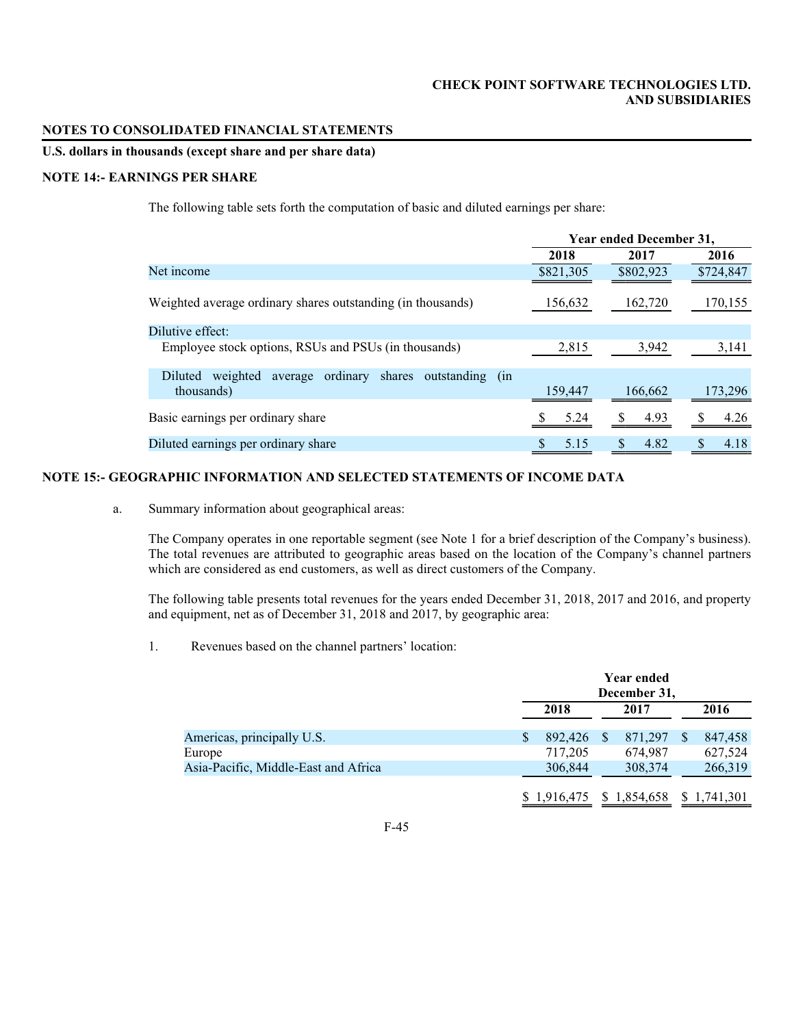**CHECK POINT SOFTWARE TECHNOLOGIES LTD.**
**AND SUBSIDIARIES**

**NOTES TO CONSOLIDATED FINANCIAL STATEMENTS**

**U.S. dollars in thousands (except share and per share data)**

**NOTE 14:- EARNINGS PER SHARE**

The following table sets forth the computation of basic and diluted earnings per share:

| | Year ended December 31, | | |
|---|---|---|---|
| | 2018 | 2017 | 2016 |
| Net income | $821,305 | $802,923 | $724,847 |
| Weighted average ordinary shares outstanding (in thousands) | 156,632 | 162,720 | 170,155 |
| Dilutive effect: | | | |
| Employee stock options, RSUs and PSUs (in thousands) | 2,815 | 3,942 | 3,141 |
| Diluted weighted average ordinary shares outstanding (in thousands) | 159,447 | 166,662 | 173,296 |
| Basic earnings per ordinary share | $ 5.24 | $ 4.93 | $ 4.26 |
| Diluted earnings per ordinary share | $ 5.15 | $ 4.82 | $ 4.18 |

**NOTE 15:- GEOGRAPHIC INFORMATION AND SELECTED STATEMENTS OF INCOME DATA**

a. Summary information about geographical areas:

The Company operates in one reportable segment (see Note 1 for a brief description of the Company's business). The total revenues are attributed to geographic areas based on the location of the Company's channel partners which are considered as end customers, as well as direct customers of the Company.

The following table presents total revenues for the years ended December 31, 2018, 2017 and 2016, and property and equipment, net as of December 31, 2018 and 2017, by geographic area:

1. Revenues based on the channel partners' location:

| | Year ended December 31, | | |
|---|---|---|---|
| | 2018 | 2017 | 2016 |
| Americas, principally U.S. | $ 892,426 | $ 871,297 | $ 847,458 |
| Europe | 717,205 | 674,987 | 627,524 |
| Asia-Pacific, Middle-East and Africa | 306,844 | 308,374 | 266,319 |
| | $ 1,916,475 | $ 1,854,658 | $ 1,741,301 |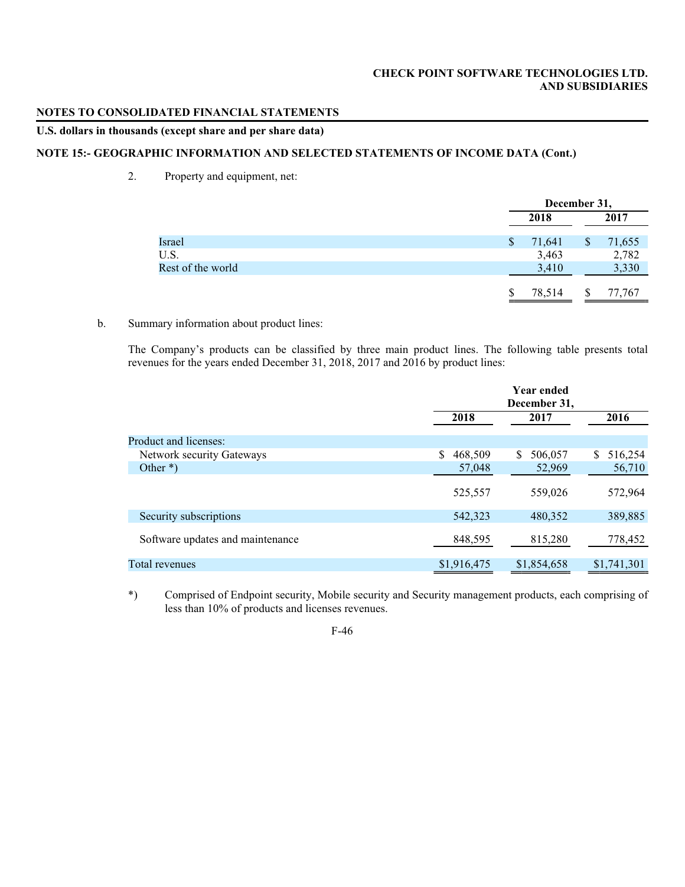**NOTES TO CONSOLIDATED FINANCIAL STATEMENTS**

**U.S. dollars in thousands (except share and per share data)**

**NOTE 15:- GEOGRAPHIC INFORMATION AND SELECTED STATEMENTS OF INCOME DATA (Cont.)**

2. Property and equipment, net:

| | December 31, | |
|---|---|---|
| | 2018 | 2017 |
| Israel | $ 71,641 | $ 71,655 |
| U.S. | 3,463 | 2,782 |
| Rest of the world | 3,410 | 3,330 |
| | $ 78,514 | $ 77,767 |

b. Summary information about product lines:

The Company's products can be classified by three main product lines. The following table presents total revenues for the years ended December 31, 2018, 2017 and 2016 by product lines:

| | Year ended December 31, | | |
|---|---|---|---|
| | 2018 | 2017 | 2016 |
| Product and licenses: | | | |
| Network security Gateways | $ 468,509 | $ 506,057 | $ 516,254 |
| Other *) | 57,048 | 52,969 | 56,710 |
| | 525,557 | 559,026 | 572,964 |
| Security subscriptions | 542,323 | 480,352 | 389,885 |
| Software updates and maintenance | 848,595 | 815,280 | 778,452 |
| Total revenues | $1,916,475 | $1,854,658 | $1,741,301 |

*) Comprised of Endpoint security, Mobile security and Security management products, each comprising of less than 10% of products and licenses revenues.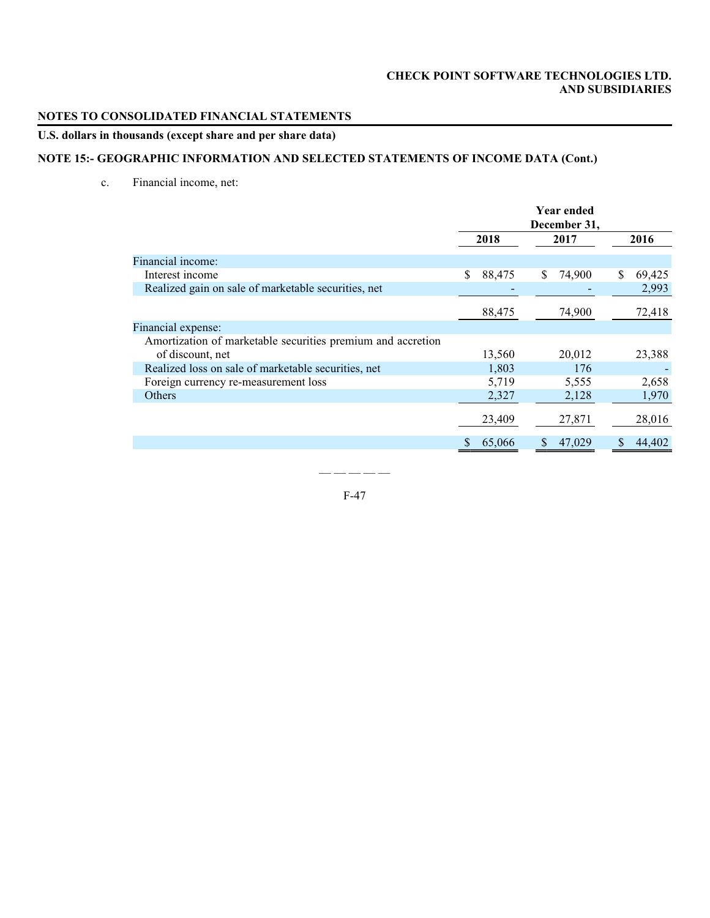**NOTES TO CONSOLIDATED FINANCIAL STATEMENTS**

**U.S. dollars in thousands (except share and per share data)**

**NOTE 15:- GEOGRAPHIC INFORMATION AND SELECTED STATEMENTS OF INCOME DATA (Cont.)**

c. Financial income, net:

| | Year ended December 31, | | |
|---|---|---|---|
| | 2018 | 2017 | 2016 |
| Financial income: | | | |
| Interest income | $ 88,475 | $ 74,900 | $ 69,425 |
| Realized gain on sale of marketable securities, net | - | - | 2,993 |
| | 88,475 | 74,900 | 72,418 |
| Financial expense: | | | |
| Amortization of marketable securities premium and accretion of discount, net | 13,560 | 20,012 | 23,388 |
| Realized loss on sale of marketable securities, net | 1,803 | 176 | - |
| Foreign currency re-measurement loss | 5,719 | 5,555 | 2,658 |
| Others | 2,327 | 2,128 | 1,970 |
| | 23,409 | 27,871 | 28,016 |
| | $ 65,066 | $ 47,029 | $ 44,402 |

— — — — —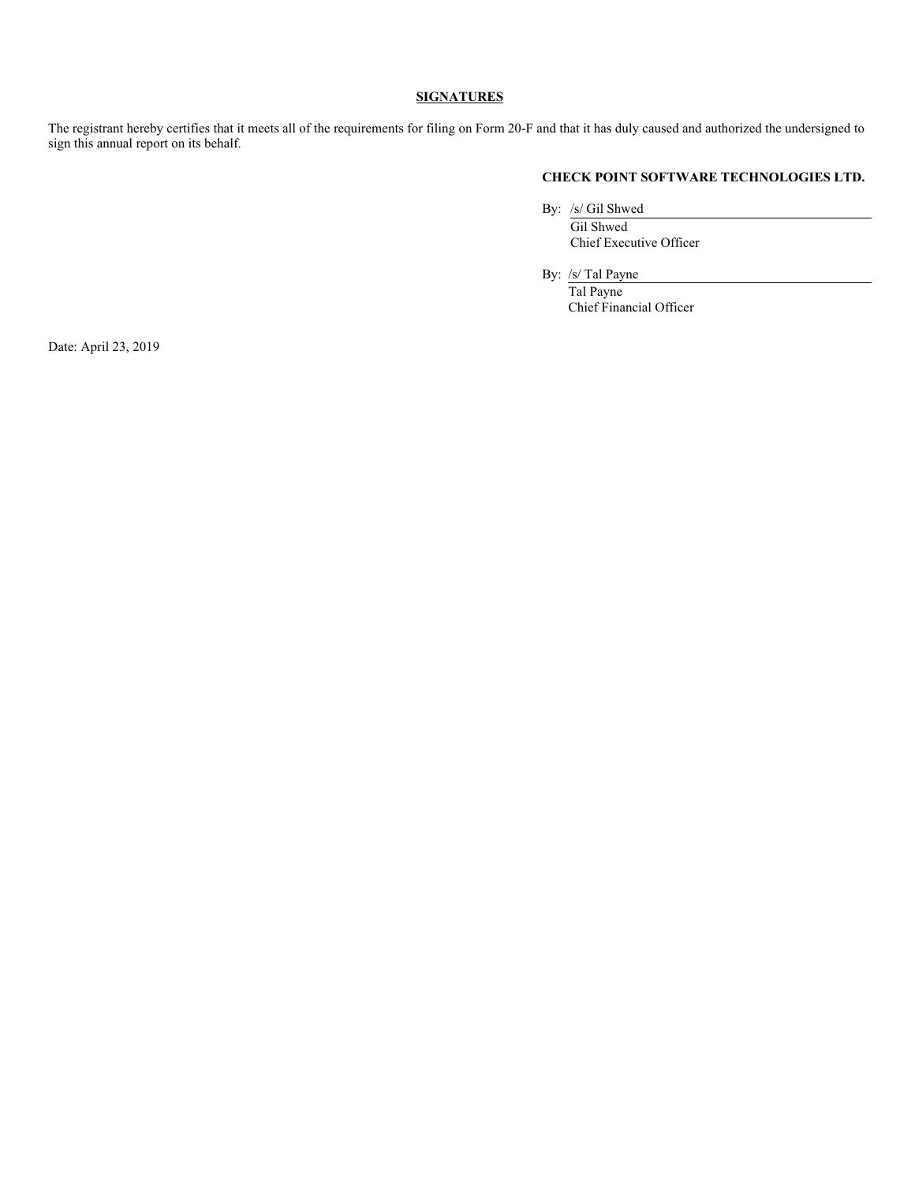## SIGNATURES

The registrant hereby certifies that it meets all of the requirements for filing on Form 20-F and that it has duly caused and authorized the undersigned to sign this annual report on its behalf.

**CHECK POINT SOFTWARE TECHNOLOGIES LTD.**

By: /s/ Gil Shwed
Gil Shwed
Chief Executive Officer

By: /s/ Tal Payne
Tal Payne
Chief Financial Officer

Date: April 23, 2019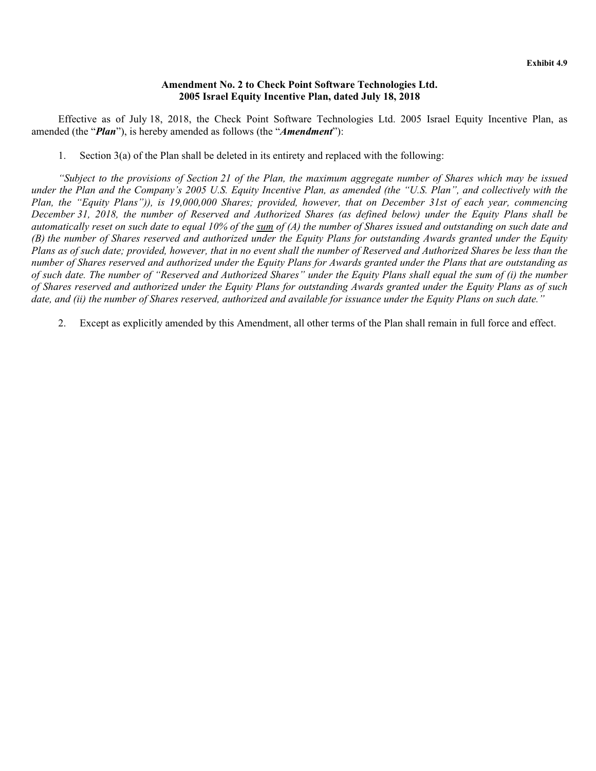**Exhibit 4.9**

**Amendment No. 2 to Check Point Software Technologies Ltd.**
**2005 Israel Equity Incentive Plan, dated July 18, 2018**

Effective as of July 18, 2018, the Check Point Software Technologies Ltd. 2005 Israel Equity Incentive Plan, as amended (the "***Plan***"), is hereby amended as follows (the "***Amendment***"):

1. Section 3(a) of the Plan shall be deleted in its entirety and replaced with the following:

*"Subject to the provisions of Section 21 of the Plan, the maximum aggregate number of Shares which may be issued under the Plan and the Company's 2005 U.S. Equity Incentive Plan, as amended (the "U.S. Plan", and collectively with the Plan, the "Equity Plans")), is 19,000,000 Shares; provided, however, that on December 31st of each year, commencing December 31, 2018, the number of Reserved and Authorized Shares (as defined below) under the Equity Plans shall be automatically reset on such date to equal 10% of the <u>sum</u> of (A) the number of Shares issued and outstanding on such date and (B) the number of Shares reserved and authorized under the Equity Plans for outstanding Awards granted under the Equity Plans as of such date; provided, however, that in no event shall the number of Reserved and Authorized Shares be less than the number of Shares reserved and authorized under the Equity Plans for Awards granted under the Plans that are outstanding as of such date. The number of "Reserved and Authorized Shares" under the Equity Plans shall equal the sum of (i) the number of Shares reserved and authorized under the Equity Plans for outstanding Awards granted under the Equity Plans as of such date, and (ii) the number of Shares reserved, authorized and available for issuance under the Equity Plans on such date."*

2. Except as explicitly amended by this Amendment, all other terms of the Plan shall remain in full force and effect.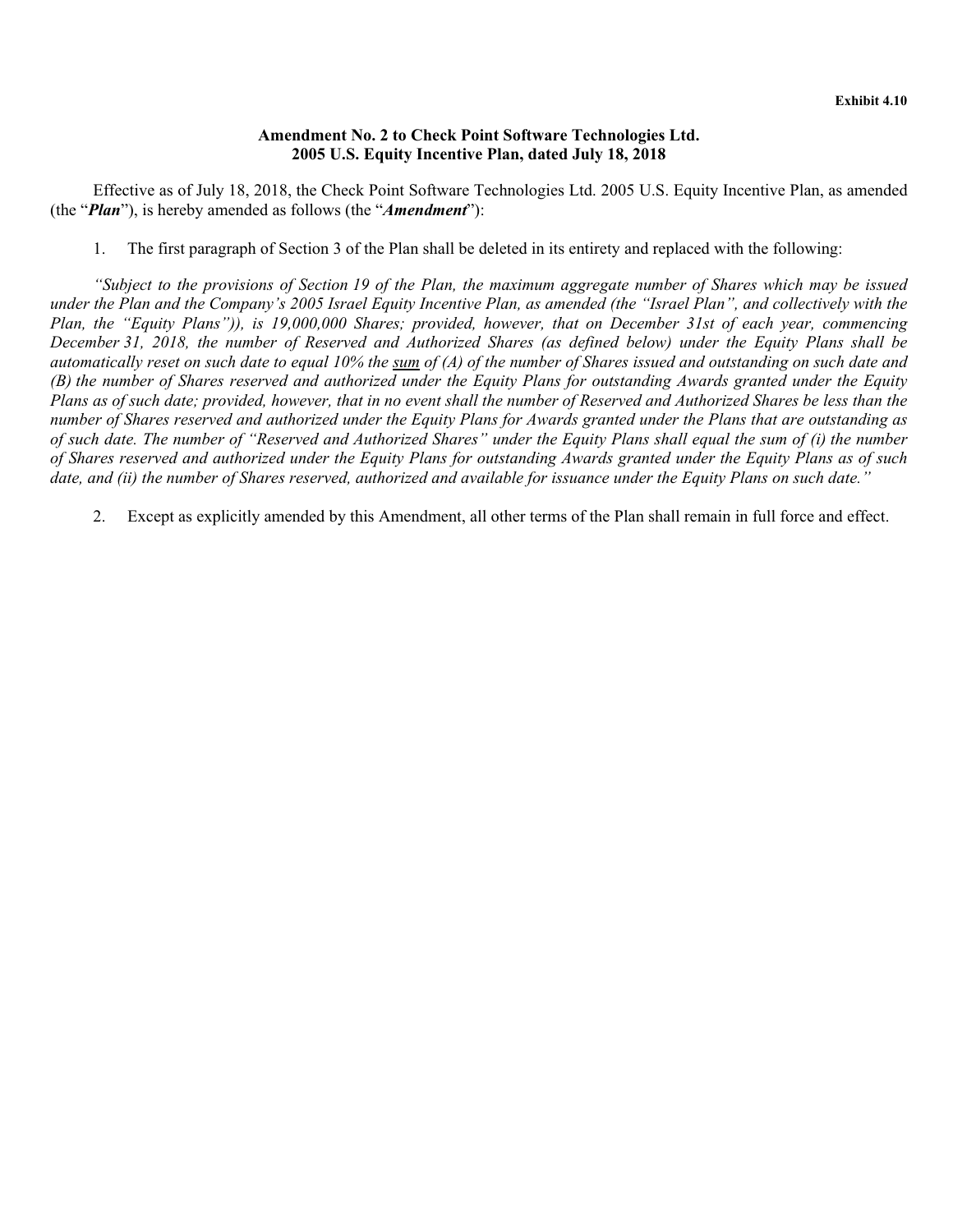**Exhibit 4.10**

**Amendment No. 2 to Check Point Software Technologies Ltd.**
**2005 U.S. Equity Incentive Plan, dated July 18, 2018**

Effective as of July 18, 2018, the Check Point Software Technologies Ltd. 2005 U.S. Equity Incentive Plan, as amended (the "***Plan***"), is hereby amended as follows (the "***Amendment***"):

1. The first paragraph of Section 3 of the Plan shall be deleted in its entirety and replaced with the following:

*"Subject to the provisions of Section 19 of the Plan, the maximum aggregate number of Shares which may be issued under the Plan and the Company's 2005 Israel Equity Incentive Plan, as amended (the "Israel Plan", and collectively with the Plan, the "Equity Plans")), is 19,000,000 Shares; provided, however, that on December 31st of each year, commencing December 31, 2018, the number of Reserved and Authorized Shares (as defined below) under the Equity Plans shall be automatically reset on such date to equal 10% the <u>sum</u> of (A) of the number of Shares issued and outstanding on such date and (B) the number of Shares reserved and authorized under the Equity Plans for outstanding Awards granted under the Equity Plans as of such date; provided, however, that in no event shall the number of Reserved and Authorized Shares be less than the number of Shares reserved and authorized under the Equity Plans for Awards granted under the Plans that are outstanding as of such date. The number of "Reserved and Authorized Shares" under the Equity Plans shall equal the sum of (i) the number of Shares reserved and authorized under the Equity Plans for outstanding Awards granted under the Equity Plans as of such date, and (ii) the number of Shares reserved, authorized and available for issuance under the Equity Plans on such date."*

2. Except as explicitly amended by this Amendment, all other terms of the Plan shall remain in full force and effect.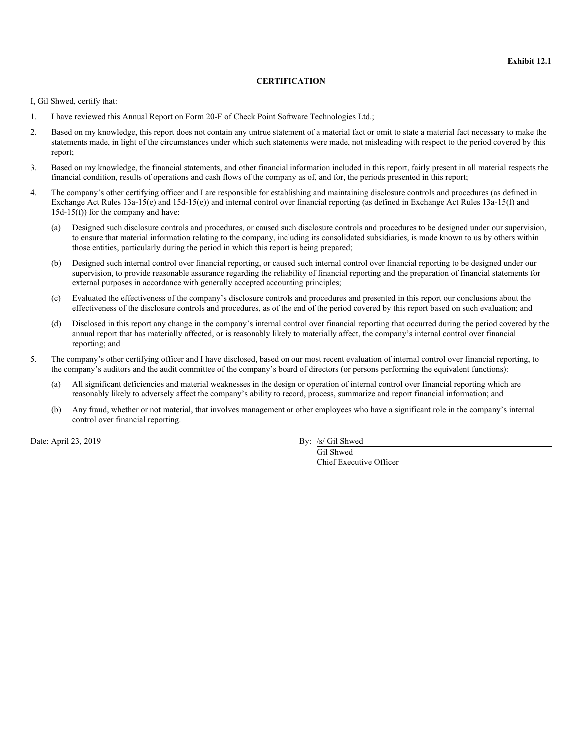**Exhibit 12.1**

**CERTIFICATION**

I, Gil Shwed, certify that:

1. I have reviewed this Annual Report on Form 20-F of Check Point Software Technologies Ltd.;

2. Based on my knowledge, this report does not contain any untrue statement of a material fact or omit to state a material fact necessary to make the statements made, in light of the circumstances under which such statements were made, not misleading with respect to the period covered by this report;

3. Based on my knowledge, the financial statements, and other financial information included in this report, fairly present in all material respects the financial condition, results of operations and cash flows of the company as of, and for, the periods presented in this report;

4. The company's other certifying officer and I are responsible for establishing and maintaining disclosure controls and procedures (as defined in Exchange Act Rules 13a-15(e) and 15d-15(e)) and internal control over financial reporting (as defined in Exchange Act Rules 13a-15(f) and 15d-15(f)) for the company and have:

   (a) Designed such disclosure controls and procedures, or caused such disclosure controls and procedures to be designed under our supervision, to ensure that material information relating to the company, including its consolidated subsidiaries, is made known to us by others within those entities, particularly during the period in which this report is being prepared;

   (b) Designed such internal control over financial reporting, or caused such internal control over financial reporting to be designed under our supervision, to provide reasonable assurance regarding the reliability of financial reporting and the preparation of financial statements for external purposes in accordance with generally accepted accounting principles;

   (c) Evaluated the effectiveness of the company's disclosure controls and procedures and presented in this report our conclusions about the effectiveness of the disclosure controls and procedures, as of the end of the period covered by this report based on such evaluation; and

   (d) Disclosed in this report any change in the company's internal control over financial reporting that occurred during the period covered by the annual report that has materially affected, or is reasonably likely to materially affect, the company's internal control over financial reporting; and

5. The company's other certifying officer and I have disclosed, based on our most recent evaluation of internal control over financial reporting, to the company's auditors and the audit committee of the company's board of directors (or persons performing the equivalent functions):

   (a) All significant deficiencies and material weaknesses in the design or operation of internal control over financial reporting which are reasonably likely to adversely affect the company's ability to record, process, summarize and report financial information; and

   (b) Any fraud, whether or not material, that involves management or other employees who have a significant role in the company's internal control over financial reporting.

Date: April 23, 2019

By: /s/ Gil Shwed
Gil Shwed
Chief Executive Officer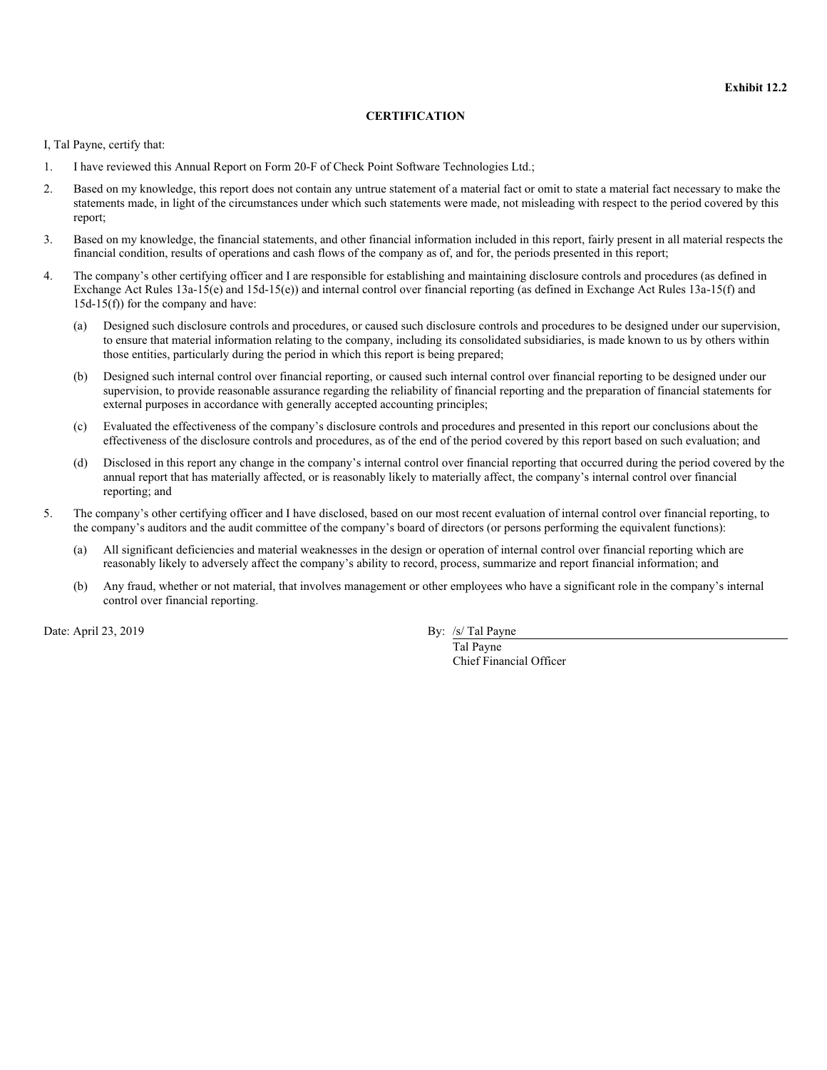**Exhibit 12.2**

**CERTIFICATION**

I, Tal Payne, certify that:

1. I have reviewed this Annual Report on Form 20-F of Check Point Software Technologies Ltd.;

2. Based on my knowledge, this report does not contain any untrue statement of a material fact or omit to state a material fact necessary to make the statements made, in light of the circumstances under which such statements were made, not misleading with respect to the period covered by this report;

3. Based on my knowledge, the financial statements, and other financial information included in this report, fairly present in all material respects the financial condition, results of operations and cash flows of the company as of, and for, the periods presented in this report;

4. The company's other certifying officer and I are responsible for establishing and maintaining disclosure controls and procedures (as defined in Exchange Act Rules 13a-15(e) and 15d-15(e)) and internal control over financial reporting (as defined in Exchange Act Rules 13a-15(f) and 15d-15(f)) for the company and have:

   (a) Designed such disclosure controls and procedures, or caused such disclosure controls and procedures to be designed under our supervision, to ensure that material information relating to the company, including its consolidated subsidiaries, is made known to us by others within those entities, particularly during the period in which this report is being prepared;

   (b) Designed such internal control over financial reporting, or caused such internal control over financial reporting to be designed under our supervision, to provide reasonable assurance regarding the reliability of financial reporting and the preparation of financial statements for external purposes in accordance with generally accepted accounting principles;

   (c) Evaluated the effectiveness of the company's disclosure controls and procedures and presented in this report our conclusions about the effectiveness of the disclosure controls and procedures, as of the end of the period covered by this report based on such evaluation; and

   (d) Disclosed in this report any change in the company's internal control over financial reporting that occurred during the period covered by the annual report that has materially affected, or is reasonably likely to materially affect, the company's internal control over financial reporting; and

5. The company's other certifying officer and I have disclosed, based on our most recent evaluation of internal control over financial reporting, to the company's auditors and the audit committee of the company's board of directors (or persons performing the equivalent functions):

   (a) All significant deficiencies and material weaknesses in the design or operation of internal control over financial reporting which are reasonably likely to adversely affect the company's ability to record, process, summarize and report financial information; and

   (b) Any fraud, whether or not material, that involves management or other employees who have a significant role in the company's internal control over financial reporting.

Date: April 23, 2019

By: /s/ Tal Payne
Tal Payne
Chief Financial Officer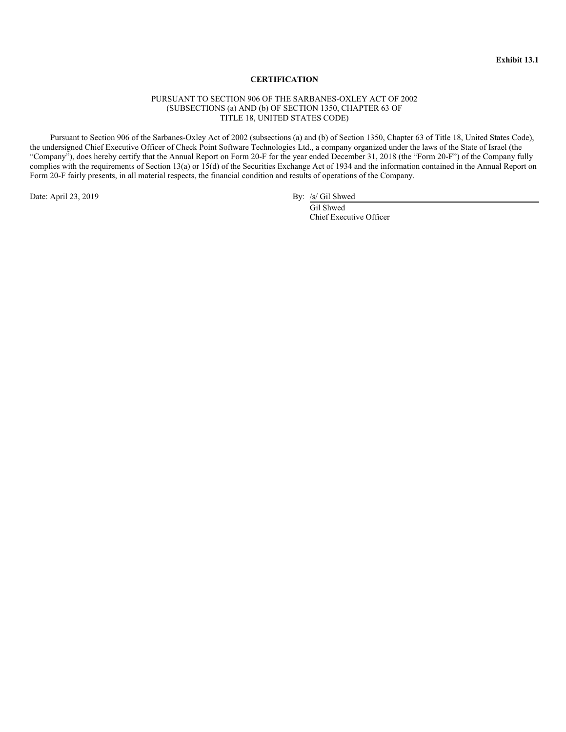**Exhibit 13.1**

**CERTIFICATION**

PURSUANT TO SECTION 906 OF THE SARBANES-OXLEY ACT OF 2002
(SUBSECTIONS (a) AND (b) OF SECTION 1350, CHAPTER 63 OF
TITLE 18, UNITED STATES CODE)

Pursuant to Section 906 of the Sarbanes-Oxley Act of 2002 (subsections (a) and (b) of Section 1350, Chapter 63 of Title 18, United States Code), the undersigned Chief Executive Officer of Check Point Software Technologies Ltd., a company organized under the laws of the State of Israel (the "Company"), does hereby certify that the Annual Report on Form 20-F for the year ended December 31, 2018 (the "Form 20-F") of the Company fully complies with the requirements of Section 13(a) or 15(d) of the Securities Exchange Act of 1934 and the information contained in the Annual Report on Form 20-F fairly presents, in all material respects, the financial condition and results of operations of the Company.

Date: April 23, 2019

By: /s/ Gil Shwed
Gil Shwed
Chief Executive Officer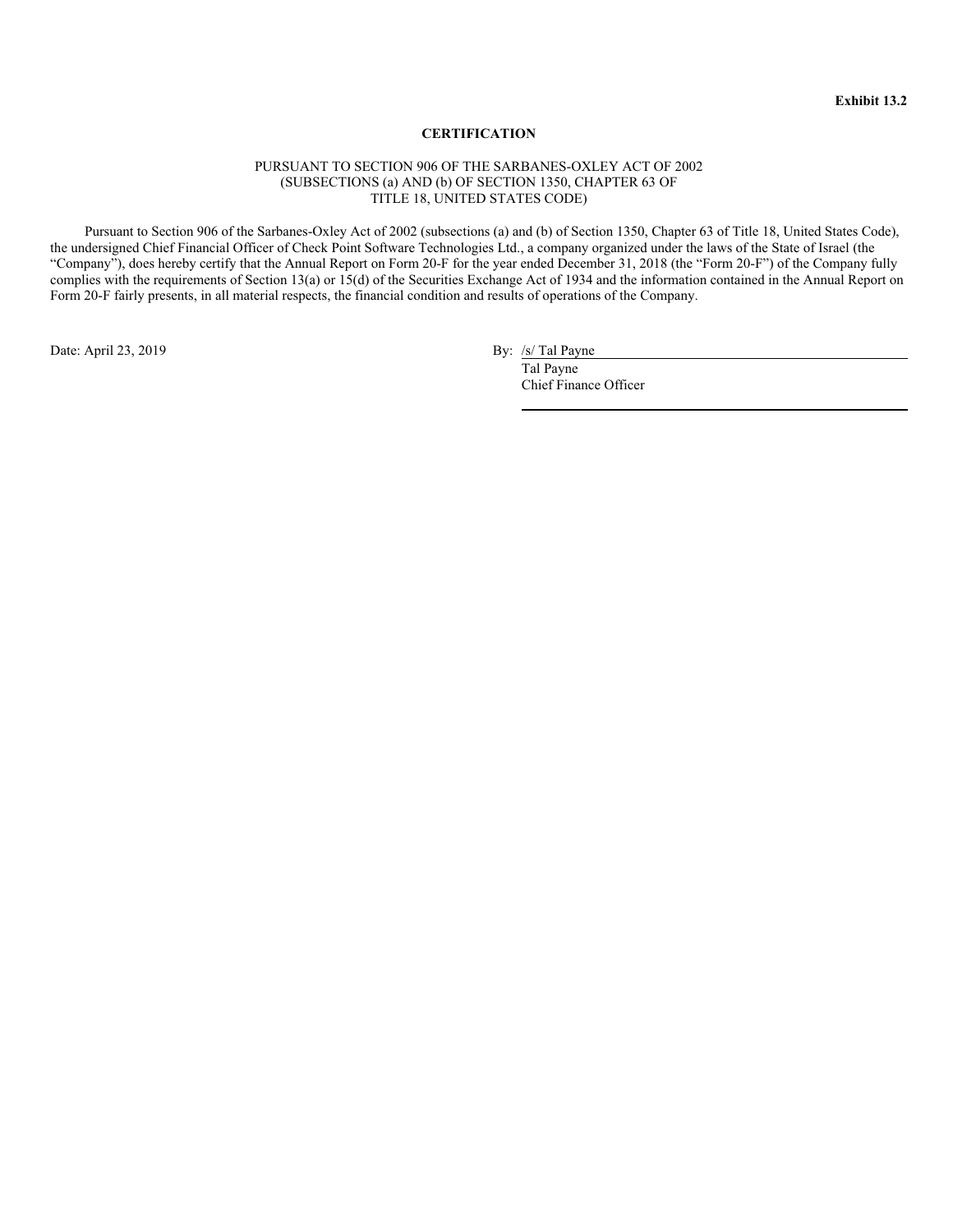**Exhibit 13.2**

# CERTIFICATION

PURSUANT TO SECTION 906 OF THE SARBANES-OXLEY ACT OF 2002
(SUBSECTIONS (a) AND (b) OF SECTION 1350, CHAPTER 63 OF
TITLE 18, UNITED STATES CODE)

Pursuant to Section 906 of the Sarbanes-Oxley Act of 2002 (subsections (a) and (b) of Section 1350, Chapter 63 of Title 18, United States Code), the undersigned Chief Financial Officer of Check Point Software Technologies Ltd., a company organized under the laws of the State of Israel (the "Company"), does hereby certify that the Annual Report on Form 20-F for the year ended December 31, 2018 (the "Form 20-F") of the Company fully complies with the requirements of Section 13(a) or 15(d) of the Securities Exchange Act of 1934 and the information contained in the Annual Report on Form 20-F fairly presents, in all material respects, the financial condition and results of operations of the Company.

Date: April 23, 2019

By: /s/ Tal Payne
Tal Payne
Chief Finance Officer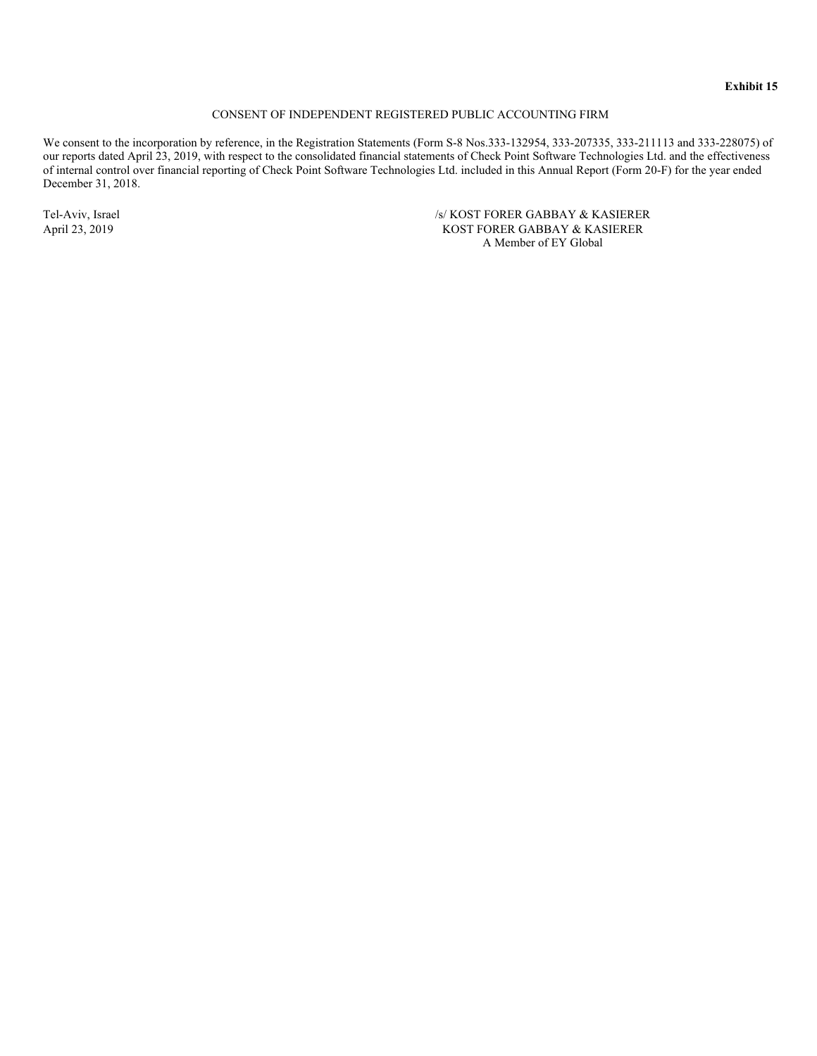**Exhibit 15**

CONSENT OF INDEPENDENT REGISTERED PUBLIC ACCOUNTING FIRM

We consent to the incorporation by reference, in the Registration Statements (Form S-8 Nos.333-132954, 333-207335, 333-211113 and 333-228075) of our reports dated April 23, 2019, with respect to the consolidated financial statements of Check Point Software Technologies Ltd. and the effectiveness of internal control over financial reporting of Check Point Software Technologies Ltd. included in this Annual Report (Form 20-F) for the year ended December 31, 2018.

Tel-Aviv, Israel
April 23, 2019

/s/ KOST FORER GABBAY & KASIERER
KOST FORER GABBAY & KASIERER
A Member of EY Global